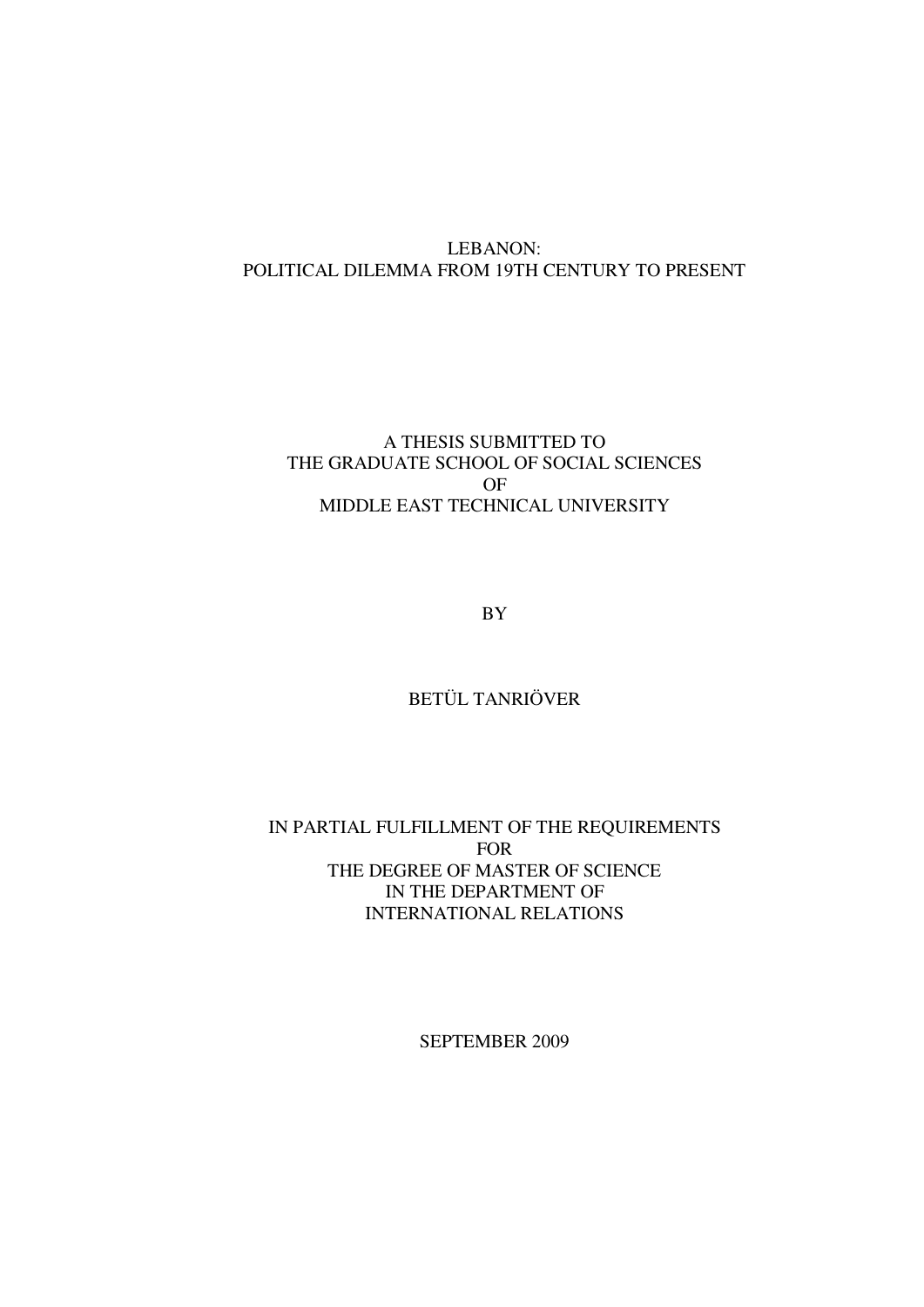# LEBANON:
# POLITICAL DILEMMA FROM 19TH CENTURY TO PRESENT

A THESIS SUBMITTED TO
THE GRADUATE SCHOOL OF SOCIAL SCIENCES
OF
MIDDLE EAST TECHNICAL UNIVERSITY

BY

BETÜL TANRIÖVER

IN PARTIAL FULFILLMENT OF THE REQUIREMENTS
FOR
THE DEGREE OF MASTER OF SCIENCE
IN THE DEPARTMENT OF
INTERNATIONAL RELATIONS

SEPTEMBER 2009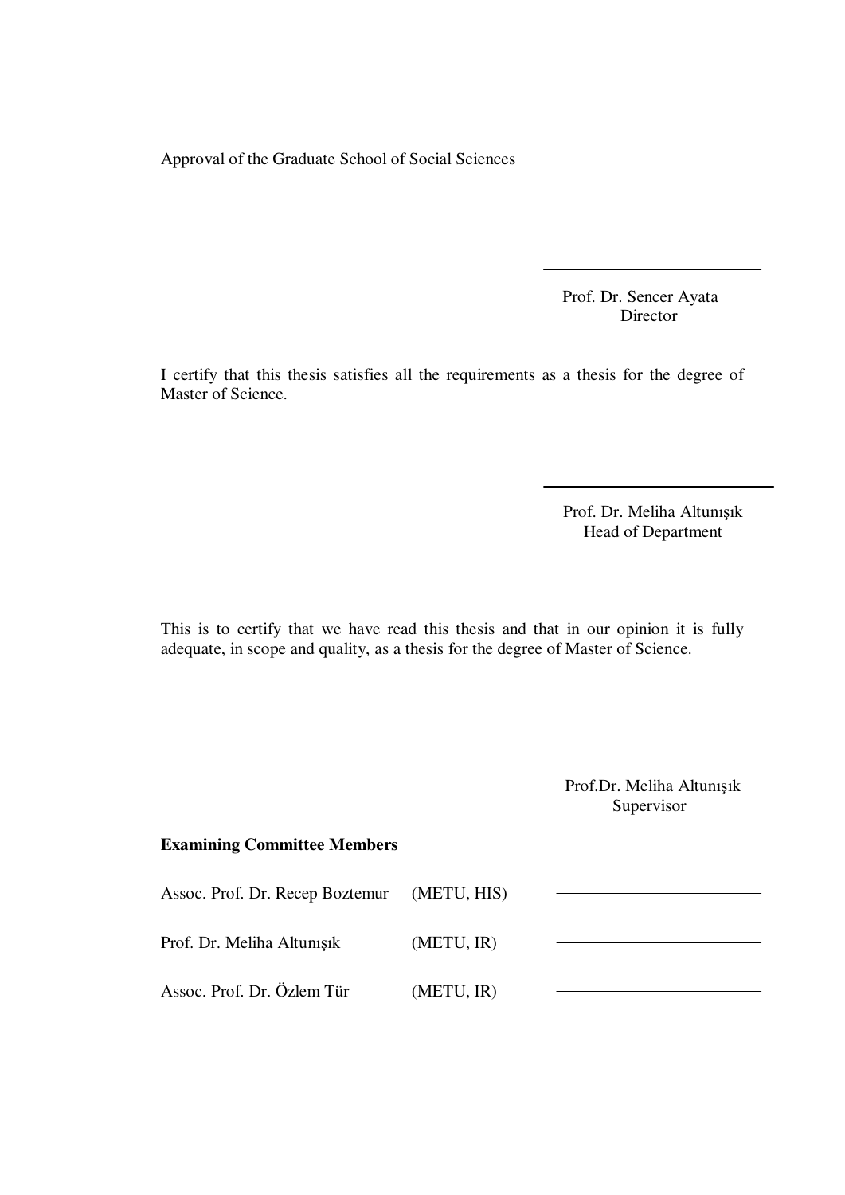Approval of the Graduate School of Social Sciences

Prof. Dr. Sencer Ayata
Director

I certify that this thesis satisfies all the requirements as a thesis for the degree of Master of Science.

Prof. Dr. Meliha Altunışık
Head of Department

This is to certify that we have read this thesis and that in our opinion it is fully adequate, in scope and quality, as a thesis for the degree of Master of Science.

Prof.Dr. Meliha Altunışık
Supervisor

**Examining Committee Members**

| | | |
|---|---|---|
| Assoc. Prof. Dr. Recep Boztemur | (METU, HIS) | |
| Prof. Dr. Meliha Altunışık | (METU, IR) | |
| Assoc. Prof. Dr. Özlem Tür | (METU, IR) | |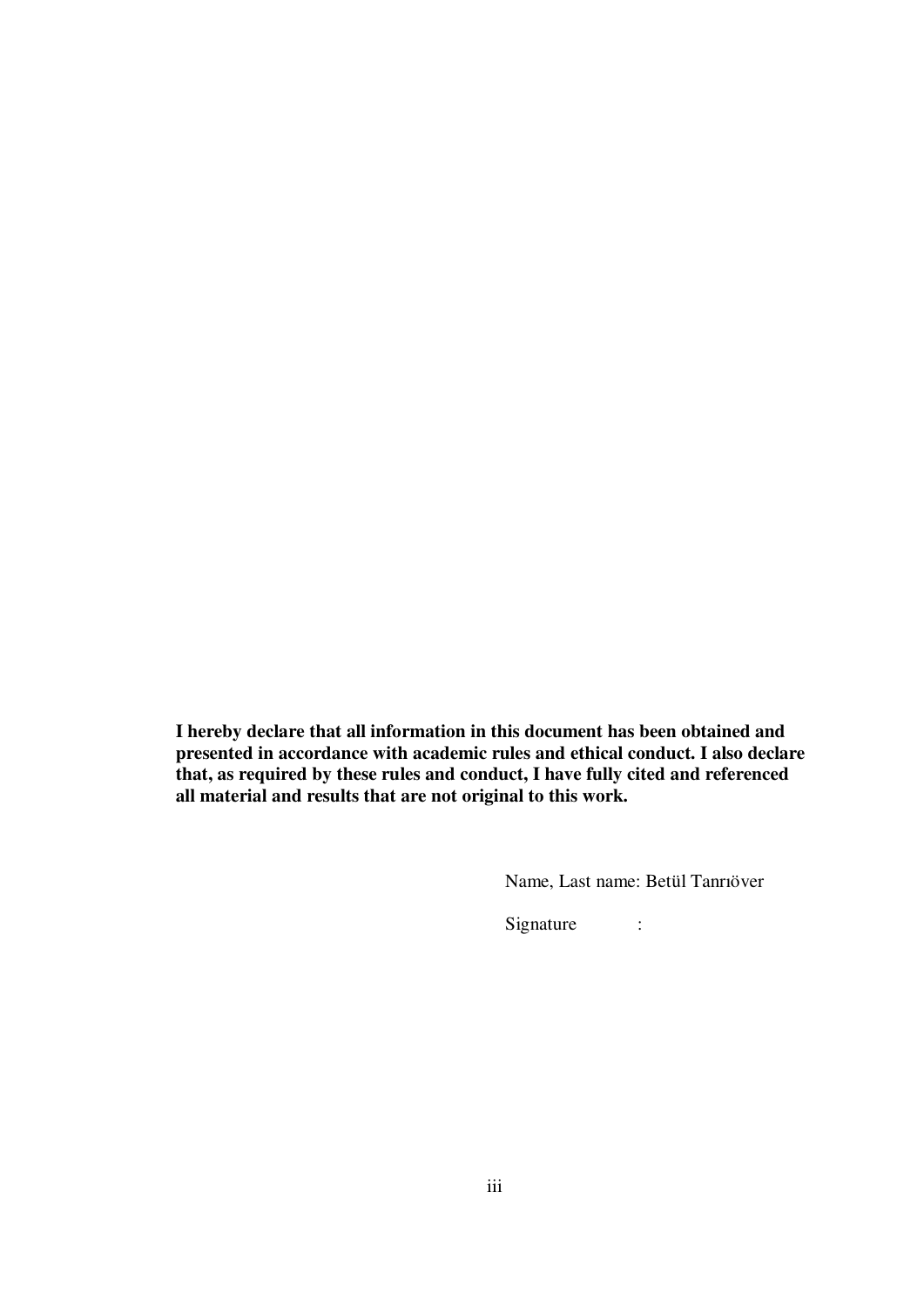**I hereby declare that all information in this document has been obtained and presented in accordance with academic rules and ethical conduct. I also declare that, as required by these rules and conduct, I have fully cited and referenced all material and results that are not original to this work.**

Name, Last name: Betül Tanrıöver

Signature :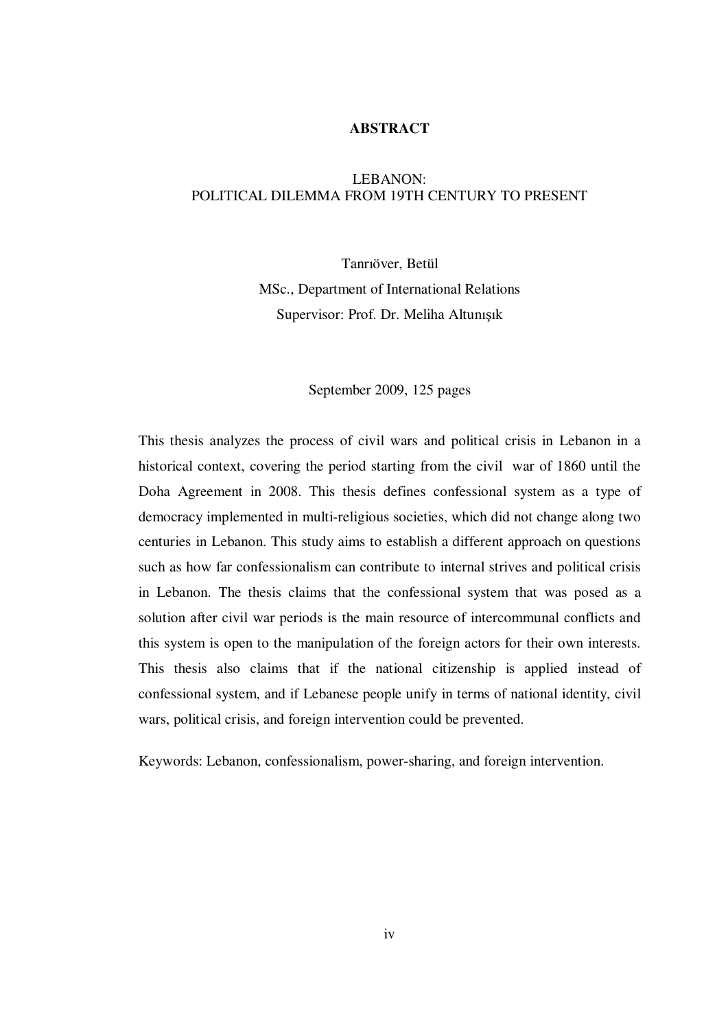# ABSTRACT

## LEBANON:
## POLITICAL DILEMMA FROM 19TH CENTURY TO PRESENT

Tanrıöver, Betül
MSc., Department of International Relations
Supervisor: Prof. Dr. Meliha Altunışık

September 2009, 125 pages

This thesis analyzes the process of civil wars and political crisis in Lebanon in a historical context, covering the period starting from the civil war of 1860 until the Doha Agreement in 2008. This thesis defines confessional system as a type of democracy implemented in multi-religious societies, which did not change along two centuries in Lebanon. This study aims to establish a different approach on questions such as how far confessionalism can contribute to internal strives and political crisis in Lebanon. The thesis claims that the confessional system that was posed as a solution after civil war periods is the main resource of intercommunal conflicts and this system is open to the manipulation of the foreign actors for their own interests. This thesis also claims that if the national citizenship is applied instead of confessional system, and if Lebanese people unify in terms of national identity, civil wars, political crisis, and foreign intervention could be prevented.

Keywords: Lebanon, confessionalism, power-sharing, and foreign intervention.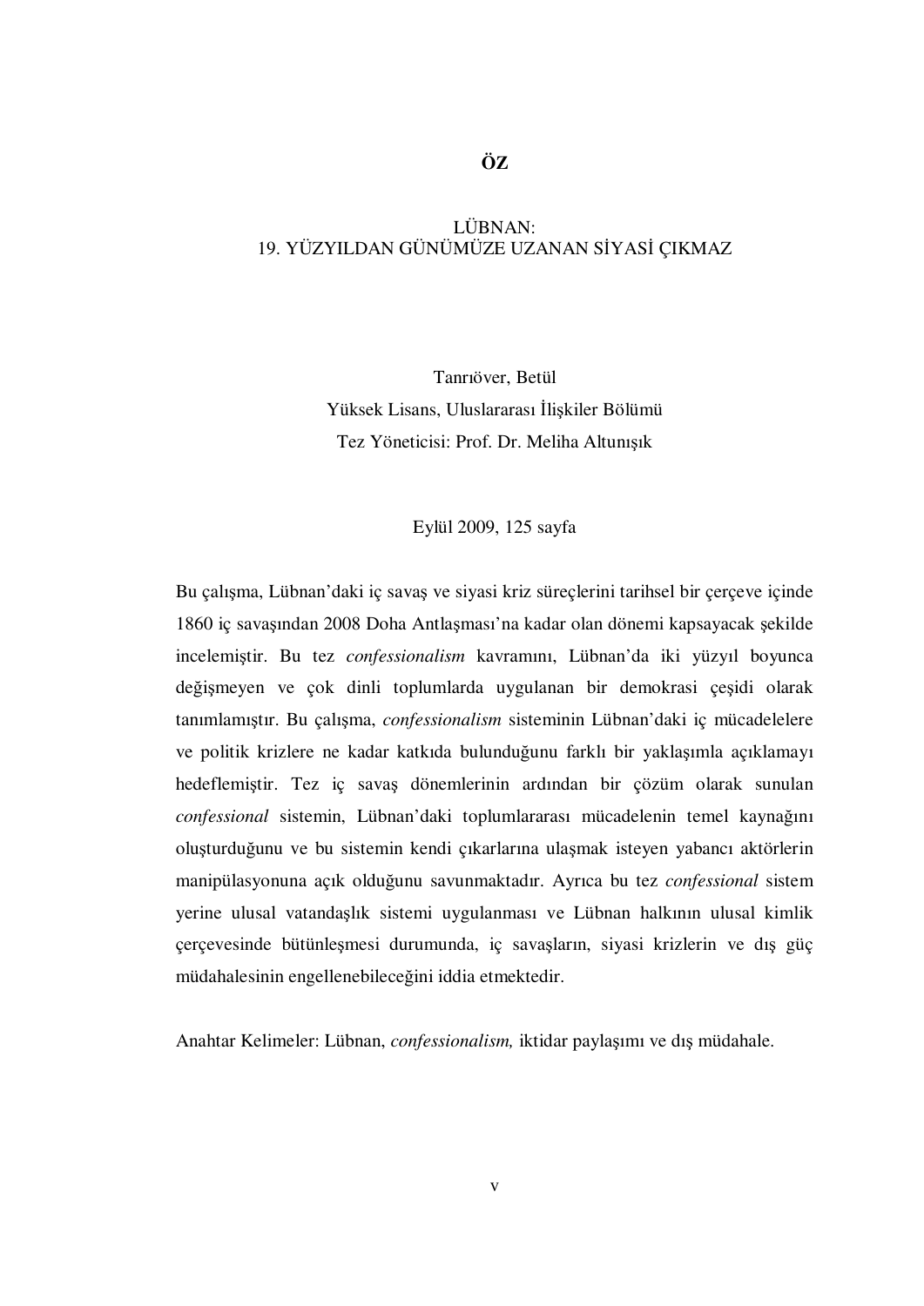# ÖZ

LÜBNAN:
19. YÜZYILDAN GÜNÜMÜZE UZANAN SİYASİ ÇIKMAZ

Tanrıöver, Betül
Yüksek Lisans, Uluslararası İlişkiler Bölümü
Tez Yöneticisi: Prof. Dr. Meliha Altunışık

Eylül 2009, 125 sayfa

Bu çalışma, Lübnan'daki iç savaş ve siyasi kriz süreçlerini tarihsel bir çerçeve içinde 1860 iç savaşından 2008 Doha Antlaşması'na kadar olan dönemi kapsayacak şekilde incelemiştir. Bu tez *confessionalism* kavramını, Lübnan'da iki yüzyıl boyunca değişmeyen ve çok dinli toplumlarda uygulanan bir demokrasi çeşidi olarak tanımlamıştır. Bu çalışma, *confessionalism* sisteminin Lübnan'daki iç mücadelelere ve politik krizlere ne kadar katkıda bulunduğunu farklı bir yaklaşımla açıklamayı hedeflemiştir. Tez iç savaş dönemlerinin ardından bir çözüm olarak sunulan *confessional* sistemin, Lübnan'daki toplumlararası mücadelenin temel kaynağını oluşturduğunu ve bu sistemin kendi çıkarlarına ulaşmak isteyen yabancı aktörlerin manipülasyonuna açık olduğunu savunmaktadır. Ayrıca bu tez *confessional* sistem yerine ulusal vatandaşlık sistemi uygulanması ve Lübnan halkının ulusal kimlik çerçevesinde bütünleşmesi durumunda, iç savaşların, siyasi krizlerin ve dış güç müdahalesinin engellenebileceğini iddia etmektedir.

Anahtar Kelimeler: Lübnan, *confessionalism,* iktidar paylaşımı ve dış müdahale.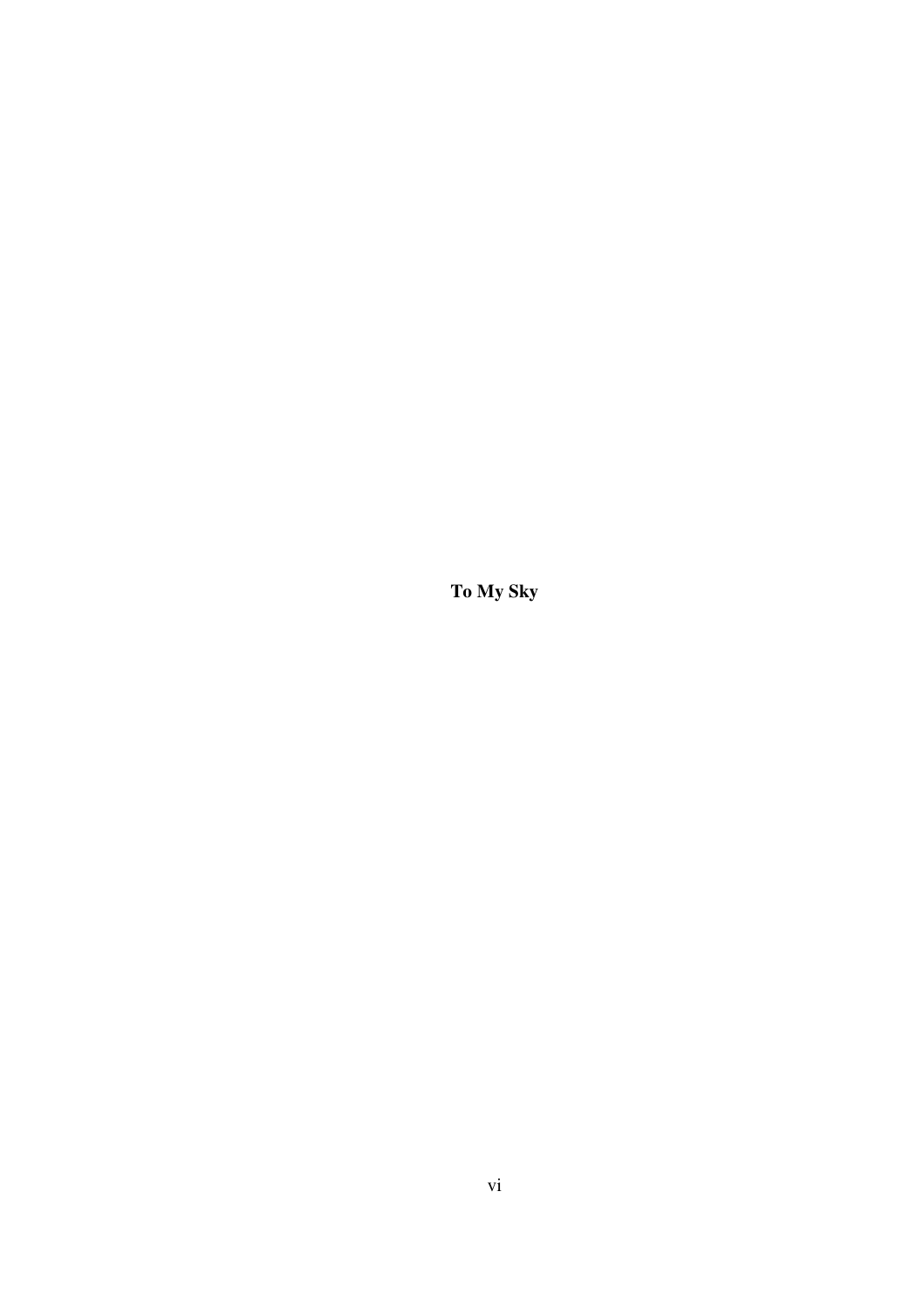**To My Sky**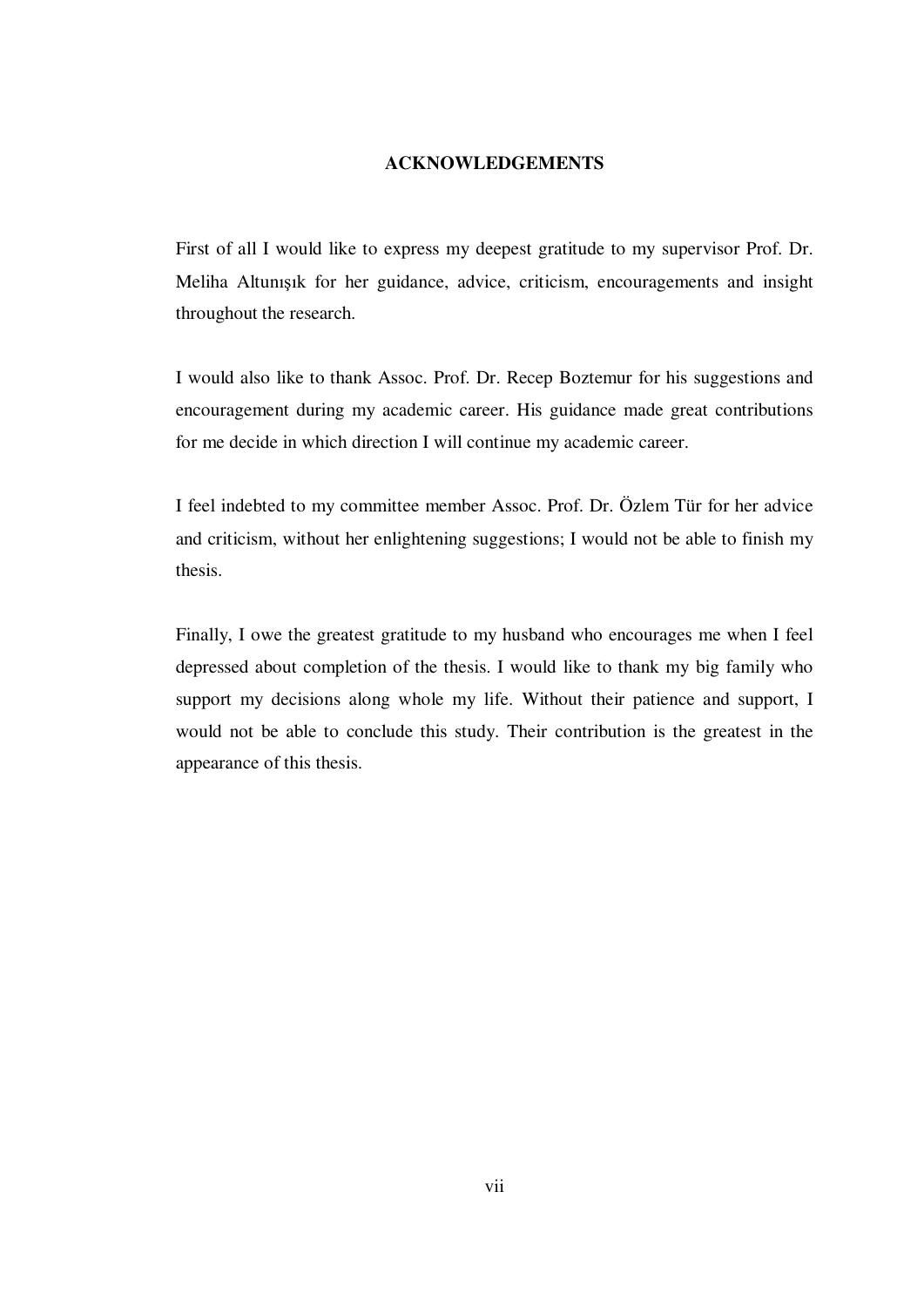# ACKNOWLEDGEMENTS

First of all I would like to express my deepest gratitude to my supervisor Prof. Dr. Meliha Altunışık for her guidance, advice, criticism, encouragements and insight throughout the research.

I would also like to thank Assoc. Prof. Dr. Recep Boztemur for his suggestions and encouragement during my academic career. His guidance made great contributions for me decide in which direction I will continue my academic career.

I feel indebted to my committee member Assoc. Prof. Dr. Özlem Tür for her advice and criticism, without her enlightening suggestions; I would not be able to finish my thesis.

Finally, I owe the greatest gratitude to my husband who encourages me when I feel depressed about completion of the thesis. I would like to thank my big family who support my decisions along whole my life. Without their patience and support, I would not be able to conclude this study. Their contribution is the greatest in the appearance of this thesis.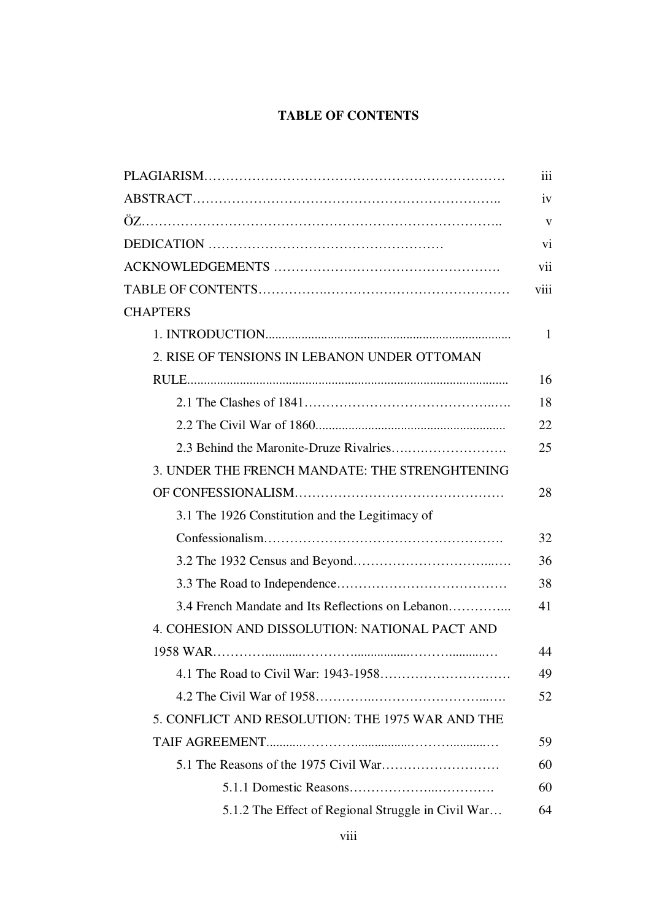## TABLE OF CONTENTS

PLAGIARISM………………………………………………………… iii

ABSTRACT………………………………………………………….. iv

ÖZ…………………………………………………………………….. v

DEDICATION ……………………………………………… vi

ACKNOWLEDGEMENTS ……………………………………………. vii

TABLE OF CONTENTS…………….…………………………………… viii

CHAPTERS

- 1. INTRODUCTION........................................................................... 1
- 2. RISE OF TENSIONS IN LEBANON UNDER OTTOMAN RULE.............................................................................................. 16
  - 2.1 The Clashes of 1841……………………………………..…. 18
  - 2.2 The Civil War of 1860.......................................................... 22
  - 2.3 Behind the Maronite-Druze Rivalries……….………………. 25
- 3. UNDER THE FRENCH MANDATE: THE STRENGHTENING OF CONFESSIONALISM………………………………………… 28
  - 3.1 The 1926 Constitution and the Legitimacy of Confessionalism………………………………………………. 32
  - 3.2 The 1932 Census and Beyond…………………………...…. 36
  - 3.3 The Road to Independence………………………………… 38
  - 3.4 French Mandate and Its Reflections on Lebanon…………... 41
- 4. COHESION AND DISSOLUTION: NATIONAL PACT AND 1958 WAR……….........…………..............………..........… 44
  - 4.1 The Road to Civil War: 1943-1958………………………… 49
  - 4.2 The Civil War of 1958…………..……………………...…. 52
- 5. CONFLICT AND RESOLUTION: THE 1975 WAR AND THE TAIF AGREEMENT..........…………...............………..........… 59
  - 5.1 The Reasons of the 1975 Civil War……………………… 60
    - 5.1.1 Domestic Reasons………………...…………. 60
    - 5.1.2 The Effect of Regional Struggle in Civil War… 64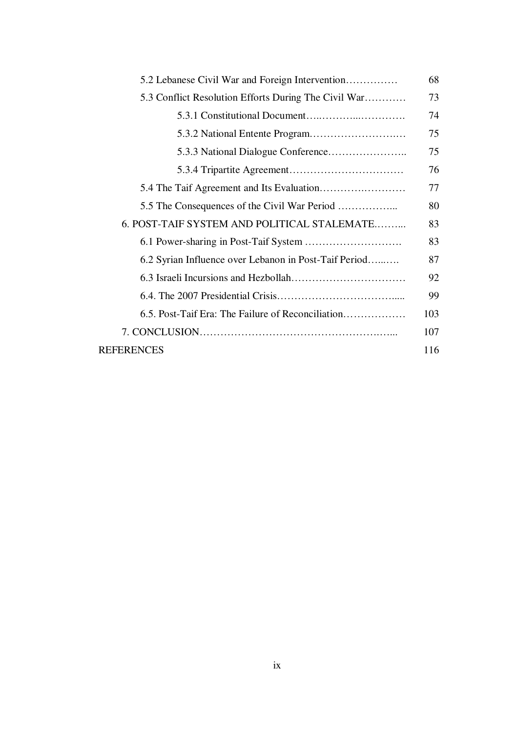5.2 Lebanese Civil War and Foreign Intervention…………… 68

5.3 Conflict Resolution Efforts During The Civil War………… 73

5.3.1 Constitutional Document…..………...…………. 74

5.3.2 National Entente Program.…………………….… 75

5.3.3 National Dialogue Conference………………….. 75

5.3.4 Tripartite Agreement…………………………… 76

5.4 The Taif Agreement and Its Evaluation……….………… 77

5.5 The Consequences of the Civil War Period ……………... 80

6. POST-TAIF SYSTEM AND POLITICAL STALEMATE.……... 83

6.1 Power-sharing in Post-Taif System ………………………. 83

6.2 Syrian Influence over Lebanon in Post-Taif Period…...…. 87

6.3 Israeli Incursions and Hezbollah…………………………… 92

6.4. The 2007 Presidential Crisis……………………………..... 99

6.5. Post-Taif Era: The Failure of Reconciliation……………… 103

7. CONCLUSION………………………………………….…... 107

REFERENCES 116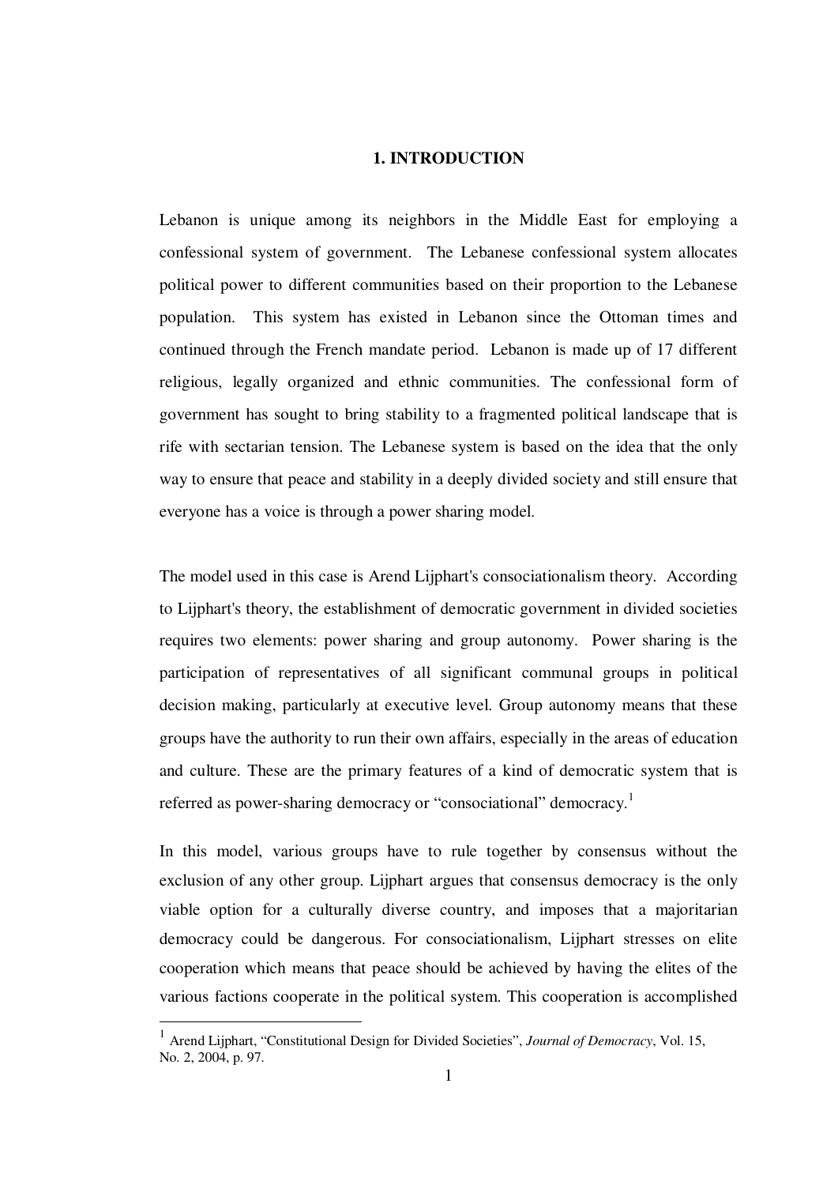# 1. INTRODUCTION

Lebanon is unique among its neighbors in the Middle East for employing a confessional system of government. The Lebanese confessional system allocates political power to different communities based on their proportion to the Lebanese population. This system has existed in Lebanon since the Ottoman times and continued through the French mandate period. Lebanon is made up of 17 different religious, legally organized and ethnic communities. The confessional form of government has sought to bring stability to a fragmented political landscape that is rife with sectarian tension. The Lebanese system is based on the idea that the only way to ensure that peace and stability in a deeply divided society and still ensure that everyone has a voice is through a power sharing model.

The model used in this case is Arend Lijphart's consociationalism theory. According to Lijphart's theory, the establishment of democratic government in divided societies requires two elements: power sharing and group autonomy. Power sharing is the participation of representatives of all significant communal groups in political decision making, particularly at executive level. Group autonomy means that these groups have the authority to run their own affairs, especially in the areas of education and culture. These are the primary features of a kind of democratic system that is referred as power-sharing democracy or "consociational" democracy.[1]

In this model, various groups have to rule together by consensus without the exclusion of any other group. Lijphart argues that consensus democracy is the only viable option for a culturally diverse country, and imposes that a majoritarian democracy could be dangerous. For consociationalism, Lijphart stresses on elite cooperation which means that peace should be achieved by having the elites of the various factions cooperate in the political system. This cooperation is accomplished

---

[1] Arend Lijphart, "Constitutional Design for Divided Societies", *Journal of Democracy*, Vol. 15, No. 2, 2004, p. 97.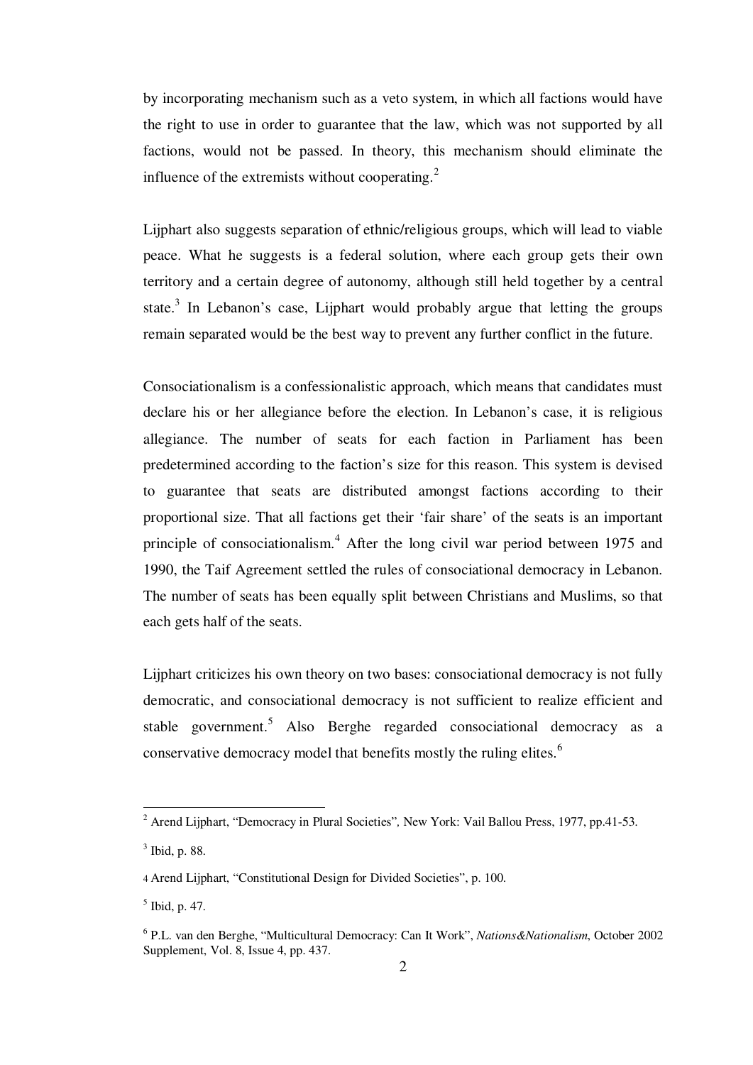by incorporating mechanism such as a veto system, in which all factions would have the right to use in order to guarantee that the law, which was not supported by all factions, would not be passed. In theory, this mechanism should eliminate the influence of the extremists without cooperating.[2]

Lijphart also suggests separation of ethnic/religious groups, which will lead to viable peace. What he suggests is a federal solution, where each group gets their own territory and a certain degree of autonomy, although still held together by a central state.[3] In Lebanon's case, Lijphart would probably argue that letting the groups remain separated would be the best way to prevent any further conflict in the future.

Consociationalism is a confessionalistic approach, which means that candidates must declare his or her allegiance before the election. In Lebanon's case, it is religious allegiance. The number of seats for each faction in Parliament has been predetermined according to the faction's size for this reason. This system is devised to guarantee that seats are distributed amongst factions according to their proportional size. That all factions get their 'fair share' of the seats is an important principle of consociationalism.[4] After the long civil war period between 1975 and 1990, the Taif Agreement settled the rules of consociational democracy in Lebanon. The number of seats has been equally split between Christians and Muslims, so that each gets half of the seats.

Lijphart criticizes his own theory on two bases: consociational democracy is not fully democratic, and consociational democracy is not sufficient to realize efficient and stable government.[5] Also Berghe regarded consociational democracy as a conservative democracy model that benefits mostly the ruling elites.[6]

---

[2] Arend Lijphart, "Democracy in Plural Societies", New York: Vail Ballou Press, 1977, pp.41-53.

[3] Ibid, p. 88.

[4] Arend Lijphart, "Constitutional Design for Divided Societies", p. 100.

[5] Ibid, p. 47.

[6] P.L. van den Berghe, "Multicultural Democracy: Can It Work", *Nations&Nationalism*, October 2002 Supplement, Vol. 8, Issue 4, pp. 437.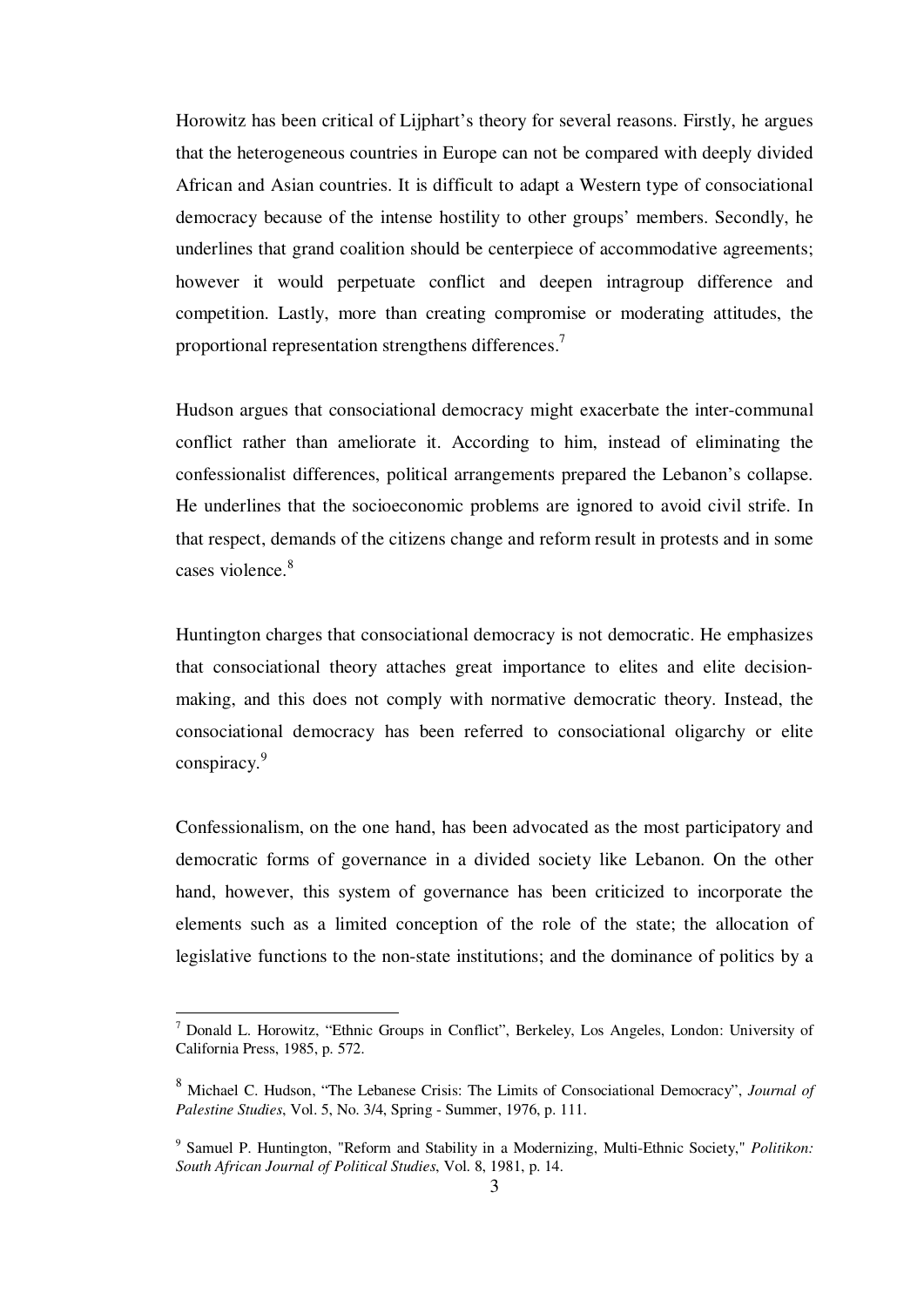Horowitz has been critical of Lijphart's theory for several reasons. Firstly, he argues that the heterogeneous countries in Europe can not be compared with deeply divided African and Asian countries. It is difficult to adapt a Western type of consociational democracy because of the intense hostility to other groups' members. Secondly, he underlines that grand coalition should be centerpiece of accommodative agreements; however it would perpetuate conflict and deepen intragroup difference and competition. Lastly, more than creating compromise or moderating attitudes, the proportional representation strengthens differences.[7]

Hudson argues that consociational democracy might exacerbate the inter-communal conflict rather than ameliorate it. According to him, instead of eliminating the confessionalist differences, political arrangements prepared the Lebanon's collapse. He underlines that the socioeconomic problems are ignored to avoid civil strife. In that respect, demands of the citizens change and reform result in protests and in some cases violence.[8]

Huntington charges that consociational democracy is not democratic. He emphasizes that consociational theory attaches great importance to elites and elite decision-making, and this does not comply with normative democratic theory. Instead, the consociational democracy has been referred to consociational oligarchy or elite conspiracy.[9]

Confessionalism, on the one hand, has been advocated as the most participatory and democratic forms of governance in a divided society like Lebanon. On the other hand, however, this system of governance has been criticized to incorporate the elements such as a limited conception of the role of the state; the allocation of legislative functions to the non-state institutions; and the dominance of politics by a

---

[7] Donald L. Horowitz, "Ethnic Groups in Conflict", Berkeley, Los Angeles, London: University of California Press, 1985, p. 572.

[8] Michael C. Hudson, "The Lebanese Crisis: The Limits of Consociational Democracy", *Journal of Palestine Studies*, Vol. 5, No. 3/4, Spring - Summer, 1976, p. 111.

[9] Samuel P. Huntington, "Reform and Stability in a Modernizing, Multi-Ethnic Society," *Politikon: South African Journal of Political Studies*, Vol. 8, 1981, p. 14.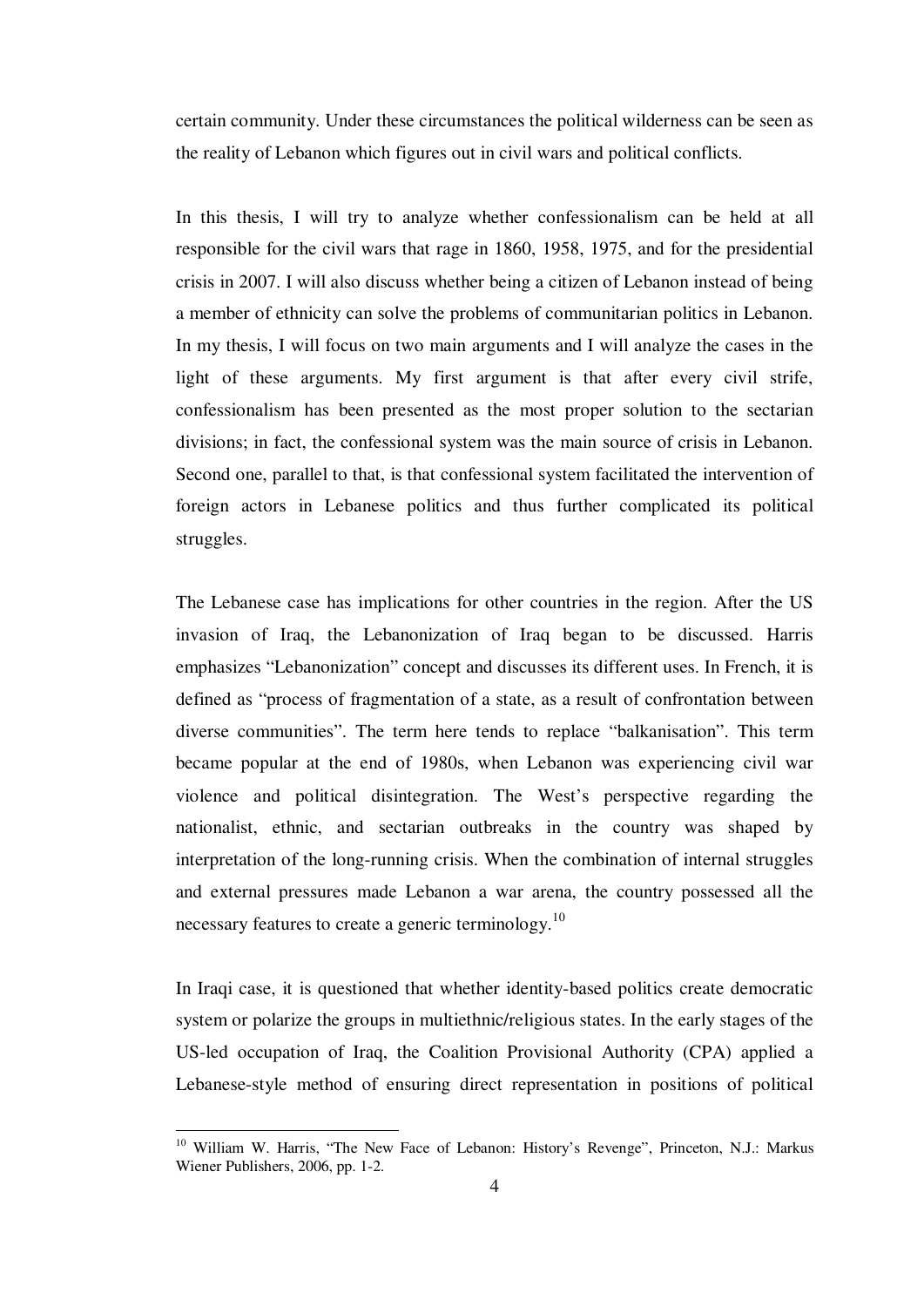certain community. Under these circumstances the political wilderness can be seen as the reality of Lebanon which figures out in civil wars and political conflicts.

In this thesis, I will try to analyze whether confessionalism can be held at all responsible for the civil wars that rage in 1860, 1958, 1975, and for the presidential crisis in 2007. I will also discuss whether being a citizen of Lebanon instead of being a member of ethnicity can solve the problems of communitarian politics in Lebanon. In my thesis, I will focus on two main arguments and I will analyze the cases in the light of these arguments. My first argument is that after every civil strife, confessionalism has been presented as the most proper solution to the sectarian divisions; in fact, the confessional system was the main source of crisis in Lebanon. Second one, parallel to that, is that confessional system facilitated the intervention of foreign actors in Lebanese politics and thus further complicated its political struggles.

The Lebanese case has implications for other countries in the region. After the US invasion of Iraq, the Lebanonization of Iraq began to be discussed. Harris emphasizes "Lebanonization" concept and discusses its different uses. In French, it is defined as "process of fragmentation of a state, as a result of confrontation between diverse communities". The term here tends to replace "balkanisation". This term became popular at the end of 1980s, when Lebanon was experiencing civil war violence and political disintegration. The West's perspective regarding the nationalist, ethnic, and sectarian outbreaks in the country was shaped by interpretation of the long-running crisis. When the combination of internal struggles and external pressures made Lebanon a war arena, the country possessed all the necessary features to create a generic terminology.[10]

In Iraqi case, it is questioned that whether identity-based politics create democratic system or polarize the groups in multiethnic/religious states. In the early stages of the US-led occupation of Iraq, the Coalition Provisional Authority (CPA) applied a Lebanese-style method of ensuring direct representation in positions of political

[10] William W. Harris, "The New Face of Lebanon: History's Revenge", Princeton, N.J.: Markus Wiener Publishers, 2006, pp. 1-2.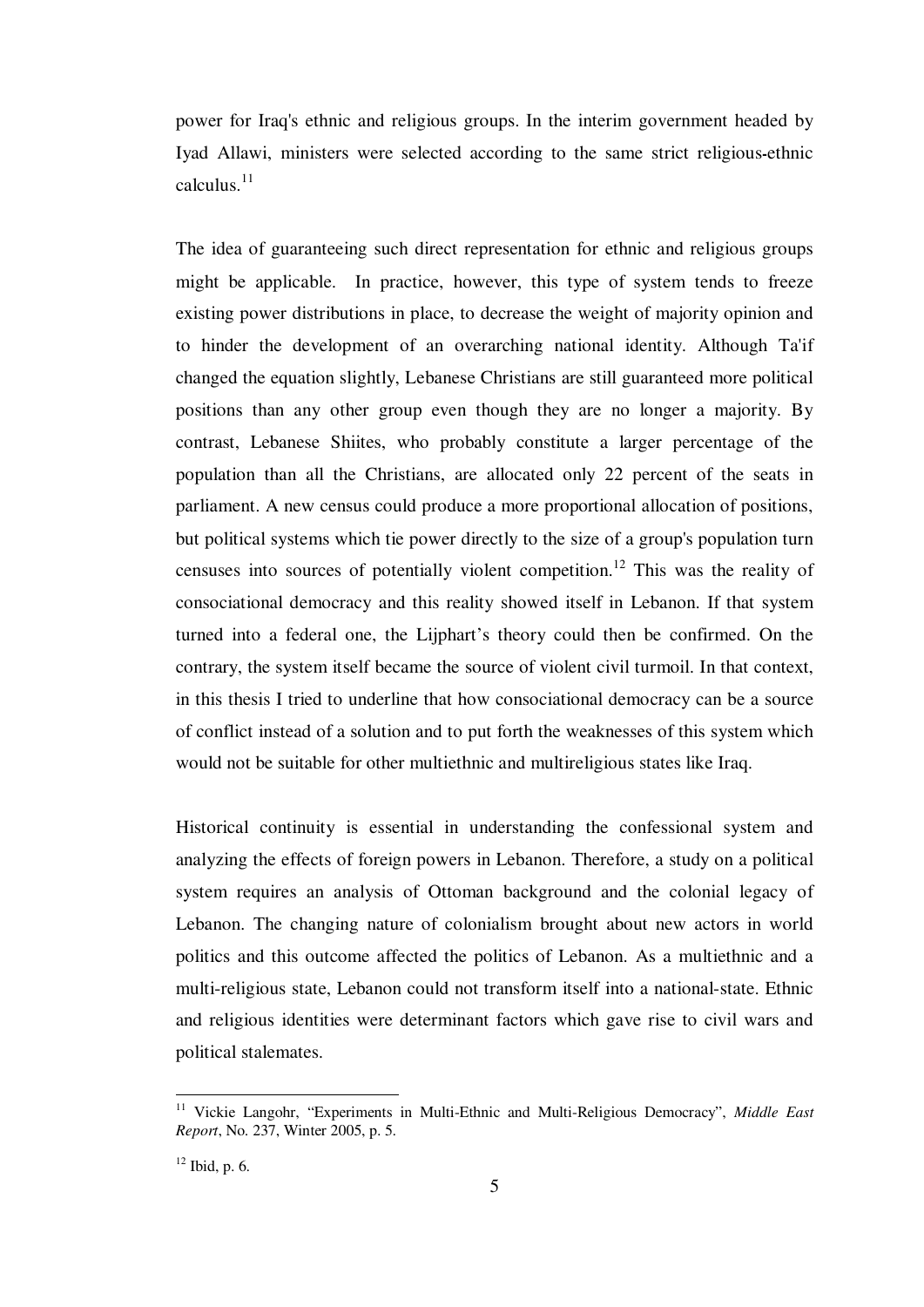power for Iraq's ethnic and religious groups. In the interim government headed by Iyad Allawi, ministers were selected according to the same strict religious-ethnic calculus.[11]

The idea of guaranteeing such direct representation for ethnic and religious groups might be applicable. In practice, however, this type of system tends to freeze existing power distributions in place, to decrease the weight of majority opinion and to hinder the development of an overarching national identity. Although Ta'if changed the equation slightly, Lebanese Christians are still guaranteed more political positions than any other group even though they are no longer a majority. By contrast, Lebanese Shiites, who probably constitute a larger percentage of the population than all the Christians, are allocated only 22 percent of the seats in parliament. A new census could produce a more proportional allocation of positions, but political systems which tie power directly to the size of a group's population turn censuses into sources of potentially violent competition.[12] This was the reality of consociational democracy and this reality showed itself in Lebanon. If that system turned into a federal one, the Lijphart's theory could then be confirmed. On the contrary, the system itself became the source of violent civil turmoil. In that context, in this thesis I tried to underline that how consociational democracy can be a source of conflict instead of a solution and to put forth the weaknesses of this system which would not be suitable for other multiethnic and multireligious states like Iraq.

Historical continuity is essential in understanding the confessional system and analyzing the effects of foreign powers in Lebanon. Therefore, a study on a political system requires an analysis of Ottoman background and the colonial legacy of Lebanon. The changing nature of colonialism brought about new actors in world politics and this outcome affected the politics of Lebanon. As a multiethnic and a multi-religious state, Lebanon could not transform itself into a national-state. Ethnic and religious identities were determinant factors which gave rise to civil wars and political stalemates.

---

[11] Vickie Langohr, "Experiments in Multi-Ethnic and Multi-Religious Democracy", *Middle East Report*, No. 237, Winter 2005, p. 5.

[12] Ibid, p. 6.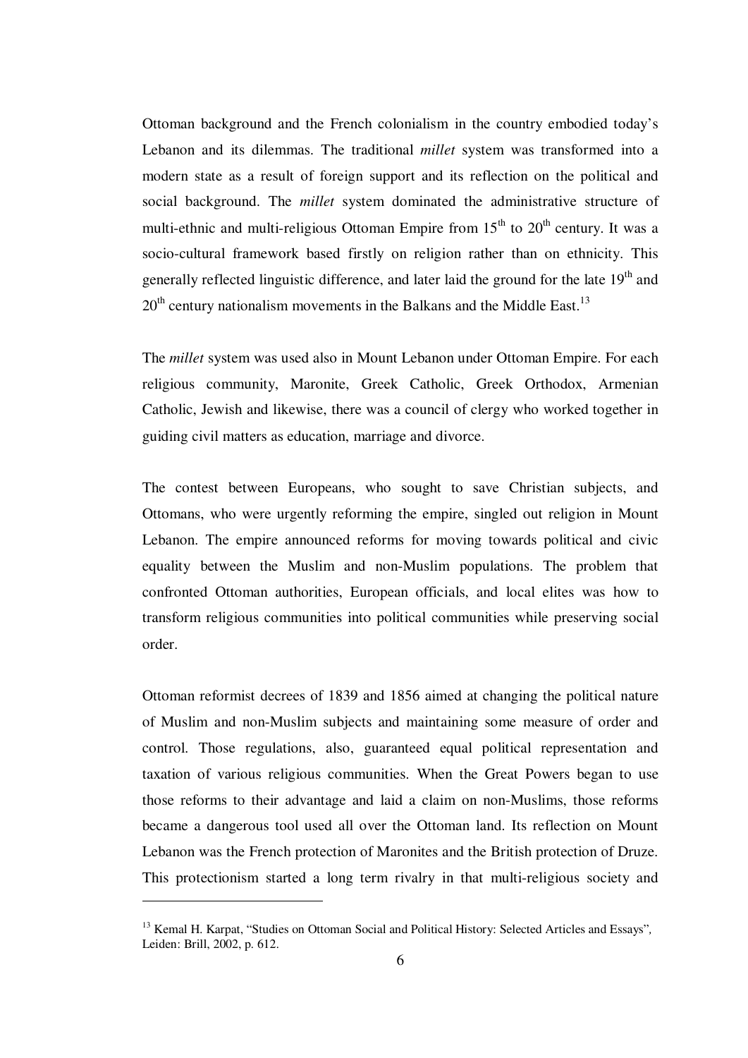Ottoman background and the French colonialism in the country embodied today's Lebanon and its dilemmas. The traditional *millet* system was transformed into a modern state as a result of foreign support and its reflection on the political and social background. The *millet* system dominated the administrative structure of multi-ethnic and multi-religious Ottoman Empire from 15th to 20th century. It was a socio-cultural framework based firstly on religion rather than on ethnicity. This generally reflected linguistic difference, and later laid the ground for the late 19th and 20th century nationalism movements in the Balkans and the Middle East.[13]

The *millet* system was used also in Mount Lebanon under Ottoman Empire. For each religious community, Maronite, Greek Catholic, Greek Orthodox, Armenian Catholic, Jewish and likewise, there was a council of clergy who worked together in guiding civil matters as education, marriage and divorce.

The contest between Europeans, who sought to save Christian subjects, and Ottomans, who were urgently reforming the empire, singled out religion in Mount Lebanon. The empire announced reforms for moving towards political and civic equality between the Muslim and non-Muslim populations. The problem that confronted Ottoman authorities, European officials, and local elites was how to transform religious communities into political communities while preserving social order.

Ottoman reformist decrees of 1839 and 1856 aimed at changing the political nature of Muslim and non-Muslim subjects and maintaining some measure of order and control. Those regulations, also, guaranteed equal political representation and taxation of various religious communities. When the Great Powers began to use those reforms to their advantage and laid a claim on non-Muslims, those reforms became a dangerous tool used all over the Ottoman land. Its reflection on Mount Lebanon was the French protection of Maronites and the British protection of Druze. This protectionism started a long term rivalry in that multi-religious society and

---

[13] Kemal H. Karpat, "Studies on Ottoman Social and Political History: Selected Articles and Essays", Leiden: Brill, 2002, p. 612.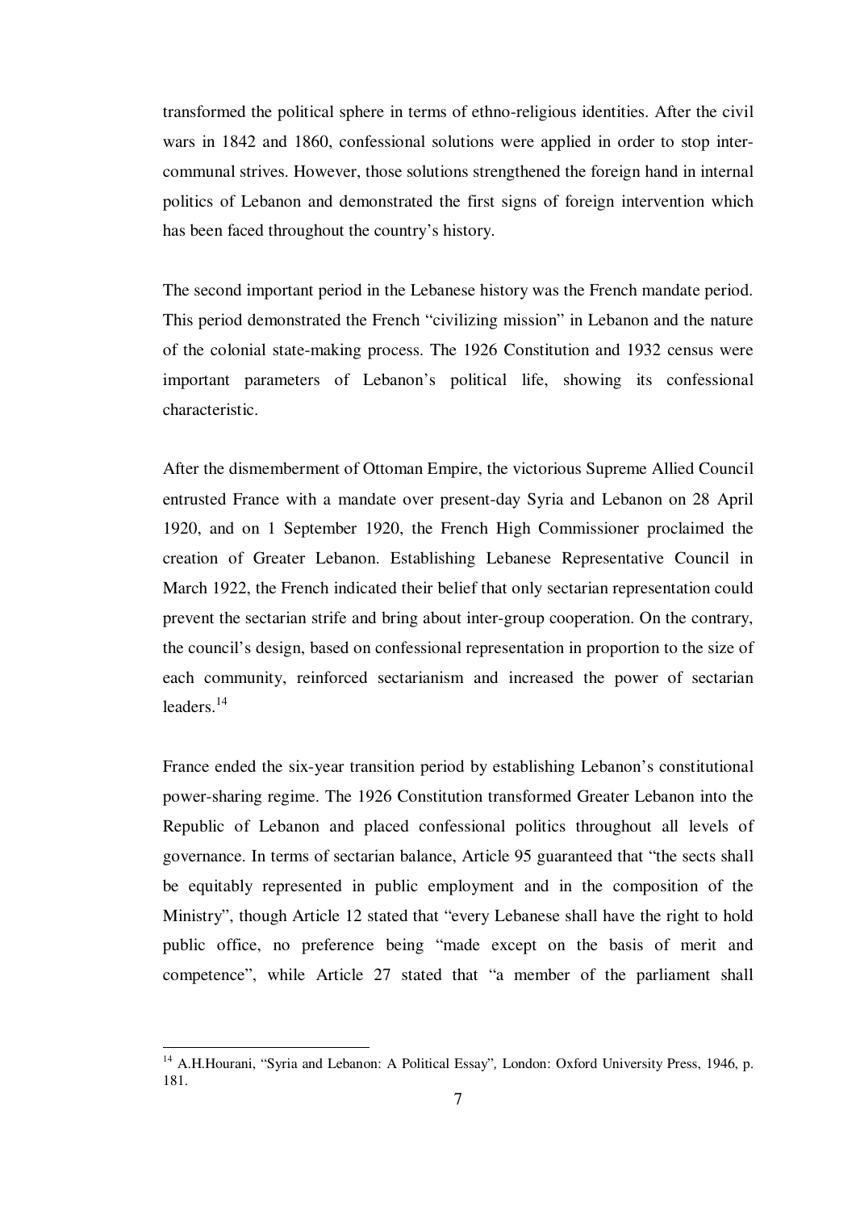transformed the political sphere in terms of ethno-religious identities. After the civil wars in 1842 and 1860, confessional solutions were applied in order to stop inter-communal strives. However, those solutions strengthened the foreign hand in internal politics of Lebanon and demonstrated the first signs of foreign intervention which has been faced throughout the country's history.

The second important period in the Lebanese history was the French mandate period. This period demonstrated the French "civilizing mission" in Lebanon and the nature of the colonial state-making process. The 1926 Constitution and 1932 census were important parameters of Lebanon's political life, showing its confessional characteristic.

After the dismemberment of Ottoman Empire, the victorious Supreme Allied Council entrusted France with a mandate over present-day Syria and Lebanon on 28 April 1920, and on 1 September 1920, the French High Commissioner proclaimed the creation of Greater Lebanon. Establishing Lebanese Representative Council in March 1922, the French indicated their belief that only sectarian representation could prevent the sectarian strife and bring about inter-group cooperation. On the contrary, the council's design, based on confessional representation in proportion to the size of each community, reinforced sectarianism and increased the power of sectarian leaders.[14]

France ended the six-year transition period by establishing Lebanon's constitutional power-sharing regime. The 1926 Constitution transformed Greater Lebanon into the Republic of Lebanon and placed confessional politics throughout all levels of governance. In terms of sectarian balance, Article 95 guaranteed that "the sects shall be equitably represented in public employment and in the composition of the Ministry", though Article 12 stated that "every Lebanese shall have the right to hold public office, no preference being "made except on the basis of merit and competence", while Article 27 stated that "a member of the parliament shall

---

[14] A.H.Hourani, "Syria and Lebanon: A Political Essay", London: Oxford University Press, 1946, p. 181.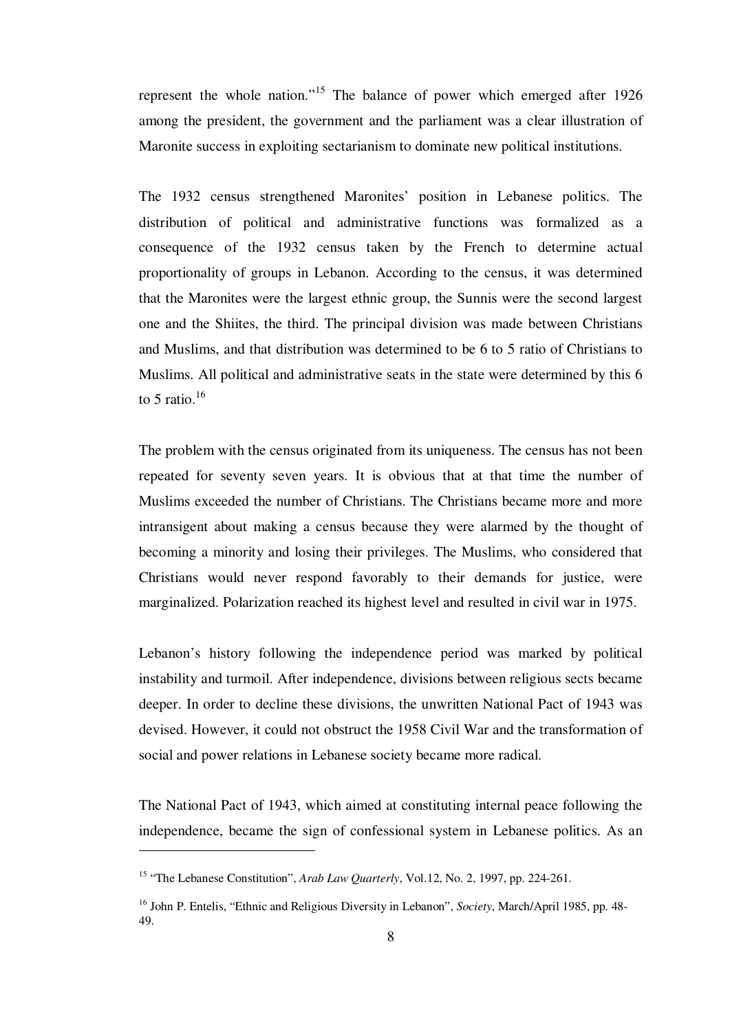represent the whole nation."[15] The balance of power which emerged after 1926 among the president, the government and the parliament was a clear illustration of Maronite success in exploiting sectarianism to dominate new political institutions.

The 1932 census strengthened Maronites' position in Lebanese politics. The distribution of political and administrative functions was formalized as a consequence of the 1932 census taken by the French to determine actual proportionality of groups in Lebanon. According to the census, it was determined that the Maronites were the largest ethnic group, the Sunnis were the second largest one and the Shiites, the third. The principal division was made between Christians and Muslims, and that distribution was determined to be 6 to 5 ratio of Christians to Muslims. All political and administrative seats in the state were determined by this 6 to 5 ratio.[16]

The problem with the census originated from its uniqueness. The census has not been repeated for seventy seven years. It is obvious that at that time the number of Muslims exceeded the number of Christians. The Christians became more and more intransigent about making a census because they were alarmed by the thought of becoming a minority and losing their privileges. The Muslims, who considered that Christians would never respond favorably to their demands for justice, were marginalized. Polarization reached its highest level and resulted in civil war in 1975.

Lebanon's history following the independence period was marked by political instability and turmoil. After independence, divisions between religious sects became deeper. In order to decline these divisions, the unwritten National Pact of 1943 was devised. However, it could not obstruct the 1958 Civil War and the transformation of social and power relations in Lebanese society became more radical.

The National Pact of 1943, which aimed at constituting internal peace following the independence, became the sign of confessional system in Lebanese politics. As an

---

[15] "The Lebanese Constitution", *Arab Law Quarterly*, Vol.12, No. 2, 1997, pp. 224-261.

[16] John P. Entelis, "Ethnic and Religious Diversity in Lebanon", *Society*, March/April 1985, pp. 48-49.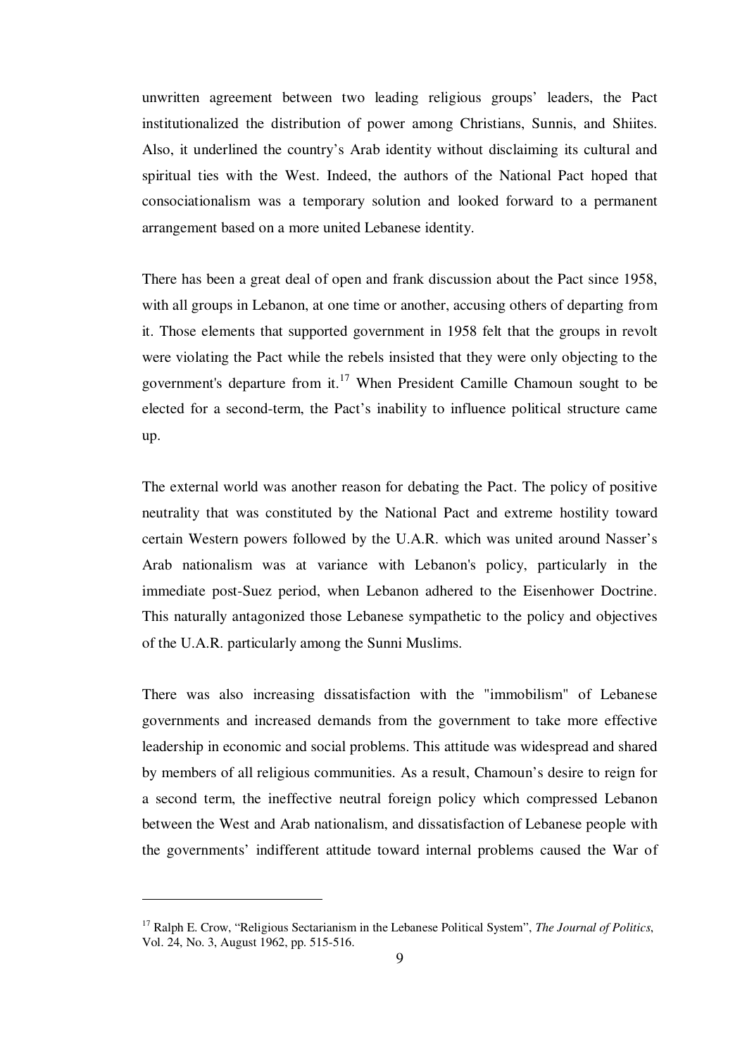unwritten agreement between two leading religious groups' leaders, the Pact institutionalized the distribution of power among Christians, Sunnis, and Shiites. Also, it underlined the country's Arab identity without disclaiming its cultural and spiritual ties with the West. Indeed, the authors of the National Pact hoped that consociationalism was a temporary solution and looked forward to a permanent arrangement based on a more united Lebanese identity.

There has been a great deal of open and frank discussion about the Pact since 1958, with all groups in Lebanon, at one time or another, accusing others of departing from it. Those elements that supported government in 1958 felt that the groups in revolt were violating the Pact while the rebels insisted that they were only objecting to the government's departure from it.[17] When President Camille Chamoun sought to be elected for a second-term, the Pact's inability to influence political structure came up.

The external world was another reason for debating the Pact. The policy of positive neutrality that was constituted by the National Pact and extreme hostility toward certain Western powers followed by the U.A.R. which was united around Nasser's Arab nationalism was at variance with Lebanon's policy, particularly in the immediate post-Suez period, when Lebanon adhered to the Eisenhower Doctrine. This naturally antagonized those Lebanese sympathetic to the policy and objectives of the U.A.R. particularly among the Sunni Muslims.

There was also increasing dissatisfaction with the "immobilism" of Lebanese governments and increased demands from the government to take more effective leadership in economic and social problems. This attitude was widespread and shared by members of all religious communities. As a result, Chamoun's desire to reign for a second term, the ineffective neutral foreign policy which compressed Lebanon between the West and Arab nationalism, and dissatisfaction of Lebanese people with the governments' indifferent attitude toward internal problems caused the War of

---

[17] Ralph E. Crow, "Religious Sectarianism in the Lebanese Political System", *The Journal of Politics*, Vol. 24, No. 3, August 1962, pp. 515-516.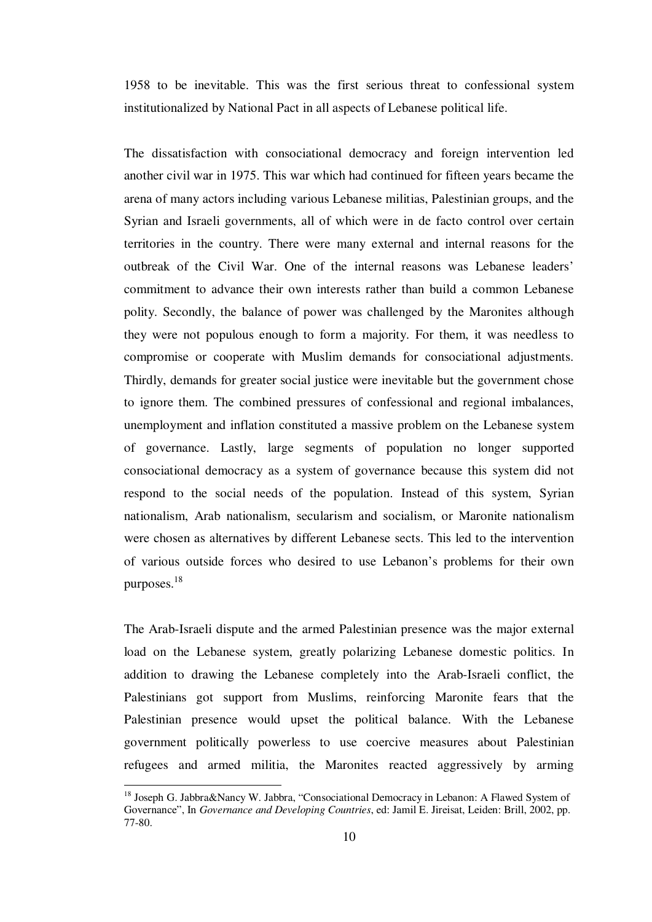1958 to be inevitable. This was the first serious threat to confessional system institutionalized by National Pact in all aspects of Lebanese political life.

The dissatisfaction with consociational democracy and foreign intervention led another civil war in 1975. This war which had continued for fifteen years became the arena of many actors including various Lebanese militias, Palestinian groups, and the Syrian and Israeli governments, all of which were in de facto control over certain territories in the country. There were many external and internal reasons for the outbreak of the Civil War. One of the internal reasons was Lebanese leaders' commitment to advance their own interests rather than build a common Lebanese polity. Secondly, the balance of power was challenged by the Maronites although they were not populous enough to form a majority. For them, it was needless to compromise or cooperate with Muslim demands for consociational adjustments. Thirdly, demands for greater social justice were inevitable but the government chose to ignore them. The combined pressures of confessional and regional imbalances, unemployment and inflation constituted a massive problem on the Lebanese system of governance. Lastly, large segments of population no longer supported consociational democracy as a system of governance because this system did not respond to the social needs of the population. Instead of this system, Syrian nationalism, Arab nationalism, secularism and socialism, or Maronite nationalism were chosen as alternatives by different Lebanese sects. This led to the intervention of various outside forces who desired to use Lebanon's problems for their own purposes.[18]

The Arab-Israeli dispute and the armed Palestinian presence was the major external load on the Lebanese system, greatly polarizing Lebanese domestic politics. In addition to drawing the Lebanese completely into the Arab-Israeli conflict, the Palestinians got support from Muslims, reinforcing Maronite fears that the Palestinian presence would upset the political balance. With the Lebanese government politically powerless to use coercive measures about Palestinian refugees and armed militia, the Maronites reacted aggressively by arming

[18] Joseph G. Jabbra&Nancy W. Jabbra, "Consociational Democracy in Lebanon: A Flawed System of Governance", In *Governance and Developing Countries*, ed: Jamil E. Jireisat, Leiden: Brill, 2002, pp. 77-80.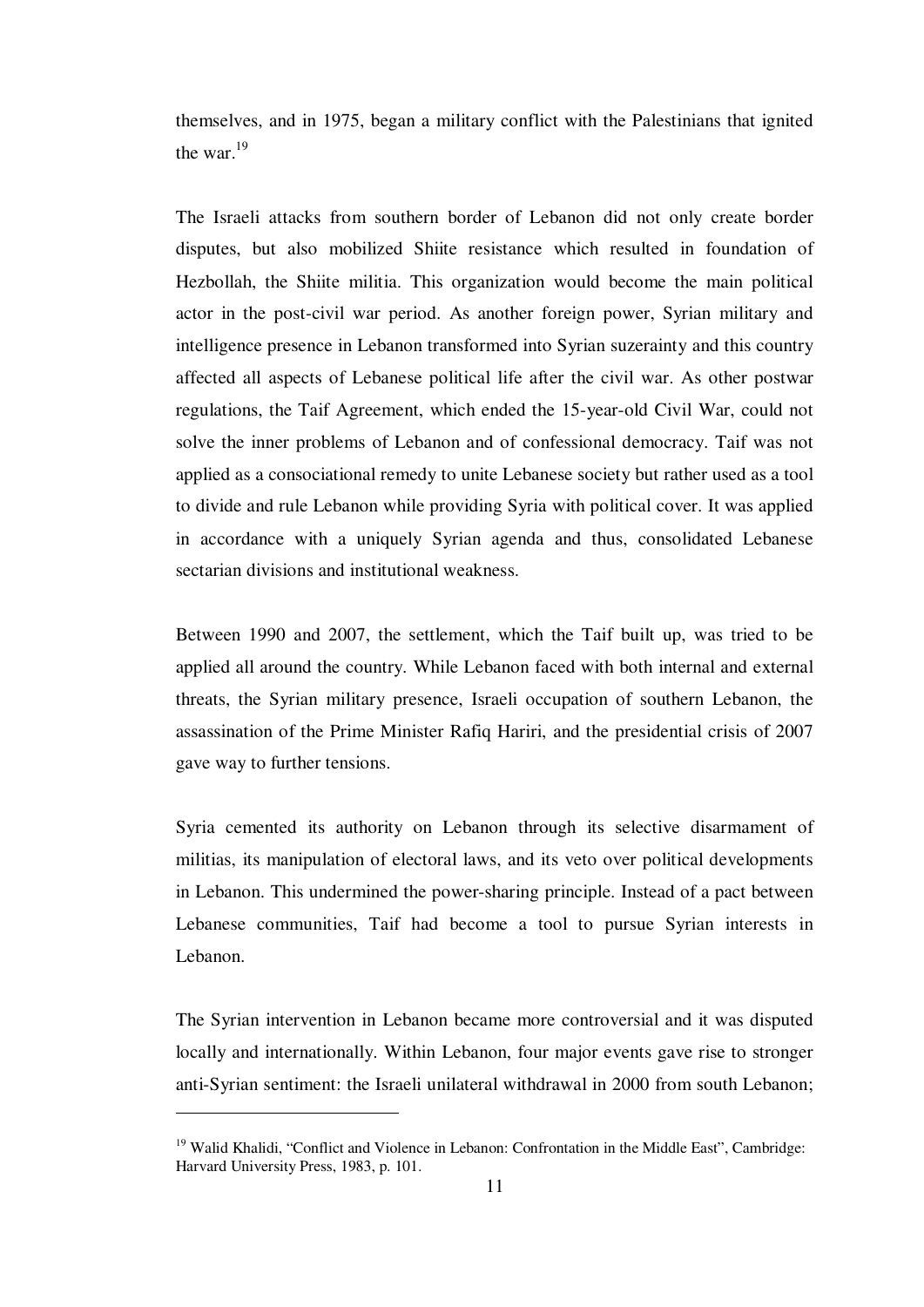themselves, and in 1975, began a military conflict with the Palestinians that ignited the war.[19]

The Israeli attacks from southern border of Lebanon did not only create border disputes, but also mobilized Shiite resistance which resulted in foundation of Hezbollah, the Shiite militia. This organization would become the main political actor in the post-civil war period. As another foreign power, Syrian military and intelligence presence in Lebanon transformed into Syrian suzerainty and this country affected all aspects of Lebanese political life after the civil war. As other postwar regulations, the Taif Agreement, which ended the 15-year-old Civil War, could not solve the inner problems of Lebanon and of confessional democracy. Taif was not applied as a consociational remedy to unite Lebanese society but rather used as a tool to divide and rule Lebanon while providing Syria with political cover. It was applied in accordance with a uniquely Syrian agenda and thus, consolidated Lebanese sectarian divisions and institutional weakness.

Between 1990 and 2007, the settlement, which the Taif built up, was tried to be applied all around the country. While Lebanon faced with both internal and external threats, the Syrian military presence, Israeli occupation of southern Lebanon, the assassination of the Prime Minister Rafiq Hariri, and the presidential crisis of 2007 gave way to further tensions.

Syria cemented its authority on Lebanon through its selective disarmament of militias, its manipulation of electoral laws, and its veto over political developments in Lebanon. This undermined the power-sharing principle. Instead of a pact between Lebanese communities, Taif had become a tool to pursue Syrian interests in Lebanon.

The Syrian intervention in Lebanon became more controversial and it was disputed locally and internationally. Within Lebanon, four major events gave rise to stronger anti-Syrian sentiment: the Israeli unilateral withdrawal in 2000 from south Lebanon;

---

[19] Walid Khalidi, "Conflict and Violence in Lebanon: Confrontation in the Middle East", Cambridge: Harvard University Press, 1983, p. 101.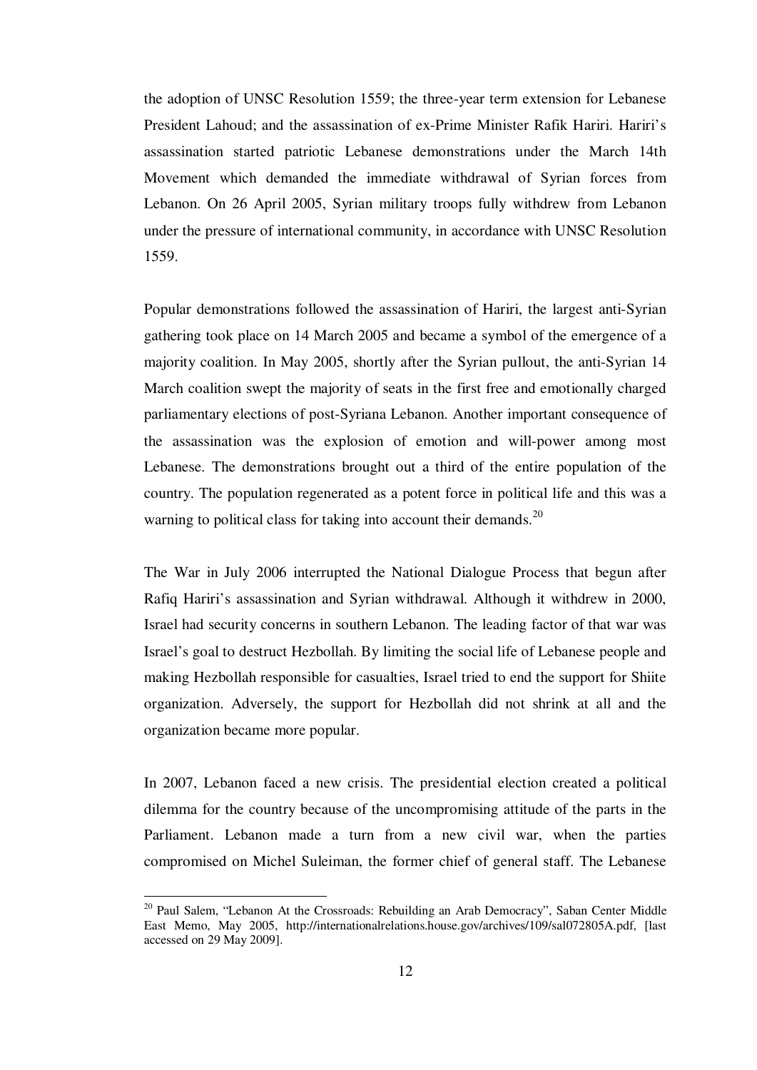the adoption of UNSC Resolution 1559; the three-year term extension for Lebanese President Lahoud; and the assassination of ex-Prime Minister Rafik Hariri. Hariri's assassination started patriotic Lebanese demonstrations under the March 14th Movement which demanded the immediate withdrawal of Syrian forces from Lebanon. On 26 April 2005, Syrian military troops fully withdrew from Lebanon under the pressure of international community, in accordance with UNSC Resolution 1559.

Popular demonstrations followed the assassination of Hariri, the largest anti-Syrian gathering took place on 14 March 2005 and became a symbol of the emergence of a majority coalition. In May 2005, shortly after the Syrian pullout, the anti-Syrian 14 March coalition swept the majority of seats in the first free and emotionally charged parliamentary elections of post-Syriana Lebanon. Another important consequence of the assassination was the explosion of emotion and will-power among most Lebanese. The demonstrations brought out a third of the entire population of the country. The population regenerated as a potent force in political life and this was a warning to political class for taking into account their demands.[20]

The War in July 2006 interrupted the National Dialogue Process that begun after Rafiq Hariri's assassination and Syrian withdrawal. Although it withdrew in 2000, Israel had security concerns in southern Lebanon. The leading factor of that war was Israel's goal to destruct Hezbollah. By limiting the social life of Lebanese people and making Hezbollah responsible for casualties, Israel tried to end the support for Shiite organization. Adversely, the support for Hezbollah did not shrink at all and the organization became more popular.

In 2007, Lebanon faced a new crisis. The presidential election created a political dilemma for the country because of the uncompromising attitude of the parts in the Parliament. Lebanon made a turn from a new civil war, when the parties compromised on Michel Suleiman, the former chief of general staff. The Lebanese

---

[20] Paul Salem, "Lebanon At the Crossroads: Rebuilding an Arab Democracy", Saban Center Middle East Memo, May 2005, http://internationalrelations.house.gov/archives/109/sal072805A.pdf, [last accessed on 29 May 2009].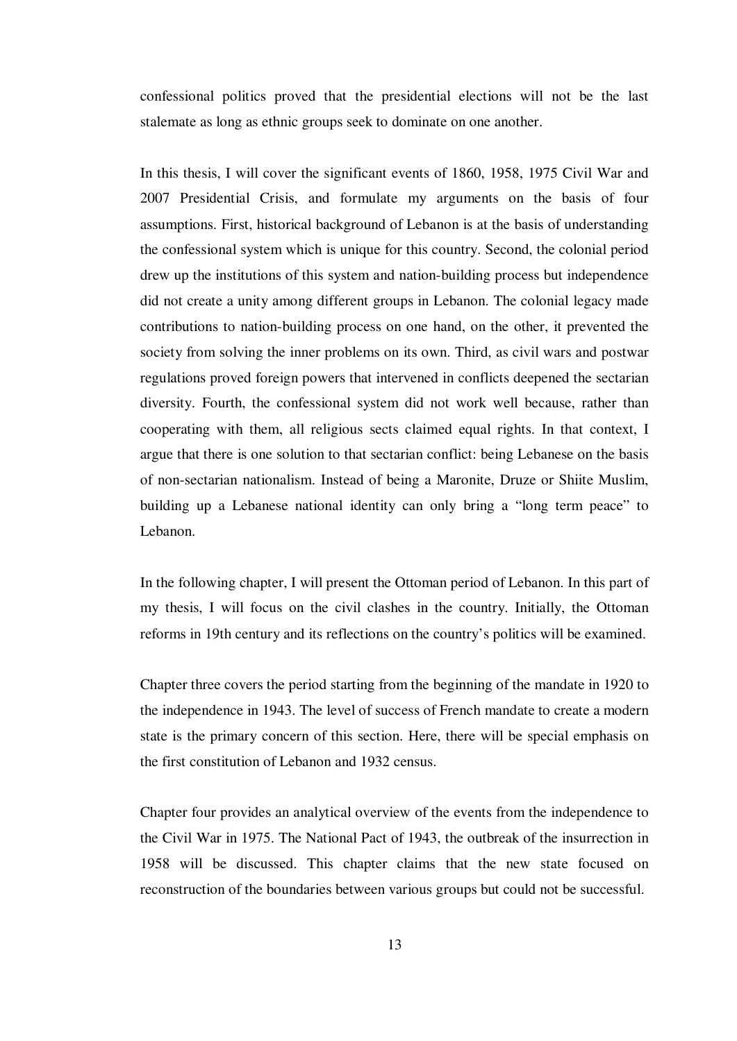confessional politics proved that the presidential elections will not be the last stalemate as long as ethnic groups seek to dominate on one another.

In this thesis, I will cover the significant events of 1860, 1958, 1975 Civil War and 2007 Presidential Crisis, and formulate my arguments on the basis of four assumptions. First, historical background of Lebanon is at the basis of understanding the confessional system which is unique for this country. Second, the colonial period drew up the institutions of this system and nation-building process but independence did not create a unity among different groups in Lebanon. The colonial legacy made contributions to nation-building process on one hand, on the other, it prevented the society from solving the inner problems on its own. Third, as civil wars and postwar regulations proved foreign powers that intervened in conflicts deepened the sectarian diversity. Fourth, the confessional system did not work well because, rather than cooperating with them, all religious sects claimed equal rights. In that context, I argue that there is one solution to that sectarian conflict: being Lebanese on the basis of non-sectarian nationalism. Instead of being a Maronite, Druze or Shiite Muslim, building up a Lebanese national identity can only bring a "long term peace" to Lebanon.

In the following chapter, I will present the Ottoman period of Lebanon. In this part of my thesis, I will focus on the civil clashes in the country. Initially, the Ottoman reforms in 19th century and its reflections on the country's politics will be examined.

Chapter three covers the period starting from the beginning of the mandate in 1920 to the independence in 1943. The level of success of French mandate to create a modern state is the primary concern of this section. Here, there will be special emphasis on the first constitution of Lebanon and 1932 census.

Chapter four provides an analytical overview of the events from the independence to the Civil War in 1975. The National Pact of 1943, the outbreak of the insurrection in 1958 will be discussed. This chapter claims that the new state focused on reconstruction of the boundaries between various groups but could not be successful.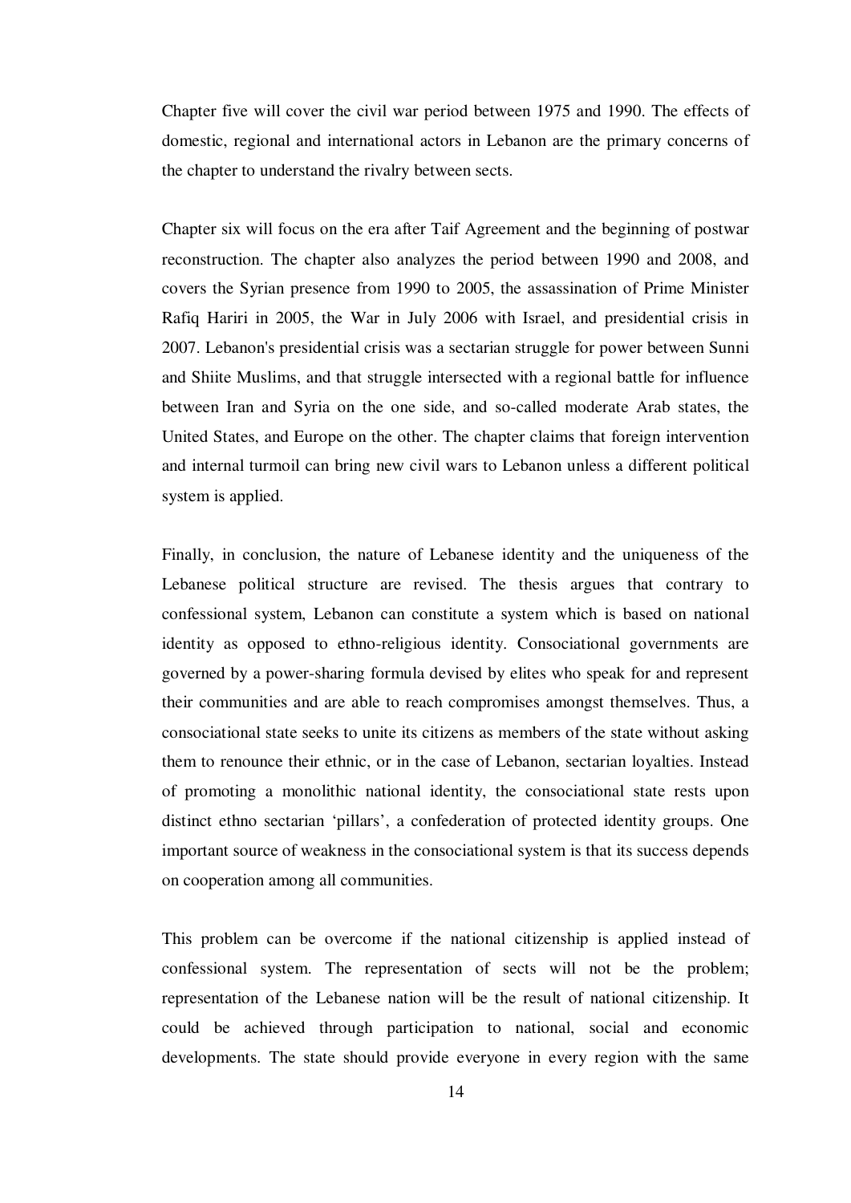Chapter five will cover the civil war period between 1975 and 1990. The effects of domestic, regional and international actors in Lebanon are the primary concerns of the chapter to understand the rivalry between sects.

Chapter six will focus on the era after Taif Agreement and the beginning of postwar reconstruction. The chapter also analyzes the period between 1990 and 2008, and covers the Syrian presence from 1990 to 2005, the assassination of Prime Minister Rafiq Hariri in 2005, the War in July 2006 with Israel, and presidential crisis in 2007. Lebanon's presidential crisis was a sectarian struggle for power between Sunni and Shiite Muslims, and that struggle intersected with a regional battle for influence between Iran and Syria on the one side, and so-called moderate Arab states, the United States, and Europe on the other. The chapter claims that foreign intervention and internal turmoil can bring new civil wars to Lebanon unless a different political system is applied.

Finally, in conclusion, the nature of Lebanese identity and the uniqueness of the Lebanese political structure are revised. The thesis argues that contrary to confessional system, Lebanon can constitute a system which is based on national identity as opposed to ethno-religious identity. Consociational governments are governed by a power-sharing formula devised by elites who speak for and represent their communities and are able to reach compromises amongst themselves. Thus, a consociational state seeks to unite its citizens as members of the state without asking them to renounce their ethnic, or in the case of Lebanon, sectarian loyalties. Instead of promoting a monolithic national identity, the consociational state rests upon distinct ethno sectarian 'pillars', a confederation of protected identity groups. One important source of weakness in the consociational system is that its success depends on cooperation among all communities.

This problem can be overcome if the national citizenship is applied instead of confessional system. The representation of sects will not be the problem; representation of the Lebanese nation will be the result of national citizenship. It could be achieved through participation to national, social and economic developments. The state should provide everyone in every region with the same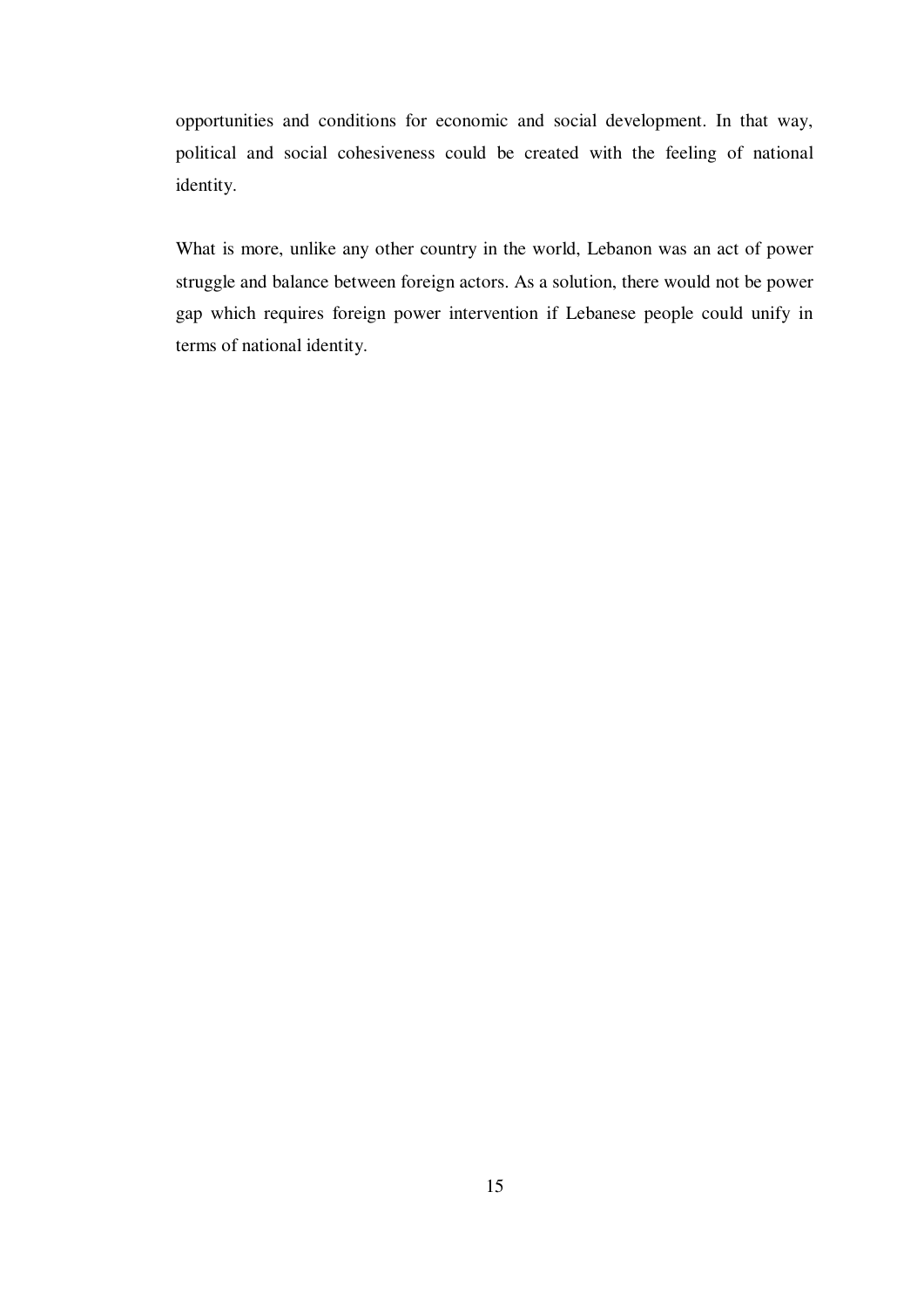opportunities and conditions for economic and social development. In that way, political and social cohesiveness could be created with the feeling of national identity.

What is more, unlike any other country in the world, Lebanon was an act of power struggle and balance between foreign actors. As a solution, there would not be power gap which requires foreign power intervention if Lebanese people could unify in terms of national identity.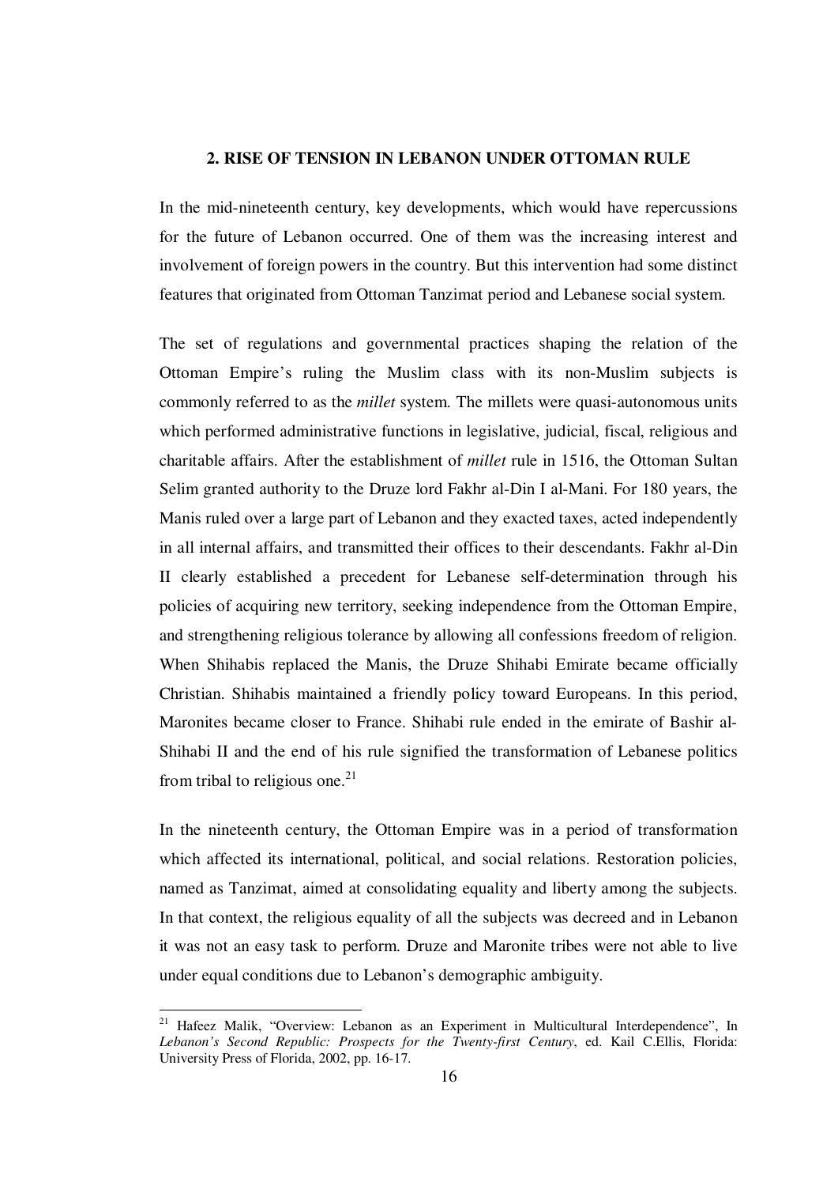## 2. RISE OF TENSION IN LEBANON UNDER OTTOMAN RULE

In the mid-nineteenth century, key developments, which would have repercussions for the future of Lebanon occurred. One of them was the increasing interest and involvement of foreign powers in the country. But this intervention had some distinct features that originated from Ottoman Tanzimat period and Lebanese social system.

The set of regulations and governmental practices shaping the relation of the Ottoman Empire's ruling the Muslim class with its non-Muslim subjects is commonly referred to as the *millet* system. The millets were quasi-autonomous units which performed administrative functions in legislative, judicial, fiscal, religious and charitable affairs. After the establishment of *millet* rule in 1516, the Ottoman Sultan Selim granted authority to the Druze lord Fakhr al-Din I al-Mani. For 180 years, the Manis ruled over a large part of Lebanon and they exacted taxes, acted independently in all internal affairs, and transmitted their offices to their descendants. Fakhr al-Din II clearly established a precedent for Lebanese self-determination through his policies of acquiring new territory, seeking independence from the Ottoman Empire, and strengthening religious tolerance by allowing all confessions freedom of religion. When Shihabis replaced the Manis, the Druze Shihabi Emirate became officially Christian. Shihabis maintained a friendly policy toward Europeans. In this period, Maronites became closer to France. Shihabi rule ended in the emirate of Bashir al-Shihabi II and the end of his rule signified the transformation of Lebanese politics from tribal to religious one.[21]

In the nineteenth century, the Ottoman Empire was in a period of transformation which affected its international, political, and social relations. Restoration policies, named as Tanzimat, aimed at consolidating equality and liberty among the subjects. In that context, the religious equality of all the subjects was decreed and in Lebanon it was not an easy task to perform. Druze and Maronite tribes were not able to live under equal conditions due to Lebanon's demographic ambiguity.

---

[21] Hafeez Malik, "Overview: Lebanon as an Experiment in Multicultural Interdependence", In *Lebanon's Second Republic: Prospects for the Twenty-first Century*, ed. Kail C.Ellis, Florida: University Press of Florida, 2002, pp. 16-17.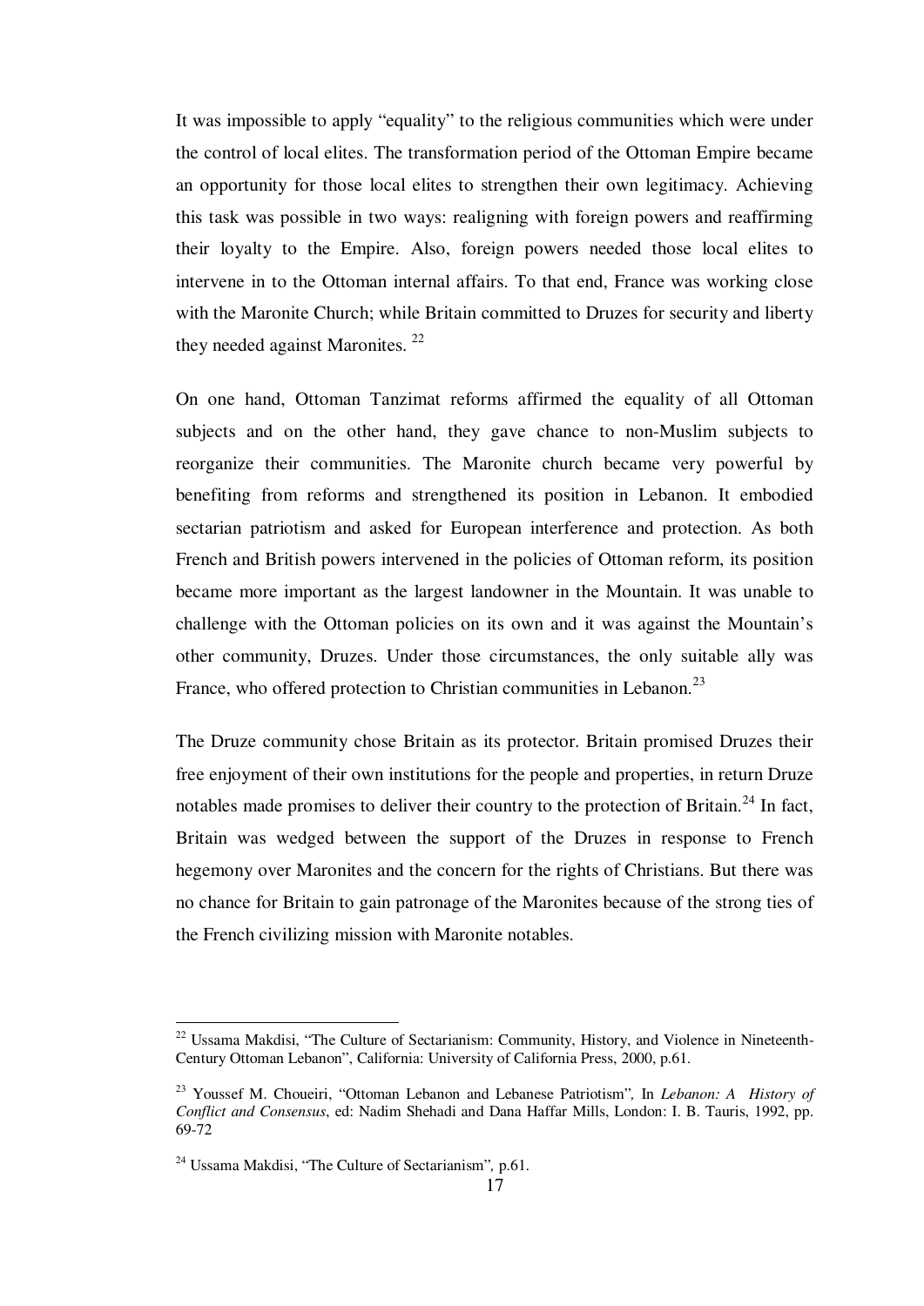It was impossible to apply "equality" to the religious communities which were under the control of local elites. The transformation period of the Ottoman Empire became an opportunity for those local elites to strengthen their own legitimacy. Achieving this task was possible in two ways: realigning with foreign powers and reaffirming their loyalty to the Empire. Also, foreign powers needed those local elites to intervene in to the Ottoman internal affairs. To that end, France was working close with the Maronite Church; while Britain committed to Druzes for security and liberty they needed against Maronites. [22]

On one hand, Ottoman Tanzimat reforms affirmed the equality of all Ottoman subjects and on the other hand, they gave chance to non-Muslim subjects to reorganize their communities. The Maronite church became very powerful by benefiting from reforms and strengthened its position in Lebanon. It embodied sectarian patriotism and asked for European interference and protection. As both French and British powers intervened in the policies of Ottoman reform, its position became more important as the largest landowner in the Mountain. It was unable to challenge with the Ottoman policies on its own and it was against the Mountain's other community, Druzes. Under those circumstances, the only suitable ally was France, who offered protection to Christian communities in Lebanon.[23]

The Druze community chose Britain as its protector. Britain promised Druzes their free enjoyment of their own institutions for the people and properties, in return Druze notables made promises to deliver their country to the protection of Britain.[24] In fact, Britain was wedged between the support of the Druzes in response to French hegemony over Maronites and the concern for the rights of Christians. But there was no chance for Britain to gain patronage of the Maronites because of the strong ties of the French civilizing mission with Maronite notables.

---

[22] Ussama Makdisi, "The Culture of Sectarianism: Community, History, and Violence in Nineteenth-Century Ottoman Lebanon", California: University of California Press, 2000, p.61.

[23] Youssef M. Choueiri, "Ottoman Lebanon and Lebanese Patriotism", In *Lebanon: A History of Conflict and Consensus*, ed: Nadim Shehadi and Dana Haffar Mills, London: I. B. Tauris, 1992, pp. 69-72

[24] Ussama Makdisi, "The Culture of Sectarianism", p.61.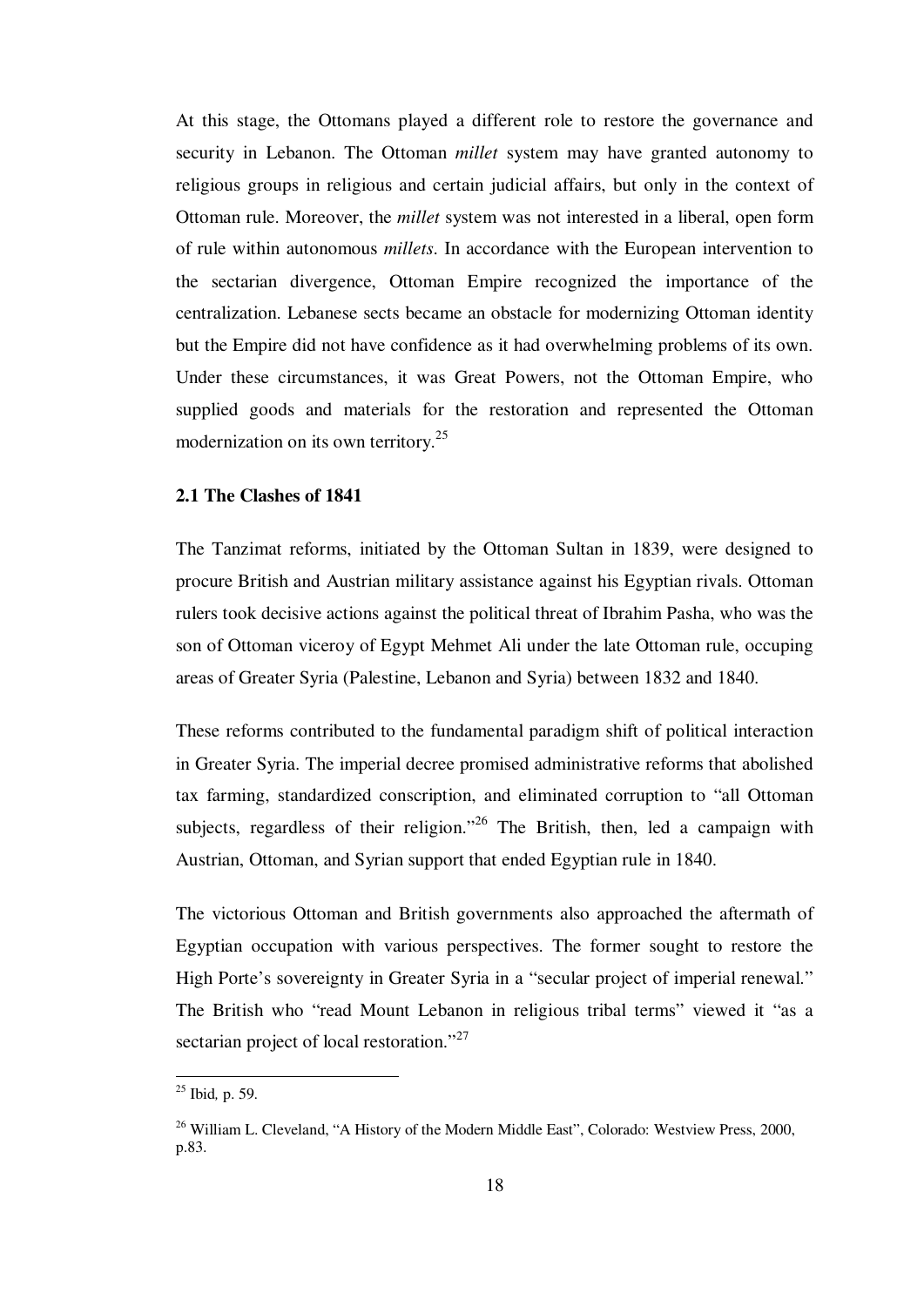At this stage, the Ottomans played a different role to restore the governance and security in Lebanon. The Ottoman *millet* system may have granted autonomy to religious groups in religious and certain judicial affairs, but only in the context of Ottoman rule. Moreover, the *millet* system was not interested in a liberal, open form of rule within autonomous *millets*. In accordance with the European intervention to the sectarian divergence, Ottoman Empire recognized the importance of the centralization. Lebanese sects became an obstacle for modernizing Ottoman identity but the Empire did not have confidence as it had overwhelming problems of its own. Under these circumstances, it was Great Powers, not the Ottoman Empire, who supplied goods and materials for the restoration and represented the Ottoman modernization on its own territory.[25]

### 2.1 The Clashes of 1841

The Tanzimat reforms, initiated by the Ottoman Sultan in 1839, were designed to procure British and Austrian military assistance against his Egyptian rivals. Ottoman rulers took decisive actions against the political threat of Ibrahim Pasha, who was the son of Ottoman viceroy of Egypt Mehmet Ali under the late Ottoman rule, occuping areas of Greater Syria (Palestine, Lebanon and Syria) between 1832 and 1840.

These reforms contributed to the fundamental paradigm shift of political interaction in Greater Syria. The imperial decree promised administrative reforms that abolished tax farming, standardized conscription, and eliminated corruption to "all Ottoman subjects, regardless of their religion."[26] The British, then, led a campaign with Austrian, Ottoman, and Syrian support that ended Egyptian rule in 1840.

The victorious Ottoman and British governments also approached the aftermath of Egyptian occupation with various perspectives. The former sought to restore the High Porte's sovereignty in Greater Syria in a "secular project of imperial renewal." The British who "read Mount Lebanon in religious tribal terms" viewed it "as a sectarian project of local restoration."[27]

---

[25] Ibid, p. 59.

[26] William L. Cleveland, "A History of the Modern Middle East", Colorado: Westview Press, 2000, p.83.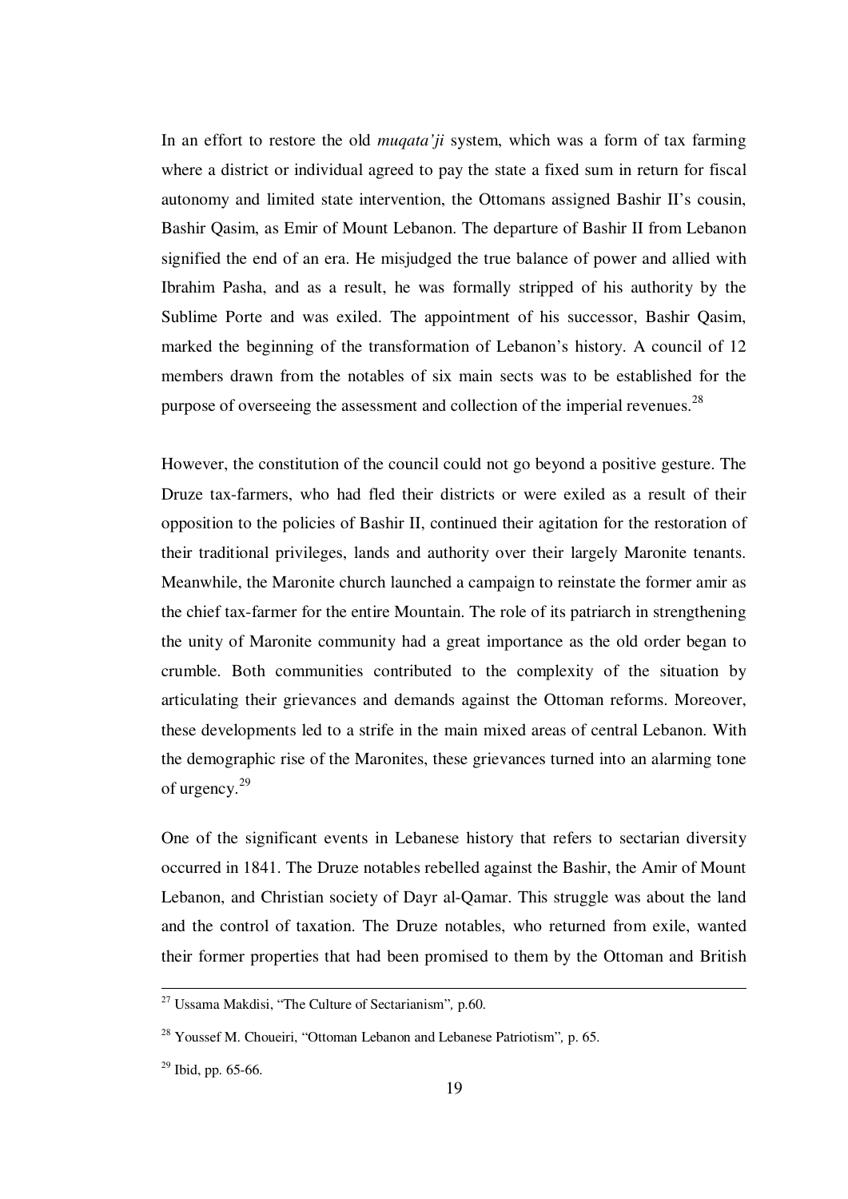In an effort to restore the old *muqata'ji* system, which was a form of tax farming where a district or individual agreed to pay the state a fixed sum in return for fiscal autonomy and limited state intervention, the Ottomans assigned Bashir II's cousin, Bashir Qasim, as Emir of Mount Lebanon. The departure of Bashir II from Lebanon signified the end of an era. He misjudged the true balance of power and allied with Ibrahim Pasha, and as a result, he was formally stripped of his authority by the Sublime Porte and was exiled. The appointment of his successor, Bashir Qasim, marked the beginning of the transformation of Lebanon's history. A council of 12 members drawn from the notables of six main sects was to be established for the purpose of overseeing the assessment and collection of the imperial revenues.[28]

However, the constitution of the council could not go beyond a positive gesture. The Druze tax-farmers, who had fled their districts or were exiled as a result of their opposition to the policies of Bashir II, continued their agitation for the restoration of their traditional privileges, lands and authority over their largely Maronite tenants. Meanwhile, the Maronite church launched a campaign to reinstate the former amir as the chief tax-farmer for the entire Mountain. The role of its patriarch in strengthening the unity of Maronite community had a great importance as the old order began to crumble. Both communities contributed to the complexity of the situation by articulating their grievances and demands against the Ottoman reforms. Moreover, these developments led to a strife in the main mixed areas of central Lebanon. With the demographic rise of the Maronites, these grievances turned into an alarming tone of urgency.[29]

One of the significant events in Lebanese history that refers to sectarian diversity occurred in 1841. The Druze notables rebelled against the Bashir, the Amir of Mount Lebanon, and Christian society of Dayr al-Qamar. This struggle was about the land and the control of taxation. The Druze notables, who returned from exile, wanted their former properties that had been promised to them by the Ottoman and British

---

[27] Ussama Makdisi, "The Culture of Sectarianism", p.60.

[28] Youssef M. Choueiri, "Ottoman Lebanon and Lebanese Patriotism", p. 65.

[29] Ibid, pp. 65-66.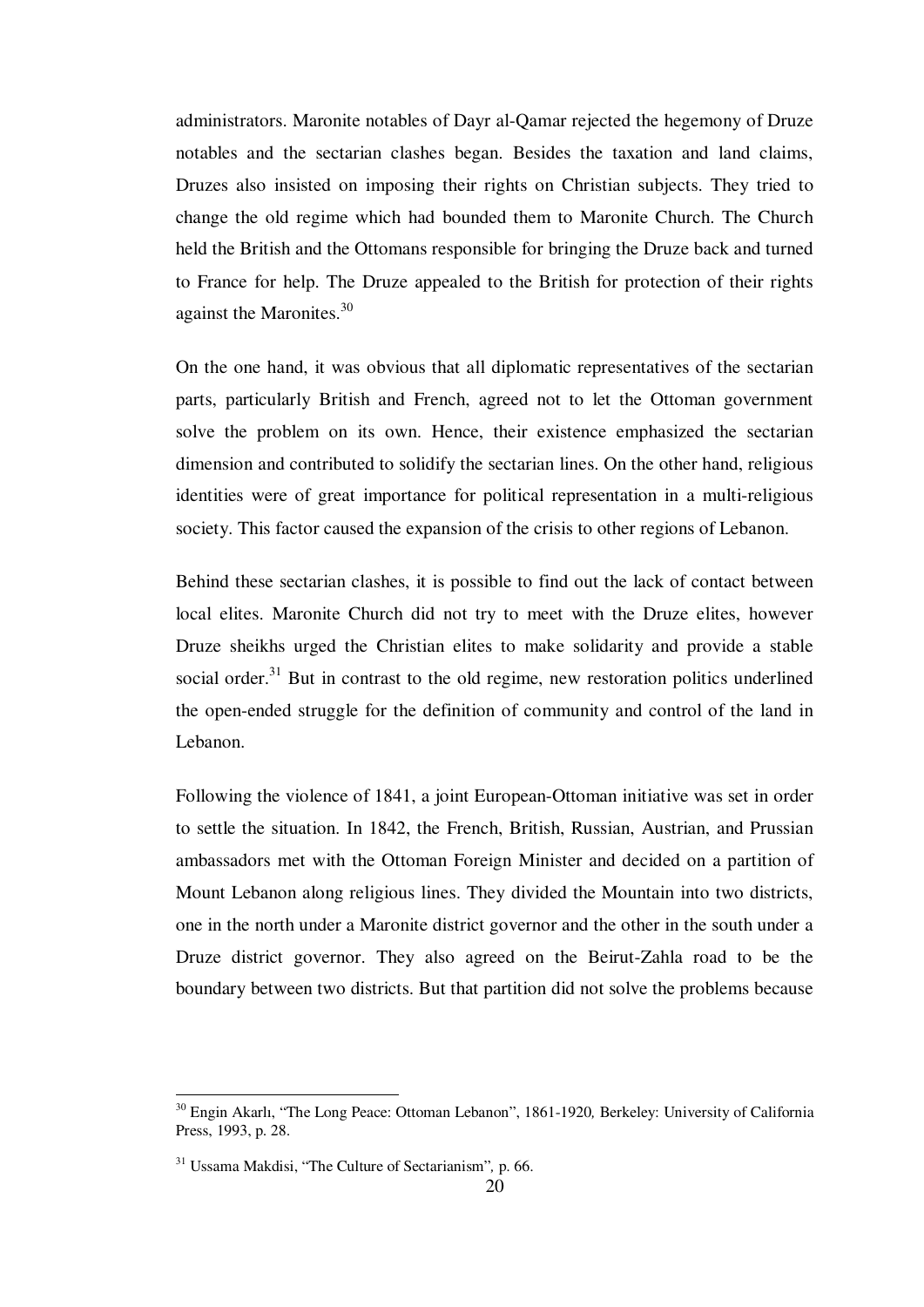administrators. Maronite notables of Dayr al-Qamar rejected the hegemony of Druze notables and the sectarian clashes began. Besides the taxation and land claims, Druzes also insisted on imposing their rights on Christian subjects. They tried to change the old regime which had bounded them to Maronite Church. The Church held the British and the Ottomans responsible for bringing the Druze back and turned to France for help. The Druze appealed to the British for protection of their rights against the Maronites.[30]

On the one hand, it was obvious that all diplomatic representatives of the sectarian parts, particularly British and French, agreed not to let the Ottoman government solve the problem on its own. Hence, their existence emphasized the sectarian dimension and contributed to solidify the sectarian lines. On the other hand, religious identities were of great importance for political representation in a multi-religious society. This factor caused the expansion of the crisis to other regions of Lebanon.

Behind these sectarian clashes, it is possible to find out the lack of contact between local elites. Maronite Church did not try to meet with the Druze elites, however Druze sheikhs urged the Christian elites to make solidarity and provide a stable social order.[31] But in contrast to the old regime, new restoration politics underlined the open-ended struggle for the definition of community and control of the land in Lebanon.

Following the violence of 1841, a joint European-Ottoman initiative was set in order to settle the situation. In 1842, the French, British, Russian, Austrian, and Prussian ambassadors met with the Ottoman Foreign Minister and decided on a partition of Mount Lebanon along religious lines. They divided the Mountain into two districts, one in the north under a Maronite district governor and the other in the south under a Druze district governor. They also agreed on the Beirut-Zahla road to be the boundary between two districts. But that partition did not solve the problems because

---

[30] Engin Akarlı, "The Long Peace: Ottoman Lebanon", 1861-1920*,* Berkeley: University of California Press, 1993, p. 28.

[31] Ussama Makdisi, "The Culture of Sectarianism"*,* p. 66.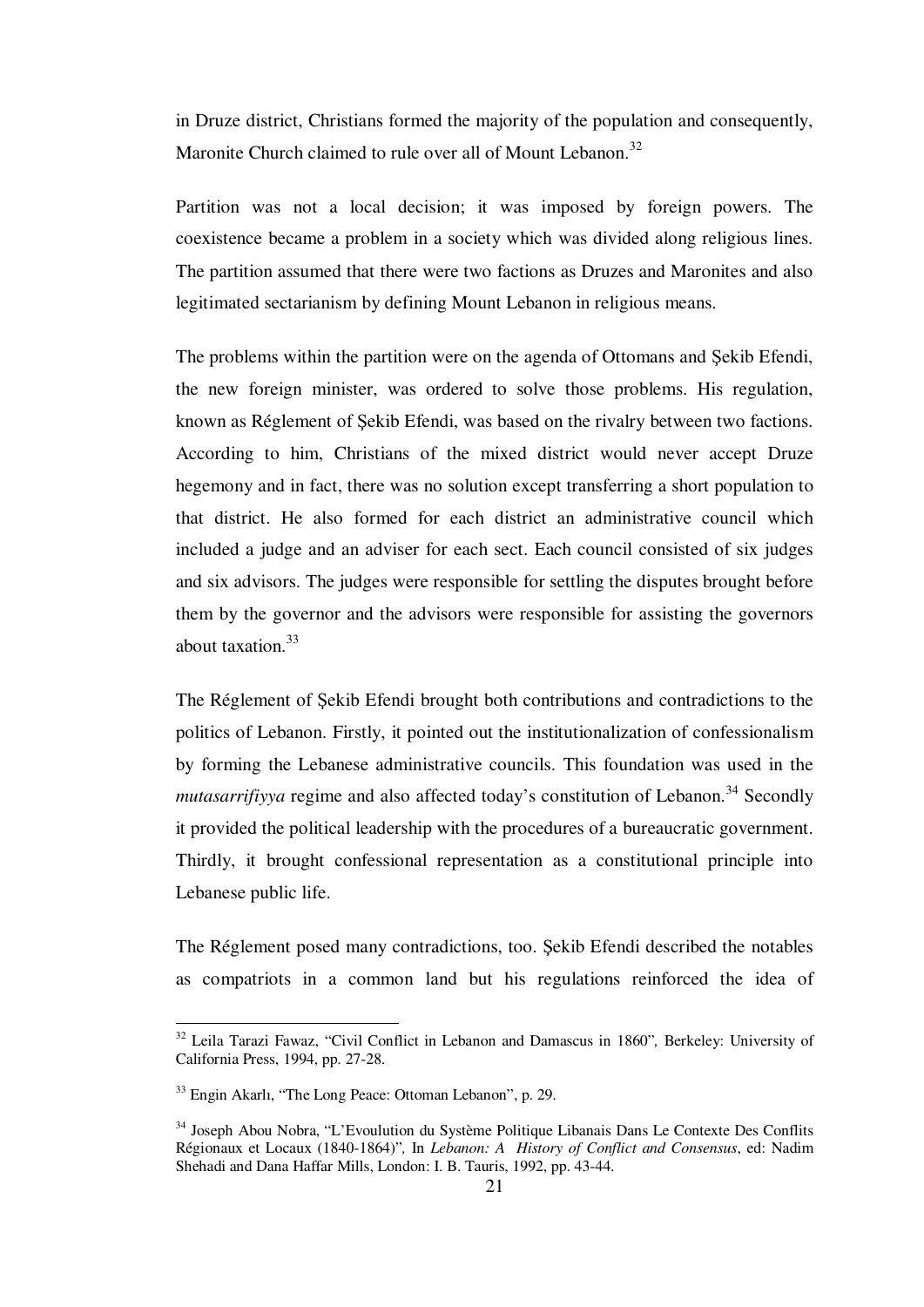in Druze district, Christians formed the majority of the population and consequently, Maronite Church claimed to rule over all of Mount Lebanon.[32]

Partition was not a local decision; it was imposed by foreign powers. The coexistence became a problem in a society which was divided along religious lines. The partition assumed that there were two factions as Druzes and Maronites and also legitimated sectarianism by defining Mount Lebanon in religious means.

The problems within the partition were on the agenda of Ottomans and Şekib Efendi, the new foreign minister, was ordered to solve those problems. His regulation, known as Réglement of Şekib Efendi, was based on the rivalry between two factions. According to him, Christians of the mixed district would never accept Druze hegemony and in fact, there was no solution except transferring a short population to that district. He also formed for each district an administrative council which included a judge and an adviser for each sect. Each council consisted of six judges and six advisors. The judges were responsible for settling the disputes brought before them by the governor and the advisors were responsible for assisting the governors about taxation.[33]

The Réglement of Şekib Efendi brought both contributions and contradictions to the politics of Lebanon. Firstly, it pointed out the institutionalization of confessionalism by forming the Lebanese administrative councils. This foundation was used in the *mutasarrifiyya* regime and also affected today's constitution of Lebanon.[34] Secondly it provided the political leadership with the procedures of a bureaucratic government. Thirdly, it brought confessional representation as a constitutional principle into Lebanese public life.

The Réglement posed many contradictions, too. Şekib Efendi described the notables as compatriots in a common land but his regulations reinforced the idea of

---

[32] Leila Tarazi Fawaz, "Civil Conflict in Lebanon and Damascus in 1860", Berkeley: University of California Press, 1994, pp. 27-28.

[33] Engin Akarlı, "The Long Peace: Ottoman Lebanon", p. 29.

[34] Joseph Abou Nobra, "L'Evoulution du Système Politique Libanais Dans Le Contexte Des Conflits Régionaux et Locaux (1840-1864)", In *Lebanon: A History of Conflict and Consensus*, ed: Nadim Shehadi and Dana Haffar Mills, London: I. B. Tauris, 1992, pp. 43-44.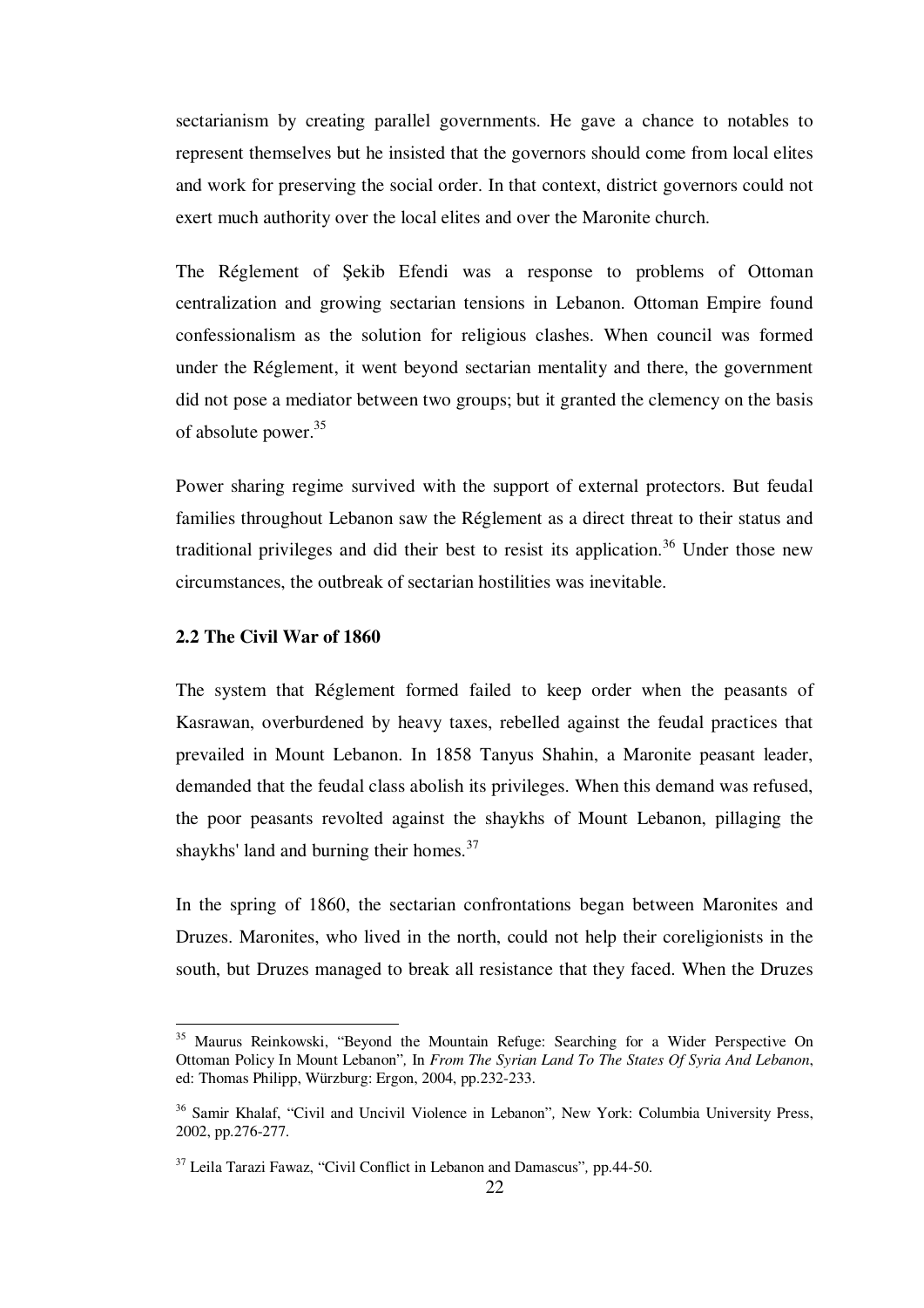sectarianism by creating parallel governments. He gave a chance to notables to represent themselves but he insisted that the governors should come from local elites and work for preserving the social order. In that context, district governors could not exert much authority over the local elites and over the Maronite church.

The Réglement of Şekib Efendi was a response to problems of Ottoman centralization and growing sectarian tensions in Lebanon. Ottoman Empire found confessionalism as the solution for religious clashes. When council was formed under the Réglement, it went beyond sectarian mentality and there, the government did not pose a mediator between two groups; but it granted the clemency on the basis of absolute power.[35]

Power sharing regime survived with the support of external protectors. But feudal families throughout Lebanon saw the Réglement as a direct threat to their status and traditional privileges and did their best to resist its application.[36] Under those new circumstances, the outbreak of sectarian hostilities was inevitable.

### 2.2 The Civil War of 1860

The system that Réglement formed failed to keep order when the peasants of Kasrawan, overburdened by heavy taxes, rebelled against the feudal practices that prevailed in Mount Lebanon. In 1858 Tanyus Shahin, a Maronite peasant leader, demanded that the feudal class abolish its privileges. When this demand was refused, the poor peasants revolted against the shaykhs of Mount Lebanon, pillaging the shaykhs' land and burning their homes.[37]

In the spring of 1860, the sectarian confrontations began between Maronites and Druzes. Maronites, who lived in the north, could not help their coreligionists in the south, but Druzes managed to break all resistance that they faced. When the Druzes

---

[35] Maurus Reinkowski, "Beyond the Mountain Refuge: Searching for a Wider Perspective On Ottoman Policy In Mount Lebanon", In *From The Syrian Land To The States Of Syria And Lebanon*, ed: Thomas Philipp, Würzburg: Ergon, 2004, pp.232-233.

[36] Samir Khalaf, "Civil and Uncivil Violence in Lebanon", New York: Columbia University Press, 2002, pp.276-277.

[37] Leila Tarazi Fawaz, "Civil Conflict in Lebanon and Damascus", pp.44-50.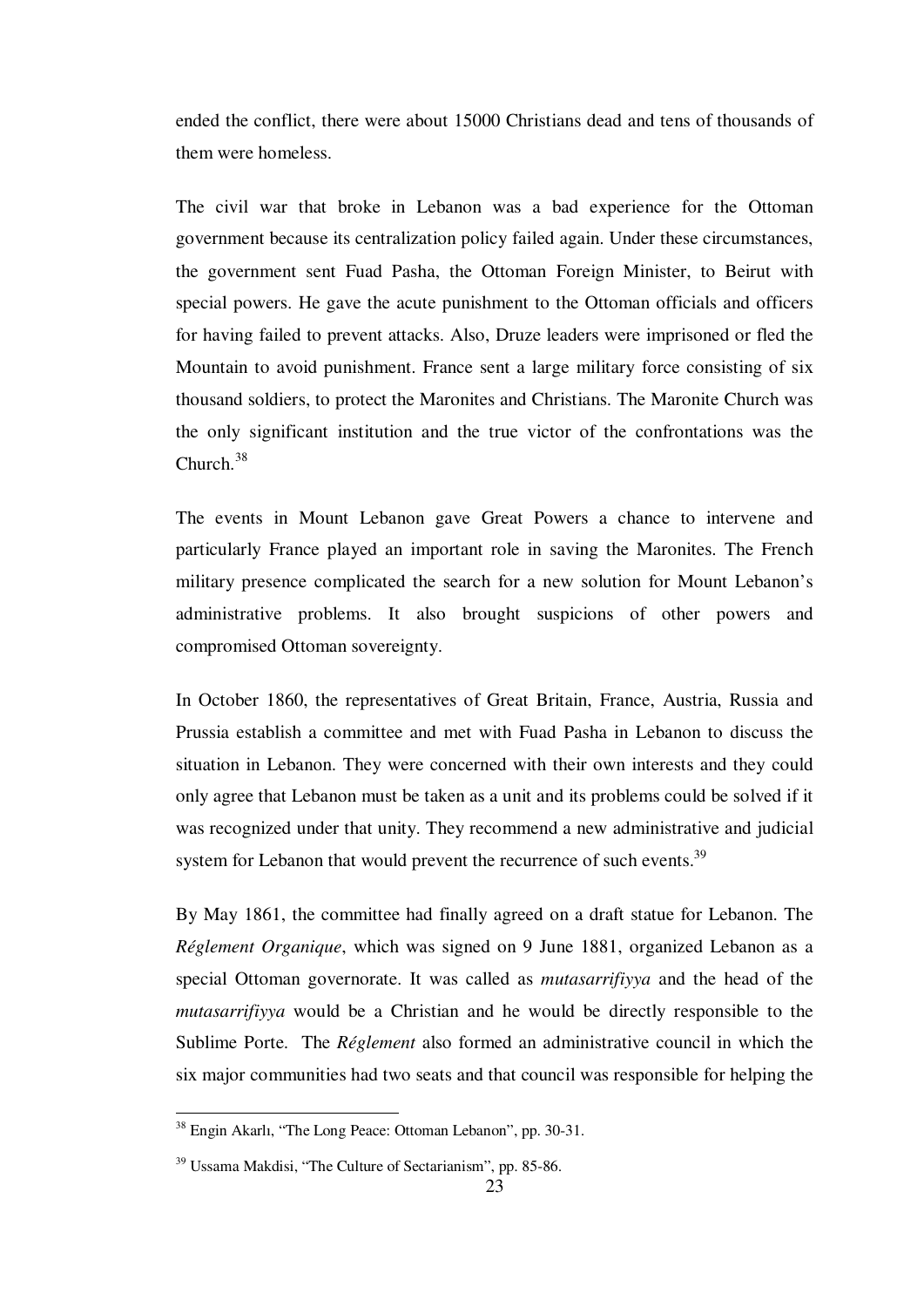ended the conflict, there were about 15000 Christians dead and tens of thousands of them were homeless.

The civil war that broke in Lebanon was a bad experience for the Ottoman government because its centralization policy failed again. Under these circumstances, the government sent Fuad Pasha, the Ottoman Foreign Minister, to Beirut with special powers. He gave the acute punishment to the Ottoman officials and officers for having failed to prevent attacks. Also, Druze leaders were imprisoned or fled the Mountain to avoid punishment. France sent a large military force consisting of six thousand soldiers, to protect the Maronites and Christians. The Maronite Church was the only significant institution and the true victor of the confrontations was the Church.[38]

The events in Mount Lebanon gave Great Powers a chance to intervene and particularly France played an important role in saving the Maronites. The French military presence complicated the search for a new solution for Mount Lebanon's administrative problems. It also brought suspicions of other powers and compromised Ottoman sovereignty.

In October 1860, the representatives of Great Britain, France, Austria, Russia and Prussia establish a committee and met with Fuad Pasha in Lebanon to discuss the situation in Lebanon. They were concerned with their own interests and they could only agree that Lebanon must be taken as a unit and its problems could be solved if it was recognized under that unity. They recommend a new administrative and judicial system for Lebanon that would prevent the recurrence of such events.[39]

By May 1861, the committee had finally agreed on a draft statue for Lebanon. The *Réglement Organique*, which was signed on 9 June 1881, organized Lebanon as a special Ottoman governorate. It was called as *mutasarrifiyya* and the head of the *mutasarrifiyya* would be a Christian and he would be directly responsible to the Sublime Porte. The *Réglement* also formed an administrative council in which the six major communities had two seats and that council was responsible for helping the

---

[38] Engin Akarlı, "The Long Peace: Ottoman Lebanon", pp. 30-31.

[39] Ussama Makdisi, "The Culture of Sectarianism", pp. 85-86.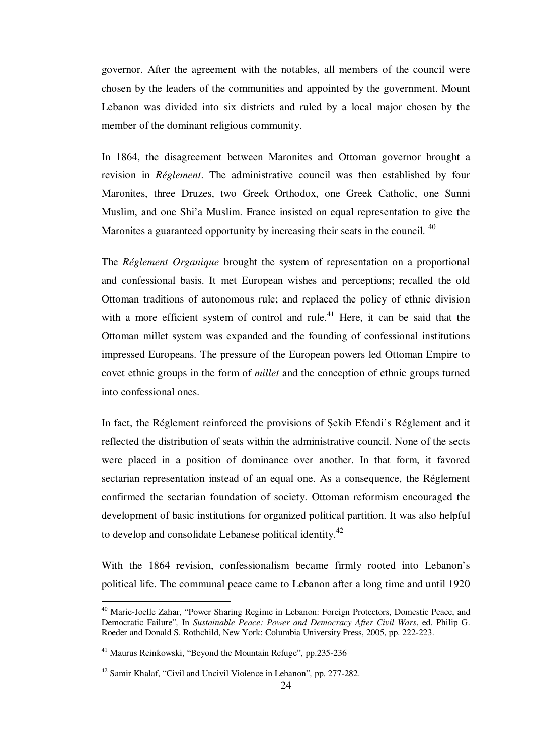governor. After the agreement with the notables, all members of the council were chosen by the leaders of the communities and appointed by the government. Mount Lebanon was divided into six districts and ruled by a local major chosen by the member of the dominant religious community.

In 1864, the disagreement between Maronites and Ottoman governor brought a revision in *Réglement*. The administrative council was then established by four Maronites, three Druzes, two Greek Orthodox, one Greek Catholic, one Sunni Muslim, and one Shi'a Muslim. France insisted on equal representation to give the Maronites a guaranteed opportunity by increasing their seats in the council. [40]

The *Réglement Organique* brought the system of representation on a proportional and confessional basis. It met European wishes and perceptions; recalled the old Ottoman traditions of autonomous rule; and replaced the policy of ethnic division with a more efficient system of control and rule.[41] Here, it can be said that the Ottoman millet system was expanded and the founding of confessional institutions impressed Europeans. The pressure of the European powers led Ottoman Empire to covet ethnic groups in the form of *millet* and the conception of ethnic groups turned into confessional ones.

In fact, the Réglement reinforced the provisions of Şekib Efendi's Réglement and it reflected the distribution of seats within the administrative council. None of the sects were placed in a position of dominance over another. In that form, it favored sectarian representation instead of an equal one. As a consequence, the Réglement confirmed the sectarian foundation of society. Ottoman reformism encouraged the development of basic institutions for organized political partition. It was also helpful to develop and consolidate Lebanese political identity.[42]

With the 1864 revision, confessionalism became firmly rooted into Lebanon's political life. The communal peace came to Lebanon after a long time and until 1920

---

[40] Marie-Joelle Zahar, "Power Sharing Regime in Lebanon: Foreign Protectors, Domestic Peace, and Democratic Failure", In *Sustainable Peace: Power and Democracy After Civil Wars*, ed. Philip G. Roeder and Donald S. Rothchild, New York: Columbia University Press, 2005, pp. 222-223.

[41] Maurus Reinkowski, "Beyond the Mountain Refuge", pp.235-236

[42] Samir Khalaf, "Civil and Uncivil Violence in Lebanon", pp. 277-282.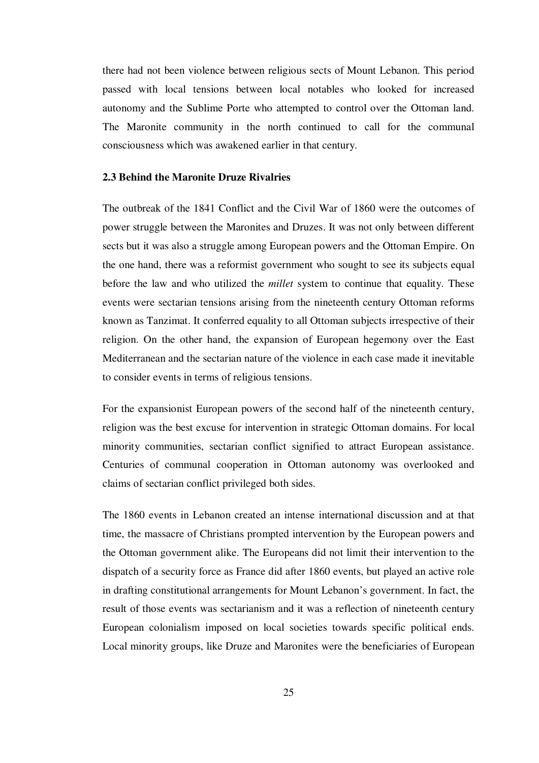there had not been violence between religious sects of Mount Lebanon. This period passed with local tensions between local notables who looked for increased autonomy and the Sublime Porte who attempted to control over the Ottoman land. The Maronite community in the north continued to call for the communal consciousness which was awakened earlier in that century.

### 2.3 Behind the Maronite Druze Rivalries

The outbreak of the 1841 Conflict and the Civil War of 1860 were the outcomes of power struggle between the Maronites and Druzes. It was not only between different sects but it was also a struggle among European powers and the Ottoman Empire. On the one hand, there was a reformist government who sought to see its subjects equal before the law and who utilized the *millet* system to continue that equality. These events were sectarian tensions arising from the nineteenth century Ottoman reforms known as Tanzimat. It conferred equality to all Ottoman subjects irrespective of their religion. On the other hand, the expansion of European hegemony over the East Mediterranean and the sectarian nature of the violence in each case made it inevitable to consider events in terms of religious tensions.

For the expansionist European powers of the second half of the nineteenth century, religion was the best excuse for intervention in strategic Ottoman domains. For local minority communities, sectarian conflict signified to attract European assistance. Centuries of communal cooperation in Ottoman autonomy was overlooked and claims of sectarian conflict privileged both sides.

The 1860 events in Lebanon created an intense international discussion and at that time, the massacre of Christians prompted intervention by the European powers and the Ottoman government alike. The Europeans did not limit their intervention to the dispatch of a security force as France did after 1860 events, but played an active role in drafting constitutional arrangements for Mount Lebanon's government. In fact, the result of those events was sectarianism and it was a reflection of nineteenth century European colonialism imposed on local societies towards specific political ends. Local minority groups, like Druze and Maronites were the beneficiaries of European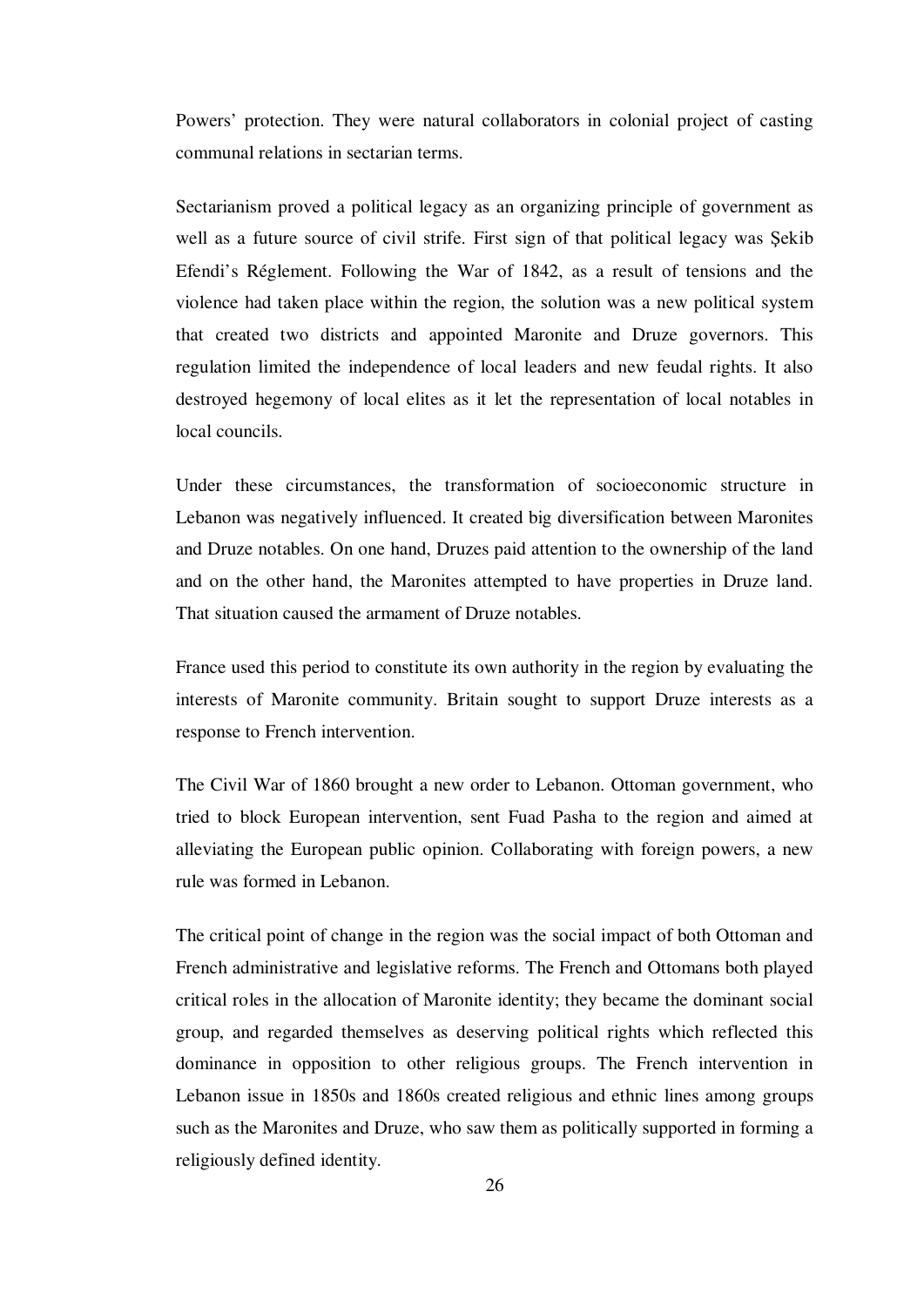Powers' protection. They were natural collaborators in colonial project of casting communal relations in sectarian terms.

Sectarianism proved a political legacy as an organizing principle of government as well as a future source of civil strife. First sign of that political legacy was Şekib Efendi's Réglement. Following the War of 1842, as a result of tensions and the violence had taken place within the region, the solution was a new political system that created two districts and appointed Maronite and Druze governors. This regulation limited the independence of local leaders and new feudal rights. It also destroyed hegemony of local elites as it let the representation of local notables in local councils.

Under these circumstances, the transformation of socioeconomic structure in Lebanon was negatively influenced. It created big diversification between Maronites and Druze notables. On one hand, Druzes paid attention to the ownership of the land and on the other hand, the Maronites attempted to have properties in Druze land. That situation caused the armament of Druze notables.

France used this period to constitute its own authority in the region by evaluating the interests of Maronite community. Britain sought to support Druze interests as a response to French intervention.

The Civil War of 1860 brought a new order to Lebanon. Ottoman government, who tried to block European intervention, sent Fuad Pasha to the region and aimed at alleviating the European public opinion. Collaborating with foreign powers, a new rule was formed in Lebanon.

The critical point of change in the region was the social impact of both Ottoman and French administrative and legislative reforms. The French and Ottomans both played critical roles in the allocation of Maronite identity; they became the dominant social group, and regarded themselves as deserving political rights which reflected this dominance in opposition to other religious groups. The French intervention in Lebanon issue in 1850s and 1860s created religious and ethnic lines among groups such as the Maronites and Druze, who saw them as politically supported in forming a religiously defined identity.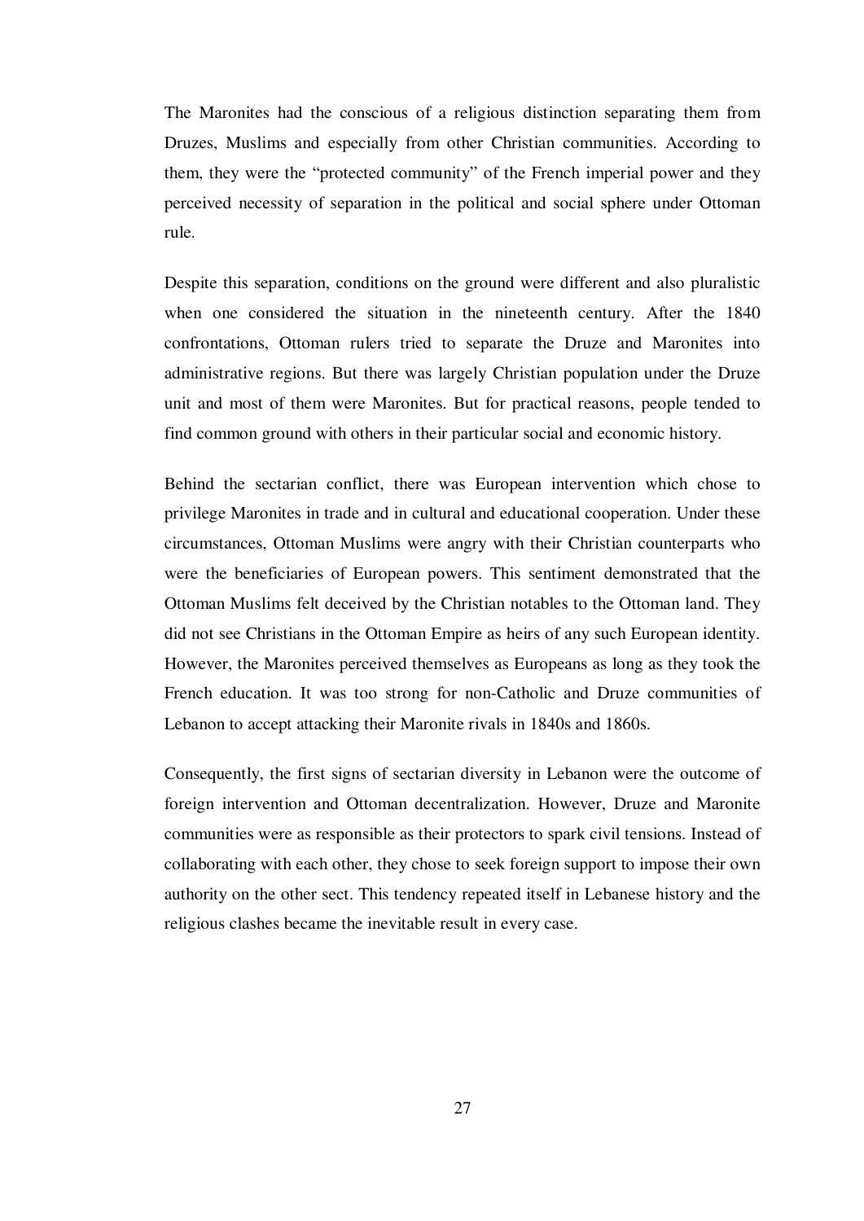The Maronites had the conscious of a religious distinction separating them from Druzes, Muslims and especially from other Christian communities. According to them, they were the "protected community" of the French imperial power and they perceived necessity of separation in the political and social sphere under Ottoman rule.

Despite this separation, conditions on the ground were different and also pluralistic when one considered the situation in the nineteenth century. After the 1840 confrontations, Ottoman rulers tried to separate the Druze and Maronites into administrative regions. But there was largely Christian population under the Druze unit and most of them were Maronites. But for practical reasons, people tended to find common ground with others in their particular social and economic history.

Behind the sectarian conflict, there was European intervention which chose to privilege Maronites in trade and in cultural and educational cooperation. Under these circumstances, Ottoman Muslims were angry with their Christian counterparts who were the beneficiaries of European powers. This sentiment demonstrated that the Ottoman Muslims felt deceived by the Christian notables to the Ottoman land. They did not see Christians in the Ottoman Empire as heirs of any such European identity. However, the Maronites perceived themselves as Europeans as long as they took the French education. It was too strong for non-Catholic and Druze communities of Lebanon to accept attacking their Maronite rivals in 1840s and 1860s.

Consequently, the first signs of sectarian diversity in Lebanon were the outcome of foreign intervention and Ottoman decentralization. However, Druze and Maronite communities were as responsible as their protectors to spark civil tensions. Instead of collaborating with each other, they chose to seek foreign support to impose their own authority on the other sect. This tendency repeated itself in Lebanese history and the religious clashes became the inevitable result in every case.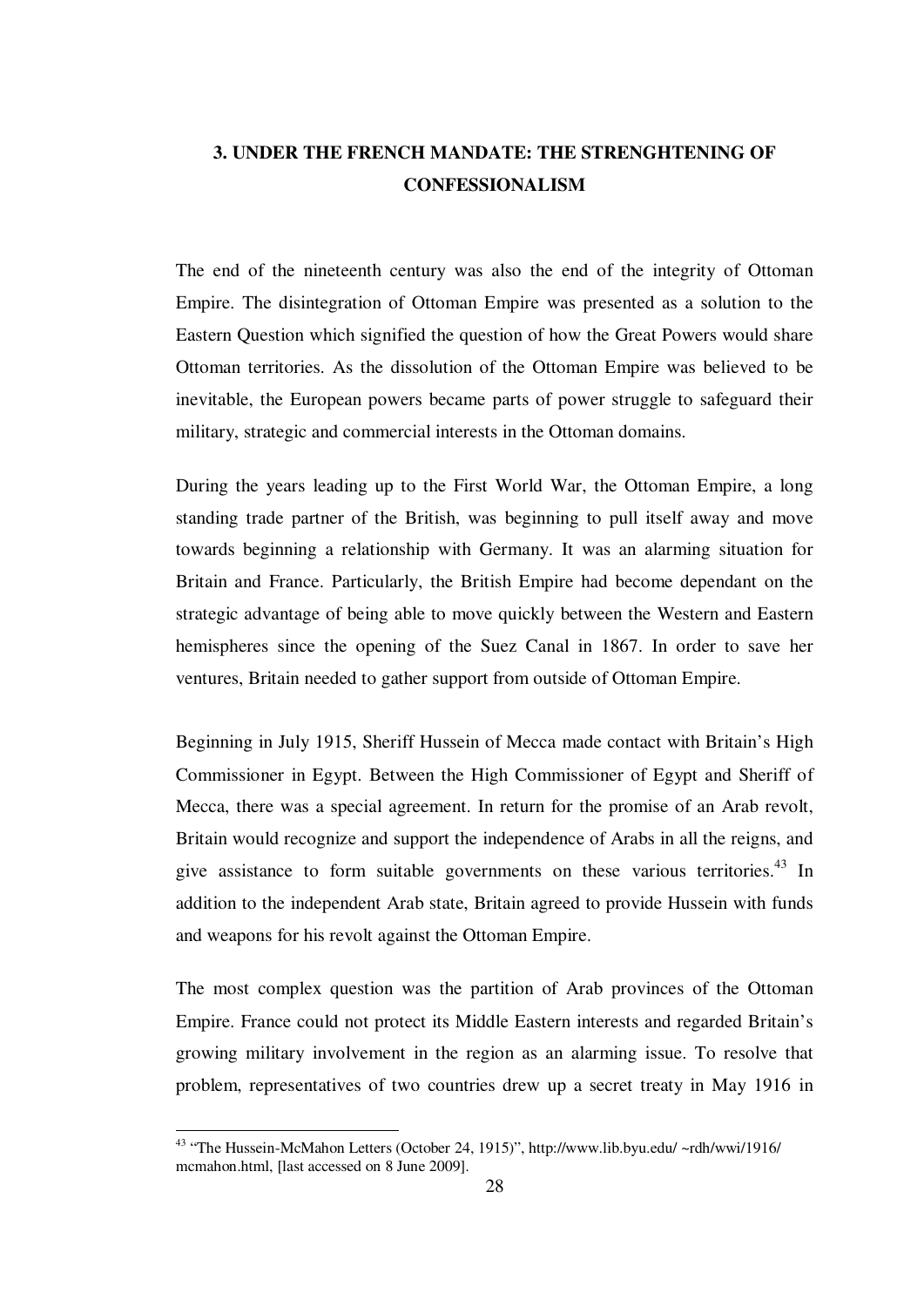## 3. UNDER THE FRENCH MANDATE: THE STRENGHTENING OF CONFESSIONALISM

The end of the nineteenth century was also the end of the integrity of Ottoman Empire. The disintegration of Ottoman Empire was presented as a solution to the Eastern Question which signified the question of how the Great Powers would share Ottoman territories. As the dissolution of the Ottoman Empire was believed to be inevitable, the European powers became parts of power struggle to safeguard their military, strategic and commercial interests in the Ottoman domains.

During the years leading up to the First World War, the Ottoman Empire, a long standing trade partner of the British, was beginning to pull itself away and move towards beginning a relationship with Germany. It was an alarming situation for Britain and France. Particularly, the British Empire had become dependant on the strategic advantage of being able to move quickly between the Western and Eastern hemispheres since the opening of the Suez Canal in 1867. In order to save her ventures, Britain needed to gather support from outside of Ottoman Empire.

Beginning in July 1915, Sheriff Hussein of Mecca made contact with Britain's High Commissioner in Egypt. Between the High Commissioner of Egypt and Sheriff of Mecca, there was a special agreement. In return for the promise of an Arab revolt, Britain would recognize and support the independence of Arabs in all the reigns, and give assistance to form suitable governments on these various territories.[43] In addition to the independent Arab state, Britain agreed to provide Hussein with funds and weapons for his revolt against the Ottoman Empire.

The most complex question was the partition of Arab provinces of the Ottoman Empire. France could not protect its Middle Eastern interests and regarded Britain's growing military involvement in the region as an alarming issue. To resolve that problem, representatives of two countries drew up a secret treaty in May 1916 in

---

[43] "The Hussein-McMahon Letters (October 24, 1915)", http://www.lib.byu.edu/ ~rdh/wwi/1916/ mcmahon.html, [last accessed on 8 June 2009].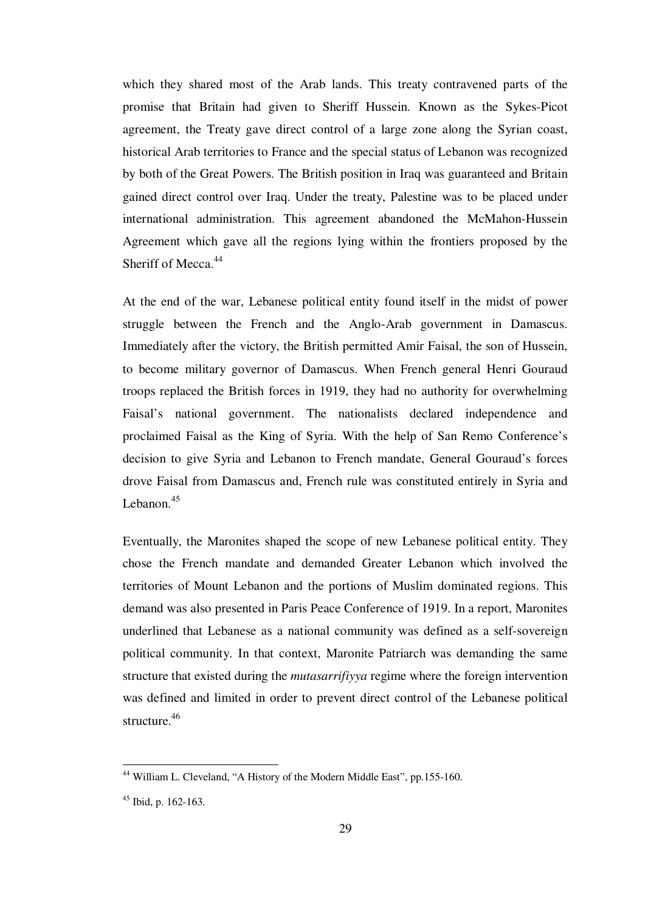which they shared most of the Arab lands. This treaty contravened parts of the promise that Britain had given to Sheriff Hussein. Known as the Sykes-Picot agreement, the Treaty gave direct control of a large zone along the Syrian coast, historical Arab territories to France and the special status of Lebanon was recognized by both of the Great Powers. The British position in Iraq was guaranteed and Britain gained direct control over Iraq. Under the treaty, Palestine was to be placed under international administration. This agreement abandoned the McMahon-Hussein Agreement which gave all the regions lying within the frontiers proposed by the Sheriff of Mecca.[44]

At the end of the war, Lebanese political entity found itself in the midst of power struggle between the French and the Anglo-Arab government in Damascus. Immediately after the victory, the British permitted Amir Faisal, the son of Hussein, to become military governor of Damascus. When French general Henri Gouraud troops replaced the British forces in 1919, they had no authority for overwhelming Faisal's national government. The nationalists declared independence and proclaimed Faisal as the King of Syria. With the help of San Remo Conference's decision to give Syria and Lebanon to French mandate, General Gouraud's forces drove Faisal from Damascus and, French rule was constituted entirely in Syria and Lebanon.[45]

Eventually, the Maronites shaped the scope of new Lebanese political entity. They chose the French mandate and demanded Greater Lebanon which involved the territories of Mount Lebanon and the portions of Muslim dominated regions. This demand was also presented in Paris Peace Conference of 1919. In a report, Maronites underlined that Lebanese as a national community was defined as a self-sovereign political community. In that context, Maronite Patriarch was demanding the same structure that existed during the *mutasarrifiyya* regime where the foreign intervention was defined and limited in order to prevent direct control of the Lebanese political structure.[46]

---

[44] William L. Cleveland, "A History of the Modern Middle East", pp.155-160.

[45] Ibid, p. 162-163.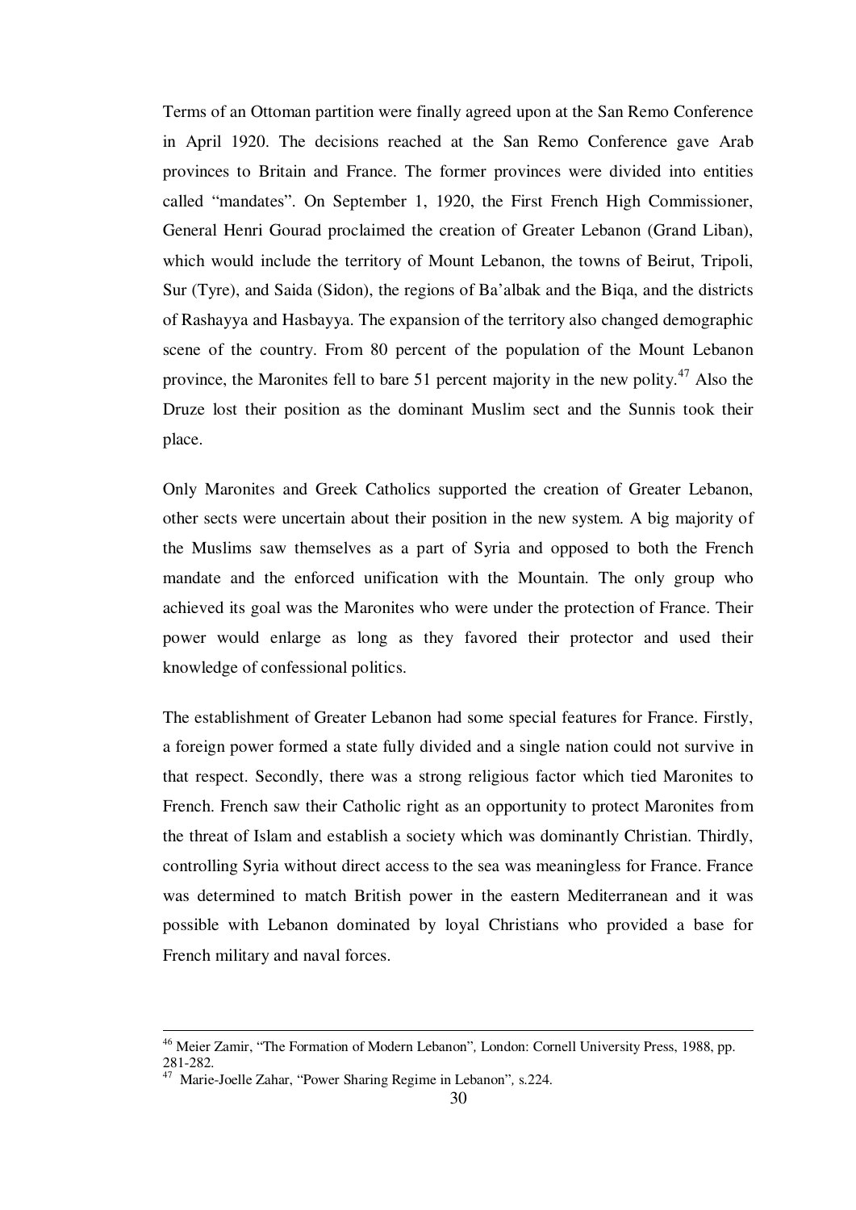Terms of an Ottoman partition were finally agreed upon at the San Remo Conference in April 1920. The decisions reached at the San Remo Conference gave Arab provinces to Britain and France. The former provinces were divided into entities called "mandates". On September 1, 1920, the First French High Commissioner, General Henri Gourad proclaimed the creation of Greater Lebanon (Grand Liban), which would include the territory of Mount Lebanon, the towns of Beirut, Tripoli, Sur (Tyre), and Saida (Sidon), the regions of Ba'albak and the Biqa, and the districts of Rashayya and Hasbayya. The expansion of the territory also changed demographic scene of the country. From 80 percent of the population of the Mount Lebanon province, the Maronites fell to bare 51 percent majority in the new polity.[47] Also the Druze lost their position as the dominant Muslim sect and the Sunnis took their place.

Only Maronites and Greek Catholics supported the creation of Greater Lebanon, other sects were uncertain about their position in the new system. A big majority of the Muslims saw themselves as a part of Syria and opposed to both the French mandate and the enforced unification with the Mountain. The only group who achieved its goal was the Maronites who were under the protection of France. Their power would enlarge as long as they favored their protector and used their knowledge of confessional politics.

The establishment of Greater Lebanon had some special features for France. Firstly, a foreign power formed a state fully divided and a single nation could not survive in that respect. Secondly, there was a strong religious factor which tied Maronites to French. French saw their Catholic right as an opportunity to protect Maronites from the threat of Islam and establish a society which was dominantly Christian. Thirdly, controlling Syria without direct access to the sea was meaningless for France. France was determined to match British power in the eastern Mediterranean and it was possible with Lebanon dominated by loyal Christians who provided a base for French military and naval forces.

---

[46] Meier Zamir, "The Formation of Modern Lebanon", London: Cornell University Press, 1988, pp. 281-282.

[47] Marie-Joelle Zahar, "Power Sharing Regime in Lebanon", s.224.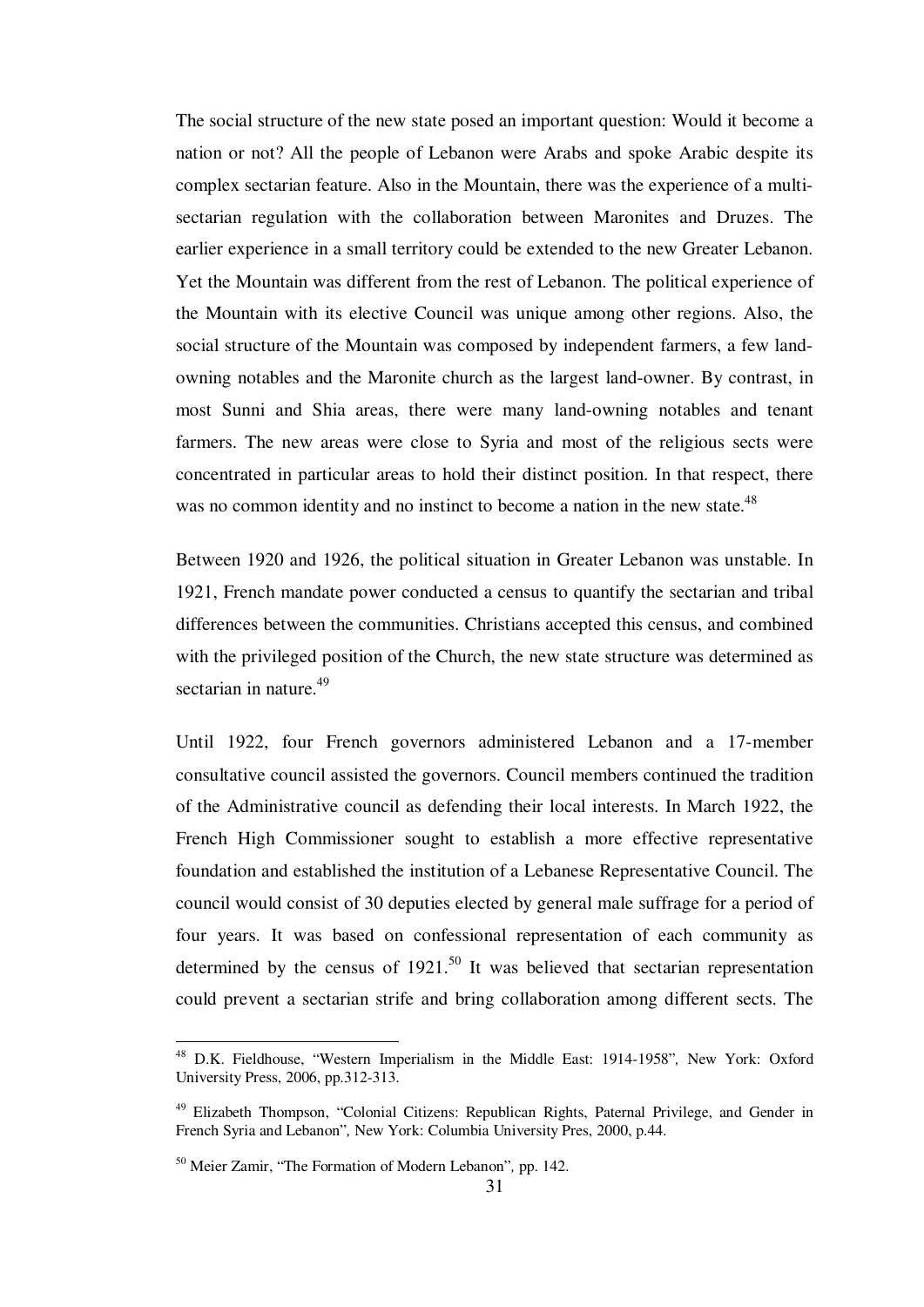The social structure of the new state posed an important question: Would it become a nation or not? All the people of Lebanon were Arabs and spoke Arabic despite its complex sectarian feature. Also in the Mountain, there was the experience of a multi-sectarian regulation with the collaboration between Maronites and Druzes. The earlier experience in a small territory could be extended to the new Greater Lebanon. Yet the Mountain was different from the rest of Lebanon. The political experience of the Mountain with its elective Council was unique among other regions. Also, the social structure of the Mountain was composed by independent farmers, a few land-owning notables and the Maronite church as the largest land-owner. By contrast, in most Sunni and Shia areas, there were many land-owning notables and tenant farmers. The new areas were close to Syria and most of the religious sects were concentrated in particular areas to hold their distinct position. In that respect, there was no common identity and no instinct to become a nation in the new state.[48]

Between 1920 and 1926, the political situation in Greater Lebanon was unstable. In 1921, French mandate power conducted a census to quantify the sectarian and tribal differences between the communities. Christians accepted this census, and combined with the privileged position of the Church, the new state structure was determined as sectarian in nature.[49]

Until 1922, four French governors administered Lebanon and a 17-member consultative council assisted the governors. Council members continued the tradition of the Administrative council as defending their local interests. In March 1922, the French High Commissioner sought to establish a more effective representative foundation and established the institution of a Lebanese Representative Council. The council would consist of 30 deputies elected by general male suffrage for a period of four years. It was based on confessional representation of each community as determined by the census of 1921.[50] It was believed that sectarian representation could prevent a sectarian strife and bring collaboration among different sects. The

---

[48] D.K. Fieldhouse, "Western Imperialism in the Middle East: 1914-1958", New York: Oxford University Press, 2006, pp.312-313.

[49] Elizabeth Thompson, "Colonial Citizens: Republican Rights, Paternal Privilege, and Gender in French Syria and Lebanon", New York: Columbia University Pres, 2000, p.44.

[50] Meier Zamir, "The Formation of Modern Lebanon", pp. 142.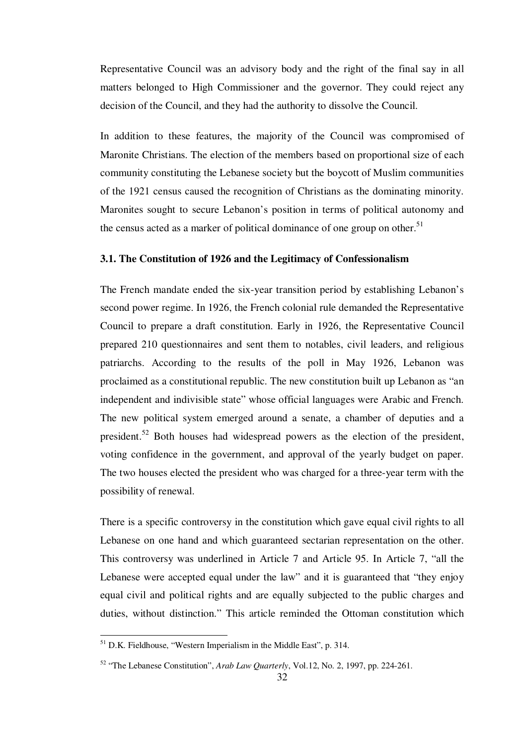Representative Council was an advisory body and the right of the final say in all matters belonged to High Commissioner and the governor. They could reject any decision of the Council, and they had the authority to dissolve the Council.

In addition to these features, the majority of the Council was compromised of Maronite Christians. The election of the members based on proportional size of each community constituting the Lebanese society but the boycott of Muslim communities of the 1921 census caused the recognition of Christians as the dominating minority. Maronites sought to secure Lebanon's position in terms of political autonomy and the census acted as a marker of political dominance of one group on other.[51]

### 3.1. The Constitution of 1926 and the Legitimacy of Confessionalism

The French mandate ended the six-year transition period by establishing Lebanon's second power regime. In 1926, the French colonial rule demanded the Representative Council to prepare a draft constitution. Early in 1926, the Representative Council prepared 210 questionnaires and sent them to notables, civil leaders, and religious patriarchs. According to the results of the poll in May 1926, Lebanon was proclaimed as a constitutional republic. The new constitution built up Lebanon as "an independent and indivisible state" whose official languages were Arabic and French. The new political system emerged around a senate, a chamber of deputies and a president.[52] Both houses had widespread powers as the election of the president, voting confidence in the government, and approval of the yearly budget on paper. The two houses elected the president who was charged for a three-year term with the possibility of renewal.

There is a specific controversy in the constitution which gave equal civil rights to all Lebanese on one hand and which guaranteed sectarian representation on the other. This controversy was underlined in Article 7 and Article 95. In Article 7, "all the Lebanese were accepted equal under the law" and it is guaranteed that "they enjoy equal civil and political rights and are equally subjected to the public charges and duties, without distinction." This article reminded the Ottoman constitution which

---

[51] D.K. Fieldhouse, "Western Imperialism in the Middle East", p. 314.

[52] "The Lebanese Constitution", *Arab Law Quarterly*, Vol.12, No. 2, 1997, pp. 224-261.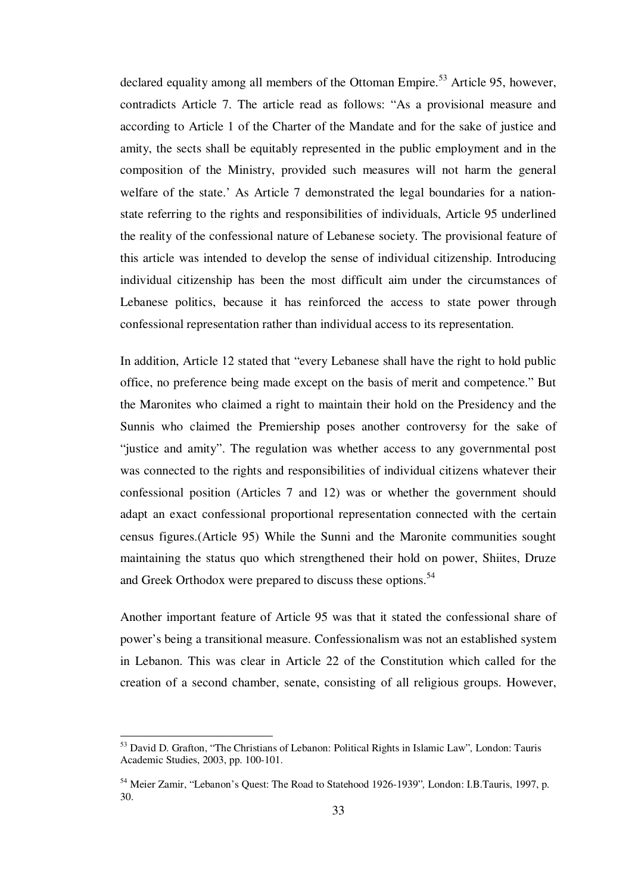declared equality among all members of the Ottoman Empire.[53] Article 95, however, contradicts Article 7. The article read as follows: "As a provisional measure and according to Article 1 of the Charter of the Mandate and for the sake of justice and amity, the sects shall be equitably represented in the public employment and in the composition of the Ministry, provided such measures will not harm the general welfare of the state.' As Article 7 demonstrated the legal boundaries for a nation-state referring to the rights and responsibilities of individuals, Article 95 underlined the reality of the confessional nature of Lebanese society. The provisional feature of this article was intended to develop the sense of individual citizenship. Introducing individual citizenship has been the most difficult aim under the circumstances of Lebanese politics, because it has reinforced the access to state power through confessional representation rather than individual access to its representation.

In addition, Article 12 stated that "every Lebanese shall have the right to hold public office, no preference being made except on the basis of merit and competence." But the Maronites who claimed a right to maintain their hold on the Presidency and the Sunnis who claimed the Premiership poses another controversy for the sake of "justice and amity". The regulation was whether access to any governmental post was connected to the rights and responsibilities of individual citizens whatever their confessional position (Articles 7 and 12) was or whether the government should adapt an exact confessional proportional representation connected with the certain census figures.(Article 95) While the Sunni and the Maronite communities sought maintaining the status quo which strengthened their hold on power, Shiites, Druze and Greek Orthodox were prepared to discuss these options.[54]

Another important feature of Article 95 was that it stated the confessional share of power's being a transitional measure. Confessionalism was not an established system in Lebanon. This was clear in Article 22 of the Constitution which called for the creation of a second chamber, senate, consisting of all religious groups. However,

---

[53] David D. Grafton, "The Christians of Lebanon: Political Rights in Islamic Law", London: Tauris Academic Studies, 2003, pp. 100-101.

[54] Meier Zamir, "Lebanon's Quest: The Road to Statehood 1926-1939", London: I.B.Tauris, 1997, p. 30.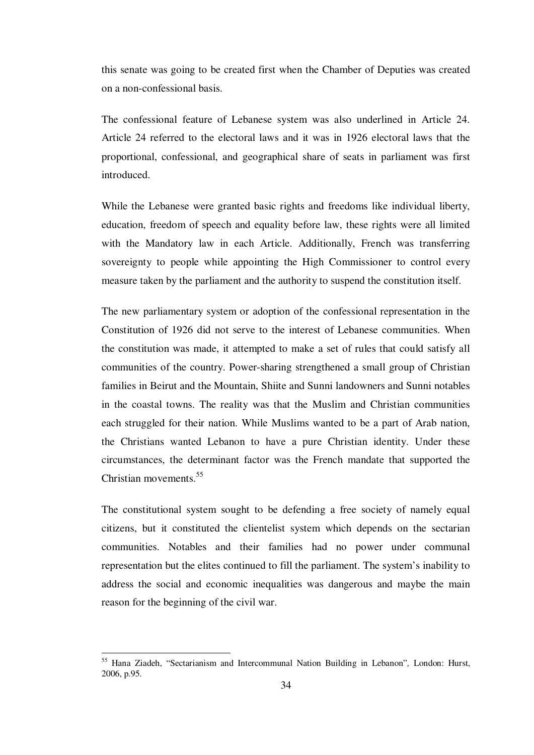this senate was going to be created first when the Chamber of Deputies was created on a non-confessional basis.

The confessional feature of Lebanese system was also underlined in Article 24. Article 24 referred to the electoral laws and it was in 1926 electoral laws that the proportional, confessional, and geographical share of seats in parliament was first introduced.

While the Lebanese were granted basic rights and freedoms like individual liberty, education, freedom of speech and equality before law, these rights were all limited with the Mandatory law in each Article. Additionally, French was transferring sovereignty to people while appointing the High Commissioner to control every measure taken by the parliament and the authority to suspend the constitution itself.

The new parliamentary system or adoption of the confessional representation in the Constitution of 1926 did not serve to the interest of Lebanese communities. When the constitution was made, it attempted to make a set of rules that could satisfy all communities of the country. Power-sharing strengthened a small group of Christian families in Beirut and the Mountain, Shiite and Sunni landowners and Sunni notables in the coastal towns. The reality was that the Muslim and Christian communities each struggled for their nation. While Muslims wanted to be a part of Arab nation, the Christians wanted Lebanon to have a pure Christian identity. Under these circumstances, the determinant factor was the French mandate that supported the Christian movements.[55]

The constitutional system sought to be defending a free society of namely equal citizens, but it constituted the clientelist system which depends on the sectarian communities. Notables and their families had no power under communal representation but the elites continued to fill the parliament. The system's inability to address the social and economic inequalities was dangerous and maybe the main reason for the beginning of the civil war.

---

[55] Hana Ziadeh, "Sectarianism and Intercommunal Nation Building in Lebanon", London: Hurst, 2006, p.95.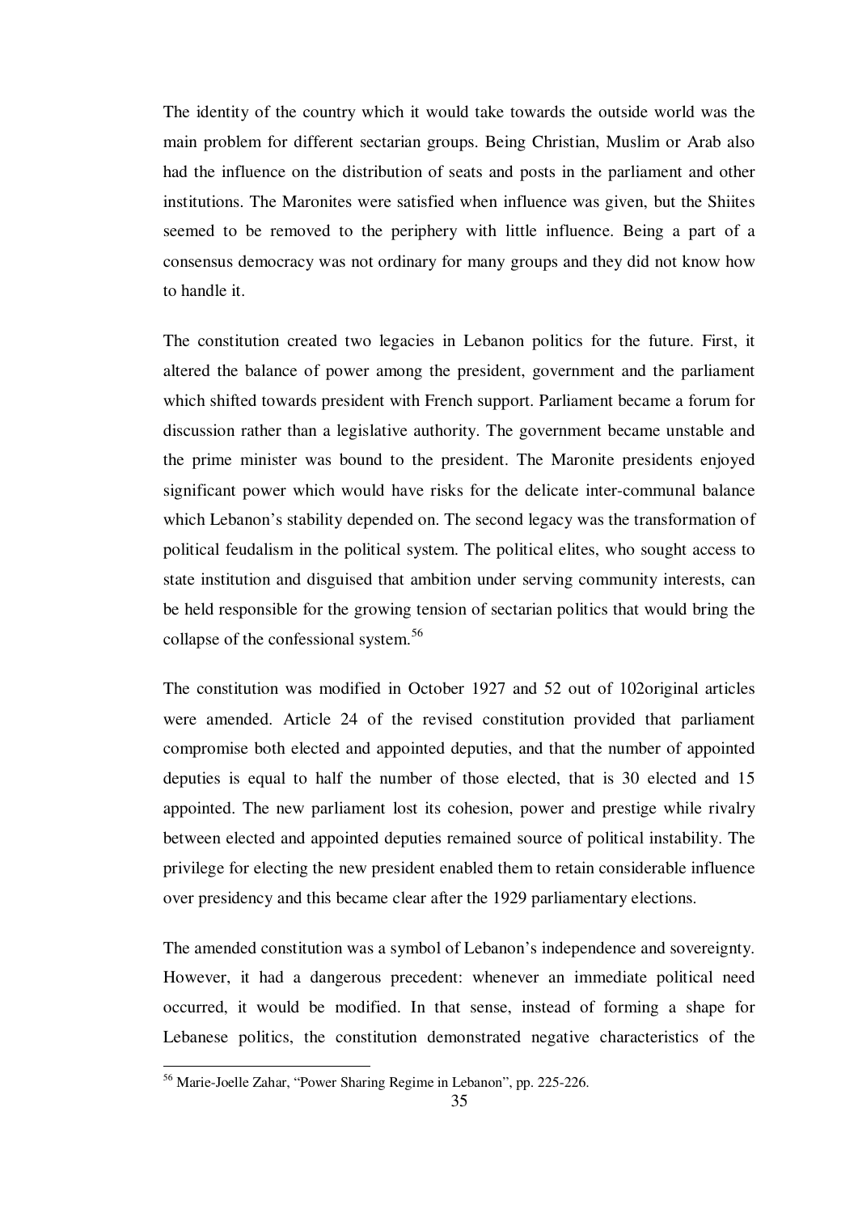The identity of the country which it would take towards the outside world was the main problem for different sectarian groups. Being Christian, Muslim or Arab also had the influence on the distribution of seats and posts in the parliament and other institutions. The Maronites were satisfied when influence was given, but the Shiites seemed to be removed to the periphery with little influence. Being a part of a consensus democracy was not ordinary for many groups and they did not know how to handle it.

The constitution created two legacies in Lebanon politics for the future. First, it altered the balance of power among the president, government and the parliament which shifted towards president with French support. Parliament became a forum for discussion rather than a legislative authority. The government became unstable and the prime minister was bound to the president. The Maronite presidents enjoyed significant power which would have risks for the delicate inter-communal balance which Lebanon's stability depended on. The second legacy was the transformation of political feudalism in the political system. The political elites, who sought access to state institution and disguised that ambition under serving community interests, can be held responsible for the growing tension of sectarian politics that would bring the collapse of the confessional system.[56]

The constitution was modified in October 1927 and 52 out of 102original articles were amended. Article 24 of the revised constitution provided that parliament compromise both elected and appointed deputies, and that the number of appointed deputies is equal to half the number of those elected, that is 30 elected and 15 appointed. The new parliament lost its cohesion, power and prestige while rivalry between elected and appointed deputies remained source of political instability. The privilege for electing the new president enabled them to retain considerable influence over presidency and this became clear after the 1929 parliamentary elections.

The amended constitution was a symbol of Lebanon's independence and sovereignty. However, it had a dangerous precedent: whenever an immediate political need occurred, it would be modified. In that sense, instead of forming a shape for Lebanese politics, the constitution demonstrated negative characteristics of the

[56] Marie-Joelle Zahar, "Power Sharing Regime in Lebanon", pp. 225-226.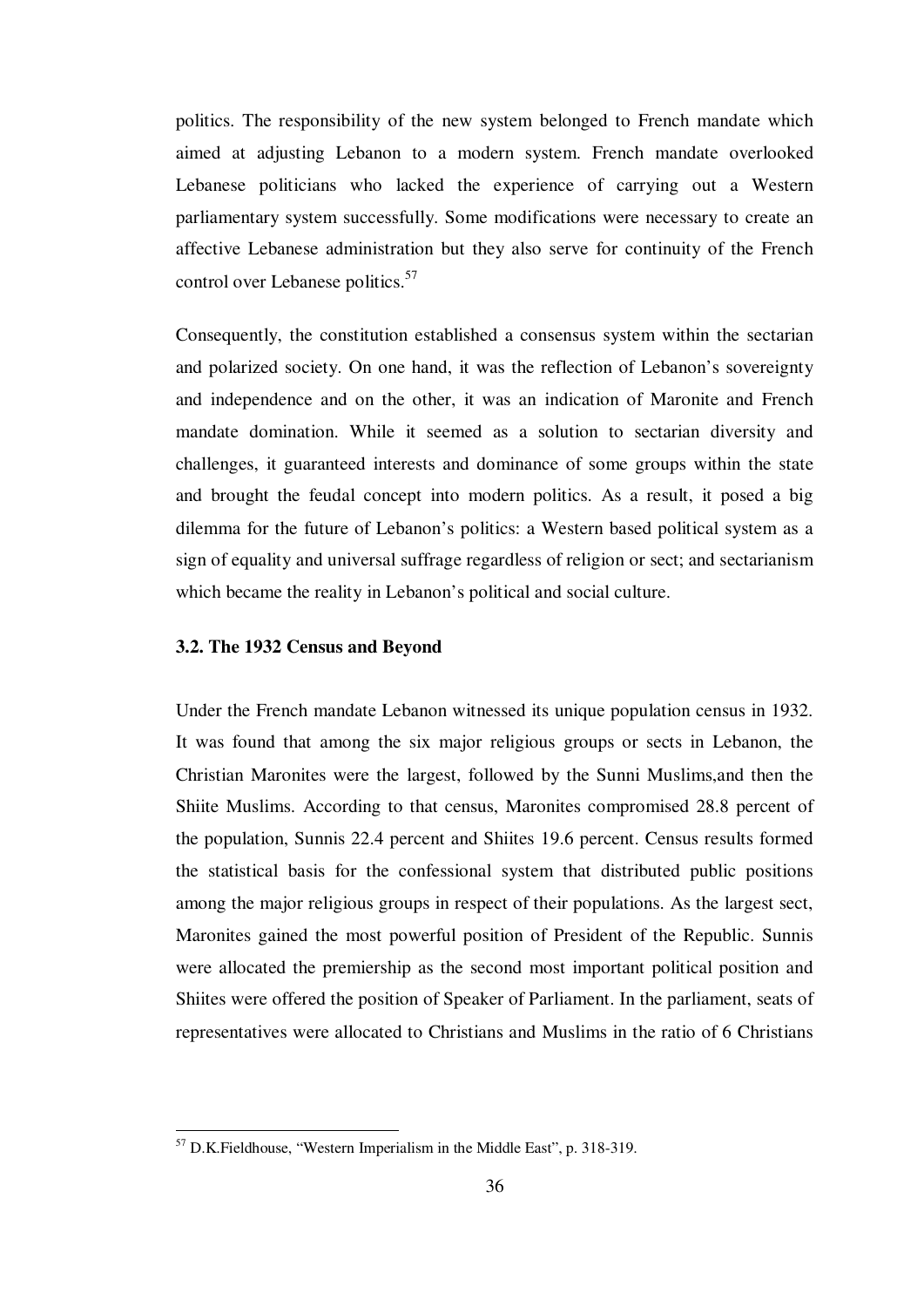politics. The responsibility of the new system belonged to French mandate which aimed at adjusting Lebanon to a modern system. French mandate overlooked Lebanese politicians who lacked the experience of carrying out a Western parliamentary system successfully. Some modifications were necessary to create an affective Lebanese administration but they also serve for continuity of the French control over Lebanese politics.[57]

Consequently, the constitution established a consensus system within the sectarian and polarized society. On one hand, it was the reflection of Lebanon's sovereignty and independence and on the other, it was an indication of Maronite and French mandate domination. While it seemed as a solution to sectarian diversity and challenges, it guaranteed interests and dominance of some groups within the state and brought the feudal concept into modern politics. As a result, it posed a big dilemma for the future of Lebanon's politics: a Western based political system as a sign of equality and universal suffrage regardless of religion or sect; and sectarianism which became the reality in Lebanon's political and social culture.

### 3.2. The 1932 Census and Beyond

Under the French mandate Lebanon witnessed its unique population census in 1932. It was found that among the six major religious groups or sects in Lebanon, the Christian Maronites were the largest, followed by the Sunni Muslims,and then the Shiite Muslims. According to that census, Maronites compromised 28.8 percent of the population, Sunnis 22.4 percent and Shiites 19.6 percent. Census results formed the statistical basis for the confessional system that distributed public positions among the major religious groups in respect of their populations. As the largest sect, Maronites gained the most powerful position of President of the Republic. Sunnis were allocated the premiership as the second most important political position and Shiites were offered the position of Speaker of Parliament. In the parliament, seats of representatives were allocated to Christians and Muslims in the ratio of 6 Christians

[57] D.K.Fieldhouse, "Western Imperialism in the Middle East", p. 318-319.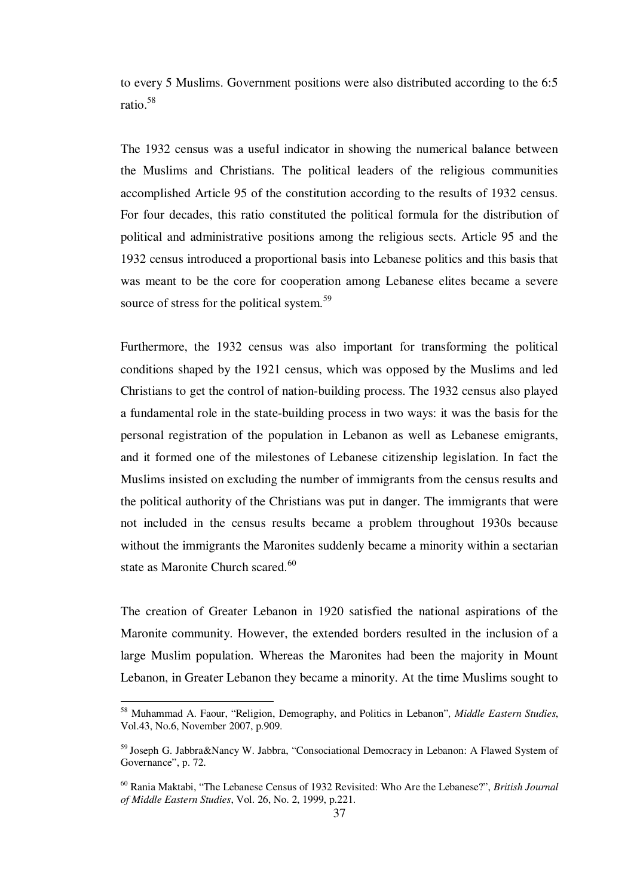to every 5 Muslims. Government positions were also distributed according to the 6:5 ratio.[58]

The 1932 census was a useful indicator in showing the numerical balance between the Muslims and Christians. The political leaders of the religious communities accomplished Article 95 of the constitution according to the results of 1932 census. For four decades, this ratio constituted the political formula for the distribution of political and administrative positions among the religious sects. Article 95 and the 1932 census introduced a proportional basis into Lebanese politics and this basis that was meant to be the core for cooperation among Lebanese elites became a severe source of stress for the political system.[59]

Furthermore, the 1932 census was also important for transforming the political conditions shaped by the 1921 census, which was opposed by the Muslims and led Christians to get the control of nation-building process. The 1932 census also played a fundamental role in the state-building process in two ways: it was the basis for the personal registration of the population in Lebanon as well as Lebanese emigrants, and it formed one of the milestones of Lebanese citizenship legislation. In fact the Muslims insisted on excluding the number of immigrants from the census results and the political authority of the Christians was put in danger. The immigrants that were not included in the census results became a problem throughout 1930s because without the immigrants the Maronites suddenly became a minority within a sectarian state as Maronite Church scared.[60]

The creation of Greater Lebanon in 1920 satisfied the national aspirations of the Maronite community. However, the extended borders resulted in the inclusion of a large Muslim population. Whereas the Maronites had been the majority in Mount Lebanon, in Greater Lebanon they became a minority. At the time Muslims sought to

---

[58] Muhammad A. Faour, "Religion, Demography, and Politics in Lebanon", *Middle Eastern Studies*, Vol.43, No.6, November 2007, p.909.

[59] Joseph G. Jabbra&Nancy W. Jabbra, "Consociational Democracy in Lebanon: A Flawed System of Governance", p. 72.

[60] Rania Maktabi, "The Lebanese Census of 1932 Revisited: Who Are the Lebanese?", *British Journal of Middle Eastern Studies*, Vol. 26, No. 2, 1999, p.221.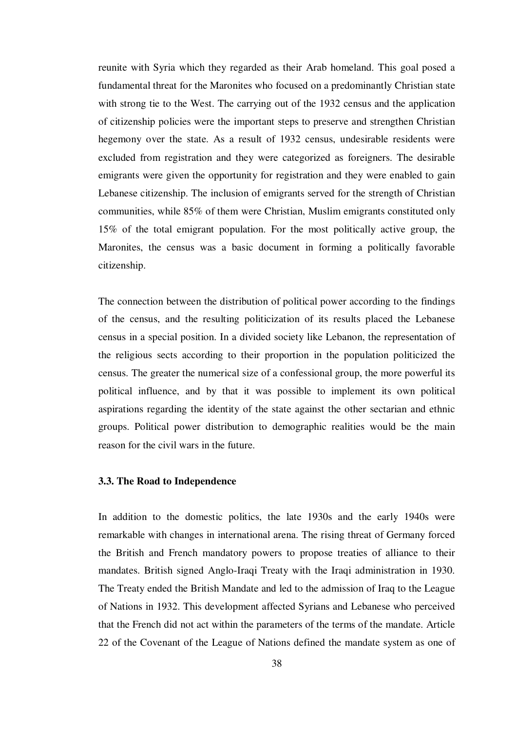reunite with Syria which they regarded as their Arab homeland. This goal posed a fundamental threat for the Maronites who focused on a predominantly Christian state with strong tie to the West. The carrying out of the 1932 census and the application of citizenship policies were the important steps to preserve and strengthen Christian hegemony over the state. As a result of 1932 census, undesirable residents were excluded from registration and they were categorized as foreigners. The desirable emigrants were given the opportunity for registration and they were enabled to gain Lebanese citizenship. The inclusion of emigrants served for the strength of Christian communities, while 85% of them were Christian, Muslim emigrants constituted only 15% of the total emigrant population. For the most politically active group, the Maronites, the census was a basic document in forming a politically favorable citizenship.

The connection between the distribution of political power according to the findings of the census, and the resulting politicization of its results placed the Lebanese census in a special position. In a divided society like Lebanon, the representation of the religious sects according to their proportion in the population politicized the census. The greater the numerical size of a confessional group, the more powerful its political influence, and by that it was possible to implement its own political aspirations regarding the identity of the state against the other sectarian and ethnic groups. Political power distribution to demographic realities would be the main reason for the civil wars in the future.

### 3.3. The Road to Independence

In addition to the domestic politics, the late 1930s and the early 1940s were remarkable with changes in international arena. The rising threat of Germany forced the British and French mandatory powers to propose treaties of alliance to their mandates. British signed Anglo-Iraqi Treaty with the Iraqi administration in 1930. The Treaty ended the British Mandate and led to the admission of Iraq to the League of Nations in 1932. This development affected Syrians and Lebanese who perceived that the French did not act within the parameters of the terms of the mandate. Article 22 of the Covenant of the League of Nations defined the mandate system as one of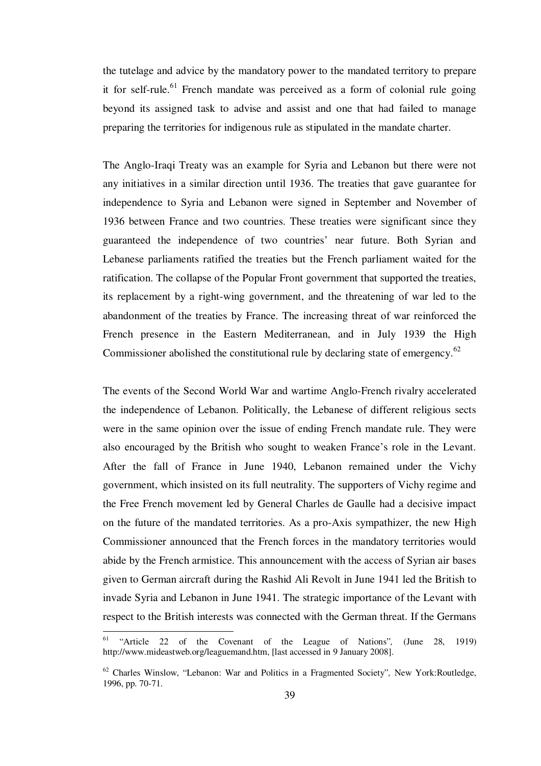the tutelage and advice by the mandatory power to the mandated territory to prepare it for self-rule.[61] French mandate was perceived as a form of colonial rule going beyond its assigned task to advise and assist and one that had failed to manage preparing the territories for indigenous rule as stipulated in the mandate charter.

The Anglo-Iraqi Treaty was an example for Syria and Lebanon but there were not any initiatives in a similar direction until 1936. The treaties that gave guarantee for independence to Syria and Lebanon were signed in September and November of 1936 between France and two countries. These treaties were significant since they guaranteed the independence of two countries' near future. Both Syrian and Lebanese parliaments ratified the treaties but the French parliament waited for the ratification. The collapse of the Popular Front government that supported the treaties, its replacement by a right-wing government, and the threatening of war led to the abandonment of the treaties by France. The increasing threat of war reinforced the French presence in the Eastern Mediterranean, and in July 1939 the High Commissioner abolished the constitutional rule by declaring state of emergency.[62]

The events of the Second World War and wartime Anglo-French rivalry accelerated the independence of Lebanon. Politically, the Lebanese of different religious sects were in the same opinion over the issue of ending French mandate rule. They were also encouraged by the British who sought to weaken France's role in the Levant. After the fall of France in June 1940, Lebanon remained under the Vichy government, which insisted on its full neutrality. The supporters of Vichy regime and the Free French movement led by General Charles de Gaulle had a decisive impact on the future of the mandated territories. As a pro-Axis sympathizer, the new High Commissioner announced that the French forces in the mandatory territories would abide by the French armistice. This announcement with the access of Syrian air bases given to German aircraft during the Rashid Ali Revolt in June 1941 led the British to invade Syria and Lebanon in June 1941. The strategic importance of the Levant with respect to the British interests was connected with the German threat. If the Germans

---

[61] "Article 22 of the Covenant of the League of Nations", (June 28, 1919) http://www.mideastweb.org/leaguemand.htm, [last accessed in 9 January 2008].

[62] Charles Winslow, "Lebanon: War and Politics in a Fragmented Society", New York:Routledge, 1996, pp. 70-71.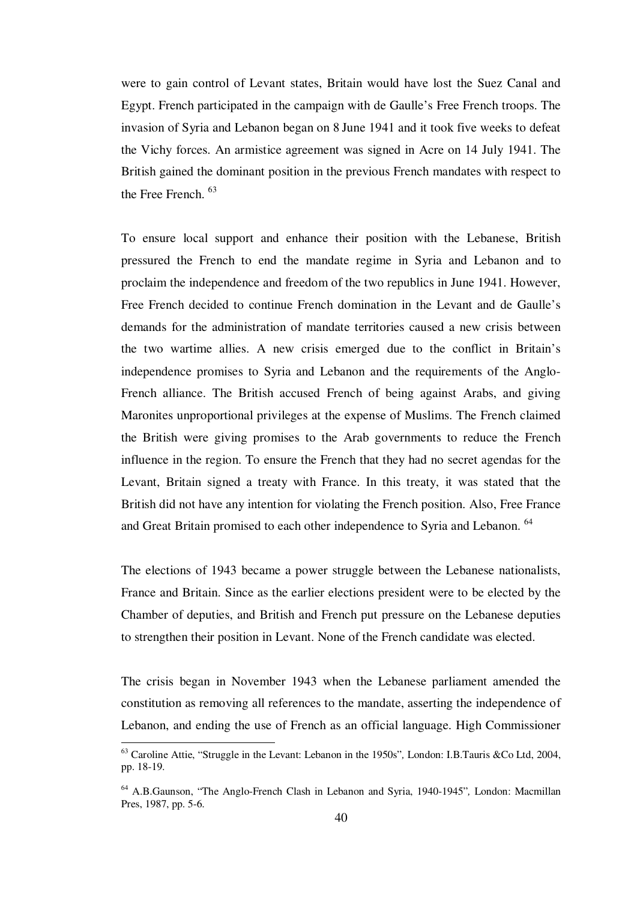were to gain control of Levant states, Britain would have lost the Suez Canal and Egypt. French participated in the campaign with de Gaulle's Free French troops. The invasion of Syria and Lebanon began on 8 June 1941 and it took five weeks to defeat the Vichy forces. An armistice agreement was signed in Acre on 14 July 1941. The British gained the dominant position in the previous French mandates with respect to the Free French. [63]

To ensure local support and enhance their position with the Lebanese, British pressured the French to end the mandate regime in Syria and Lebanon and to proclaim the independence and freedom of the two republics in June 1941. However, Free French decided to continue French domination in the Levant and de Gaulle's demands for the administration of mandate territories caused a new crisis between the two wartime allies. A new crisis emerged due to the conflict in Britain's independence promises to Syria and Lebanon and the requirements of the Anglo-French alliance. The British accused French of being against Arabs, and giving Maronites unproportional privileges at the expense of Muslims. The French claimed the British were giving promises to the Arab governments to reduce the French influence in the region. To ensure the French that they had no secret agendas for the Levant, Britain signed a treaty with France. In this treaty, it was stated that the British did not have any intention for violating the French position. Also, Free France and Great Britain promised to each other independence to Syria and Lebanon. [64]

The elections of 1943 became a power struggle between the Lebanese nationalists, France and Britain. Since as the earlier elections president were to be elected by the Chamber of deputies, and British and French put pressure on the Lebanese deputies to strengthen their position in Levant. None of the French candidate was elected.

The crisis began in November 1943 when the Lebanese parliament amended the constitution as removing all references to the mandate, asserting the independence of Lebanon, and ending the use of French as an official language. High Commissioner

---

[63] Caroline Attie, "Struggle in the Levant: Lebanon in the 1950s", London: I.B.Tauris &Co Ltd, 2004, pp. 18-19.

[64] A.B.Gaunson, "The Anglo-French Clash in Lebanon and Syria, 1940-1945", London: Macmillan Pres, 1987, pp. 5-6.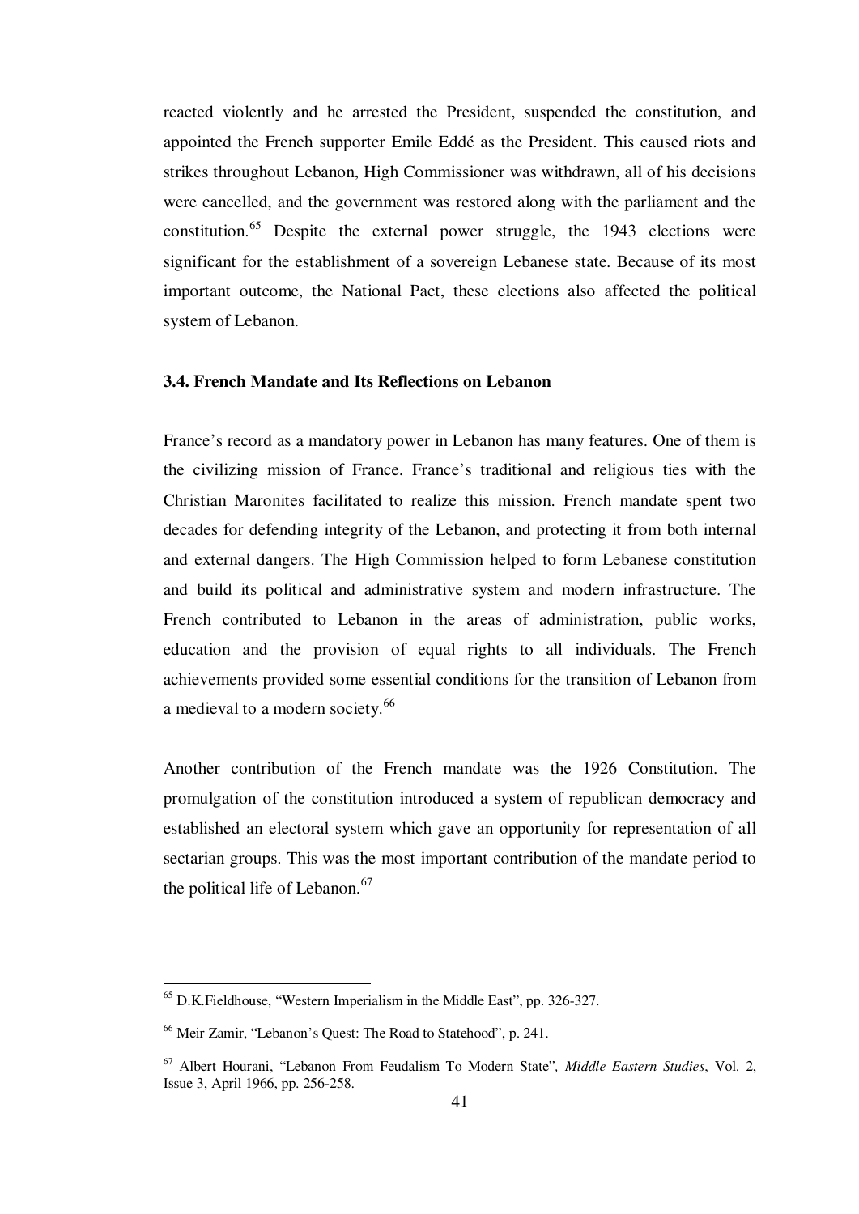reacted violently and he arrested the President, suspended the constitution, and appointed the French supporter Emile Eddé as the President. This caused riots and strikes throughout Lebanon, High Commissioner was withdrawn, all of his decisions were cancelled, and the government was restored along with the parliament and the constitution.[65] Despite the external power struggle, the 1943 elections were significant for the establishment of a sovereign Lebanese state. Because of its most important outcome, the National Pact, these elections also affected the political system of Lebanon.

### 3.4. French Mandate and Its Reflections on Lebanon

France's record as a mandatory power in Lebanon has many features. One of them is the civilizing mission of France. France's traditional and religious ties with the Christian Maronites facilitated to realize this mission. French mandate spent two decades for defending integrity of the Lebanon, and protecting it from both internal and external dangers. The High Commission helped to form Lebanese constitution and build its political and administrative system and modern infrastructure. The French contributed to Lebanon in the areas of administration, public works, education and the provision of equal rights to all individuals. The French achievements provided some essential conditions for the transition of Lebanon from a medieval to a modern society.[66]

Another contribution of the French mandate was the 1926 Constitution. The promulgation of the constitution introduced a system of republican democracy and established an electoral system which gave an opportunity for representation of all sectarian groups. This was the most important contribution of the mandate period to the political life of Lebanon.[67]

---

[65] D.K.Fieldhouse, "Western Imperialism in the Middle East", pp. 326-327.

[66] Meir Zamir, "Lebanon's Quest: The Road to Statehood", p. 241.

[67] Albert Hourani, "Lebanon From Feudalism To Modern State", *Middle Eastern Studies*, Vol. 2, Issue 3, April 1966, pp. 256-258.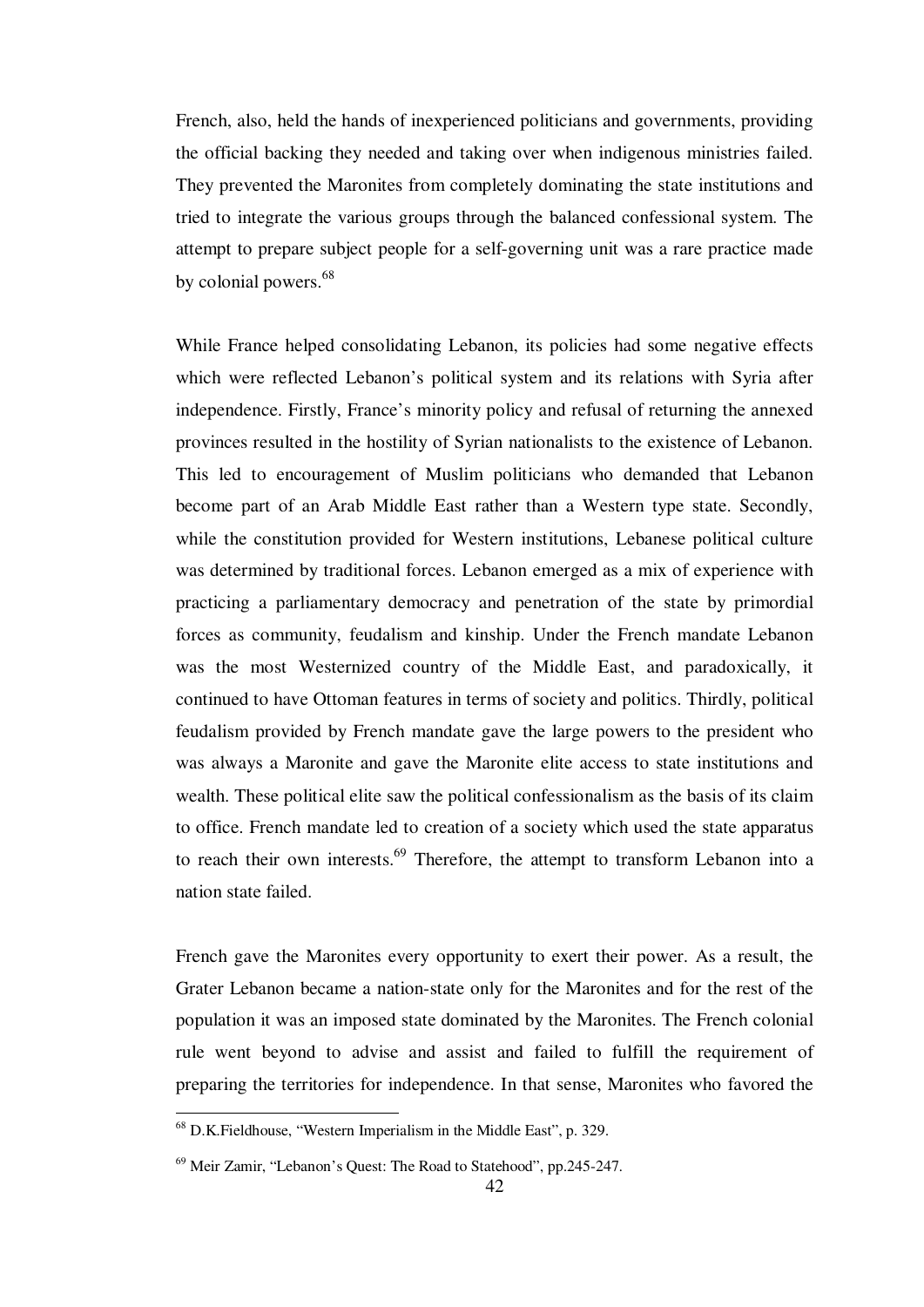French, also, held the hands of inexperienced politicians and governments, providing the official backing they needed and taking over when indigenous ministries failed. They prevented the Maronites from completely dominating the state institutions and tried to integrate the various groups through the balanced confessional system. The attempt to prepare subject people for a self-governing unit was a rare practice made by colonial powers.[68]

While France helped consolidating Lebanon, its policies had some negative effects which were reflected Lebanon's political system and its relations with Syria after independence. Firstly, France's minority policy and refusal of returning the annexed provinces resulted in the hostility of Syrian nationalists to the existence of Lebanon. This led to encouragement of Muslim politicians who demanded that Lebanon become part of an Arab Middle East rather than a Western type state. Secondly, while the constitution provided for Western institutions, Lebanese political culture was determined by traditional forces. Lebanon emerged as a mix of experience with practicing a parliamentary democracy and penetration of the state by primordial forces as community, feudalism and kinship. Under the French mandate Lebanon was the most Westernized country of the Middle East, and paradoxically, it continued to have Ottoman features in terms of society and politics. Thirdly, political feudalism provided by French mandate gave the large powers to the president who was always a Maronite and gave the Maronite elite access to state institutions and wealth. These political elite saw the political confessionalism as the basis of its claim to office. French mandate led to creation of a society which used the state apparatus to reach their own interests.[69] Therefore, the attempt to transform Lebanon into a nation state failed.

French gave the Maronites every opportunity to exert their power. As a result, the Grater Lebanon became a nation-state only for the Maronites and for the rest of the population it was an imposed state dominated by the Maronites. The French colonial rule went beyond to advise and assist and failed to fulfill the requirement of preparing the territories for independence. In that sense, Maronites who favored the

---

[68] D.K.Fieldhouse, "Western Imperialism in the Middle East", p. 329.

[69] Meir Zamir, "Lebanon's Quest: The Road to Statehood", pp.245-247.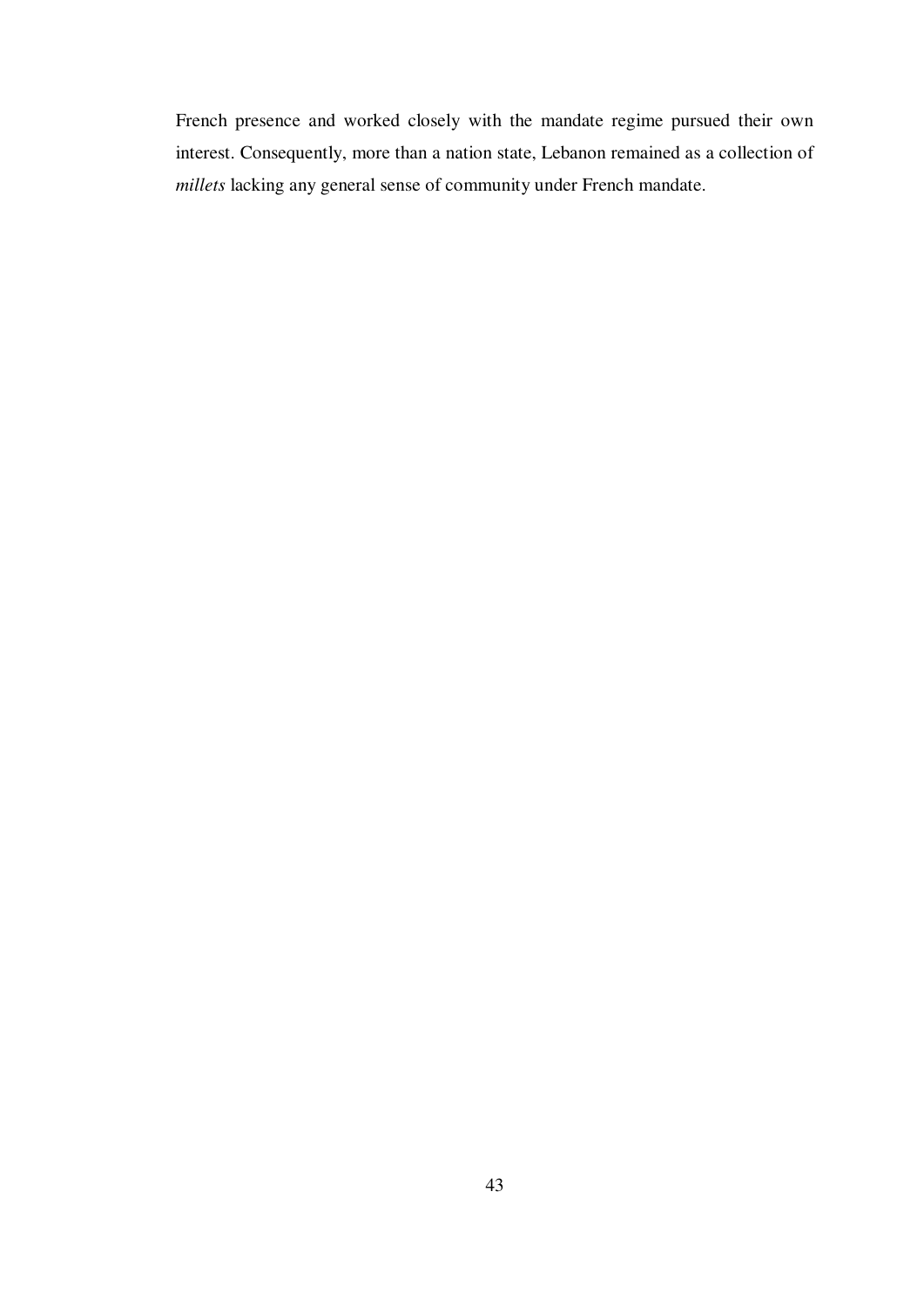French presence and worked closely with the mandate regime pursued their own interest. Consequently, more than a nation state, Lebanon remained as a collection of *millets* lacking any general sense of community under French mandate.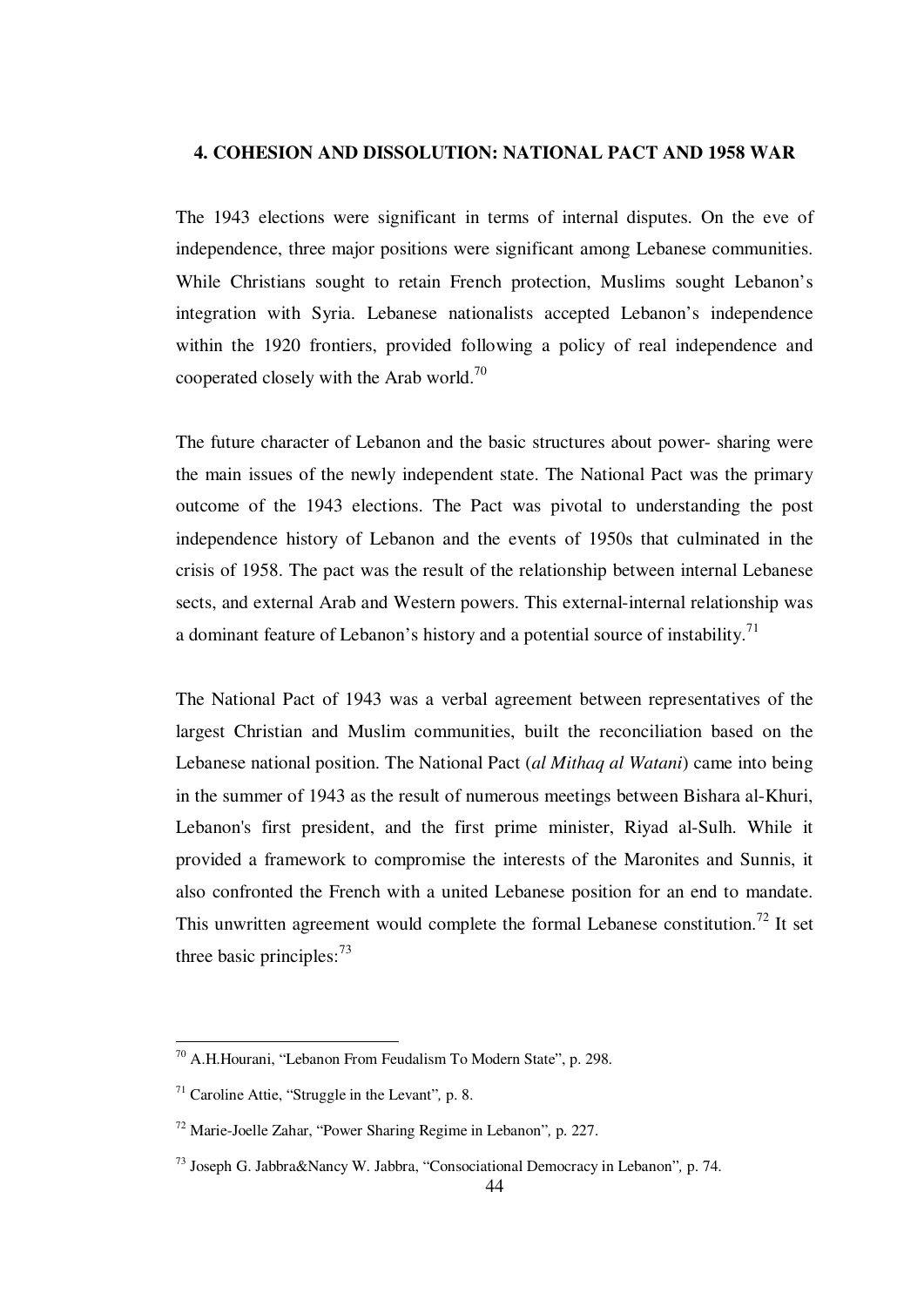## 4. COHESION AND DISSOLUTION: NATIONAL PACT AND 1958 WAR

The 1943 elections were significant in terms of internal disputes. On the eve of independence, three major positions were significant among Lebanese communities. While Christians sought to retain French protection, Muslims sought Lebanon's integration with Syria. Lebanese nationalists accepted Lebanon's independence within the 1920 frontiers, provided following a policy of real independence and cooperated closely with the Arab world.[70]

The future character of Lebanon and the basic structures about power- sharing were the main issues of the newly independent state. The National Pact was the primary outcome of the 1943 elections. The Pact was pivotal to understanding the post independence history of Lebanon and the events of 1950s that culminated in the crisis of 1958. The pact was the result of the relationship between internal Lebanese sects, and external Arab and Western powers. This external-internal relationship was a dominant feature of Lebanon's history and a potential source of instability.[71]

The National Pact of 1943 was a verbal agreement between representatives of the largest Christian and Muslim communities, built the reconciliation based on the Lebanese national position. The National Pact (*al Mithaq al Watani*) came into being in the summer of 1943 as the result of numerous meetings between Bishara al-Khuri, Lebanon's first president, and the first prime minister, Riyad al-Sulh. While it provided a framework to compromise the interests of the Maronites and Sunnis, it also confronted the French with a united Lebanese position for an end to mandate. This unwritten agreement would complete the formal Lebanese constitution.[72] It set three basic principles:[73]

---

[70] A.H.Hourani, "Lebanon From Feudalism To Modern State", p. 298.

[71] Caroline Attie, "Struggle in the Levant", p. 8.

[72] Marie-Joelle Zahar, "Power Sharing Regime in Lebanon", p. 227.

[73] Joseph G. Jabbra&Nancy W. Jabbra, "Consociational Democracy in Lebanon", p. 74.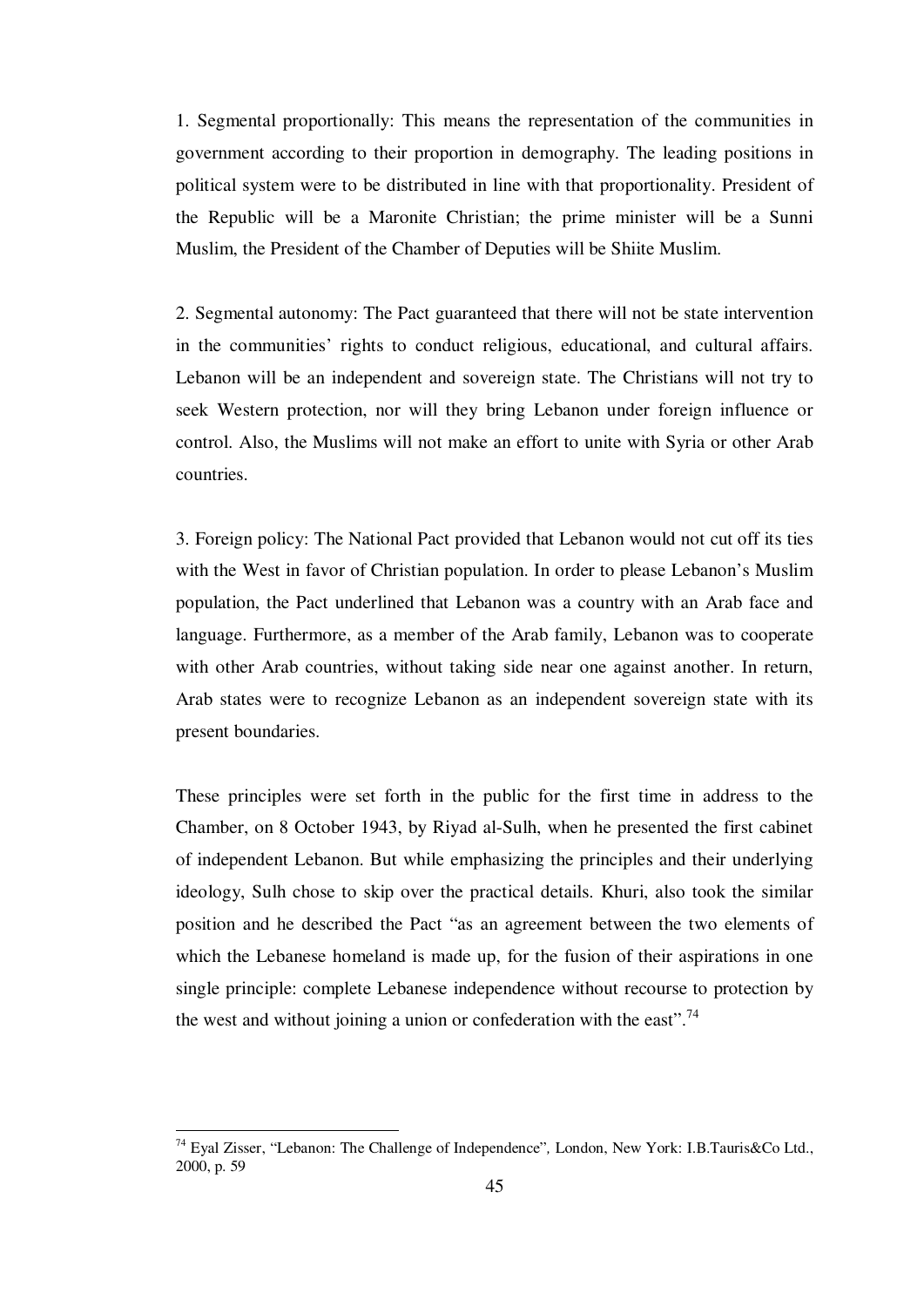1. Segmental proportionally: This means the representation of the communities in government according to their proportion in demography. The leading positions in political system were to be distributed in line with that proportionality. President of the Republic will be a Maronite Christian; the prime minister will be a Sunni Muslim, the President of the Chamber of Deputies will be Shiite Muslim.

2. Segmental autonomy: The Pact guaranteed that there will not be state intervention in the communities' rights to conduct religious, educational, and cultural affairs. Lebanon will be an independent and sovereign state. The Christians will not try to seek Western protection, nor will they bring Lebanon under foreign influence or control. Also, the Muslims will not make an effort to unite with Syria or other Arab countries.

3. Foreign policy: The National Pact provided that Lebanon would not cut off its ties with the West in favor of Christian population. In order to please Lebanon's Muslim population, the Pact underlined that Lebanon was a country with an Arab face and language. Furthermore, as a member of the Arab family, Lebanon was to cooperate with other Arab countries, without taking side near one against another. In return, Arab states were to recognize Lebanon as an independent sovereign state with its present boundaries.

These principles were set forth in the public for the first time in address to the Chamber, on 8 October 1943, by Riyad al-Sulh, when he presented the first cabinet of independent Lebanon. But while emphasizing the principles and their underlying ideology, Sulh chose to skip over the practical details. Khuri, also took the similar position and he described the Pact "as an agreement between the two elements of which the Lebanese homeland is made up, for the fusion of their aspirations in one single principle: complete Lebanese independence without recourse to protection by the west and without joining a union or confederation with the east".[74]

---

[74] Eyal Zisser, "Lebanon: The Challenge of Independence", London, New York: I.B.Tauris&Co Ltd., 2000, p. 59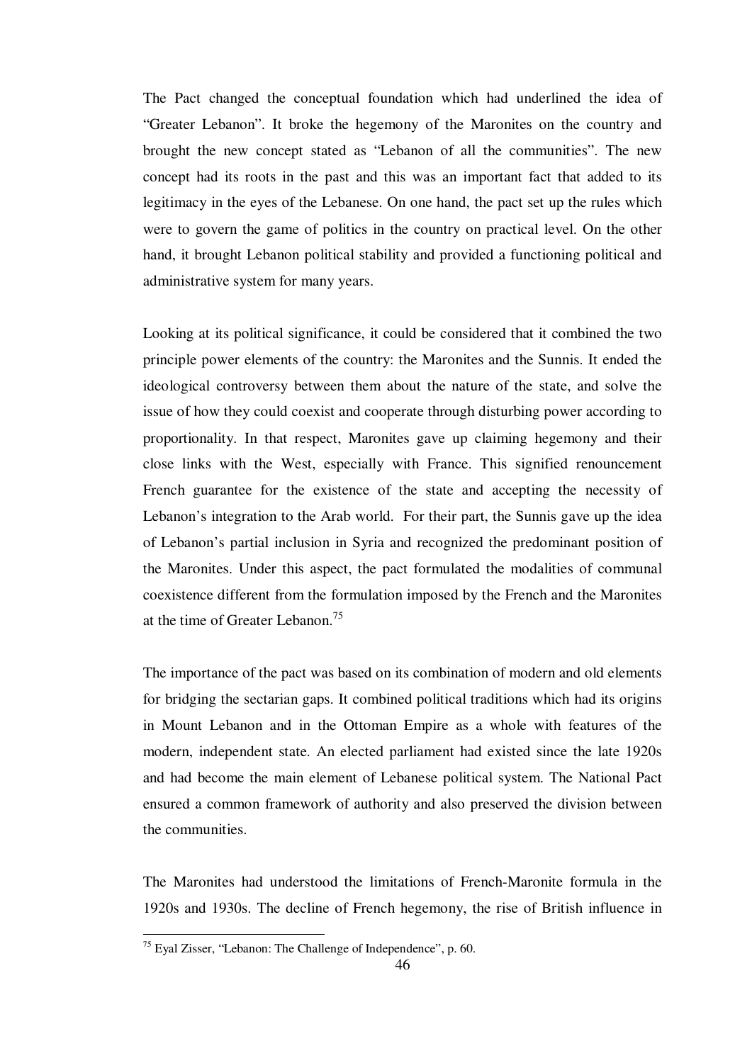The Pact changed the conceptual foundation which had underlined the idea of "Greater Lebanon". It broke the hegemony of the Maronites on the country and brought the new concept stated as "Lebanon of all the communities". The new concept had its roots in the past and this was an important fact that added to its legitimacy in the eyes of the Lebanese. On one hand, the pact set up the rules which were to govern the game of politics in the country on practical level. On the other hand, it brought Lebanon political stability and provided a functioning political and administrative system for many years.

Looking at its political significance, it could be considered that it combined the two principle power elements of the country: the Maronites and the Sunnis. It ended the ideological controversy between them about the nature of the state, and solve the issue of how they could coexist and cooperate through disturbing power according to proportionality. In that respect, Maronites gave up claiming hegemony and their close links with the West, especially with France. This signified renouncement French guarantee for the existence of the state and accepting the necessity of Lebanon's integration to the Arab world. For their part, the Sunnis gave up the idea of Lebanon's partial inclusion in Syria and recognized the predominant position of the Maronites. Under this aspect, the pact formulated the modalities of communal coexistence different from the formulation imposed by the French and the Maronites at the time of Greater Lebanon.[75]

The importance of the pact was based on its combination of modern and old elements for bridging the sectarian gaps. It combined political traditions which had its origins in Mount Lebanon and in the Ottoman Empire as a whole with features of the modern, independent state. An elected parliament had existed since the late 1920s and had become the main element of Lebanese political system. The National Pact ensured a common framework of authority and also preserved the division between the communities.

The Maronites had understood the limitations of French-Maronite formula in the 1920s and 1930s. The decline of French hegemony, the rise of British influence in

[75] Eyal Zisser, "Lebanon: The Challenge of Independence", p. 60.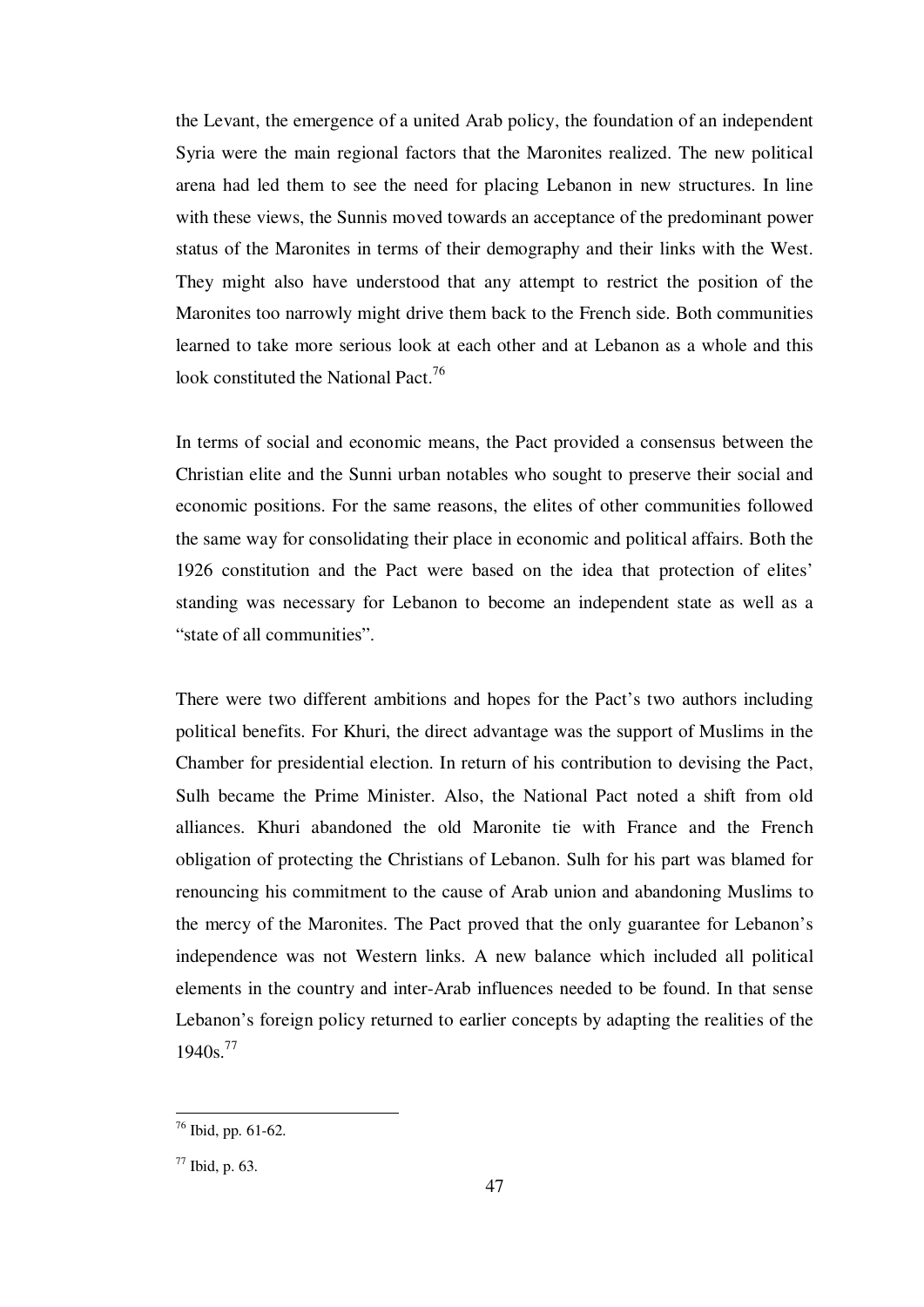the Levant, the emergence of a united Arab policy, the foundation of an independent Syria were the main regional factors that the Maronites realized. The new political arena had led them to see the need for placing Lebanon in new structures. In line with these views, the Sunnis moved towards an acceptance of the predominant power status of the Maronites in terms of their demography and their links with the West. They might also have understood that any attempt to restrict the position of the Maronites too narrowly might drive them back to the French side. Both communities learned to take more serious look at each other and at Lebanon as a whole and this look constituted the National Pact.[76]

In terms of social and economic means, the Pact provided a consensus between the Christian elite and the Sunni urban notables who sought to preserve their social and economic positions. For the same reasons, the elites of other communities followed the same way for consolidating their place in economic and political affairs. Both the 1926 constitution and the Pact were based on the idea that protection of elites' standing was necessary for Lebanon to become an independent state as well as a "state of all communities".

There were two different ambitions and hopes for the Pact's two authors including political benefits. For Khuri, the direct advantage was the support of Muslims in the Chamber for presidential election. In return of his contribution to devising the Pact, Sulh became the Prime Minister. Also, the National Pact noted a shift from old alliances. Khuri abandoned the old Maronite tie with France and the French obligation of protecting the Christians of Lebanon. Sulh for his part was blamed for renouncing his commitment to the cause of Arab union and abandoning Muslims to the mercy of the Maronites. The Pact proved that the only guarantee for Lebanon's independence was not Western links. A new balance which included all political elements in the country and inter-Arab influences needed to be found. In that sense Lebanon's foreign policy returned to earlier concepts by adapting the realities of the 1940s.[77]

---

[76] Ibid, pp. 61-62.

[77] Ibid, p. 63.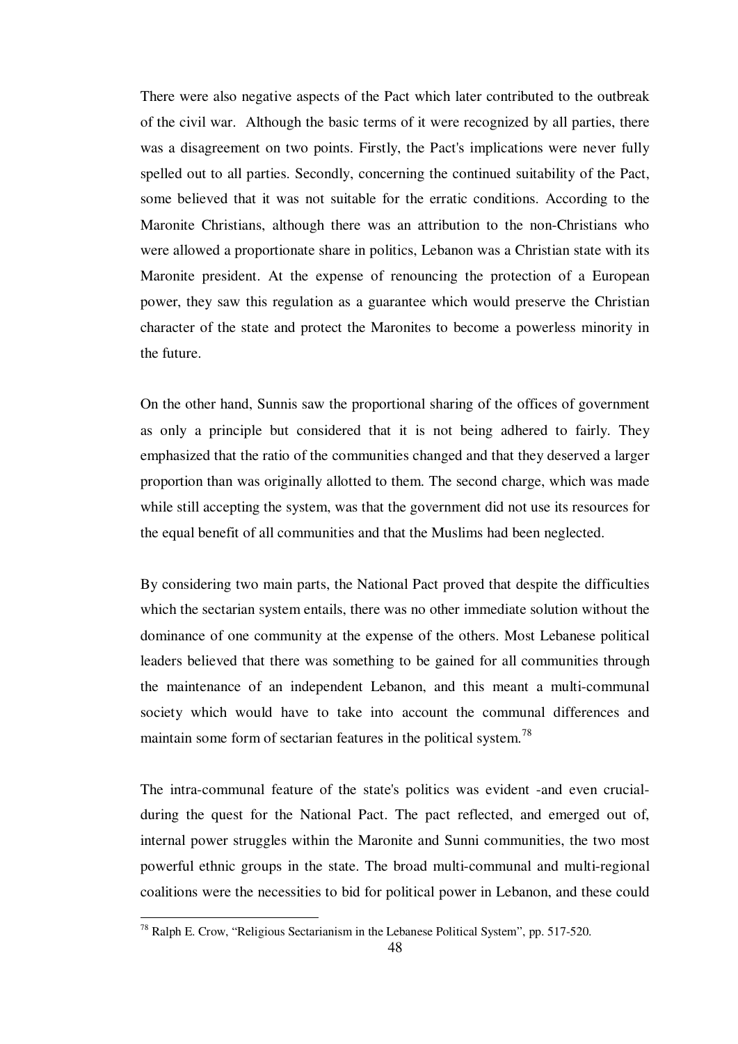There were also negative aspects of the Pact which later contributed to the outbreak of the civil war. Although the basic terms of it were recognized by all parties, there was a disagreement on two points. Firstly, the Pact's implications were never fully spelled out to all parties. Secondly, concerning the continued suitability of the Pact, some believed that it was not suitable for the erratic conditions. According to the Maronite Christians, although there was an attribution to the non-Christians who were allowed a proportionate share in politics, Lebanon was a Christian state with its Maronite president. At the expense of renouncing the protection of a European power, they saw this regulation as a guarantee which would preserve the Christian character of the state and protect the Maronites to become a powerless minority in the future.

On the other hand, Sunnis saw the proportional sharing of the offices of government as only a principle but considered that it is not being adhered to fairly. They emphasized that the ratio of the communities changed and that they deserved a larger proportion than was originally allotted to them. The second charge, which was made while still accepting the system, was that the government did not use its resources for the equal benefit of all communities and that the Muslims had been neglected.

By considering two main parts, the National Pact proved that despite the difficulties which the sectarian system entails, there was no other immediate solution without the dominance of one community at the expense of the others. Most Lebanese political leaders believed that there was something to be gained for all communities through the maintenance of an independent Lebanon, and this meant a multi-communal society which would have to take into account the communal differences and maintain some form of sectarian features in the political system.[78]

The intra-communal feature of the state's politics was evident -and even crucial- during the quest for the National Pact. The pact reflected, and emerged out of, internal power struggles within the Maronite and Sunni communities, the two most powerful ethnic groups in the state. The broad multi-communal and multi-regional coalitions were the necessities to bid for political power in Lebanon, and these could

[78] Ralph E. Crow, "Religious Sectarianism in the Lebanese Political System", pp. 517-520.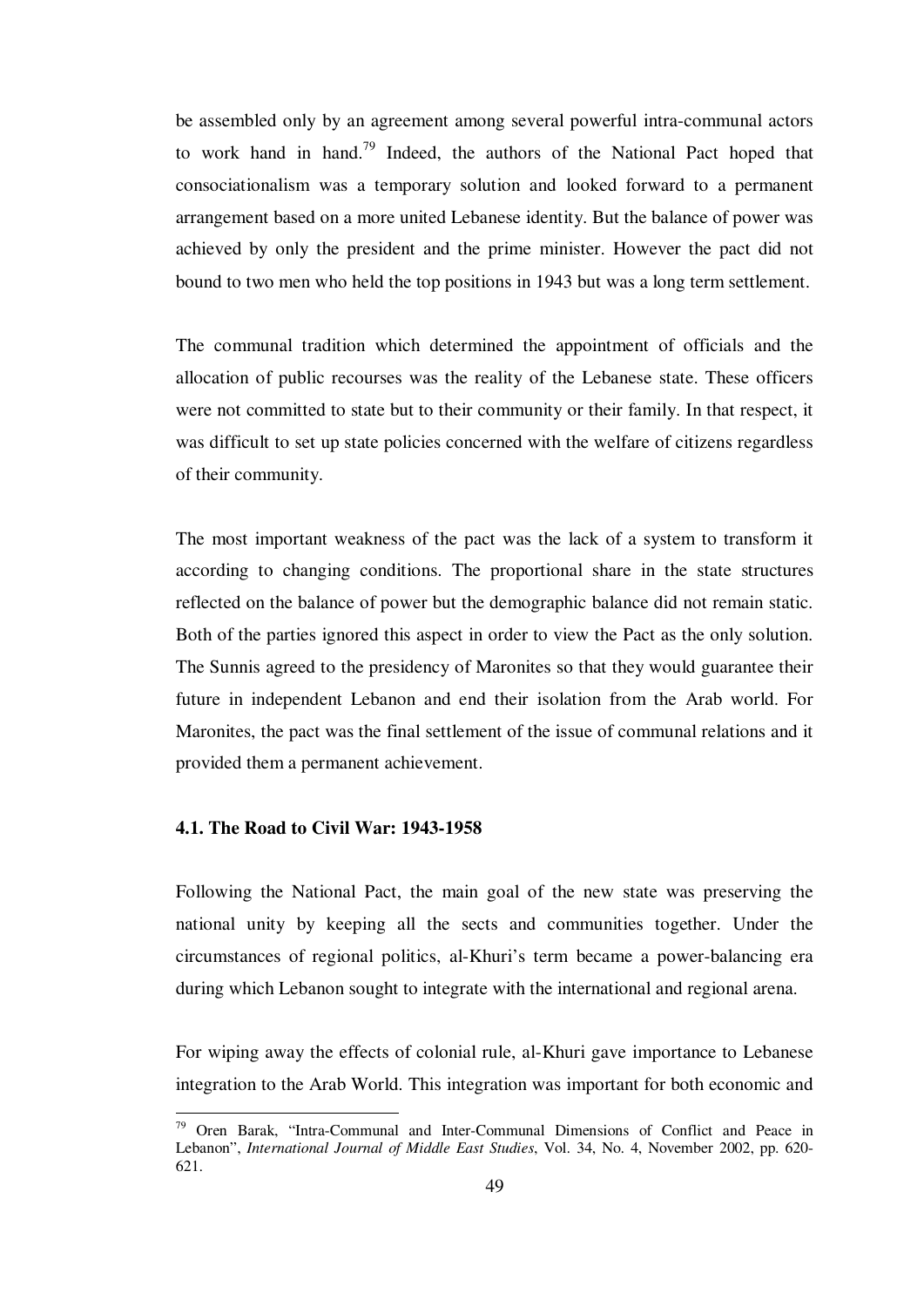be assembled only by an agreement among several powerful intra-communal actors to work hand in hand.[79] Indeed, the authors of the National Pact hoped that consociationalism was a temporary solution and looked forward to a permanent arrangement based on a more united Lebanese identity. But the balance of power was achieved by only the president and the prime minister. However the pact did not bound to two men who held the top positions in 1943 but was a long term settlement.

The communal tradition which determined the appointment of officials and the allocation of public recourses was the reality of the Lebanese state. These officers were not committed to state but to their community or their family. In that respect, it was difficult to set up state policies concerned with the welfare of citizens regardless of their community.

The most important weakness of the pact was the lack of a system to transform it according to changing conditions. The proportional share in the state structures reflected on the balance of power but the demographic balance did not remain static. Both of the parties ignored this aspect in order to view the Pact as the only solution. The Sunnis agreed to the presidency of Maronites so that they would guarantee their future in independent Lebanon and end their isolation from the Arab world. For Maronites, the pact was the final settlement of the issue of communal relations and it provided them a permanent achievement.

### 4.1. The Road to Civil War: 1943-1958

Following the National Pact, the main goal of the new state was preserving the national unity by keeping all the sects and communities together. Under the circumstances of regional politics, al-Khuri's term became a power-balancing era during which Lebanon sought to integrate with the international and regional arena.

For wiping away the effects of colonial rule, al-Khuri gave importance to Lebanese integration to the Arab World. This integration was important for both economic and

---

[79] Oren Barak, "Intra-Communal and Inter-Communal Dimensions of Conflict and Peace in Lebanon", *International Journal of Middle East Studies*, Vol. 34, No. 4, November 2002, pp. 620-621.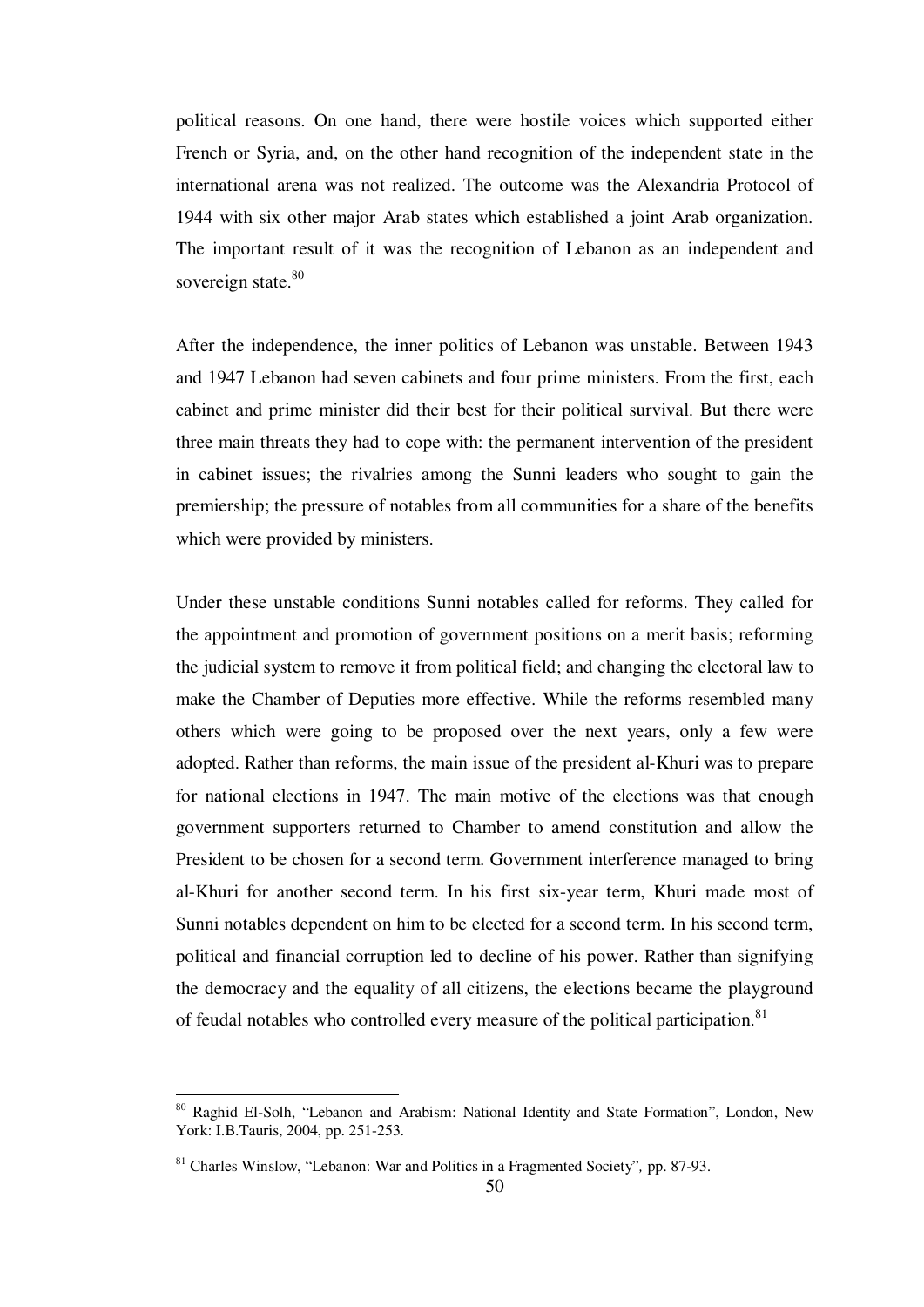political reasons. On one hand, there were hostile voices which supported either French or Syria, and, on the other hand recognition of the independent state in the international arena was not realized. The outcome was the Alexandria Protocol of 1944 with six other major Arab states which established a joint Arab organization. The important result of it was the recognition of Lebanon as an independent and sovereign state.[80]

After the independence, the inner politics of Lebanon was unstable. Between 1943 and 1947 Lebanon had seven cabinets and four prime ministers. From the first, each cabinet and prime minister did their best for their political survival. But there were three main threats they had to cope with: the permanent intervention of the president in cabinet issues; the rivalries among the Sunni leaders who sought to gain the premiership; the pressure of notables from all communities for a share of the benefits which were provided by ministers.

Under these unstable conditions Sunni notables called for reforms. They called for the appointment and promotion of government positions on a merit basis; reforming the judicial system to remove it from political field; and changing the electoral law to make the Chamber of Deputies more effective. While the reforms resembled many others which were going to be proposed over the next years, only a few were adopted. Rather than reforms, the main issue of the president al-Khuri was to prepare for national elections in 1947. The main motive of the elections was that enough government supporters returned to Chamber to amend constitution and allow the President to be chosen for a second term. Government interference managed to bring al-Khuri for another second term. In his first six-year term, Khuri made most of Sunni notables dependent on him to be elected for a second term. In his second term, political and financial corruption led to decline of his power. Rather than signifying the democracy and the equality of all citizens, the elections became the playground of feudal notables who controlled every measure of the political participation.[81]

---

[80] Raghid El-Solh, "Lebanon and Arabism: National Identity and State Formation", London, New York: I.B.Tauris, 2004, pp. 251-253.

[81] Charles Winslow, "Lebanon: War and Politics in a Fragmented Society", pp. 87-93.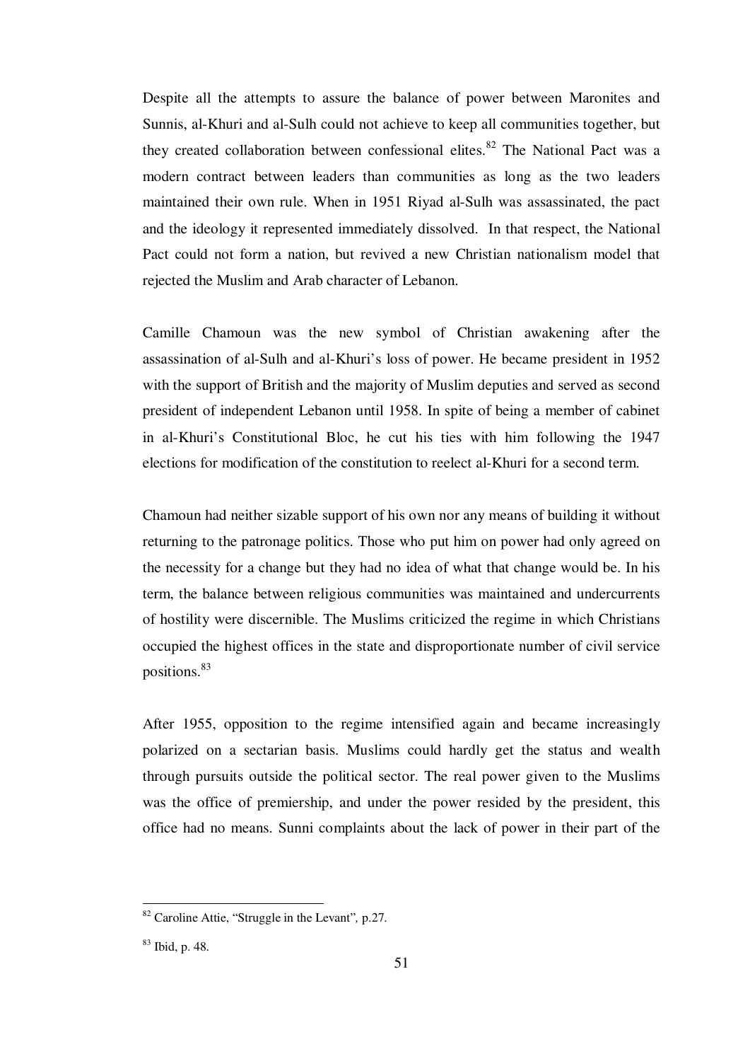Despite all the attempts to assure the balance of power between Maronites and Sunnis, al-Khuri and al-Sulh could not achieve to keep all communities together, but they created collaboration between confessional elites.[82] The National Pact was a modern contract between leaders than communities as long as the two leaders maintained their own rule. When in 1951 Riyad al-Sulh was assassinated, the pact and the ideology it represented immediately dissolved. In that respect, the National Pact could not form a nation, but revived a new Christian nationalism model that rejected the Muslim and Arab character of Lebanon.

Camille Chamoun was the new symbol of Christian awakening after the assassination of al-Sulh and al-Khuri's loss of power. He became president in 1952 with the support of British and the majority of Muslim deputies and served as second president of independent Lebanon until 1958. In spite of being a member of cabinet in al-Khuri's Constitutional Bloc, he cut his ties with him following the 1947 elections for modification of the constitution to reelect al-Khuri for a second term.

Chamoun had neither sizable support of his own nor any means of building it without returning to the patronage politics. Those who put him on power had only agreed on the necessity for a change but they had no idea of what that change would be. In his term, the balance between religious communities was maintained and undercurrents of hostility were discernible. The Muslims criticized the regime in which Christians occupied the highest offices in the state and disproportionate number of civil service positions.[83]

After 1955, opposition to the regime intensified again and became increasingly polarized on a sectarian basis. Muslims could hardly get the status and wealth through pursuits outside the political sector. The real power given to the Muslims was the office of premiership, and under the power resided by the president, this office had no means. Sunni complaints about the lack of power in their part of the

---

[82] Caroline Attie, "Struggle in the Levant", p.27.

[83] Ibid, p. 48.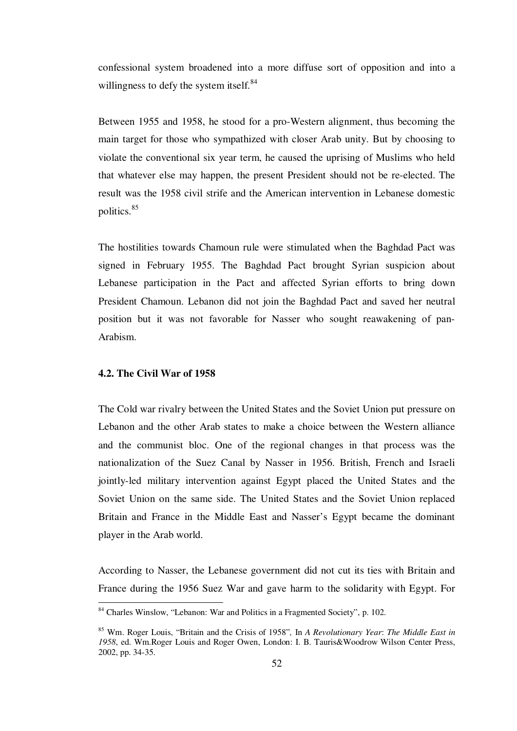confessional system broadened into a more diffuse sort of opposition and into a willingness to defy the system itself.[84]

Between 1955 and 1958, he stood for a pro-Western alignment, thus becoming the main target for those who sympathized with closer Arab unity. But by choosing to violate the conventional six year term, he caused the uprising of Muslims who held that whatever else may happen, the present President should not be re-elected. The result was the 1958 civil strife and the American intervention in Lebanese domestic politics.[85]

The hostilities towards Chamoun rule were stimulated when the Baghdad Pact was signed in February 1955. The Baghdad Pact brought Syrian suspicion about Lebanese participation in the Pact and affected Syrian efforts to bring down President Chamoun. Lebanon did not join the Baghdad Pact and saved her neutral position but it was not favorable for Nasser who sought reawakening of pan-Arabism.

### 4.2. The Civil War of 1958

The Cold war rivalry between the United States and the Soviet Union put pressure on Lebanon and the other Arab states to make a choice between the Western alliance and the communist bloc. One of the regional changes in that process was the nationalization of the Suez Canal by Nasser in 1956. British, French and Israeli jointly-led military intervention against Egypt placed the United States and the Soviet Union on the same side. The United States and the Soviet Union replaced Britain and France in the Middle East and Nasser's Egypt became the dominant player in the Arab world.

According to Nasser, the Lebanese government did not cut its ties with Britain and France during the 1956 Suez War and gave harm to the solidarity with Egypt. For

---

[84] Charles Winslow, "Lebanon: War and Politics in a Fragmented Society", p. 102.

[85] Wm. Roger Louis, "Britain and the Crisis of 1958", In *A Revolutionary Year*: *The Middle East in 1958*, ed. Wm.Roger Louis and Roger Owen, London: I. B. Tauris&Woodrow Wilson Center Press, 2002, pp. 34-35.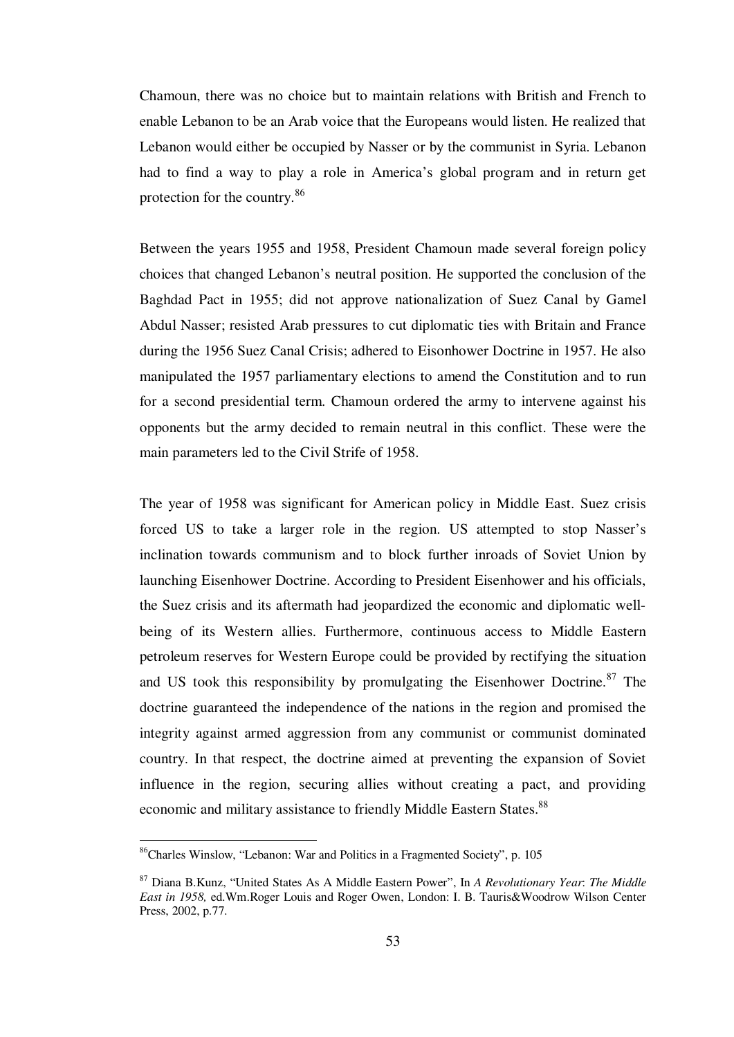Chamoun, there was no choice but to maintain relations with British and French to enable Lebanon to be an Arab voice that the Europeans would listen. He realized that Lebanon would either be occupied by Nasser or by the communist in Syria. Lebanon had to find a way to play a role in America's global program and in return get protection for the country.[86]

Between the years 1955 and 1958, President Chamoun made several foreign policy choices that changed Lebanon's neutral position. He supported the conclusion of the Baghdad Pact in 1955; did not approve nationalization of Suez Canal by Gamel Abdul Nasser; resisted Arab pressures to cut diplomatic ties with Britain and France during the 1956 Suez Canal Crisis; adhered to Eisonhower Doctrine in 1957. He also manipulated the 1957 parliamentary elections to amend the Constitution and to run for a second presidential term. Chamoun ordered the army to intervene against his opponents but the army decided to remain neutral in this conflict. These were the main parameters led to the Civil Strife of 1958.

The year of 1958 was significant for American policy in Middle East. Suez crisis forced US to take a larger role in the region. US attempted to stop Nasser's inclination towards communism and to block further inroads of Soviet Union by launching Eisenhower Doctrine. According to President Eisenhower and his officials, the Suez crisis and its aftermath had jeopardized the economic and diplomatic well-being of its Western allies. Furthermore, continuous access to Middle Eastern petroleum reserves for Western Europe could be provided by rectifying the situation and US took this responsibility by promulgating the Eisenhower Doctrine.[87] The doctrine guaranteed the independence of the nations in the region and promised the integrity against armed aggression from any communist or communist dominated country. In that respect, the doctrine aimed at preventing the expansion of Soviet influence in the region, securing allies without creating a pact, and providing economic and military assistance to friendly Middle Eastern States.[88]

---

[86] Charles Winslow, "Lebanon: War and Politics in a Fragmented Society", p. 105

[87] Diana B.Kunz, "United States As A Middle Eastern Power", In *A Revolutionary Year*: *The Middle East in 1958,* ed.Wm.Roger Louis and Roger Owen, London: I. B. Tauris&Woodrow Wilson Center Press, 2002, p.77.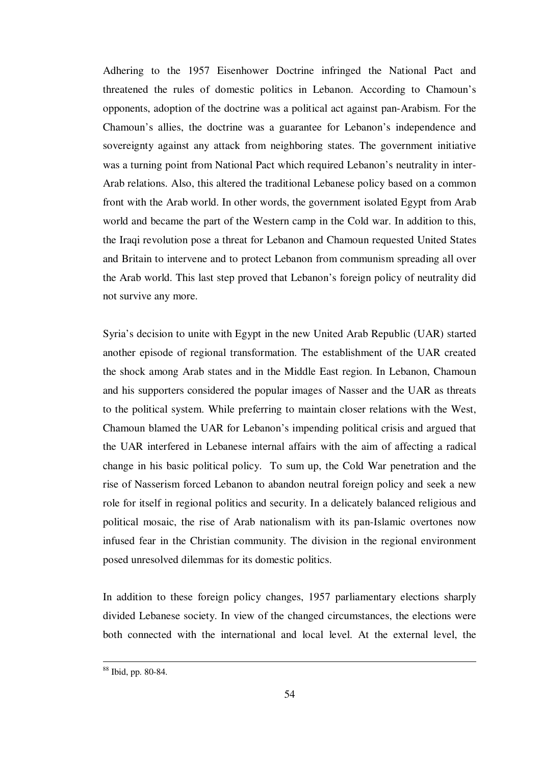Adhering to the 1957 Eisenhower Doctrine infringed the National Pact and threatened the rules of domestic politics in Lebanon. According to Chamoun's opponents, adoption of the doctrine was a political act against pan-Arabism. For the Chamoun's allies, the doctrine was a guarantee for Lebanon's independence and sovereignty against any attack from neighboring states. The government initiative was a turning point from National Pact which required Lebanon's neutrality in inter-Arab relations. Also, this altered the traditional Lebanese policy based on a common front with the Arab world. In other words, the government isolated Egypt from Arab world and became the part of the Western camp in the Cold war. In addition to this, the Iraqi revolution pose a threat for Lebanon and Chamoun requested United States and Britain to intervene and to protect Lebanon from communism spreading all over the Arab world. This last step proved that Lebanon's foreign policy of neutrality did not survive any more.

Syria's decision to unite with Egypt in the new United Arab Republic (UAR) started another episode of regional transformation. The establishment of the UAR created the shock among Arab states and in the Middle East region. In Lebanon, Chamoun and his supporters considered the popular images of Nasser and the UAR as threats to the political system. While preferring to maintain closer relations with the West, Chamoun blamed the UAR for Lebanon's impending political crisis and argued that the UAR interfered in Lebanese internal affairs with the aim of affecting a radical change in his basic political policy. To sum up, the Cold War penetration and the rise of Nasserism forced Lebanon to abandon neutral foreign policy and seek a new role for itself in regional politics and security. In a delicately balanced religious and political mosaic, the rise of Arab nationalism with its pan-Islamic overtones now infused fear in the Christian community. The division in the regional environment posed unresolved dilemmas for its domestic politics.

In addition to these foreign policy changes, 1957 parliamentary elections sharply divided Lebanese society. In view of the changed circumstances, the elections were both connected with the international and local level. At the external level, the

---

[88] Ibid, pp. 80-84.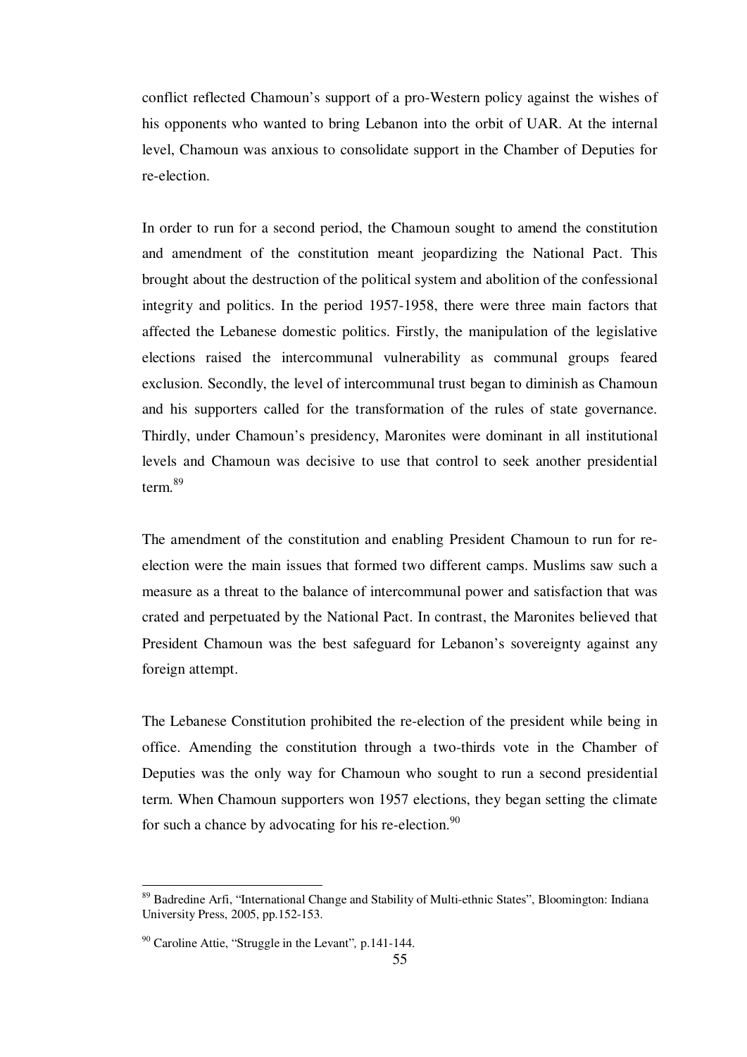conflict reflected Chamoun's support of a pro-Western policy against the wishes of his opponents who wanted to bring Lebanon into the orbit of UAR. At the internal level, Chamoun was anxious to consolidate support in the Chamber of Deputies for re-election.

In order to run for a second period, the Chamoun sought to amend the constitution and amendment of the constitution meant jeopardizing the National Pact. This brought about the destruction of the political system and abolition of the confessional integrity and politics. In the period 1957-1958, there were three main factors that affected the Lebanese domestic politics. Firstly, the manipulation of the legislative elections raised the intercommunal vulnerability as communal groups feared exclusion. Secondly, the level of intercommunal trust began to diminish as Chamoun and his supporters called for the transformation of the rules of state governance. Thirdly, under Chamoun's presidency, Maronites were dominant in all institutional levels and Chamoun was decisive to use that control to seek another presidential term.[89]

The amendment of the constitution and enabling President Chamoun to run for re-election were the main issues that formed two different camps. Muslims saw such a measure as a threat to the balance of intercommunal power and satisfaction that was crated and perpetuated by the National Pact. In contrast, the Maronites believed that President Chamoun was the best safeguard for Lebanon's sovereignty against any foreign attempt.

The Lebanese Constitution prohibited the re-election of the president while being in office. Amending the constitution through a two-thirds vote in the Chamber of Deputies was the only way for Chamoun who sought to run a second presidential term. When Chamoun supporters won 1957 elections, they began setting the climate for such a chance by advocating for his re-election.[90]

---

[89] Badredine Arfi, "International Change and Stability of Multi-ethnic States", Bloomington: Indiana University Press, 2005, pp.152-153.

[90] Caroline Attie, "Struggle in the Levant", p.141-144.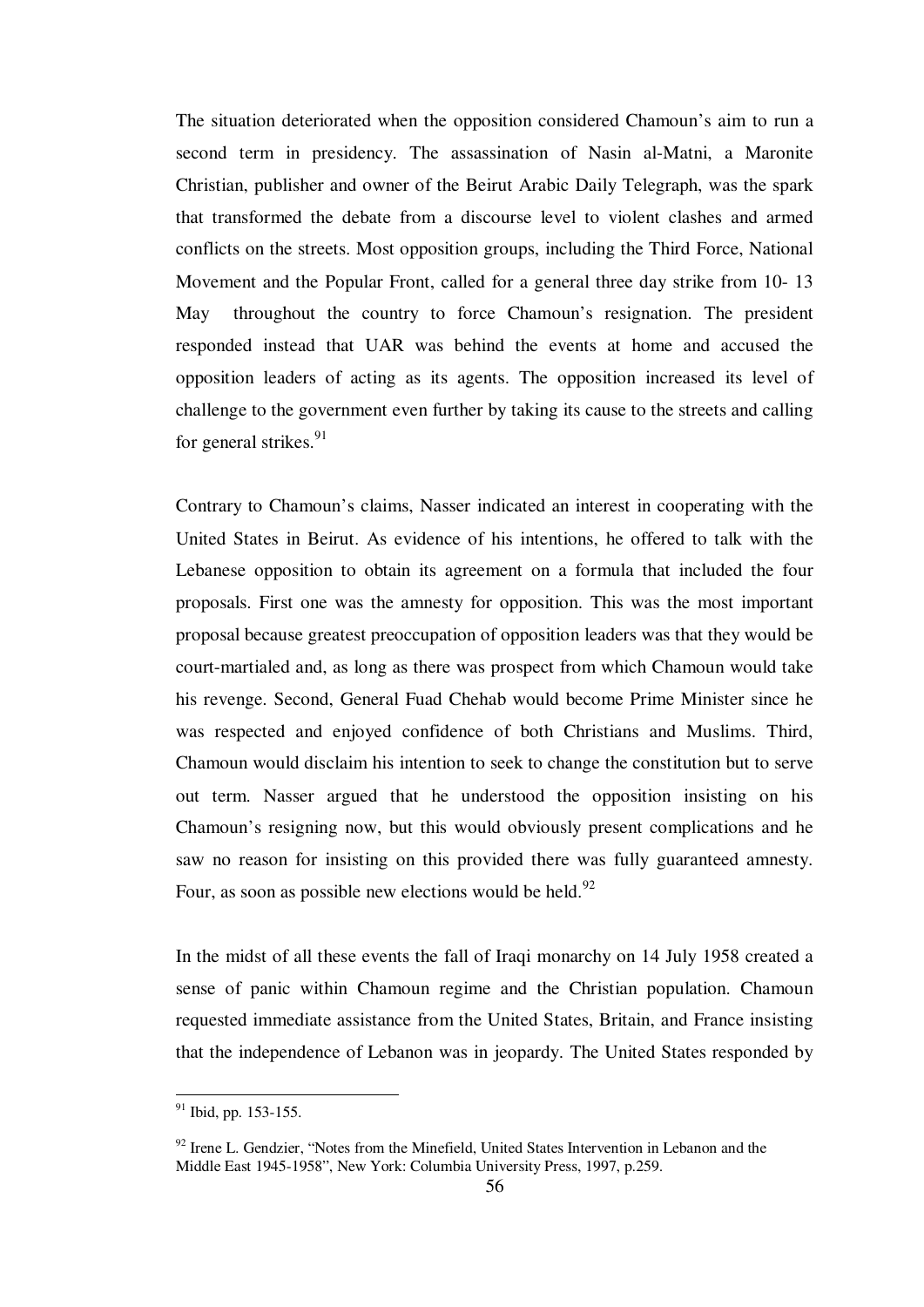The situation deteriorated when the opposition considered Chamoun's aim to run a second term in presidency. The assassination of Nasin al-Matni, a Maronite Christian, publisher and owner of the Beirut Arabic Daily Telegraph, was the spark that transformed the debate from a discourse level to violent clashes and armed conflicts on the streets. Most opposition groups, including the Third Force, National Movement and the Popular Front, called for a general three day strike from 10- 13 May throughout the country to force Chamoun's resignation. The president responded instead that UAR was behind the events at home and accused the opposition leaders of acting as its agents. The opposition increased its level of challenge to the government even further by taking its cause to the streets and calling for general strikes.[91]

Contrary to Chamoun's claims, Nasser indicated an interest in cooperating with the United States in Beirut. As evidence of his intentions, he offered to talk with the Lebanese opposition to obtain its agreement on a formula that included the four proposals. First one was the amnesty for opposition. This was the most important proposal because greatest preoccupation of opposition leaders was that they would be court-martialed and, as long as there was prospect from which Chamoun would take his revenge. Second, General Fuad Chehab would become Prime Minister since he was respected and enjoyed confidence of both Christians and Muslims. Third, Chamoun would disclaim his intention to seek to change the constitution but to serve out term. Nasser argued that he understood the opposition insisting on his Chamoun's resigning now, but this would obviously present complications and he saw no reason for insisting on this provided there was fully guaranteed amnesty. Four, as soon as possible new elections would be held.[92]

In the midst of all these events the fall of Iraqi monarchy on 14 July 1958 created a sense of panic within Chamoun regime and the Christian population. Chamoun requested immediate assistance from the United States, Britain, and France insisting that the independence of Lebanon was in jeopardy. The United States responded by

---

[91] Ibid, pp. 153-155.

[92] Irene L. Gendzier, "Notes from the Minefield, United States Intervention in Lebanon and the Middle East 1945-1958", New York: Columbia University Press, 1997, p.259.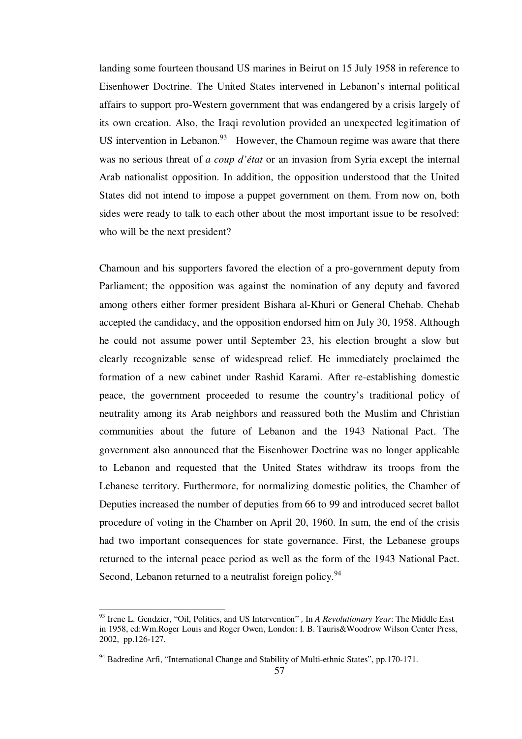landing some fourteen thousand US marines in Beirut on 15 July 1958 in reference to Eisenhower Doctrine. The United States intervened in Lebanon's internal political affairs to support pro-Western government that was endangered by a crisis largely of its own creation. Also, the Iraqi revolution provided an unexpected legitimation of US intervention in Lebanon.[93] However, the Chamoun regime was aware that there was no serious threat of *a coup d'état* or an invasion from Syria except the internal Arab nationalist opposition. In addition, the opposition understood that the United States did not intend to impose a puppet government on them. From now on, both sides were ready to talk to each other about the most important issue to be resolved: who will be the next president?

Chamoun and his supporters favored the election of a pro-government deputy from Parliament; the opposition was against the nomination of any deputy and favored among others either former president Bishara al-Khuri or General Chehab. Chehab accepted the candidacy, and the opposition endorsed him on July 30, 1958. Although he could not assume power until September 23, his election brought a slow but clearly recognizable sense of widespread relief. He immediately proclaimed the formation of a new cabinet under Rashid Karami. After re-establishing domestic peace, the government proceeded to resume the country's traditional policy of neutrality among its Arab neighbors and reassured both the Muslim and Christian communities about the future of Lebanon and the 1943 National Pact. The government also announced that the Eisenhower Doctrine was no longer applicable to Lebanon and requested that the United States withdraw its troops from the Lebanese territory. Furthermore, for normalizing domestic politics, the Chamber of Deputies increased the number of deputies from 66 to 99 and introduced secret ballot procedure of voting in the Chamber on April 20, 1960. In sum, the end of the crisis had two important consequences for state governance. First, the Lebanese groups returned to the internal peace period as well as the form of the 1943 National Pact. Second, Lebanon returned to a neutralist foreign policy.[94]

---

[93] Irene L. Gendzier, "Oil, Politics, and US Intervention" , In *A Revolutionary Year*: The Middle East in 1958, ed:Wm.Roger Louis and Roger Owen, London: I. B. Tauris&Woodrow Wilson Center Press, 2002, pp.126-127.

[94] Badredine Arfi, "International Change and Stability of Multi-ethnic States", pp.170-171.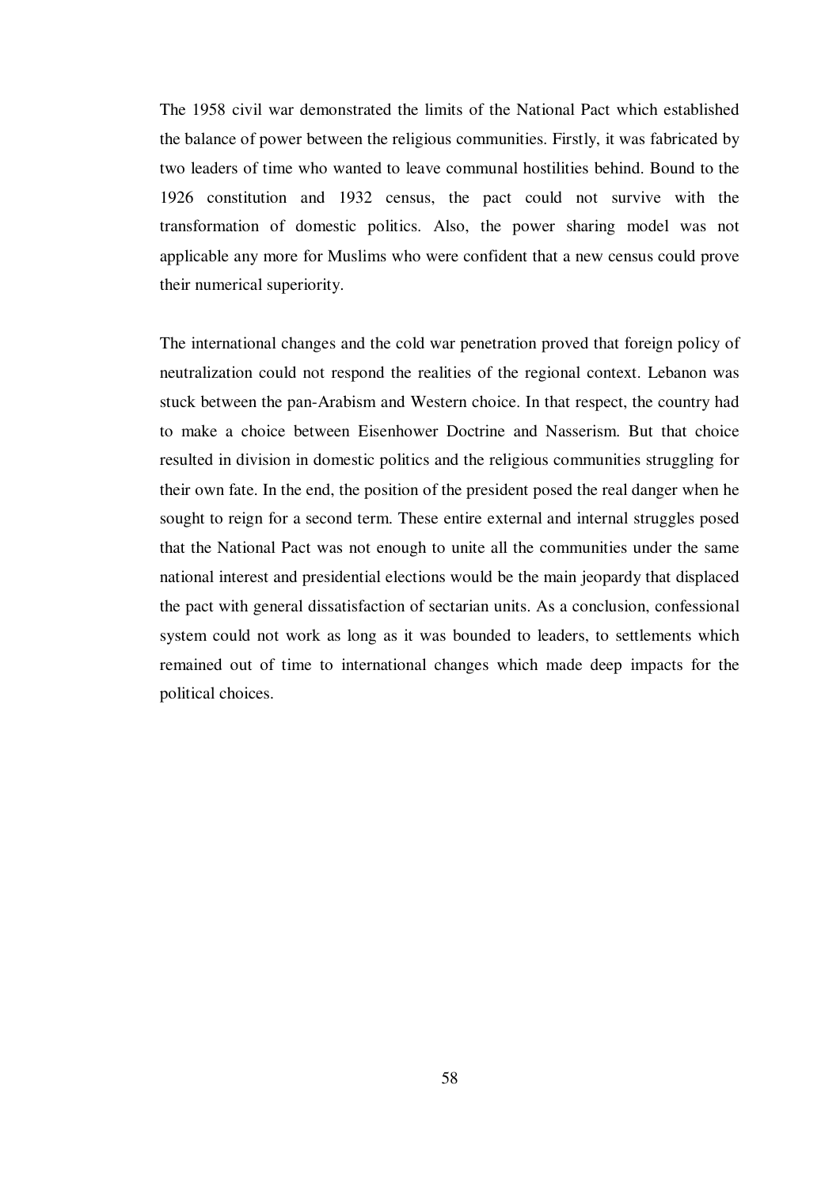The 1958 civil war demonstrated the limits of the National Pact which established the balance of power between the religious communities. Firstly, it was fabricated by two leaders of time who wanted to leave communal hostilities behind. Bound to the 1926 constitution and 1932 census, the pact could not survive with the transformation of domestic politics. Also, the power sharing model was not applicable any more for Muslims who were confident that a new census could prove their numerical superiority.

The international changes and the cold war penetration proved that foreign policy of neutralization could not respond the realities of the regional context. Lebanon was stuck between the pan-Arabism and Western choice. In that respect, the country had to make a choice between Eisenhower Doctrine and Nasserism. But that choice resulted in division in domestic politics and the religious communities struggling for their own fate. In the end, the position of the president posed the real danger when he sought to reign for a second term. These entire external and internal struggles posed that the National Pact was not enough to unite all the communities under the same national interest and presidential elections would be the main jeopardy that displaced the pact with general dissatisfaction of sectarian units. As a conclusion, confessional system could not work as long as it was bounded to leaders, to settlements which remained out of time to international changes which made deep impacts for the political choices.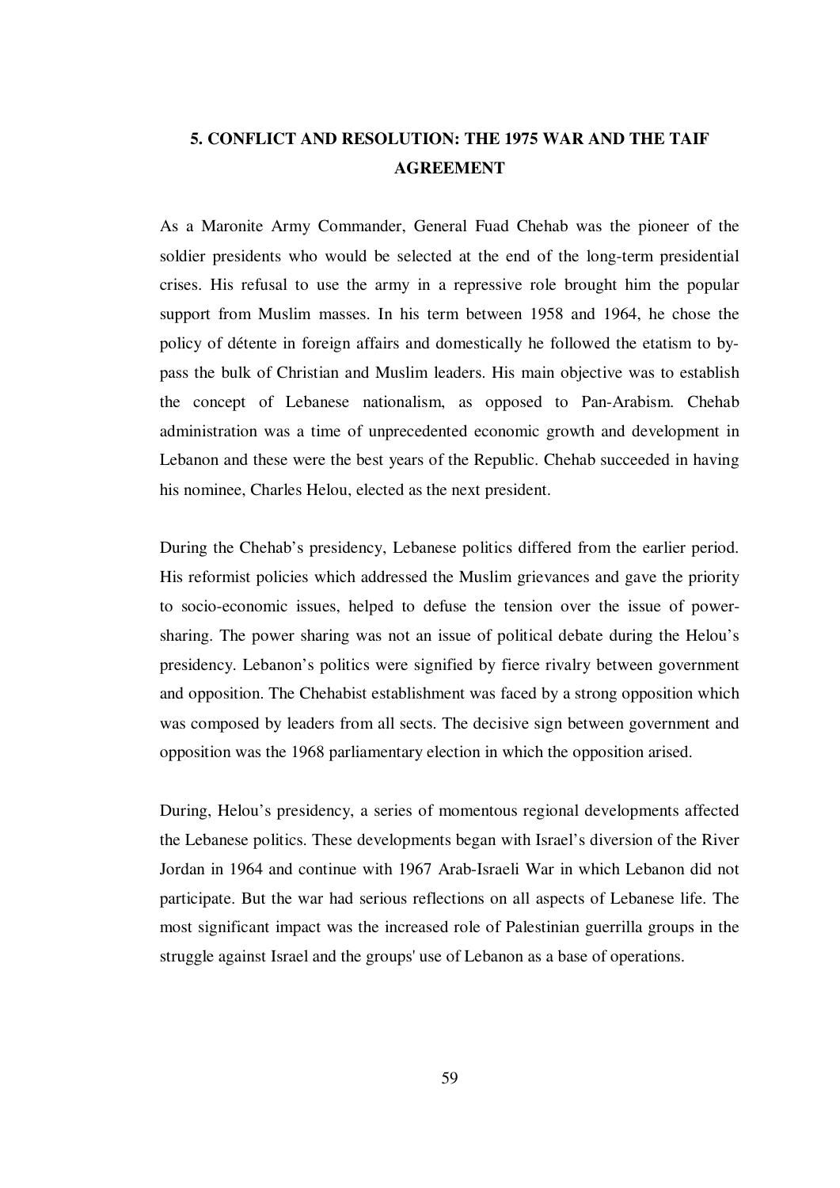# 5. CONFLICT AND RESOLUTION: THE 1975 WAR AND THE TAIF AGREEMENT

As a Maronite Army Commander, General Fuad Chehab was the pioneer of the soldier presidents who would be selected at the end of the long-term presidential crises. His refusal to use the army in a repressive role brought him the popular support from Muslim masses. In his term between 1958 and 1964, he chose the policy of détente in foreign affairs and domestically he followed the etatism to by-pass the bulk of Christian and Muslim leaders. His main objective was to establish the concept of Lebanese nationalism, as opposed to Pan-Arabism. Chehab administration was a time of unprecedented economic growth and development in Lebanon and these were the best years of the Republic. Chehab succeeded in having his nominee, Charles Helou, elected as the next president.

During the Chehab's presidency, Lebanese politics differed from the earlier period. His reformist policies which addressed the Muslim grievances and gave the priority to socio-economic issues, helped to defuse the tension over the issue of power-sharing. The power sharing was not an issue of political debate during the Helou's presidency. Lebanon's politics were signified by fierce rivalry between government and opposition. The Chehabist establishment was faced by a strong opposition which was composed by leaders from all sects. The decisive sign between government and opposition was the 1968 parliamentary election in which the opposition arised.

During, Helou's presidency, a series of momentous regional developments affected the Lebanese politics. These developments began with Israel's diversion of the River Jordan in 1964 and continue with 1967 Arab-Israeli War in which Lebanon did not participate. But the war had serious reflections on all aspects of Lebanese life. The most significant impact was the increased role of Palestinian guerrilla groups in the struggle against Israel and the groups' use of Lebanon as a base of operations.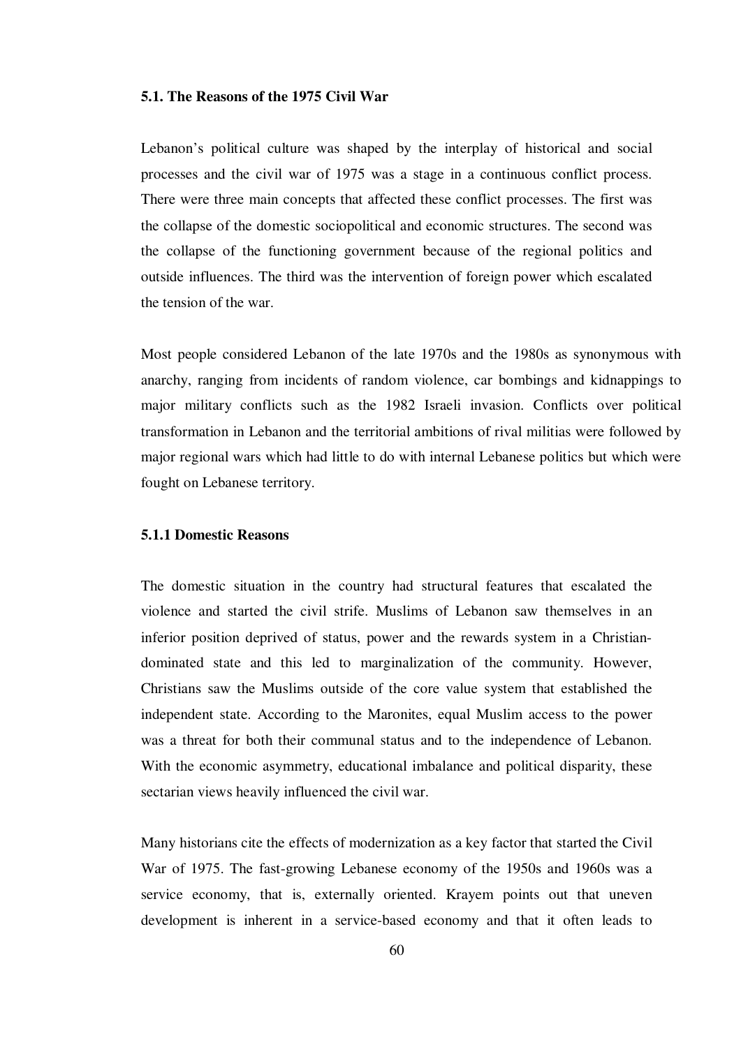### 5.1. The Reasons of the 1975 Civil War

Lebanon's political culture was shaped by the interplay of historical and social processes and the civil war of 1975 was a stage in a continuous conflict process. There were three main concepts that affected these conflict processes. The first was the collapse of the domestic sociopolitical and economic structures. The second was the collapse of the functioning government because of the regional politics and outside influences. The third was the intervention of foreign power which escalated the tension of the war.

Most people considered Lebanon of the late 1970s and the 1980s as synonymous with anarchy, ranging from incidents of random violence, car bombings and kidnappings to major military conflicts such as the 1982 Israeli invasion. Conflicts over political transformation in Lebanon and the territorial ambitions of rival militias were followed by major regional wars which had little to do with internal Lebanese politics but which were fought on Lebanese territory.

#### 5.1.1 Domestic Reasons

The domestic situation in the country had structural features that escalated the violence and started the civil strife. Muslims of Lebanon saw themselves in an inferior position deprived of status, power and the rewards system in a Christian-dominated state and this led to marginalization of the community. However, Christians saw the Muslims outside of the core value system that established the independent state. According to the Maronites, equal Muslim access to the power was a threat for both their communal status and to the independence of Lebanon. With the economic asymmetry, educational imbalance and political disparity, these sectarian views heavily influenced the civil war.

Many historians cite the effects of modernization as a key factor that started the Civil War of 1975. The fast-growing Lebanese economy of the 1950s and 1960s was a service economy, that is, externally oriented. Krayem points out that uneven development is inherent in a service-based economy and that it often leads to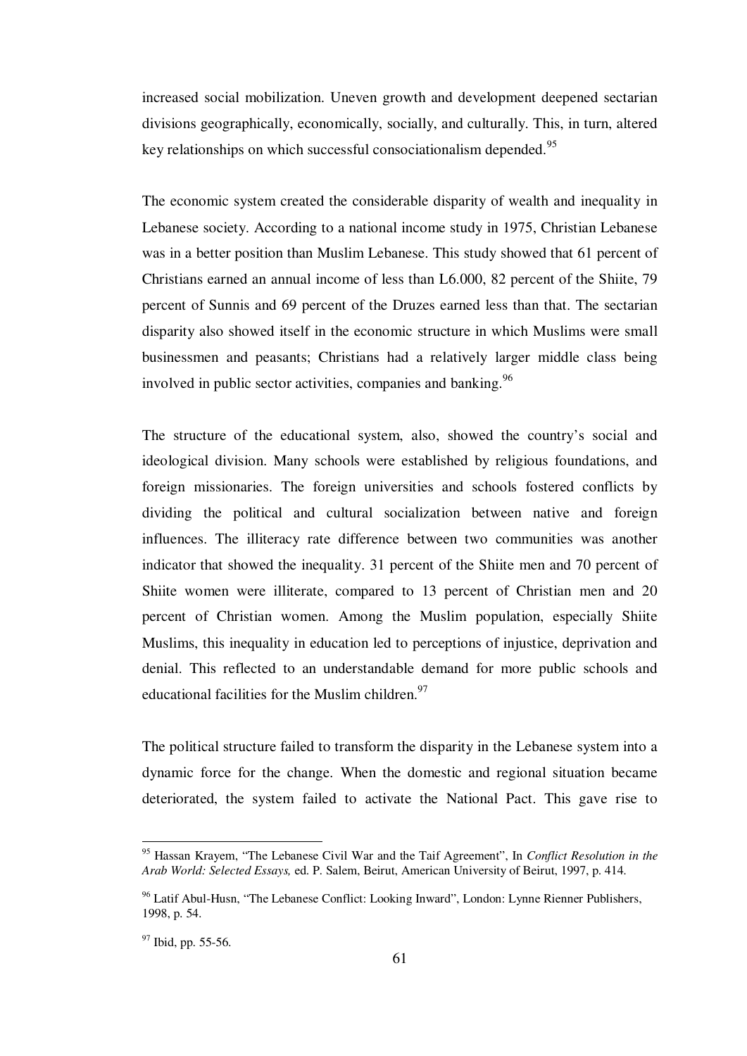increased social mobilization. Uneven growth and development deepened sectarian divisions geographically, economically, socially, and culturally. This, in turn, altered key relationships on which successful consociationalism depended.[95]

The economic system created the considerable disparity of wealth and inequality in Lebanese society. According to a national income study in 1975, Christian Lebanese was in a better position than Muslim Lebanese. This study showed that 61 percent of Christians earned an annual income of less than L6.000, 82 percent of the Shiite, 79 percent of Sunnis and 69 percent of the Druzes earned less than that. The sectarian disparity also showed itself in the economic structure in which Muslims were small businessmen and peasants; Christians had a relatively larger middle class being involved in public sector activities, companies and banking.[96]

The structure of the educational system, also, showed the country's social and ideological division. Many schools were established by religious foundations, and foreign missionaries. The foreign universities and schools fostered conflicts by dividing the political and cultural socialization between native and foreign influences. The illiteracy rate difference between two communities was another indicator that showed the inequality. 31 percent of the Shiite men and 70 percent of Shiite women were illiterate, compared to 13 percent of Christian men and 20 percent of Christian women. Among the Muslim population, especially Shiite Muslims, this inequality in education led to perceptions of injustice, deprivation and denial. This reflected to an understandable demand for more public schools and educational facilities for the Muslim children.[97]

The political structure failed to transform the disparity in the Lebanese system into a dynamic force for the change. When the domestic and regional situation became deteriorated, the system failed to activate the National Pact. This gave rise to

---

[95] Hassan Krayem, "The Lebanese Civil War and the Taif Agreement", In *Conflict Resolution in the Arab World: Selected Essays,* ed. P. Salem, Beirut, American University of Beirut, 1997, p. 414.

[96] Latif Abul-Husn, "The Lebanese Conflict: Looking Inward", London: Lynne Rienner Publishers, 1998, p. 54.

[97] Ibid, pp. 55-56.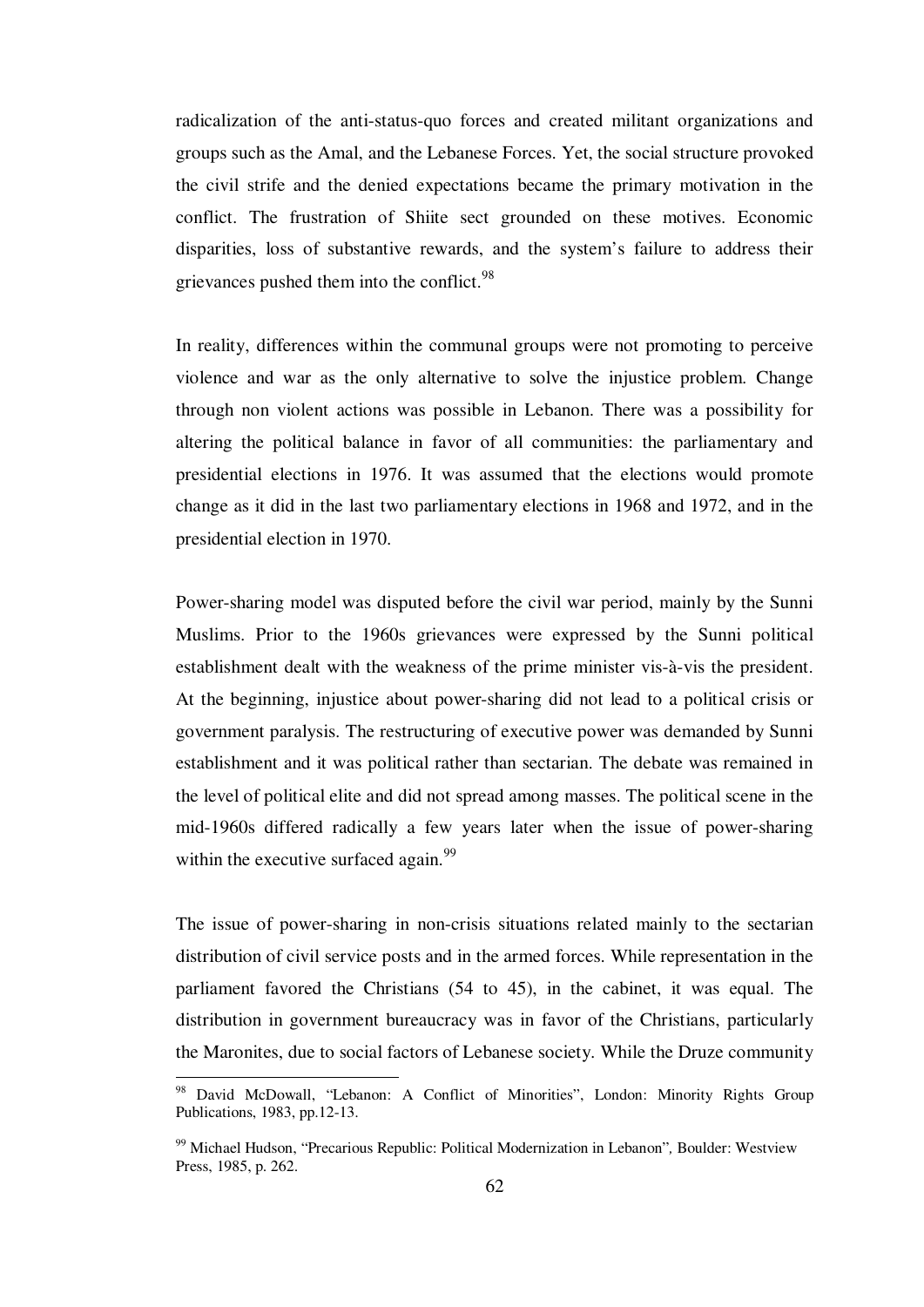radicalization of the anti-status-quo forces and created militant organizations and groups such as the Amal, and the Lebanese Forces. Yet, the social structure provoked the civil strife and the denied expectations became the primary motivation in the conflict. The frustration of Shiite sect grounded on these motives. Economic disparities, loss of substantive rewards, and the system's failure to address their grievances pushed them into the conflict.[98]

In reality, differences within the communal groups were not promoting to perceive violence and war as the only alternative to solve the injustice problem. Change through non violent actions was possible in Lebanon. There was a possibility for altering the political balance in favor of all communities: the parliamentary and presidential elections in 1976. It was assumed that the elections would promote change as it did in the last two parliamentary elections in 1968 and 1972, and in the presidential election in 1970.

Power-sharing model was disputed before the civil war period, mainly by the Sunni Muslims. Prior to the 1960s grievances were expressed by the Sunni political establishment dealt with the weakness of the prime minister vis-à-vis the president. At the beginning, injustice about power-sharing did not lead to a political crisis or government paralysis. The restructuring of executive power was demanded by Sunni establishment and it was political rather than sectarian. The debate was remained in the level of political elite and did not spread among masses. The political scene in the mid-1960s differed radically a few years later when the issue of power-sharing within the executive surfaced again.[99]

The issue of power-sharing in non-crisis situations related mainly to the sectarian distribution of civil service posts and in the armed forces. While representation in the parliament favored the Christians (54 to 45), in the cabinet, it was equal. The distribution in government bureaucracy was in favor of the Christians, particularly the Maronites, due to social factors of Lebanese society. While the Druze community

---

[98] David McDowall, "Lebanon: A Conflict of Minorities", London: Minority Rights Group Publications, 1983, pp.12-13.

[99] Michael Hudson, "Precarious Republic: Political Modernization in Lebanon", Boulder: Westview Press, 1985, p. 262.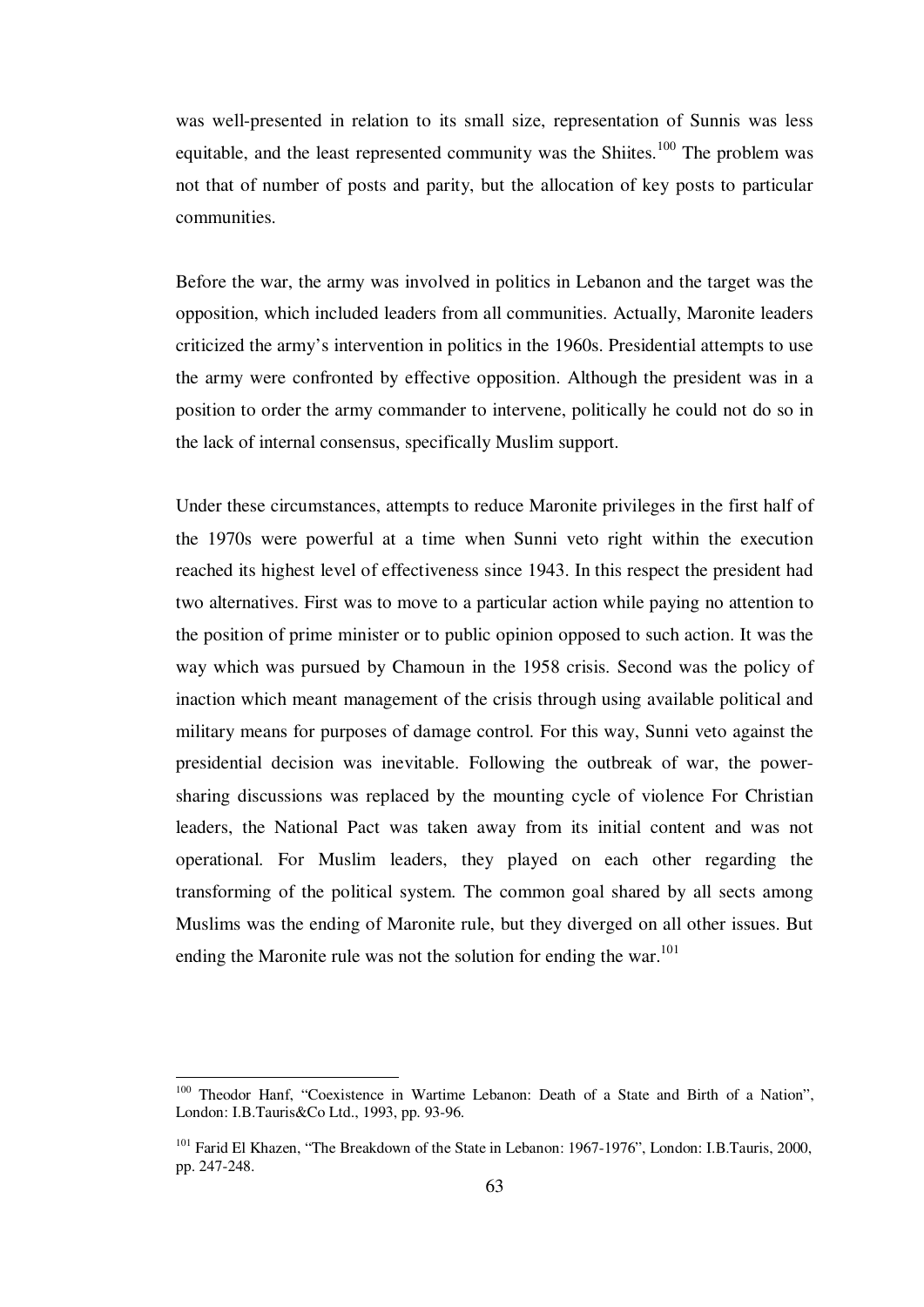was well-presented in relation to its small size, representation of Sunnis was less equitable, and the least represented community was the Shiites.[100] The problem was not that of number of posts and parity, but the allocation of key posts to particular communities.

Before the war, the army was involved in politics in Lebanon and the target was the opposition, which included leaders from all communities. Actually, Maronite leaders criticized the army's intervention in politics in the 1960s. Presidential attempts to use the army were confronted by effective opposition. Although the president was in a position to order the army commander to intervene, politically he could not do so in the lack of internal consensus, specifically Muslim support.

Under these circumstances, attempts to reduce Maronite privileges in the first half of the 1970s were powerful at a time when Sunni veto right within the execution reached its highest level of effectiveness since 1943. In this respect the president had two alternatives. First was to move to a particular action while paying no attention to the position of prime minister or to public opinion opposed to such action. It was the way which was pursued by Chamoun in the 1958 crisis. Second was the policy of inaction which meant management of the crisis through using available political and military means for purposes of damage control. For this way, Sunni veto against the presidential decision was inevitable. Following the outbreak of war, the power-sharing discussions was replaced by the mounting cycle of violence For Christian leaders, the National Pact was taken away from its initial content and was not operational. For Muslim leaders, they played on each other regarding the transforming of the political system. The common goal shared by all sects among Muslims was the ending of Maronite rule, but they diverged on all other issues. But ending the Maronite rule was not the solution for ending the war.[101]

---

[100] Theodor Hanf, "Coexistence in Wartime Lebanon: Death of a State and Birth of a Nation", London: I.B.Tauris&Co Ltd., 1993, pp. 93-96.

[101] Farid El Khazen, "The Breakdown of the State in Lebanon: 1967-1976", London: I.B.Tauris, 2000, pp. 247-248.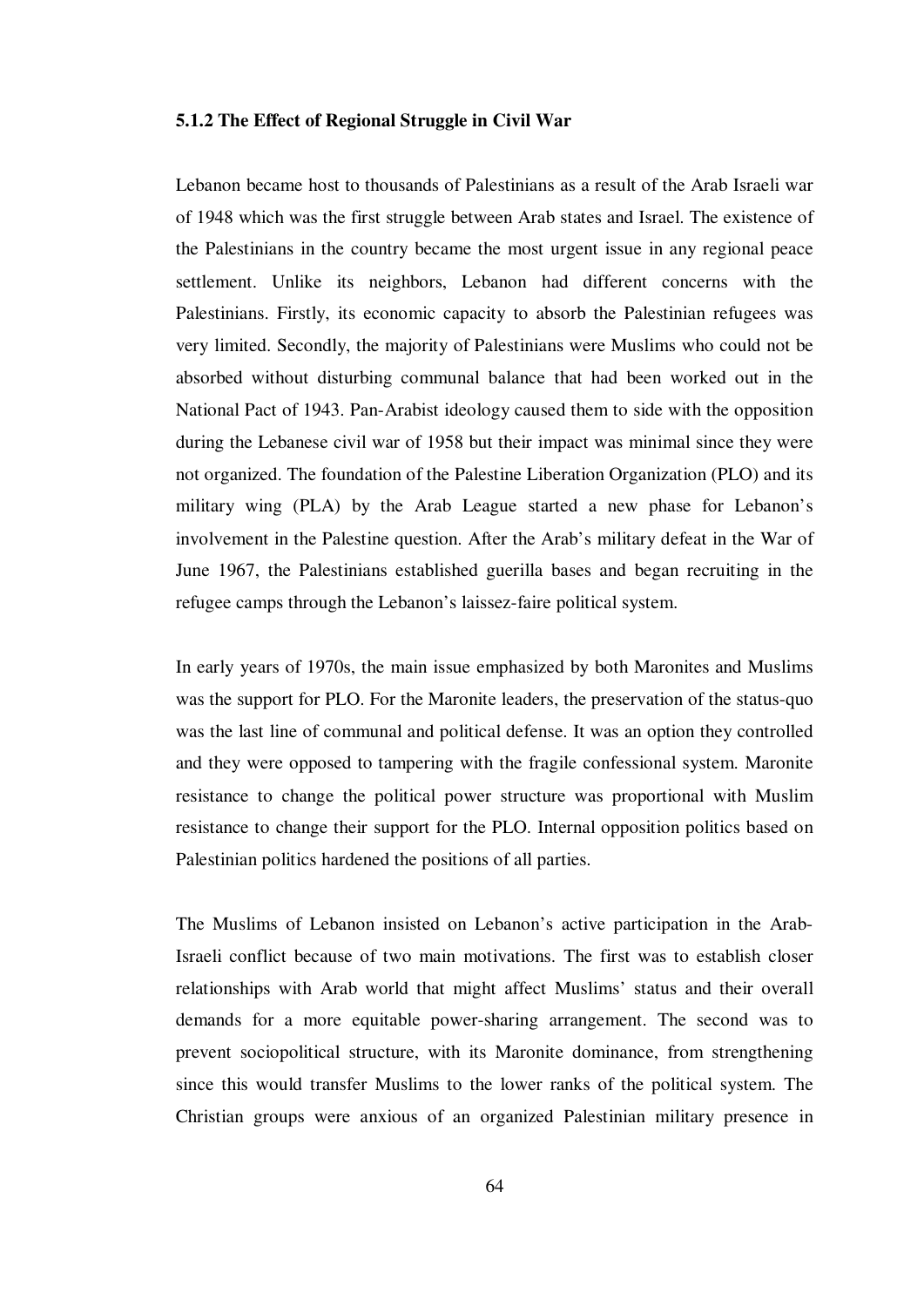### 5.1.2 The Effect of Regional Struggle in Civil War

Lebanon became host to thousands of Palestinians as a result of the Arab Israeli war of 1948 which was the first struggle between Arab states and Israel. The existence of the Palestinians in the country became the most urgent issue in any regional peace settlement. Unlike its neighbors, Lebanon had different concerns with the Palestinians. Firstly, its economic capacity to absorb the Palestinian refugees was very limited. Secondly, the majority of Palestinians were Muslims who could not be absorbed without disturbing communal balance that had been worked out in the National Pact of 1943. Pan-Arabist ideology caused them to side with the opposition during the Lebanese civil war of 1958 but their impact was minimal since they were not organized. The foundation of the Palestine Liberation Organization (PLO) and its military wing (PLA) by the Arab League started a new phase for Lebanon's involvement in the Palestine question. After the Arab's military defeat in the War of June 1967, the Palestinians established guerilla bases and began recruiting in the refugee camps through the Lebanon's laissez-faire political system.

In early years of 1970s, the main issue emphasized by both Maronites and Muslims was the support for PLO. For the Maronite leaders, the preservation of the status-quo was the last line of communal and political defense. It was an option they controlled and they were opposed to tampering with the fragile confessional system. Maronite resistance to change the political power structure was proportional with Muslim resistance to change their support for the PLO. Internal opposition politics based on Palestinian politics hardened the positions of all parties.

The Muslims of Lebanon insisted on Lebanon's active participation in the Arab-Israeli conflict because of two main motivations. The first was to establish closer relationships with Arab world that might affect Muslims' status and their overall demands for a more equitable power-sharing arrangement. The second was to prevent sociopolitical structure, with its Maronite dominance, from strengthening since this would transfer Muslims to the lower ranks of the political system. The Christian groups were anxious of an organized Palestinian military presence in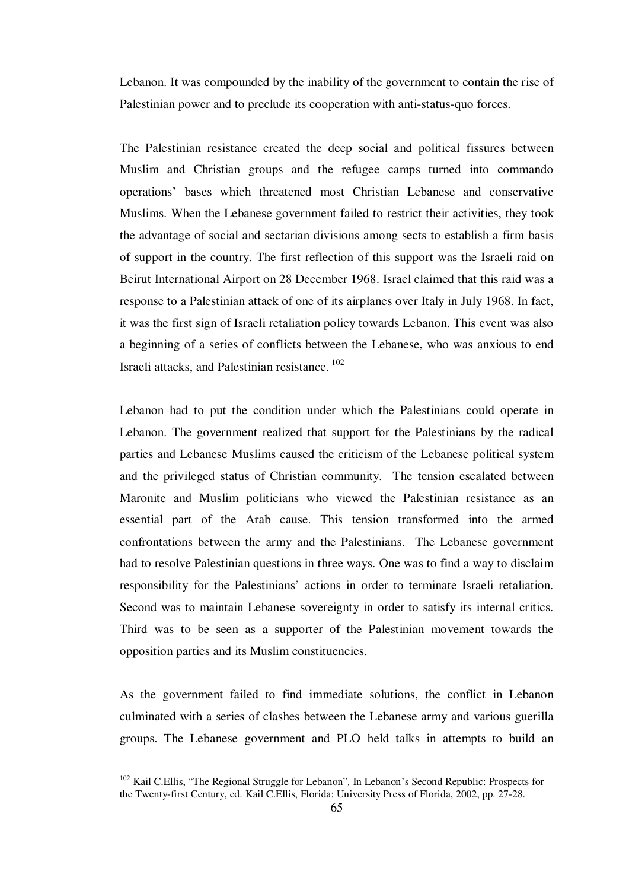Lebanon. It was compounded by the inability of the government to contain the rise of Palestinian power and to preclude its cooperation with anti-status-quo forces.

The Palestinian resistance created the deep social and political fissures between Muslim and Christian groups and the refugee camps turned into commando operations' bases which threatened most Christian Lebanese and conservative Muslims. When the Lebanese government failed to restrict their activities, they took the advantage of social and sectarian divisions among sects to establish a firm basis of support in the country. The first reflection of this support was the Israeli raid on Beirut International Airport on 28 December 1968. Israel claimed that this raid was a response to a Palestinian attack of one of its airplanes over Italy in July 1968. In fact, it was the first sign of Israeli retaliation policy towards Lebanon. This event was also a beginning of a series of conflicts between the Lebanese, who was anxious to end Israeli attacks, and Palestinian resistance.[102]

Lebanon had to put the condition under which the Palestinians could operate in Lebanon. The government realized that support for the Palestinians by the radical parties and Lebanese Muslims caused the criticism of the Lebanese political system and the privileged status of Christian community. The tension escalated between Maronite and Muslim politicians who viewed the Palestinian resistance as an essential part of the Arab cause. This tension transformed into the armed confrontations between the army and the Palestinians. The Lebanese government had to resolve Palestinian questions in three ways. One was to find a way to disclaim responsibility for the Palestinians' actions in order to terminate Israeli retaliation. Second was to maintain Lebanese sovereignty in order to satisfy its internal critics. Third was to be seen as a supporter of the Palestinian movement towards the opposition parties and its Muslim constituencies.

As the government failed to find immediate solutions, the conflict in Lebanon culminated with a series of clashes between the Lebanese army and various guerilla groups. The Lebanese government and PLO held talks in attempts to build an

---

[102] Kail C.Ellis, "The Regional Struggle for Lebanon", In Lebanon's Second Republic: Prospects for the Twenty-first Century, ed. Kail C.Ellis, Florida: University Press of Florida, 2002, pp. 27-28.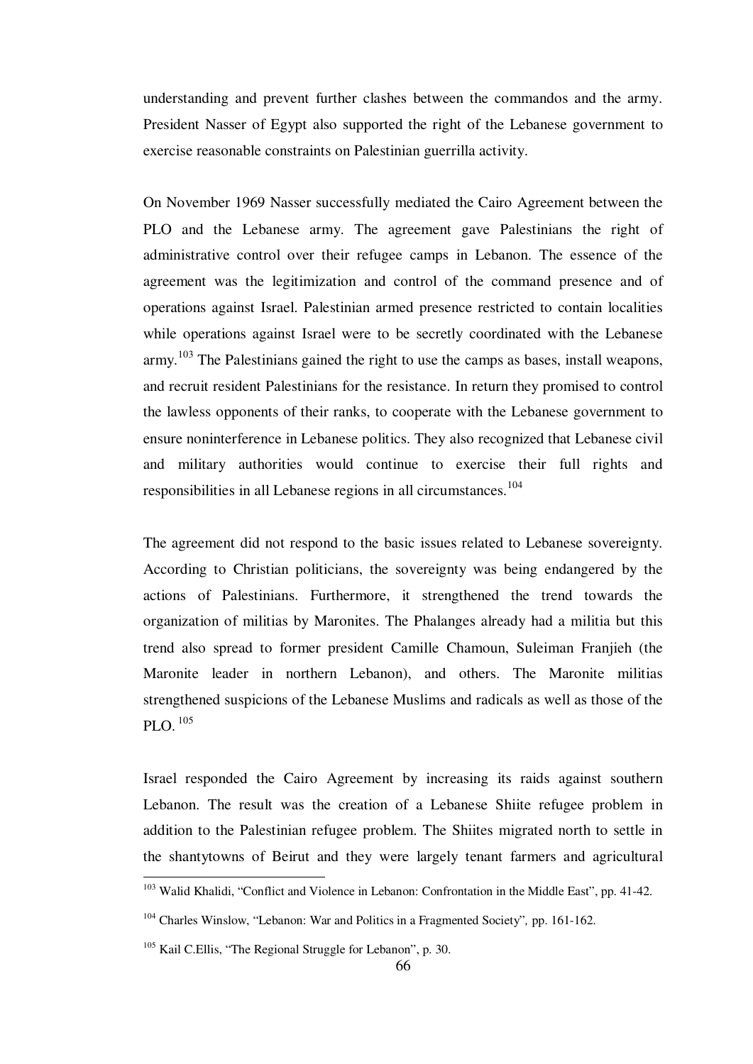understanding and prevent further clashes between the commandos and the army. President Nasser of Egypt also supported the right of the Lebanese government to exercise reasonable constraints on Palestinian guerrilla activity.

On November 1969 Nasser successfully mediated the Cairo Agreement between the PLO and the Lebanese army. The agreement gave Palestinians the right of administrative control over their refugee camps in Lebanon. The essence of the agreement was the legitimization and control of the command presence and of operations against Israel. Palestinian armed presence restricted to contain localities while operations against Israel were to be secretly coordinated with the Lebanese army.[103] The Palestinians gained the right to use the camps as bases, install weapons, and recruit resident Palestinians for the resistance. In return they promised to control the lawless opponents of their ranks, to cooperate with the Lebanese government to ensure noninterference in Lebanese politics. They also recognized that Lebanese civil and military authorities would continue to exercise their full rights and responsibilities in all Lebanese regions in all circumstances.[104]

The agreement did not respond to the basic issues related to Lebanese sovereignty. According to Christian politicians, the sovereignty was being endangered by the actions of Palestinians. Furthermore, it strengthened the trend towards the organization of militias by Maronites. The Phalanges already had a militia but this trend also spread to former president Camille Chamoun, Suleiman Franjieh (the Maronite leader in northern Lebanon), and others. The Maronite militias strengthened suspicions of the Lebanese Muslims and radicals as well as those of the PLO.[105]

Israel responded the Cairo Agreement by increasing its raids against southern Lebanon. The result was the creation of a Lebanese Shiite refugee problem in addition to the Palestinian refugee problem. The Shiites migrated north to settle in the shantytowns of Beirut and they were largely tenant farmers and agricultural

---

[103] Walid Khalidi, "Conflict and Violence in Lebanon: Confrontation in the Middle East", pp. 41-42.

[104] Charles Winslow, "Lebanon: War and Politics in a Fragmented Society", pp. 161-162.

[105] Kail C.Ellis, "The Regional Struggle for Lebanon", p. 30.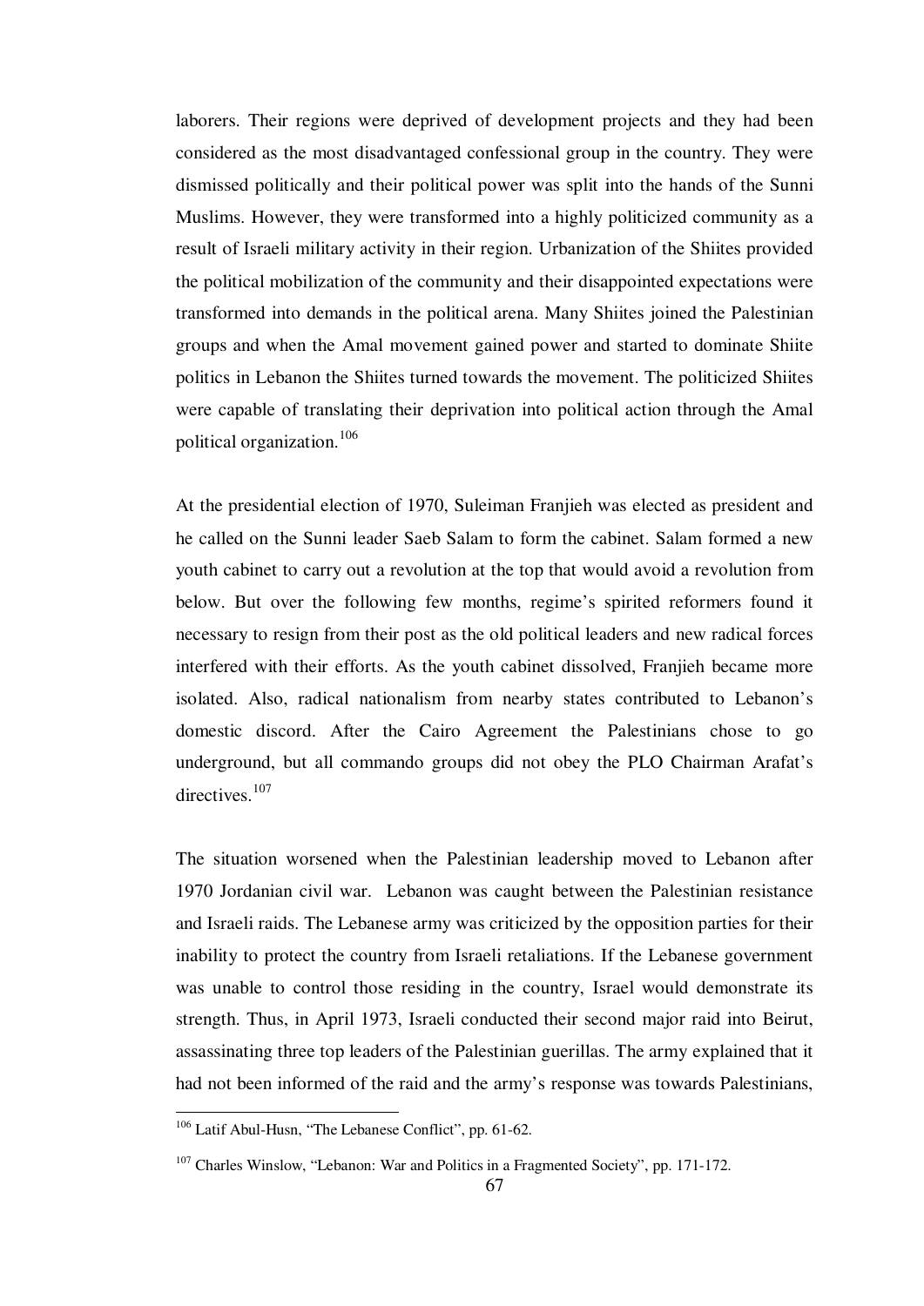laborers. Their regions were deprived of development projects and they had been considered as the most disadvantaged confessional group in the country. They were dismissed politically and their political power was split into the hands of the Sunni Muslims. However, they were transformed into a highly politicized community as a result of Israeli military activity in their region. Urbanization of the Shiites provided the political mobilization of the community and their disappointed expectations were transformed into demands in the political arena. Many Shiites joined the Palestinian groups and when the Amal movement gained power and started to dominate Shiite politics in Lebanon the Shiites turned towards the movement. The politicized Shiites were capable of translating their deprivation into political action through the Amal political organization.[106]

At the presidential election of 1970, Suleiman Franjieh was elected as president and he called on the Sunni leader Saeb Salam to form the cabinet. Salam formed a new youth cabinet to carry out a revolution at the top that would avoid a revolution from below. But over the following few months, regime's spirited reformers found it necessary to resign from their post as the old political leaders and new radical forces interfered with their efforts. As the youth cabinet dissolved, Franjieh became more isolated. Also, radical nationalism from nearby states contributed to Lebanon's domestic discord. After the Cairo Agreement the Palestinians chose to go underground, but all commando groups did not obey the PLO Chairman Arafat's directives.[107]

The situation worsened when the Palestinian leadership moved to Lebanon after 1970 Jordanian civil war. Lebanon was caught between the Palestinian resistance and Israeli raids. The Lebanese army was criticized by the opposition parties for their inability to protect the country from Israeli retaliations. If the Lebanese government was unable to control those residing in the country, Israel would demonstrate its strength. Thus, in April 1973, Israeli conducted their second major raid into Beirut, assassinating three top leaders of the Palestinian guerillas. The army explained that it had not been informed of the raid and the army's response was towards Palestinians,

[106] Latif Abul-Husn, "The Lebanese Conflict", pp. 61-62.

[107] Charles Winslow, "Lebanon: War and Politics in a Fragmented Society", pp. 171-172.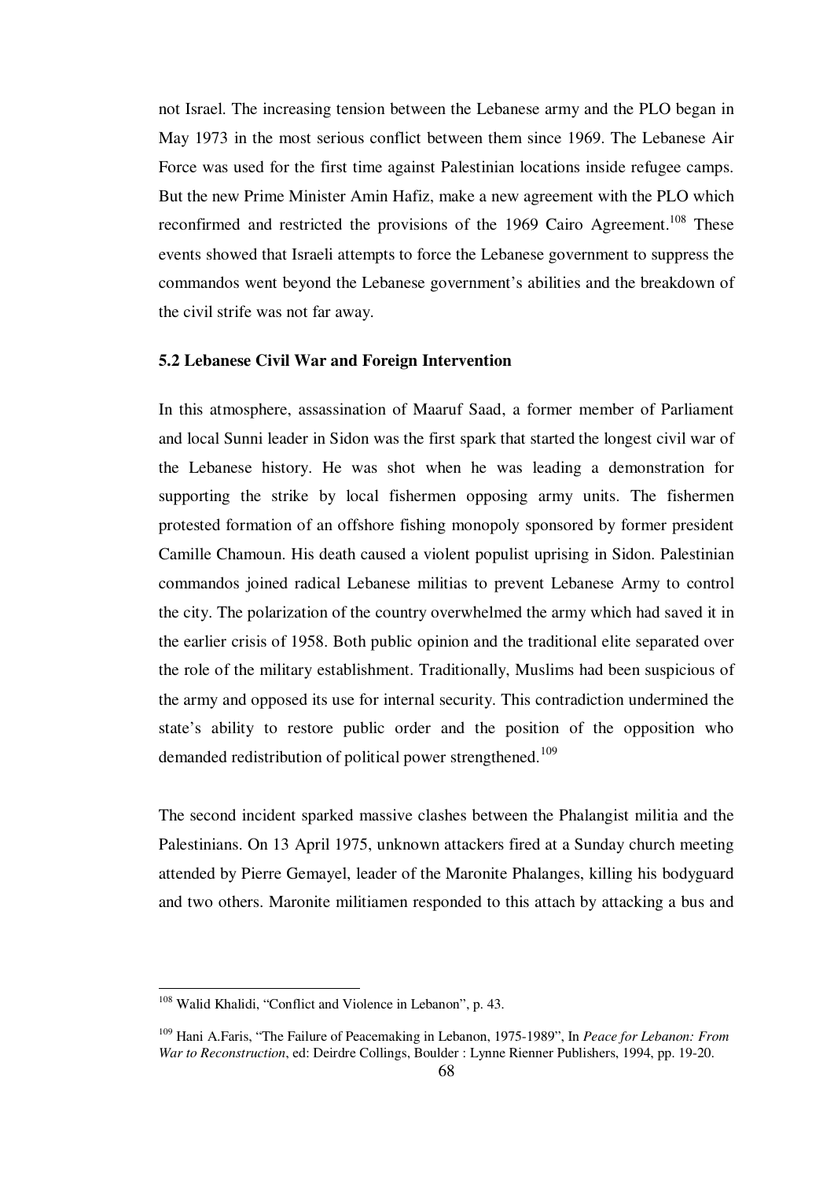not Israel. The increasing tension between the Lebanese army and the PLO began in May 1973 in the most serious conflict between them since 1969. The Lebanese Air Force was used for the first time against Palestinian locations inside refugee camps. But the new Prime Minister Amin Hafiz, make a new agreement with the PLO which reconfirmed and restricted the provisions of the 1969 Cairo Agreement.[108] These events showed that Israeli attempts to force the Lebanese government to suppress the commandos went beyond the Lebanese government's abilities and the breakdown of the civil strife was not far away.

### 5.2 Lebanese Civil War and Foreign Intervention

In this atmosphere, assassination of Maaruf Saad, a former member of Parliament and local Sunni leader in Sidon was the first spark that started the longest civil war of the Lebanese history. He was shot when he was leading a demonstration for supporting the strike by local fishermen opposing army units. The fishermen protested formation of an offshore fishing monopoly sponsored by former president Camille Chamoun. His death caused a violent populist uprising in Sidon. Palestinian commandos joined radical Lebanese militias to prevent Lebanese Army to control the city. The polarization of the country overwhelmed the army which had saved it in the earlier crisis of 1958. Both public opinion and the traditional elite separated over the role of the military establishment. Traditionally, Muslims had been suspicious of the army and opposed its use for internal security. This contradiction undermined the state's ability to restore public order and the position of the opposition who demanded redistribution of political power strengthened.[109]

The second incident sparked massive clashes between the Phalangist militia and the Palestinians. On 13 April 1975, unknown attackers fired at a Sunday church meeting attended by Pierre Gemayel, leader of the Maronite Phalanges, killing his bodyguard and two others. Maronite militiamen responded to this attach by attacking a bus and

---

[108] Walid Khalidi, "Conflict and Violence in Lebanon", p. 43.

[109] Hani A.Faris, "The Failure of Peacemaking in Lebanon, 1975-1989", In *Peace for Lebanon: From War to Reconstruction*, ed: Deirdre Collings, Boulder : Lynne Rienner Publishers, 1994, pp. 19-20.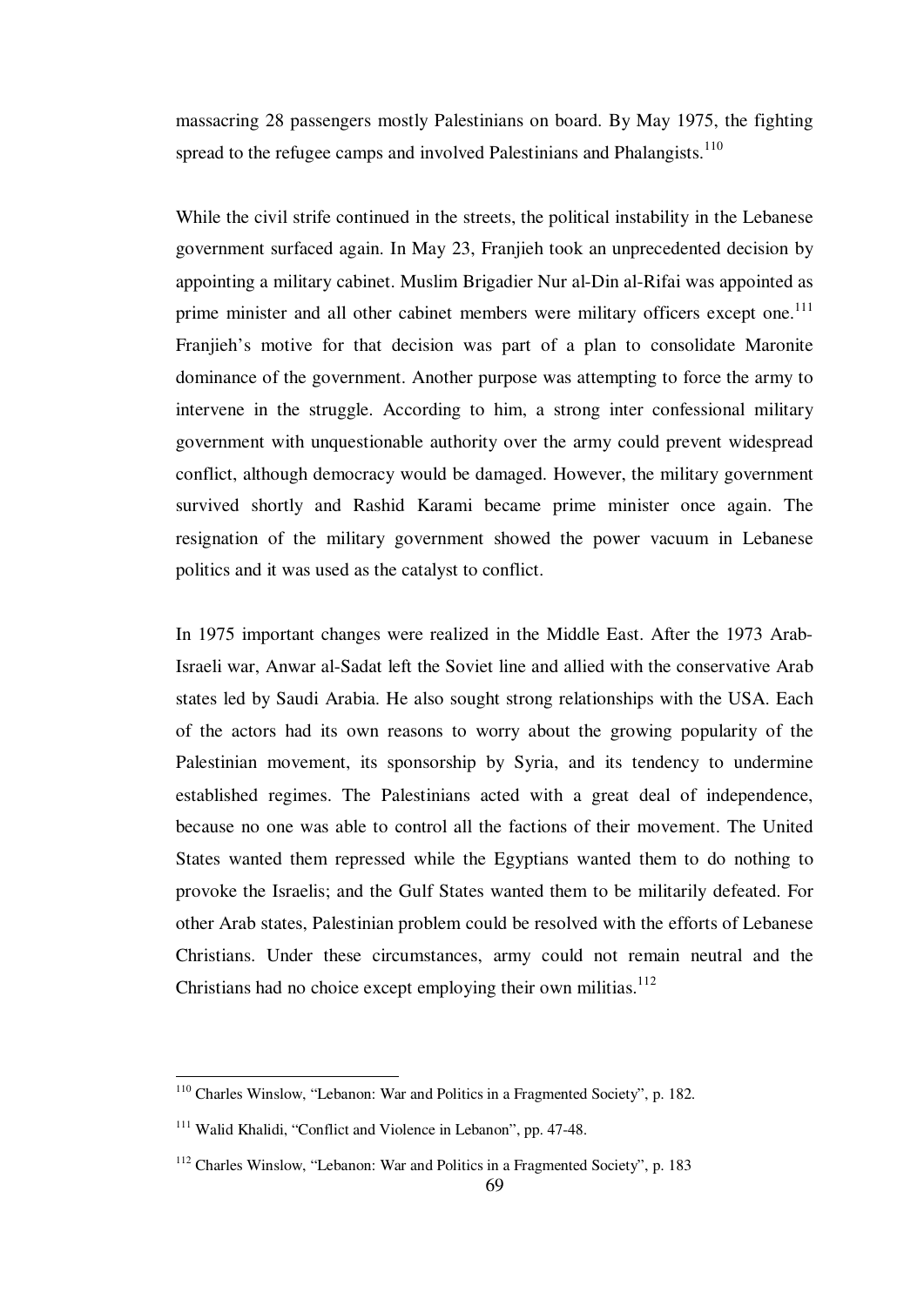massacring 28 passengers mostly Palestinians on board. By May 1975, the fighting spread to the refugee camps and involved Palestinians and Phalangists.[110]

While the civil strife continued in the streets, the political instability in the Lebanese government surfaced again. In May 23, Franjieh took an unprecedented decision by appointing a military cabinet. Muslim Brigadier Nur al-Din al-Rifai was appointed as prime minister and all other cabinet members were military officers except one.[111] Franjieh's motive for that decision was part of a plan to consolidate Maronite dominance of the government. Another purpose was attempting to force the army to intervene in the struggle. According to him, a strong inter confessional military government with unquestionable authority over the army could prevent widespread conflict, although democracy would be damaged. However, the military government survived shortly and Rashid Karami became prime minister once again. The resignation of the military government showed the power vacuum in Lebanese politics and it was used as the catalyst to conflict.

In 1975 important changes were realized in the Middle East. After the 1973 Arab-Israeli war, Anwar al-Sadat left the Soviet line and allied with the conservative Arab states led by Saudi Arabia. He also sought strong relationships with the USA. Each of the actors had its own reasons to worry about the growing popularity of the Palestinian movement, its sponsorship by Syria, and its tendency to undermine established regimes. The Palestinians acted with a great deal of independence, because no one was able to control all the factions of their movement. The United States wanted them repressed while the Egyptians wanted them to do nothing to provoke the Israelis; and the Gulf States wanted them to be militarily defeated. For other Arab states, Palestinian problem could be resolved with the efforts of Lebanese Christians. Under these circumstances, army could not remain neutral and the Christians had no choice except employing their own militias.[112]

---

[110] Charles Winslow, "Lebanon: War and Politics in a Fragmented Society", p. 182.

[111] Walid Khalidi, "Conflict and Violence in Lebanon", pp. 47-48.

[112] Charles Winslow, "Lebanon: War and Politics in a Fragmented Society", p. 183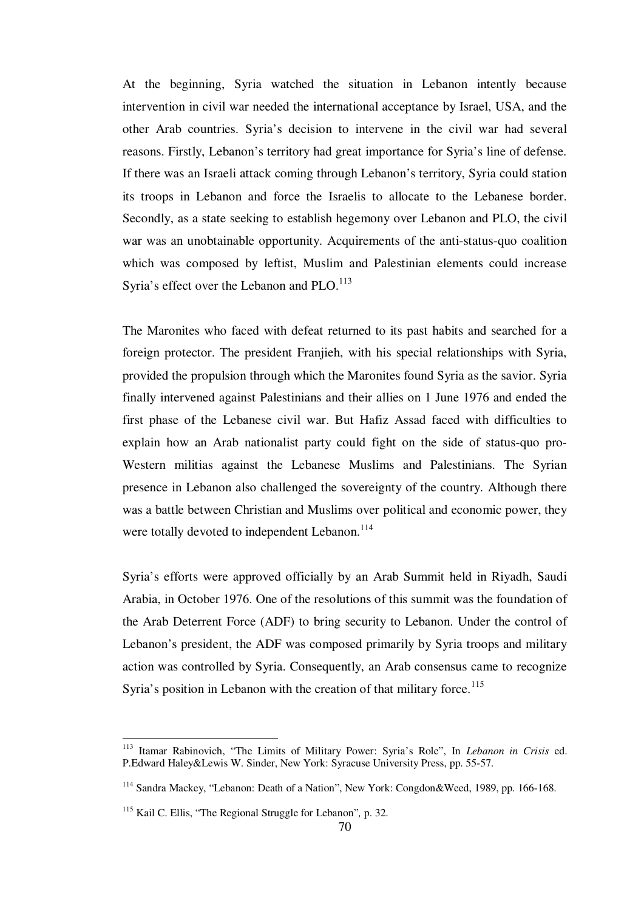At the beginning, Syria watched the situation in Lebanon intently because intervention in civil war needed the international acceptance by Israel, USA, and the other Arab countries. Syria's decision to intervene in the civil war had several reasons. Firstly, Lebanon's territory had great importance for Syria's line of defense. If there was an Israeli attack coming through Lebanon's territory, Syria could station its troops in Lebanon and force the Israelis to allocate to the Lebanese border. Secondly, as a state seeking to establish hegemony over Lebanon and PLO, the civil war was an unobtainable opportunity. Acquirements of the anti-status-quo coalition which was composed by leftist, Muslim and Palestinian elements could increase Syria's effect over the Lebanon and PLO.[113]

The Maronites who faced with defeat returned to its past habits and searched for a foreign protector. The president Franjieh, with his special relationships with Syria, provided the propulsion through which the Maronites found Syria as the savior. Syria finally intervened against Palestinians and their allies on 1 June 1976 and ended the first phase of the Lebanese civil war. But Hafiz Assad faced with difficulties to explain how an Arab nationalist party could fight on the side of status-quo pro-Western militias against the Lebanese Muslims and Palestinians. The Syrian presence in Lebanon also challenged the sovereignty of the country. Although there was a battle between Christian and Muslims over political and economic power, they were totally devoted to independent Lebanon.[114]

Syria's efforts were approved officially by an Arab Summit held in Riyadh, Saudi Arabia, in October 1976. One of the resolutions of this summit was the foundation of the Arab Deterrent Force (ADF) to bring security to Lebanon. Under the control of Lebanon's president, the ADF was composed primarily by Syria troops and military action was controlled by Syria. Consequently, an Arab consensus came to recognize Syria's position in Lebanon with the creation of that military force.[115]

---

[113] Itamar Rabinovich, "The Limits of Military Power: Syria's Role", In *Lebanon in Crisis* ed. P.Edward Haley&Lewis W. Sinder, New York: Syracuse University Press, pp. 55-57.

[114] Sandra Mackey, "Lebanon: Death of a Nation", New York: Congdon&Weed, 1989, pp. 166-168.

[115] Kail C. Ellis, "The Regional Struggle for Lebanon", p. 32.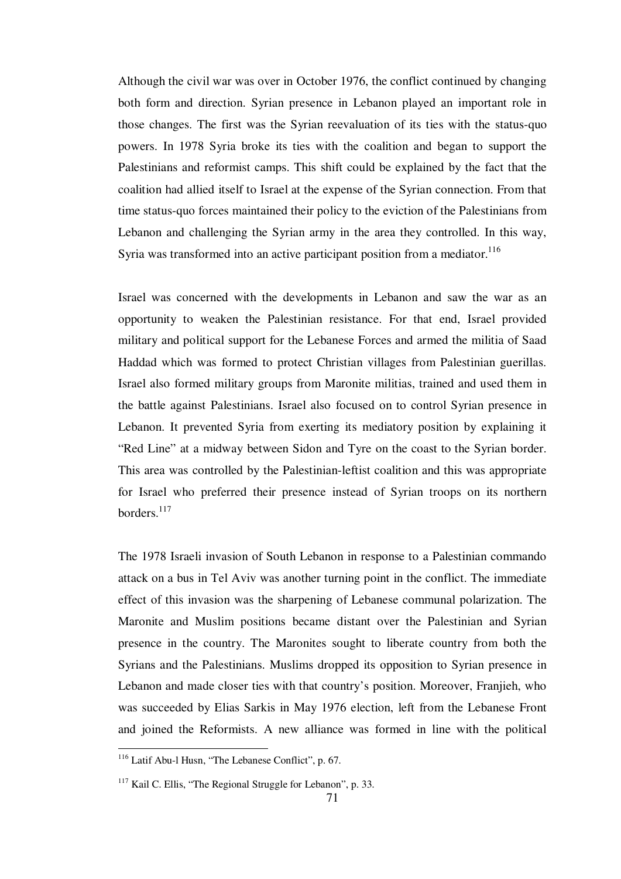Although the civil war was over in October 1976, the conflict continued by changing both form and direction. Syrian presence in Lebanon played an important role in those changes. The first was the Syrian reevaluation of its ties with the status-quo powers. In 1978 Syria broke its ties with the coalition and began to support the Palestinians and reformist camps. This shift could be explained by the fact that the coalition had allied itself to Israel at the expense of the Syrian connection. From that time status-quo forces maintained their policy to the eviction of the Palestinians from Lebanon and challenging the Syrian army in the area they controlled. In this way, Syria was transformed into an active participant position from a mediator.[116]

Israel was concerned with the developments in Lebanon and saw the war as an opportunity to weaken the Palestinian resistance. For that end, Israel provided military and political support for the Lebanese Forces and armed the militia of Saad Haddad which was formed to protect Christian villages from Palestinian guerillas. Israel also formed military groups from Maronite militias, trained and used them in the battle against Palestinians. Israel also focused on to control Syrian presence in Lebanon. It prevented Syria from exerting its mediatory position by explaining it "Red Line" at a midway between Sidon and Tyre on the coast to the Syrian border. This area was controlled by the Palestinian-leftist coalition and this was appropriate for Israel who preferred their presence instead of Syrian troops on its northern borders.[117]

The 1978 Israeli invasion of South Lebanon in response to a Palestinian commando attack on a bus in Tel Aviv was another turning point in the conflict. The immediate effect of this invasion was the sharpening of Lebanese communal polarization. The Maronite and Muslim positions became distant over the Palestinian and Syrian presence in the country. The Maronites sought to liberate country from both the Syrians and the Palestinians. Muslims dropped its opposition to Syrian presence in Lebanon and made closer ties with that country's position. Moreover, Franjieh, who was succeeded by Elias Sarkis in May 1976 election, left from the Lebanese Front and joined the Reformists. A new alliance was formed in line with the political

---

[116] Latif Abu-l Husn, "The Lebanese Conflict", p. 67.

[117] Kail C. Ellis, "The Regional Struggle for Lebanon", p. 33.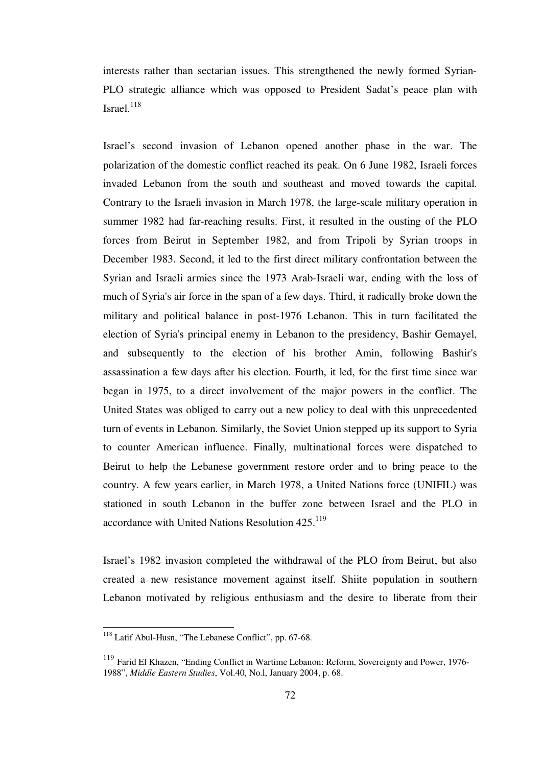interests rather than sectarian issues. This strengthened the newly formed Syrian-PLO strategic alliance which was opposed to President Sadat's peace plan with Israel.[118]

Israel's second invasion of Lebanon opened another phase in the war. The polarization of the domestic conflict reached its peak. On 6 June 1982, Israeli forces invaded Lebanon from the south and southeast and moved towards the capital. Contrary to the Israeli invasion in March 1978, the large-scale military operation in summer 1982 had far-reaching results. First, it resulted in the ousting of the PLO forces from Beirut in September 1982, and from Tripoli by Syrian troops in December 1983. Second, it led to the first direct military confrontation between the Syrian and Israeli armies since the 1973 Arab-Israeli war, ending with the loss of much of Syria's air force in the span of a few days. Third, it radically broke down the military and political balance in post-1976 Lebanon. This in turn facilitated the election of Syria's principal enemy in Lebanon to the presidency, Bashir Gemayel, and subsequently to the election of his brother Amin, following Bashir's assassination a few days after his election. Fourth, it led, for the first time since war began in 1975, to a direct involvement of the major powers in the conflict. The United States was obliged to carry out a new policy to deal with this unprecedented turn of events in Lebanon. Similarly, the Soviet Union stepped up its support to Syria to counter American influence. Finally, multinational forces were dispatched to Beirut to help the Lebanese government restore order and to bring peace to the country. A few years earlier, in March 1978, a United Nations force (UNIFIL) was stationed in south Lebanon in the buffer zone between Israel and the PLO in accordance with United Nations Resolution 425.[119]

Israel's 1982 invasion completed the withdrawal of the PLO from Beirut, but also created a new resistance movement against itself. Shiite population in southern Lebanon motivated by religious enthusiasm and the desire to liberate from their

---

[118] Latif Abul-Husn, "The Lebanese Conflict", pp. 67-68.

[119] Farid El Khazen, "Ending Conflict in Wartime Lebanon: Reform, Sovereignty and Power, 1976-1988", *Middle Eastern Studies*, Vol.40, No.l, January 2004, p. 68.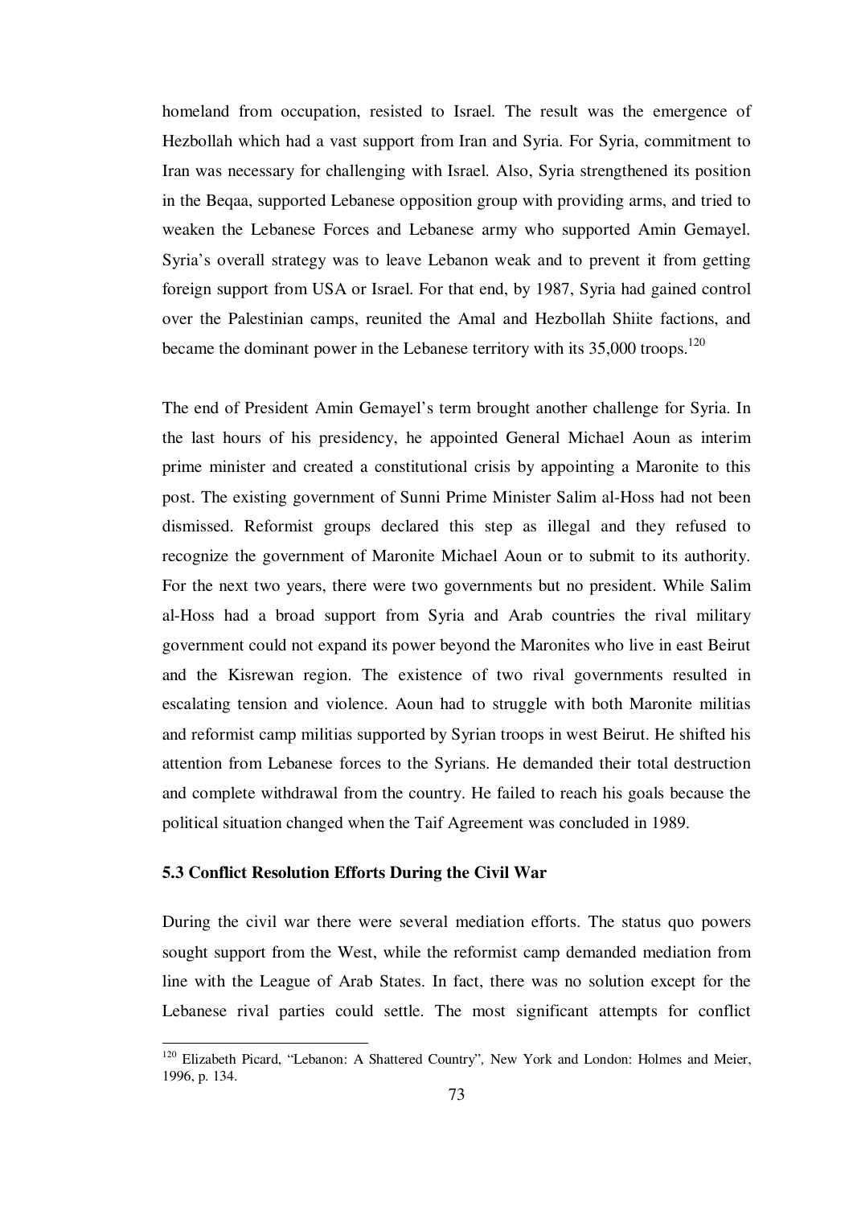homeland from occupation, resisted to Israel. The result was the emergence of Hezbollah which had a vast support from Iran and Syria. For Syria, commitment to Iran was necessary for challenging with Israel. Also, Syria strengthened its position in the Beqaa, supported Lebanese opposition group with providing arms, and tried to weaken the Lebanese Forces and Lebanese army who supported Amin Gemayel. Syria's overall strategy was to leave Lebanon weak and to prevent it from getting foreign support from USA or Israel. For that end, by 1987, Syria had gained control over the Palestinian camps, reunited the Amal and Hezbollah Shiite factions, and became the dominant power in the Lebanese territory with its 35,000 troops.[120]

The end of President Amin Gemayel's term brought another challenge for Syria. In the last hours of his presidency, he appointed General Michael Aoun as interim prime minister and created a constitutional crisis by appointing a Maronite to this post. The existing government of Sunni Prime Minister Salim al-Hoss had not been dismissed. Reformist groups declared this step as illegal and they refused to recognize the government of Maronite Michael Aoun or to submit to its authority. For the next two years, there were two governments but no president. While Salim al-Hoss had a broad support from Syria and Arab countries the rival military government could not expand its power beyond the Maronites who live in east Beirut and the Kisrewan region. The existence of two rival governments resulted in escalating tension and violence. Aoun had to struggle with both Maronite militias and reformist camp militias supported by Syrian troops in west Beirut. He shifted his attention from Lebanese forces to the Syrians. He demanded their total destruction and complete withdrawal from the country. He failed to reach his goals because the political situation changed when the Taif Agreement was concluded in 1989.

### 5.3 Conflict Resolution Efforts During the Civil War

During the civil war there were several mediation efforts. The status quo powers sought support from the West, while the reformist camp demanded mediation from line with the League of Arab States. In fact, there was no solution except for the Lebanese rival parties could settle. The most significant attempts for conflict

---

[120] Elizabeth Picard, "Lebanon: A Shattered Country", New York and London: Holmes and Meier, 1996, p. 134.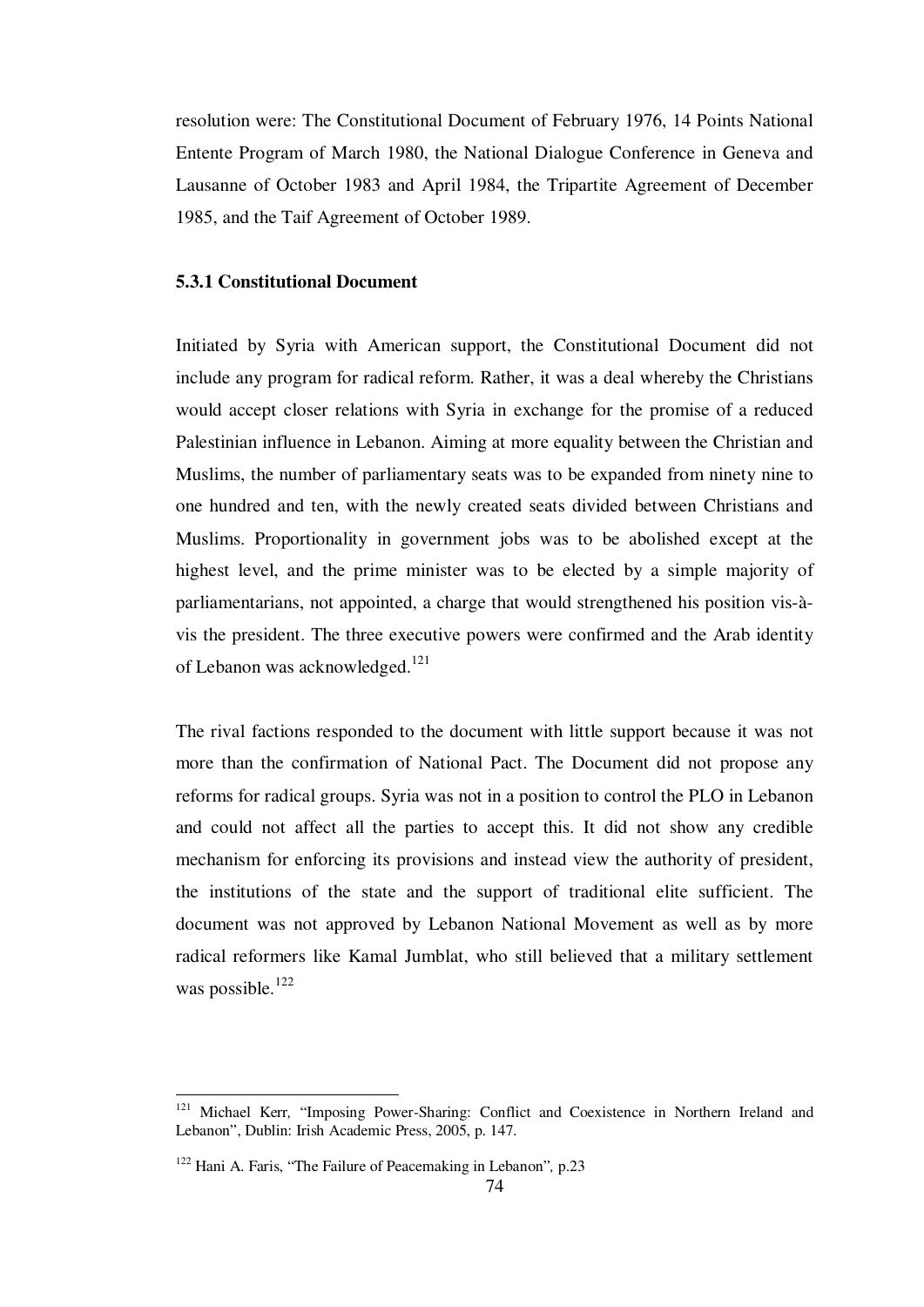resolution were: The Constitutional Document of February 1976, 14 Points National Entente Program of March 1980, the National Dialogue Conference in Geneva and Lausanne of October 1983 and April 1984, the Tripartite Agreement of December 1985, and the Taif Agreement of October 1989.

### 5.3.1 Constitutional Document

Initiated by Syria with American support, the Constitutional Document did not include any program for radical reform. Rather, it was a deal whereby the Christians would accept closer relations with Syria in exchange for the promise of a reduced Palestinian influence in Lebanon. Aiming at more equality between the Christian and Muslims, the number of parliamentary seats was to be expanded from ninety nine to one hundred and ten, with the newly created seats divided between Christians and Muslims. Proportionality in government jobs was to be abolished except at the highest level, and the prime minister was to be elected by a simple majority of parliamentarians, not appointed, a charge that would strengthened his position vis-à-vis the president. The three executive powers were confirmed and the Arab identity of Lebanon was acknowledged.[121]

The rival factions responded to the document with little support because it was not more than the confirmation of National Pact. The Document did not propose any reforms for radical groups. Syria was not in a position to control the PLO in Lebanon and could not affect all the parties to accept this. It did not show any credible mechanism for enforcing its provisions and instead view the authority of president, the institutions of the state and the support of traditional elite sufficient. The document was not approved by Lebanon National Movement as well as by more radical reformers like Kamal Jumblat, who still believed that a military settlement was possible.[122]

---

[121] Michael Kerr, "Imposing Power-Sharing: Conflict and Coexistence in Northern Ireland and Lebanon", Dublin: Irish Academic Press, 2005, p. 147.

[122] Hani A. Faris, "The Failure of Peacemaking in Lebanon", p.23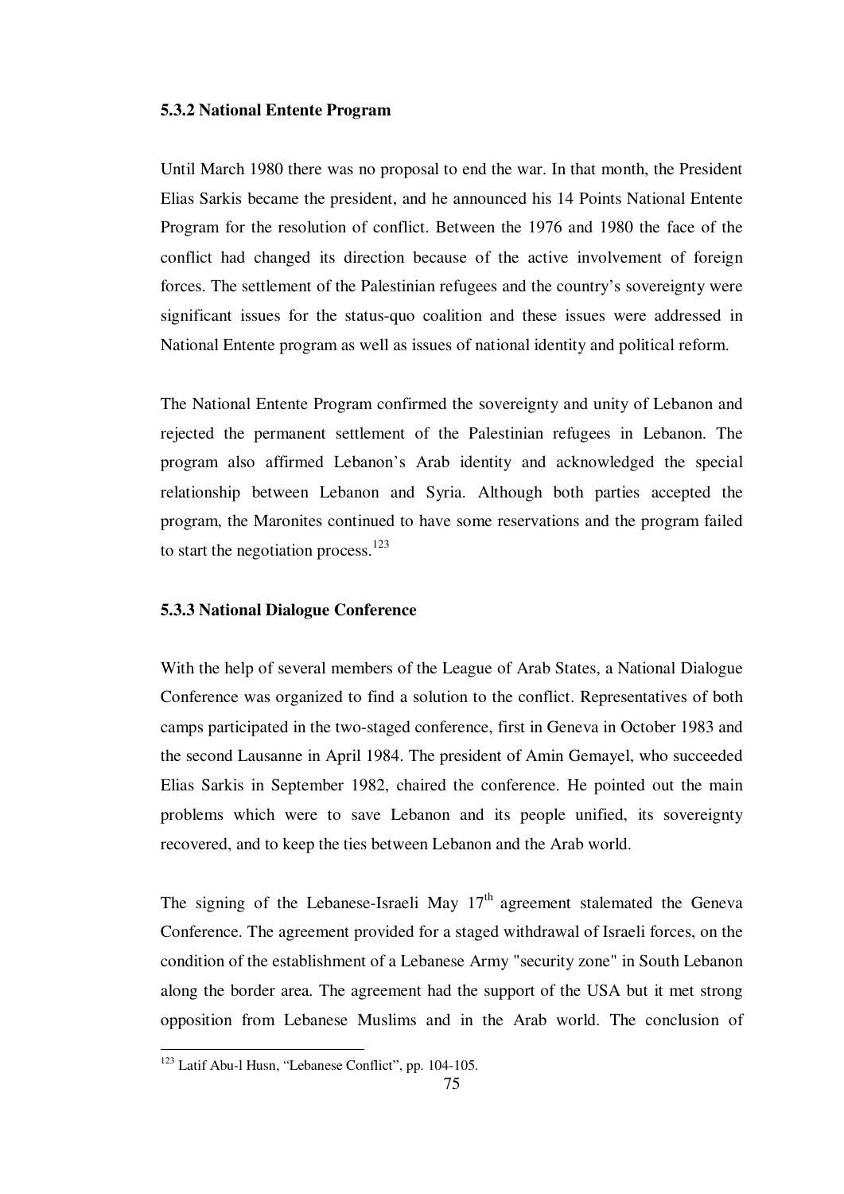### 5.3.2 National Entente Program

Until March 1980 there was no proposal to end the war. In that month, the President Elias Sarkis became the president, and he announced his 14 Points National Entente Program for the resolution of conflict. Between the 1976 and 1980 the face of the conflict had changed its direction because of the active involvement of foreign forces. The settlement of the Palestinian refugees and the country's sovereignty were significant issues for the status-quo coalition and these issues were addressed in National Entente program as well as issues of national identity and political reform.

The National Entente Program confirmed the sovereignty and unity of Lebanon and rejected the permanent settlement of the Palestinian refugees in Lebanon. The program also affirmed Lebanon's Arab identity and acknowledged the special relationship between Lebanon and Syria. Although both parties accepted the program, the Maronites continued to have some reservations and the program failed to start the negotiation process.[123]

### 5.3.3 National Dialogue Conference

With the help of several members of the League of Arab States, a National Dialogue Conference was organized to find a solution to the conflict. Representatives of both camps participated in the two-staged conference, first in Geneva in October 1983 and the second Lausanne in April 1984. The president of Amin Gemayel, who succeeded Elias Sarkis in September 1982, chaired the conference. He pointed out the main problems which were to save Lebanon and its people unified, its sovereignty recovered, and to keep the ties between Lebanon and the Arab world.

The signing of the Lebanese-Israeli May 17th agreement stalemated the Geneva Conference. The agreement provided for a staged withdrawal of Israeli forces, on the condition of the establishment of a Lebanese Army "security zone" in South Lebanon along the border area. The agreement had the support of the USA but it met strong opposition from Lebanese Muslims and in the Arab world. The conclusion of

---

[123] Latif Abu-l Husn, "Lebanese Conflict", pp. 104-105.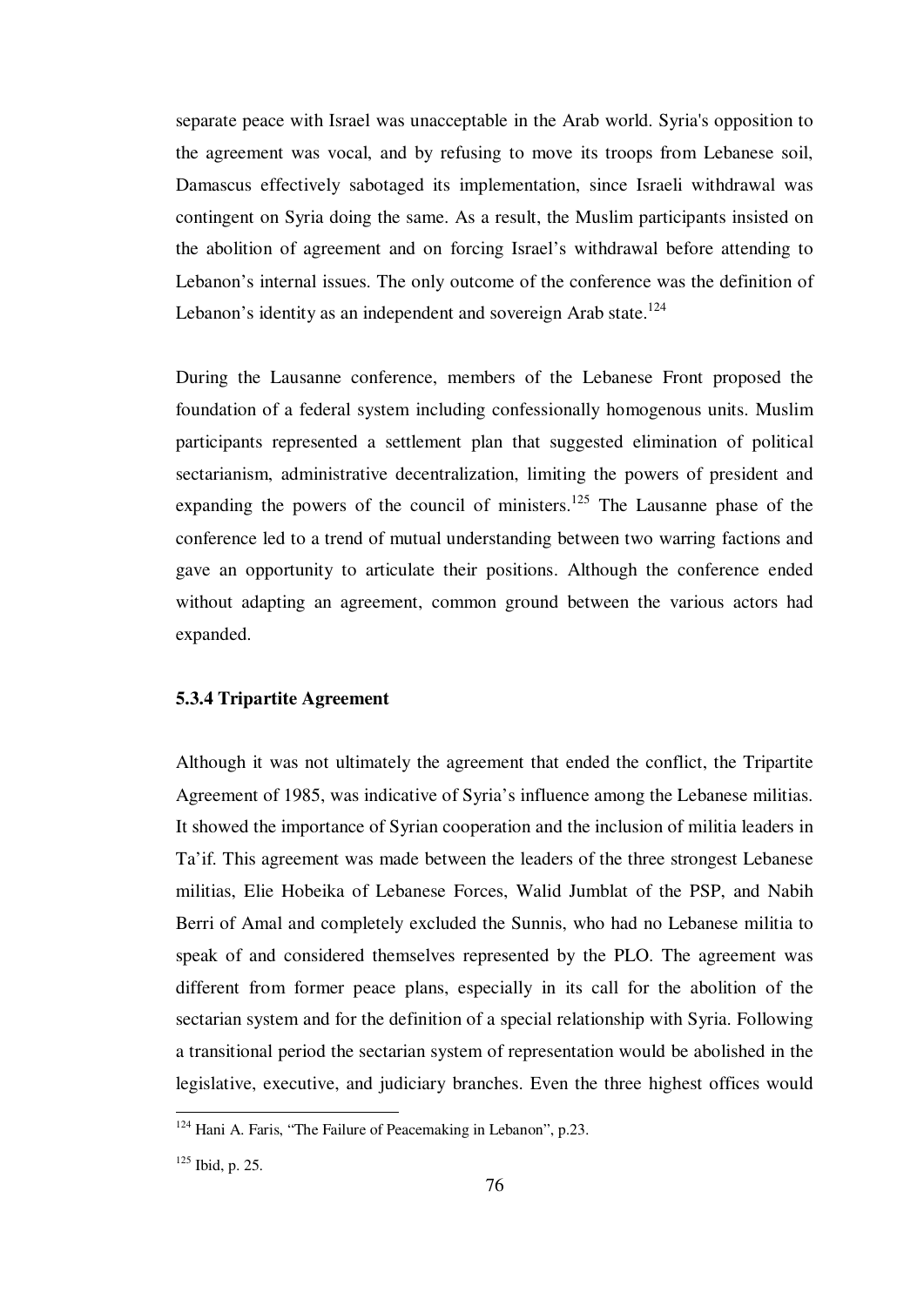separate peace with Israel was unacceptable in the Arab world. Syria's opposition to the agreement was vocal, and by refusing to move its troops from Lebanese soil, Damascus effectively sabotaged its implementation, since Israeli withdrawal was contingent on Syria doing the same. As a result, the Muslim participants insisted on the abolition of agreement and on forcing Israel's withdrawal before attending to Lebanon's internal issues. The only outcome of the conference was the definition of Lebanon's identity as an independent and sovereign Arab state.[124]

During the Lausanne conference, members of the Lebanese Front proposed the foundation of a federal system including confessionally homogenous units. Muslim participants represented a settlement plan that suggested elimination of political sectarianism, administrative decentralization, limiting the powers of president and expanding the powers of the council of ministers.[125] The Lausanne phase of the conference led to a trend of mutual understanding between two warring factions and gave an opportunity to articulate their positions. Although the conference ended without adapting an agreement, common ground between the various actors had expanded.

### 5.3.4 Tripartite Agreement

Although it was not ultimately the agreement that ended the conflict, the Tripartite Agreement of 1985, was indicative of Syria's influence among the Lebanese militias. It showed the importance of Syrian cooperation and the inclusion of militia leaders in Ta'if. This agreement was made between the leaders of the three strongest Lebanese militias, Elie Hobeika of Lebanese Forces, Walid Jumblat of the PSP, and Nabih Berri of Amal and completely excluded the Sunnis, who had no Lebanese militia to speak of and considered themselves represented by the PLO. The agreement was different from former peace plans, especially in its call for the abolition of the sectarian system and for the definition of a special relationship with Syria. Following a transitional period the sectarian system of representation would be abolished in the legislative, executive, and judiciary branches. Even the three highest offices would

---

[124] Hani A. Faris, "The Failure of Peacemaking in Lebanon", p.23.

[125] Ibid, p. 25.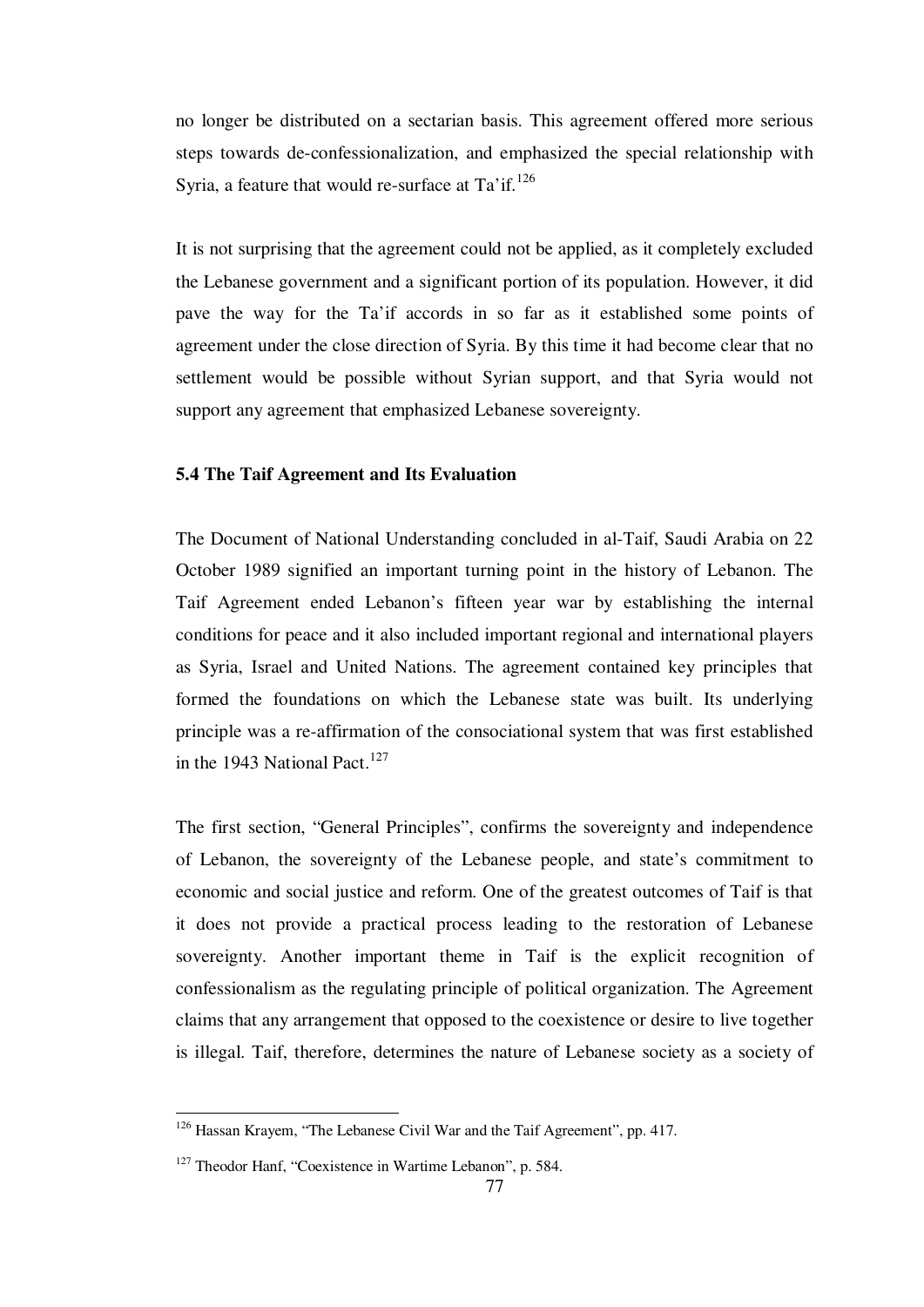no longer be distributed on a sectarian basis. This agreement offered more serious steps towards de-confessionalization, and emphasized the special relationship with Syria, a feature that would re-surface at Ta'if.[126]

It is not surprising that the agreement could not be applied, as it completely excluded the Lebanese government and a significant portion of its population. However, it did pave the way for the Ta'if accords in so far as it established some points of agreement under the close direction of Syria. By this time it had become clear that no settlement would be possible without Syrian support, and that Syria would not support any agreement that emphasized Lebanese sovereignty.

### 5.4 The Taif Agreement and Its Evaluation

The Document of National Understanding concluded in al-Taif, Saudi Arabia on 22 October 1989 signified an important turning point in the history of Lebanon. The Taif Agreement ended Lebanon's fifteen year war by establishing the internal conditions for peace and it also included important regional and international players as Syria, Israel and United Nations. The agreement contained key principles that formed the foundations on which the Lebanese state was built. Its underlying principle was a re-affirmation of the consociational system that was first established in the 1943 National Pact.[127]

The first section, "General Principles", confirms the sovereignty and independence of Lebanon, the sovereignty of the Lebanese people, and state's commitment to economic and social justice and reform. One of the greatest outcomes of Taif is that it does not provide a practical process leading to the restoration of Lebanese sovereignty. Another important theme in Taif is the explicit recognition of confessionalism as the regulating principle of political organization. The Agreement claims that any arrangement that opposed to the coexistence or desire to live together is illegal. Taif, therefore, determines the nature of Lebanese society as a society of

---

[126] Hassan Krayem, "The Lebanese Civil War and the Taif Agreement", pp. 417.

[127] Theodor Hanf, "Coexistence in Wartime Lebanon", p. 584.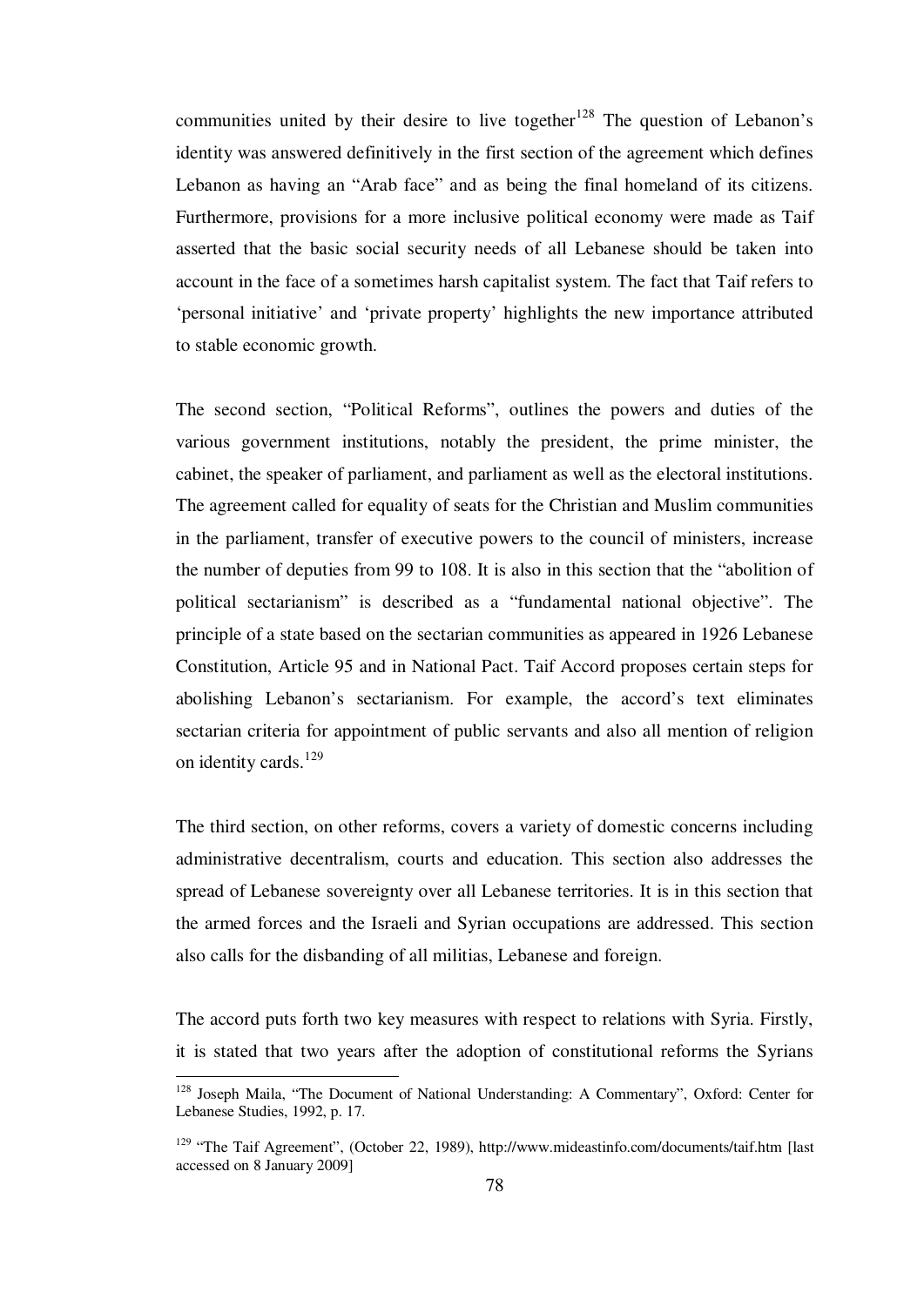communities united by their desire to live together[128] The question of Lebanon's identity was answered definitively in the first section of the agreement which defines Lebanon as having an "Arab face" and as being the final homeland of its citizens. Furthermore, provisions for a more inclusive political economy were made as Taif asserted that the basic social security needs of all Lebanese should be taken into account in the face of a sometimes harsh capitalist system. The fact that Taif refers to 'personal initiative' and 'private property' highlights the new importance attributed to stable economic growth.

The second section, "Political Reforms", outlines the powers and duties of the various government institutions, notably the president, the prime minister, the cabinet, the speaker of parliament, and parliament as well as the electoral institutions. The agreement called for equality of seats for the Christian and Muslim communities in the parliament, transfer of executive powers to the council of ministers, increase the number of deputies from 99 to 108. It is also in this section that the "abolition of political sectarianism" is described as a "fundamental national objective". The principle of a state based on the sectarian communities as appeared in 1926 Lebanese Constitution, Article 95 and in National Pact. Taif Accord proposes certain steps for abolishing Lebanon's sectarianism. For example, the accord's text eliminates sectarian criteria for appointment of public servants and also all mention of religion on identity cards.[129]

The third section, on other reforms, covers a variety of domestic concerns including administrative decentralism, courts and education. This section also addresses the spread of Lebanese sovereignty over all Lebanese territories. It is in this section that the armed forces and the Israeli and Syrian occupations are addressed. This section also calls for the disbanding of all militias, Lebanese and foreign.

The accord puts forth two key measures with respect to relations with Syria. Firstly, it is stated that two years after the adoption of constitutional reforms the Syrians

---

[128] Joseph Maila, "The Document of National Understanding: A Commentary", Oxford: Center for Lebanese Studies, 1992, p. 17.

[129] "The Taif Agreement", (October 22, 1989), http://www.mideastinfo.com/documents/taif.htm [last accessed on 8 January 2009]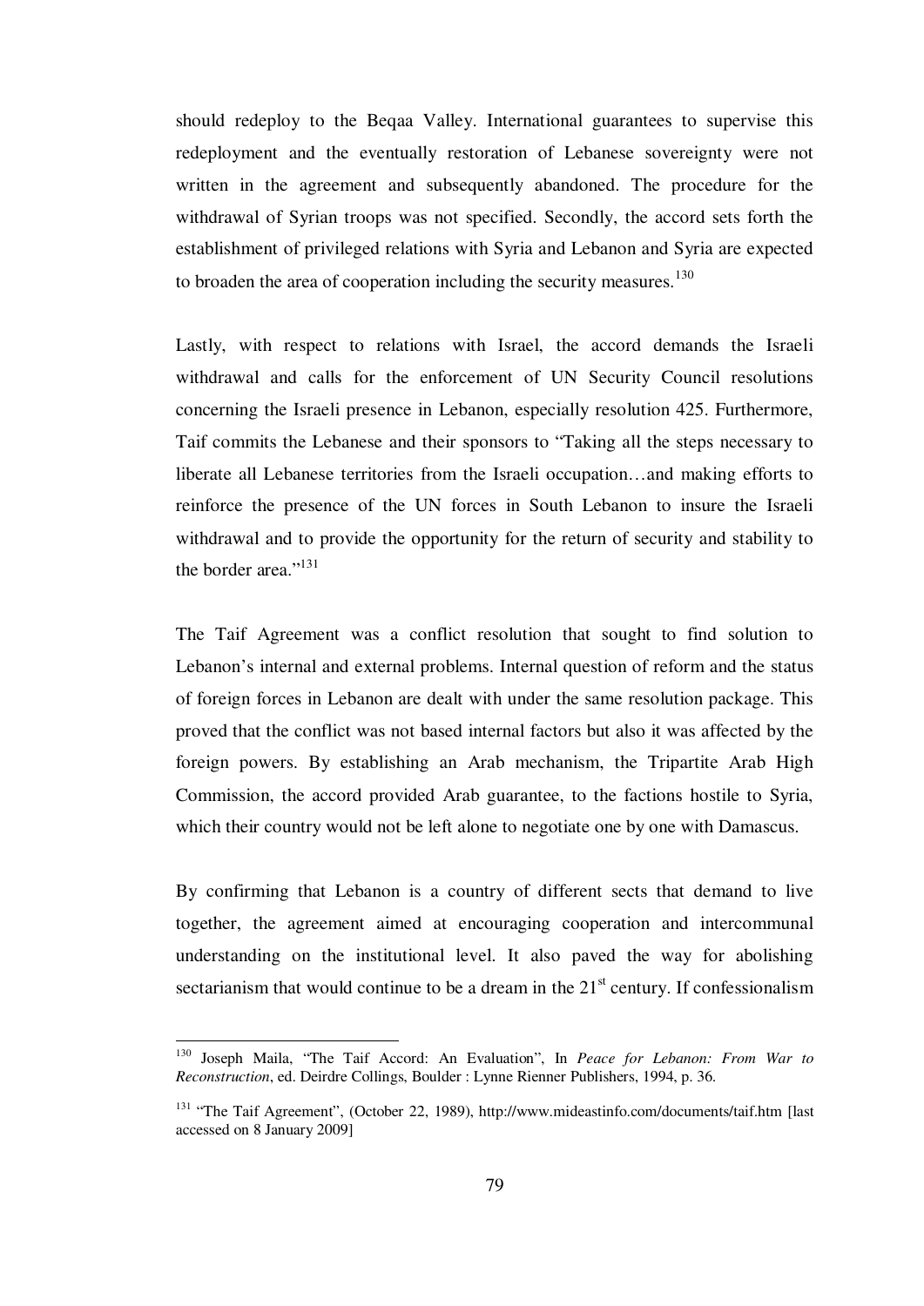should redeploy to the Beqaa Valley. International guarantees to supervise this redeployment and the eventually restoration of Lebanese sovereignty were not written in the agreement and subsequently abandoned. The procedure for the withdrawal of Syrian troops was not specified. Secondly, the accord sets forth the establishment of privileged relations with Syria and Lebanon and Syria are expected to broaden the area of cooperation including the security measures.[130]

Lastly, with respect to relations with Israel, the accord demands the Israeli withdrawal and calls for the enforcement of UN Security Council resolutions concerning the Israeli presence in Lebanon, especially resolution 425. Furthermore, Taif commits the Lebanese and their sponsors to "Taking all the steps necessary to liberate all Lebanese territories from the Israeli occupation…and making efforts to reinforce the presence of the UN forces in South Lebanon to insure the Israeli withdrawal and to provide the opportunity for the return of security and stability to the border area."[131]

The Taif Agreement was a conflict resolution that sought to find solution to Lebanon's internal and external problems. Internal question of reform and the status of foreign forces in Lebanon are dealt with under the same resolution package. This proved that the conflict was not based internal factors but also it was affected by the foreign powers. By establishing an Arab mechanism, the Tripartite Arab High Commission, the accord provided Arab guarantee, to the factions hostile to Syria, which their country would not be left alone to negotiate one by one with Damascus.

By confirming that Lebanon is a country of different sects that demand to live together, the agreement aimed at encouraging cooperation and intercommunal understanding on the institutional level. It also paved the way for abolishing sectarianism that would continue to be a dream in the 21st century. If confessionalism

---

[130] Joseph Maila, "The Taif Accord: An Evaluation", In *Peace for Lebanon: From War to Reconstruction*, ed. Deirdre Collings, Boulder : Lynne Rienner Publishers, 1994, p. 36.

[131] "The Taif Agreement", (October 22, 1989), http://www.mideastinfo.com/documents/taif.htm [last accessed on 8 January 2009]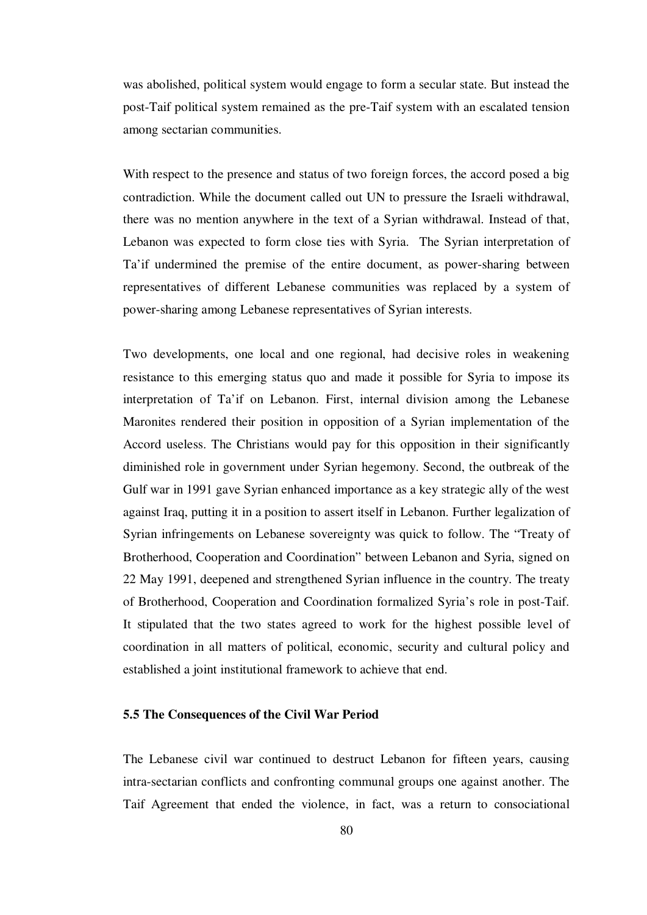was abolished, political system would engage to form a secular state. But instead the post-Taif political system remained as the pre-Taif system with an escalated tension among sectarian communities.

With respect to the presence and status of two foreign forces, the accord posed a big contradiction. While the document called out UN to pressure the Israeli withdrawal, there was no mention anywhere in the text of a Syrian withdrawal. Instead of that, Lebanon was expected to form close ties with Syria. The Syrian interpretation of Ta'if undermined the premise of the entire document, as power-sharing between representatives of different Lebanese communities was replaced by a system of power-sharing among Lebanese representatives of Syrian interests.

Two developments, one local and one regional, had decisive roles in weakening resistance to this emerging status quo and made it possible for Syria to impose its interpretation of Ta'if on Lebanon. First, internal division among the Lebanese Maronites rendered their position in opposition of a Syrian implementation of the Accord useless. The Christians would pay for this opposition in their significantly diminished role in government under Syrian hegemony. Second, the outbreak of the Gulf war in 1991 gave Syrian enhanced importance as a key strategic ally of the west against Iraq, putting it in a position to assert itself in Lebanon. Further legalization of Syrian infringements on Lebanese sovereignty was quick to follow. The "Treaty of Brotherhood, Cooperation and Coordination" between Lebanon and Syria, signed on 22 May 1991, deepened and strengthened Syrian influence in the country. The treaty of Brotherhood, Cooperation and Coordination formalized Syria's role in post-Taif. It stipulated that the two states agreed to work for the highest possible level of coordination in all matters of political, economic, security and cultural policy and established a joint institutional framework to achieve that end.

### 5.5 The Consequences of the Civil War Period

The Lebanese civil war continued to destruct Lebanon for fifteen years, causing intra-sectarian conflicts and confronting communal groups one against another. The Taif Agreement that ended the violence, in fact, was a return to consociational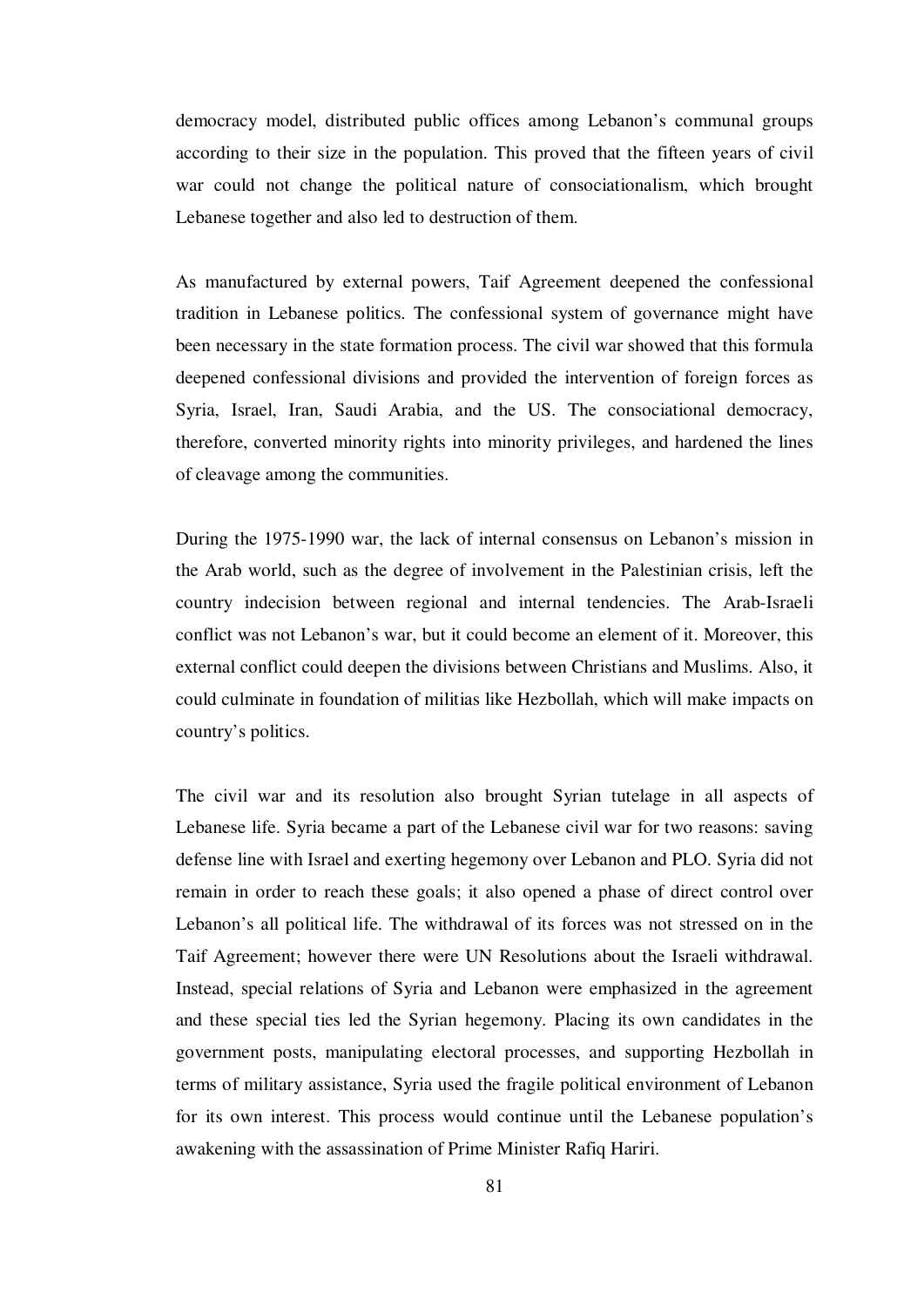democracy model, distributed public offices among Lebanon's communal groups according to their size in the population. This proved that the fifteen years of civil war could not change the political nature of consociationalism, which brought Lebanese together and also led to destruction of them.

As manufactured by external powers, Taif Agreement deepened the confessional tradition in Lebanese politics. The confessional system of governance might have been necessary in the state formation process. The civil war showed that this formula deepened confessional divisions and provided the intervention of foreign forces as Syria, Israel, Iran, Saudi Arabia, and the US. The consociational democracy, therefore, converted minority rights into minority privileges, and hardened the lines of cleavage among the communities.

During the 1975-1990 war, the lack of internal consensus on Lebanon's mission in the Arab world, such as the degree of involvement in the Palestinian crisis, left the country indecision between regional and internal tendencies. The Arab-Israeli conflict was not Lebanon's war, but it could become an element of it. Moreover, this external conflict could deepen the divisions between Christians and Muslims. Also, it could culminate in foundation of militias like Hezbollah, which will make impacts on country's politics.

The civil war and its resolution also brought Syrian tutelage in all aspects of Lebanese life. Syria became a part of the Lebanese civil war for two reasons: saving defense line with Israel and exerting hegemony over Lebanon and PLO. Syria did not remain in order to reach these goals; it also opened a phase of direct control over Lebanon's all political life. The withdrawal of its forces was not stressed on in the Taif Agreement; however there were UN Resolutions about the Israeli withdrawal. Instead, special relations of Syria and Lebanon were emphasized in the agreement and these special ties led the Syrian hegemony. Placing its own candidates in the government posts, manipulating electoral processes, and supporting Hezbollah in terms of military assistance, Syria used the fragile political environment of Lebanon for its own interest. This process would continue until the Lebanese population's awakening with the assassination of Prime Minister Rafiq Hariri.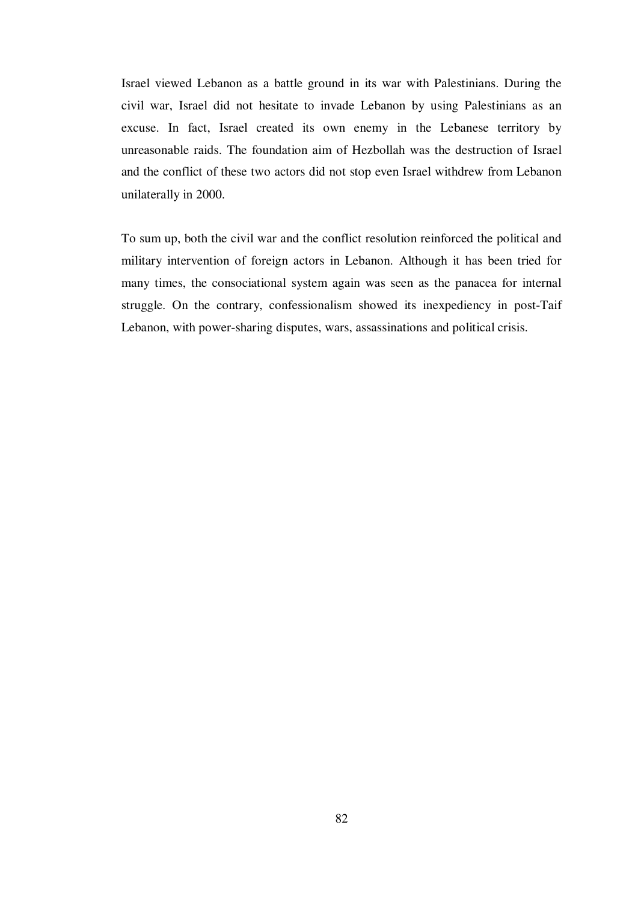Israel viewed Lebanon as a battle ground in its war with Palestinians. During the civil war, Israel did not hesitate to invade Lebanon by using Palestinians as an excuse. In fact, Israel created its own enemy in the Lebanese territory by unreasonable raids. The foundation aim of Hezbollah was the destruction of Israel and the conflict of these two actors did not stop even Israel withdrew from Lebanon unilaterally in 2000.

To sum up, both the civil war and the conflict resolution reinforced the political and military intervention of foreign actors in Lebanon. Although it has been tried for many times, the consociational system again was seen as the panacea for internal struggle. On the contrary, confessionalism showed its inexpediency in post-Taif Lebanon, with power-sharing disputes, wars, assassinations and political crisis.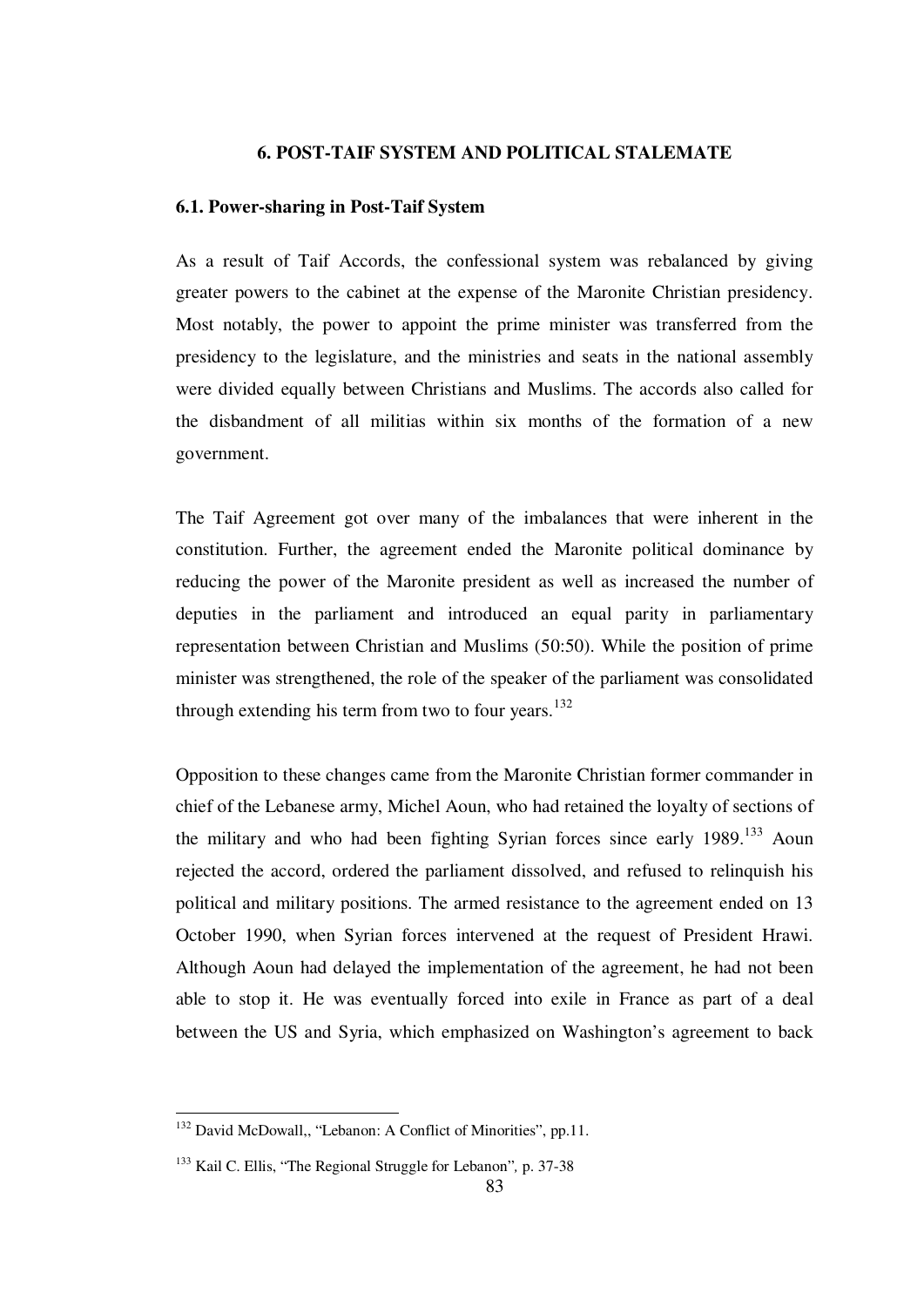## 6. POST-TAIF SYSTEM AND POLITICAL STALEMATE

### 6.1. Power-sharing in Post-Taif System

As a result of Taif Accords, the confessional system was rebalanced by giving greater powers to the cabinet at the expense of the Maronite Christian presidency. Most notably, the power to appoint the prime minister was transferred from the presidency to the legislature, and the ministries and seats in the national assembly were divided equally between Christians and Muslims. The accords also called for the disbandment of all militias within six months of the formation of a new government.

The Taif Agreement got over many of the imbalances that were inherent in the constitution. Further, the agreement ended the Maronite political dominance by reducing the power of the Maronite president as well as increased the number of deputies in the parliament and introduced an equal parity in parliamentary representation between Christian and Muslims (50:50). While the position of prime minister was strengthened, the role of the speaker of the parliament was consolidated through extending his term from two to four years.[132]

Opposition to these changes came from the Maronite Christian former commander in chief of the Lebanese army, Michel Aoun, who had retained the loyalty of sections of the military and who had been fighting Syrian forces since early 1989.[133] Aoun rejected the accord, ordered the parliament dissolved, and refused to relinquish his political and military positions. The armed resistance to the agreement ended on 13 October 1990, when Syrian forces intervened at the request of President Hrawi. Although Aoun had delayed the implementation of the agreement, he had not been able to stop it. He was eventually forced into exile in France as part of a deal between the US and Syria, which emphasized on Washington's agreement to back

---

[132] David McDowall,, "Lebanon: A Conflict of Minorities", pp.11.

[133] Kail C. Ellis, "The Regional Struggle for Lebanon", p. 37-38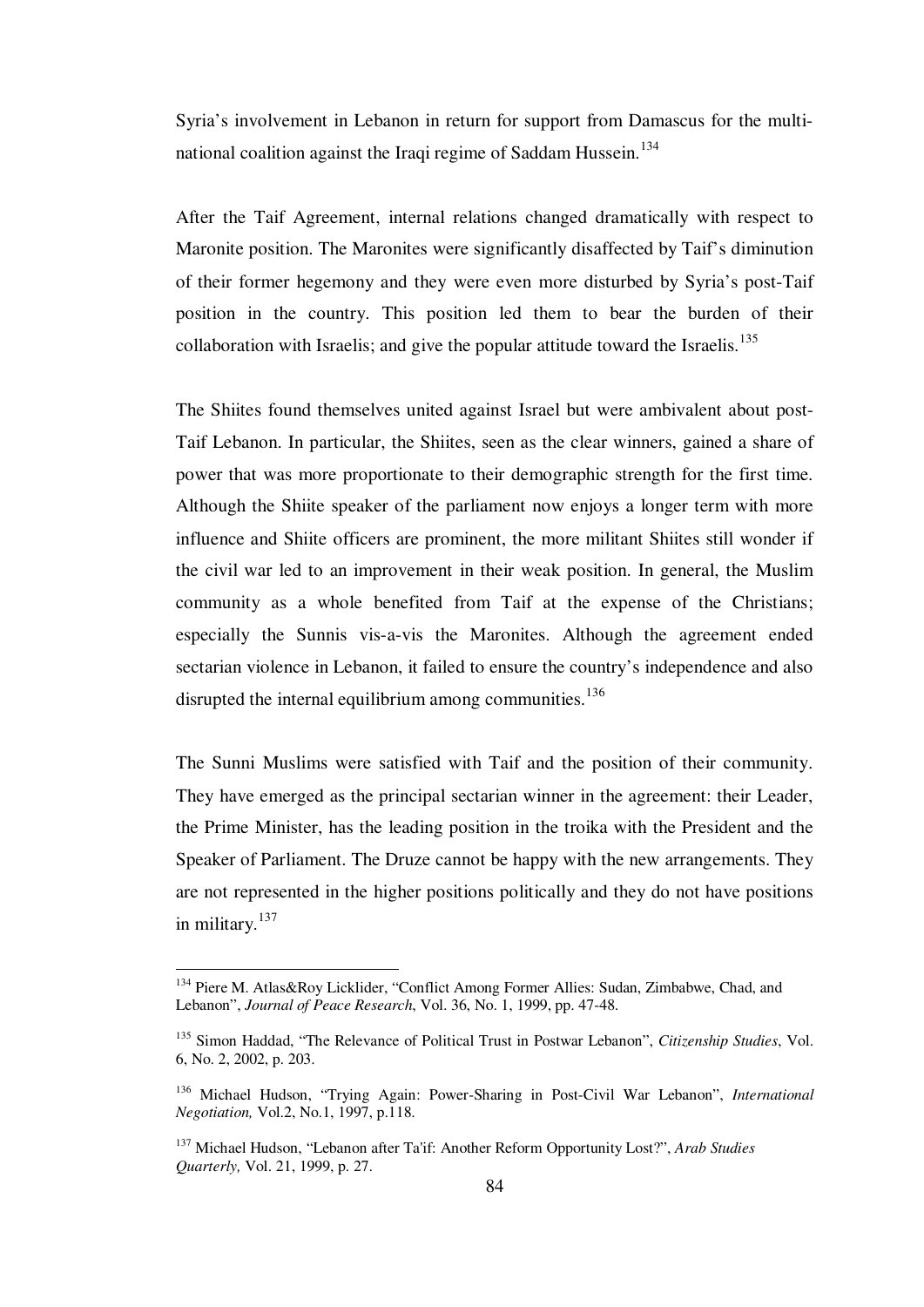Syria's involvement in Lebanon in return for support from Damascus for the multi-national coalition against the Iraqi regime of Saddam Hussein.[134]

After the Taif Agreement, internal relations changed dramatically with respect to Maronite position. The Maronites were significantly disaffected by Taif's diminution of their former hegemony and they were even more disturbed by Syria's post-Taif position in the country. This position led them to bear the burden of their collaboration with Israelis; and give the popular attitude toward the Israelis.[135]

The Shiites found themselves united against Israel but were ambivalent about post-Taif Lebanon. In particular, the Shiites, seen as the clear winners, gained a share of power that was more proportionate to their demographic strength for the first time. Although the Shiite speaker of the parliament now enjoys a longer term with more influence and Shiite officers are prominent, the more militant Shiites still wonder if the civil war led to an improvement in their weak position. In general, the Muslim community as a whole benefited from Taif at the expense of the Christians; especially the Sunnis vis-a-vis the Maronites. Although the agreement ended sectarian violence in Lebanon, it failed to ensure the country's independence and also disrupted the internal equilibrium among communities.[136]

The Sunni Muslims were satisfied with Taif and the position of their community. They have emerged as the principal sectarian winner in the agreement: their Leader, the Prime Minister, has the leading position in the troika with the President and the Speaker of Parliament. The Druze cannot be happy with the new arrangements. They are not represented in the higher positions politically and they do not have positions in military.[137]

---

[134] Piere M. Atlas&Roy Licklider, "Conflict Among Former Allies: Sudan, Zimbabwe, Chad, and Lebanon", *Journal of Peace Research*, Vol. 36, No. 1, 1999, pp. 47-48.

[135] Simon Haddad, "The Relevance of Political Trust in Postwar Lebanon", *Citizenship Studies*, Vol. 6, No. 2, 2002, p. 203.

[136] Michael Hudson, "Trying Again: Power-Sharing in Post-Civil War Lebanon", *International Negotiation,* Vol.2, No.1, 1997, p.118.

[137] Michael Hudson, "Lebanon after Ta'if: Another Reform Opportunity Lost?", *Arab Studies Quarterly,* Vol. 21, 1999, p. 27.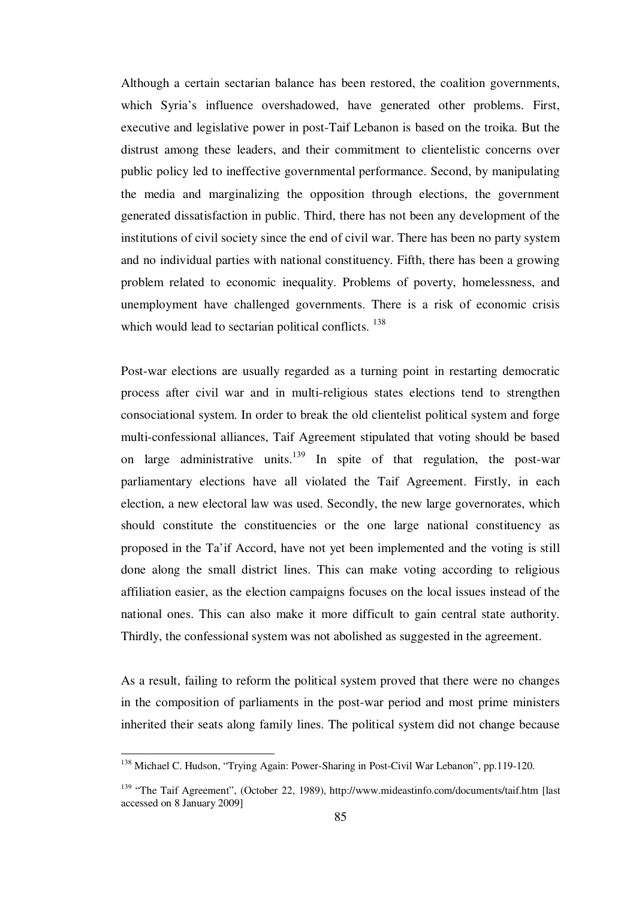Although a certain sectarian balance has been restored, the coalition governments, which Syria's influence overshadowed, have generated other problems. First, executive and legislative power in post-Taif Lebanon is based on the troika. But the distrust among these leaders, and their commitment to clientelistic concerns over public policy led to ineffective governmental performance. Second, by manipulating the media and marginalizing the opposition through elections, the government generated dissatisfaction in public. Third, there has not been any development of the institutions of civil society since the end of civil war. There has been no party system and no individual parties with national constituency. Fifth, there has been a growing problem related to economic inequality. Problems of poverty, homelessness, and unemployment have challenged governments. There is a risk of economic crisis which would lead to sectarian political conflicts. [138]

Post-war elections are usually regarded as a turning point in restarting democratic process after civil war and in multi-religious states elections tend to strengthen consociational system. In order to break the old clientelist political system and forge multi-confessional alliances, Taif Agreement stipulated that voting should be based on large administrative units.[139] In spite of that regulation, the post-war parliamentary elections have all violated the Taif Agreement. Firstly, in each election, a new electoral law was used. Secondly, the new large governorates, which should constitute the constituencies or the one large national constituency as proposed in the Ta'if Accord, have not yet been implemented and the voting is still done along the small district lines. This can make voting according to religious affiliation easier, as the election campaigns focuses on the local issues instead of the national ones. This can also make it more difficult to gain central state authority. Thirdly, the confessional system was not abolished as suggested in the agreement.

As a result, failing to reform the political system proved that there were no changes in the composition of parliaments in the post-war period and most prime ministers inherited their seats along family lines. The political system did not change because

---

[138] Michael C. Hudson, "Trying Again: Power-Sharing in Post-Civil War Lebanon", pp.119-120.

[139] "The Taif Agreement", (October 22, 1989), http://www.mideastinfo.com/documents/taif.htm [last accessed on 8 January 2009]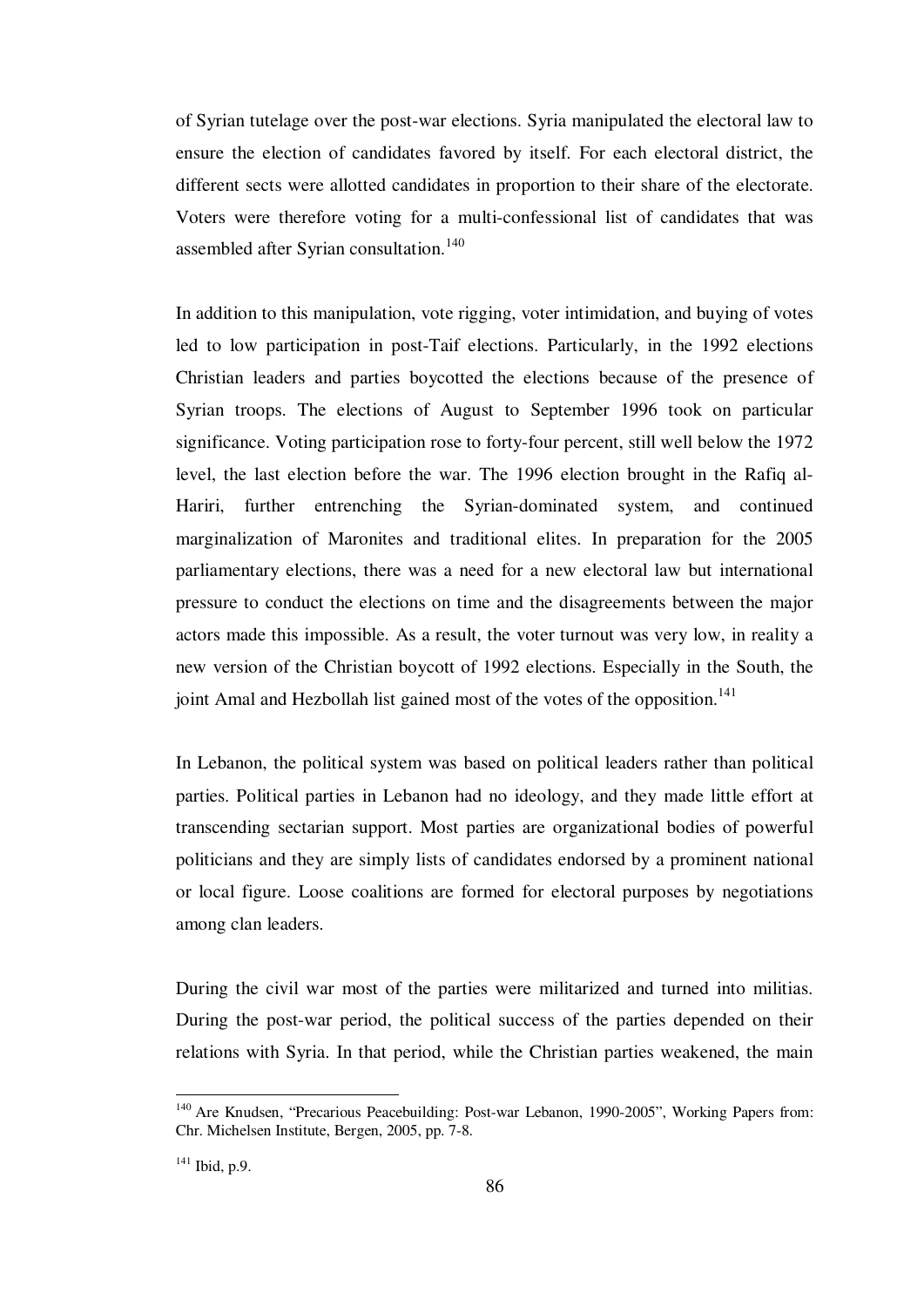of Syrian tutelage over the post-war elections. Syria manipulated the electoral law to ensure the election of candidates favored by itself. For each electoral district, the different sects were allotted candidates in proportion to their share of the electorate. Voters were therefore voting for a multi-confessional list of candidates that was assembled after Syrian consultation.[140]

In addition to this manipulation, vote rigging, voter intimidation, and buying of votes led to low participation in post-Taif elections. Particularly, in the 1992 elections Christian leaders and parties boycotted the elections because of the presence of Syrian troops. The elections of August to September 1996 took on particular significance. Voting participation rose to forty-four percent, still well below the 1972 level, the last election before the war. The 1996 election brought in the Rafiq al-Hariri, further entrenching the Syrian-dominated system, and continued marginalization of Maronites and traditional elites. In preparation for the 2005 parliamentary elections, there was a need for a new electoral law but international pressure to conduct the elections on time and the disagreements between the major actors made this impossible. As a result, the voter turnout was very low, in reality a new version of the Christian boycott of 1992 elections. Especially in the South, the joint Amal and Hezbollah list gained most of the votes of the opposition.[141]

In Lebanon, the political system was based on political leaders rather than political parties. Political parties in Lebanon had no ideology, and they made little effort at transcending sectarian support. Most parties are organizational bodies of powerful politicians and they are simply lists of candidates endorsed by a prominent national or local figure. Loose coalitions are formed for electoral purposes by negotiations among clan leaders.

During the civil war most of the parties were militarized and turned into militias. During the post-war period, the political success of the parties depended on their relations with Syria. In that period, while the Christian parties weakened, the main

---

[140] Are Knudsen, "Precarious Peacebuilding: Post-war Lebanon, 1990-2005", Working Papers from: Chr. Michelsen Institute, Bergen, 2005, pp. 7-8.

[141] Ibid, p.9.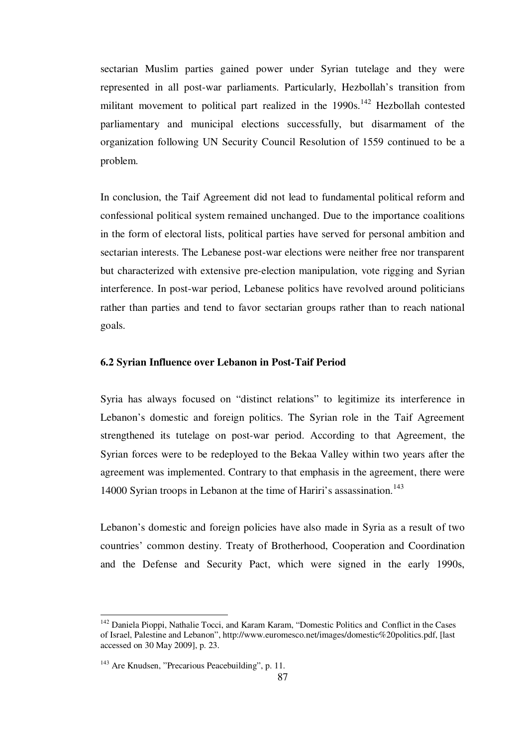sectarian Muslim parties gained power under Syrian tutelage and they were represented in all post-war parliaments. Particularly, Hezbollah's transition from militant movement to political part realized in the 1990s.[142] Hezbollah contested parliamentary and municipal elections successfully, but disarmament of the organization following UN Security Council Resolution of 1559 continued to be a problem.

In conclusion, the Taif Agreement did not lead to fundamental political reform and confessional political system remained unchanged. Due to the importance coalitions in the form of electoral lists, political parties have served for personal ambition and sectarian interests. The Lebanese post-war elections were neither free nor transparent but characterized with extensive pre-election manipulation, vote rigging and Syrian interference. In post-war period, Lebanese politics have revolved around politicians rather than parties and tend to favor sectarian groups rather than to reach national goals.

### 6.2 Syrian Influence over Lebanon in Post-Taif Period

Syria has always focused on "distinct relations" to legitimize its interference in Lebanon's domestic and foreign politics. The Syrian role in the Taif Agreement strengthened its tutelage on post-war period. According to that Agreement, the Syrian forces were to be redeployed to the Bekaa Valley within two years after the agreement was implemented. Contrary to that emphasis in the agreement, there were 14000 Syrian troops in Lebanon at the time of Hariri's assassination.[143]

Lebanon's domestic and foreign policies have also made in Syria as a result of two countries' common destiny. Treaty of Brotherhood, Cooperation and Coordination and the Defense and Security Pact, which were signed in the early 1990s,

---

[142] Daniela Pioppi, Nathalie Tocci, and Karam Karam, "Domestic Politics and Conflict in the Cases of Israel, Palestine and Lebanon", http://www.euromesco.net/images/domestic%20politics.pdf, [last accessed on 30 May 2009], p. 23.

[143] Are Knudsen, "Precarious Peacebuilding", p. 11.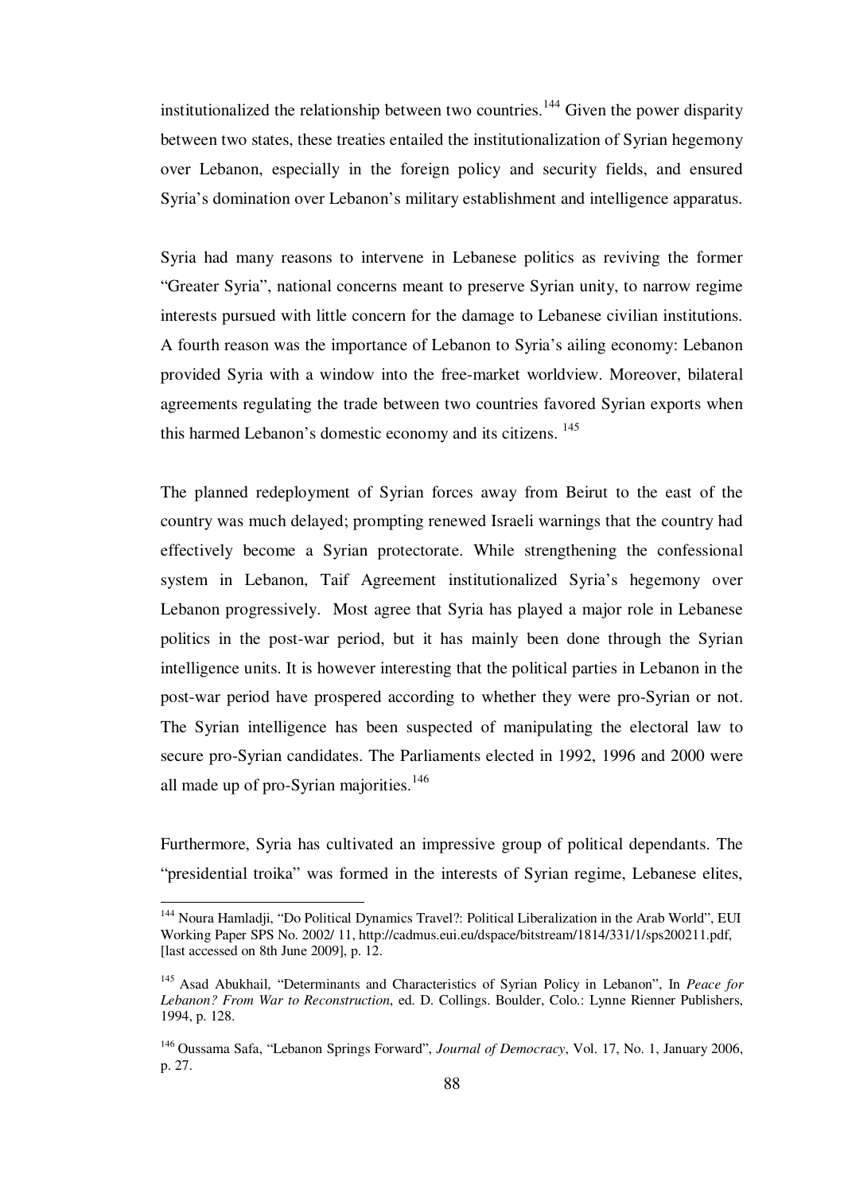institutionalized the relationship between two countries.[144] Given the power disparity between two states, these treaties entailed the institutionalization of Syrian hegemony over Lebanon, especially in the foreign policy and security fields, and ensured Syria's domination over Lebanon's military establishment and intelligence apparatus.

Syria had many reasons to intervene in Lebanese politics as reviving the former "Greater Syria", national concerns meant to preserve Syrian unity, to narrow regime interests pursued with little concern for the damage to Lebanese civilian institutions. A fourth reason was the importance of Lebanon to Syria's ailing economy: Lebanon provided Syria with a window into the free-market worldview. Moreover, bilateral agreements regulating the trade between two countries favored Syrian exports when this harmed Lebanon's domestic economy and its citizens. [145]

The planned redeployment of Syrian forces away from Beirut to the east of the country was much delayed; prompting renewed Israeli warnings that the country had effectively become a Syrian protectorate. While strengthening the confessional system in Lebanon, Taif Agreement institutionalized Syria's hegemony over Lebanon progressively. Most agree that Syria has played a major role in Lebanese politics in the post-war period, but it has mainly been done through the Syrian intelligence units. It is however interesting that the political parties in Lebanon in the post-war period have prospered according to whether they were pro-Syrian or not. The Syrian intelligence has been suspected of manipulating the electoral law to secure pro-Syrian candidates. The Parliaments elected in 1992, 1996 and 2000 were all made up of pro-Syrian majorities.[146]

Furthermore, Syria has cultivated an impressive group of political dependants. The "presidential troika" was formed in the interests of Syrian regime, Lebanese elites,

---

[144] Noura Hamladji, "Do Political Dynamics Travel?: Political Liberalization in the Arab World", EUI Working Paper SPS No. 2002/ 11, http://cadmus.eui.eu/dspace/bitstream/1814/331/1/sps200211.pdf, [last accessed on 8th June 2009], p. 12.

[145] Asad Abukhail, "Determinants and Characteristics of Syrian Policy in Lebanon", In *Peace for Lebanon? From War to Reconstruction*, ed. D. Collings. Boulder, Colo.: Lynne Rienner Publishers, 1994, p. 128.

[146] Oussama Safa, "Lebanon Springs Forward", *Journal of Democracy*, Vol. 17, No. 1, January 2006, p. 27.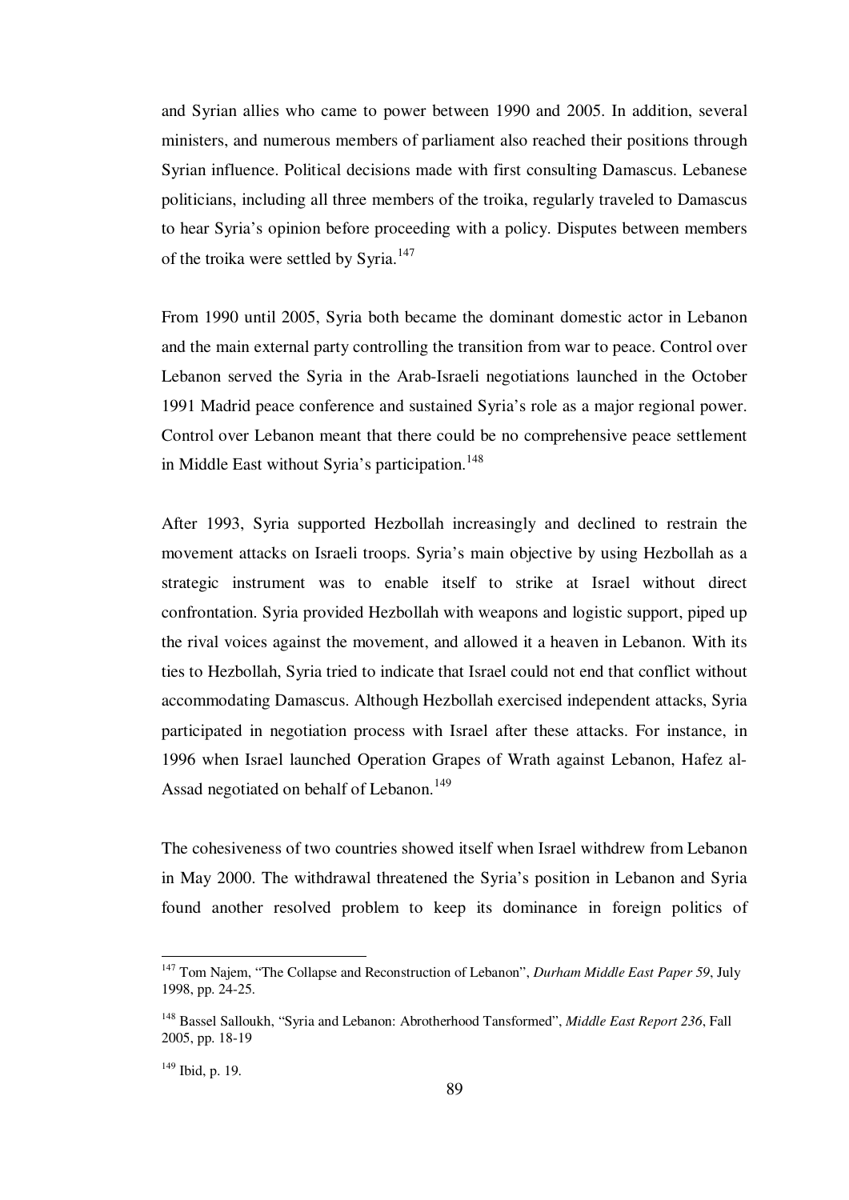and Syrian allies who came to power between 1990 and 2005. In addition, several ministers, and numerous members of parliament also reached their positions through Syrian influence. Political decisions made with first consulting Damascus. Lebanese politicians, including all three members of the troika, regularly traveled to Damascus to hear Syria's opinion before proceeding with a policy. Disputes between members of the troika were settled by Syria.[147]

From 1990 until 2005, Syria both became the dominant domestic actor in Lebanon and the main external party controlling the transition from war to peace. Control over Lebanon served the Syria in the Arab-Israeli negotiations launched in the October 1991 Madrid peace conference and sustained Syria's role as a major regional power. Control over Lebanon meant that there could be no comprehensive peace settlement in Middle East without Syria's participation.[148]

After 1993, Syria supported Hezbollah increasingly and declined to restrain the movement attacks on Israeli troops. Syria's main objective by using Hezbollah as a strategic instrument was to enable itself to strike at Israel without direct confrontation. Syria provided Hezbollah with weapons and logistic support, piped up the rival voices against the movement, and allowed it a heaven in Lebanon. With its ties to Hezbollah, Syria tried to indicate that Israel could not end that conflict without accommodating Damascus. Although Hezbollah exercised independent attacks, Syria participated in negotiation process with Israel after these attacks. For instance, in 1996 when Israel launched Operation Grapes of Wrath against Lebanon, Hafez al-Assad negotiated on behalf of Lebanon.[149]

The cohesiveness of two countries showed itself when Israel withdrew from Lebanon in May 2000. The withdrawal threatened the Syria's position in Lebanon and Syria found another resolved problem to keep its dominance in foreign politics of

---

[147] Tom Najem, "The Collapse and Reconstruction of Lebanon", *Durham Middle East Paper 59*, July 1998, pp. 24-25.

[148] Bassel Salloukh, "Syria and Lebanon: Abrotherhood Tansformed", *Middle East Report 236*, Fall 2005, pp. 18-19

[149] Ibid, p. 19.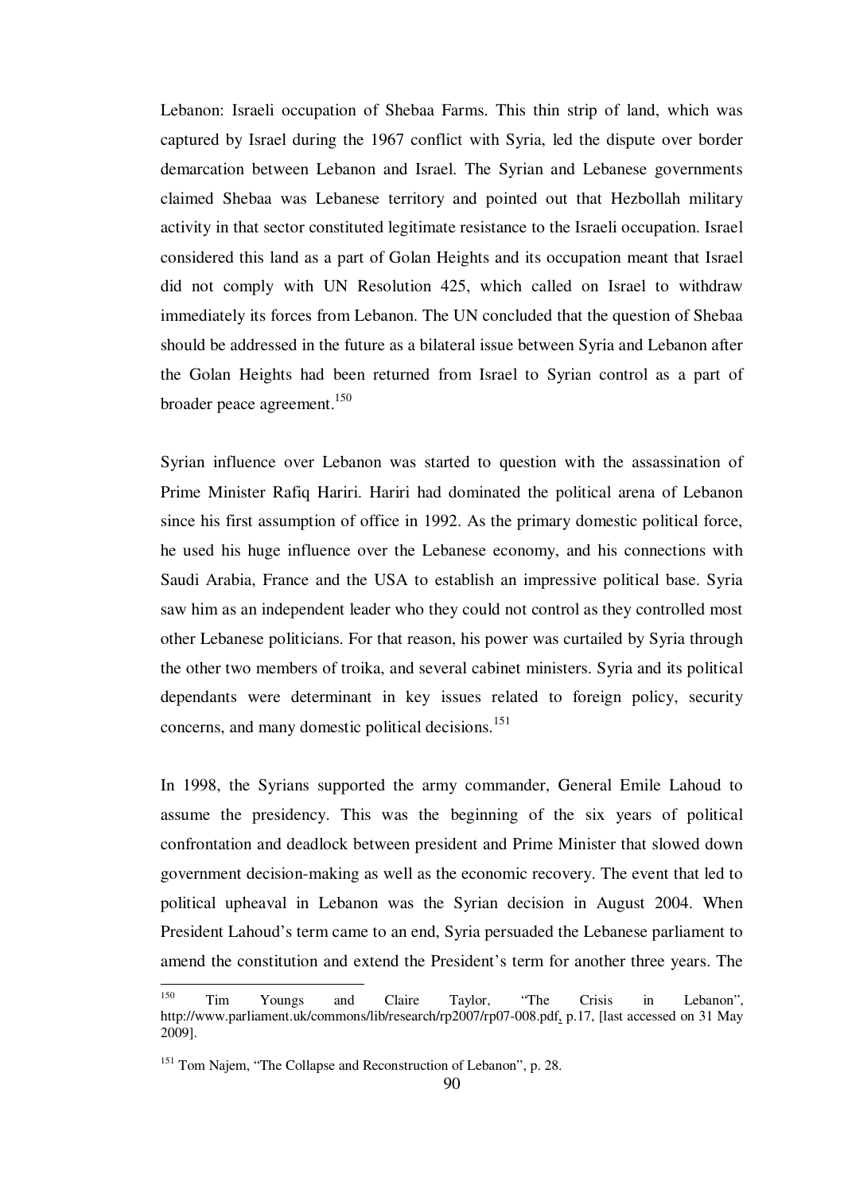Lebanon: Israeli occupation of Shebaa Farms. This thin strip of land, which was captured by Israel during the 1967 conflict with Syria, led the dispute over border demarcation between Lebanon and Israel. The Syrian and Lebanese governments claimed Shebaa was Lebanese territory and pointed out that Hezbollah military activity in that sector constituted legitimate resistance to the Israeli occupation. Israel considered this land as a part of Golan Heights and its occupation meant that Israel did not comply with UN Resolution 425, which called on Israel to withdraw immediately its forces from Lebanon. The UN concluded that the question of Shebaa should be addressed in the future as a bilateral issue between Syria and Lebanon after the Golan Heights had been returned from Israel to Syrian control as a part of broader peace agreement.[150]

Syrian influence over Lebanon was started to question with the assassination of Prime Minister Rafiq Hariri. Hariri had dominated the political arena of Lebanon since his first assumption of office in 1992. As the primary domestic political force, he used his huge influence over the Lebanese economy, and his connections with Saudi Arabia, France and the USA to establish an impressive political base. Syria saw him as an independent leader who they could not control as they controlled most other Lebanese politicians. For that reason, his power was curtailed by Syria through the other two members of troika, and several cabinet ministers. Syria and its political dependants were determinant in key issues related to foreign policy, security concerns, and many domestic political decisions.[151]

In 1998, the Syrians supported the army commander, General Emile Lahoud to assume the presidency. This was the beginning of the six years of political confrontation and deadlock between president and Prime Minister that slowed down government decision-making as well as the economic recovery. The event that led to political upheaval in Lebanon was the Syrian decision in August 2004. When President Lahoud's term came to an end, Syria persuaded the Lebanese parliament to amend the constitution and extend the President's term for another three years. The

---

[150] Tim Youngs and Claire Taylor, "The Crisis in Lebanon", http://www.parliament.uk/commons/lib/research/rp2007/rp07-008.pdf, p.17, [last accessed on 31 May 2009].

[151] Tom Najem, "The Collapse and Reconstruction of Lebanon", p. 28.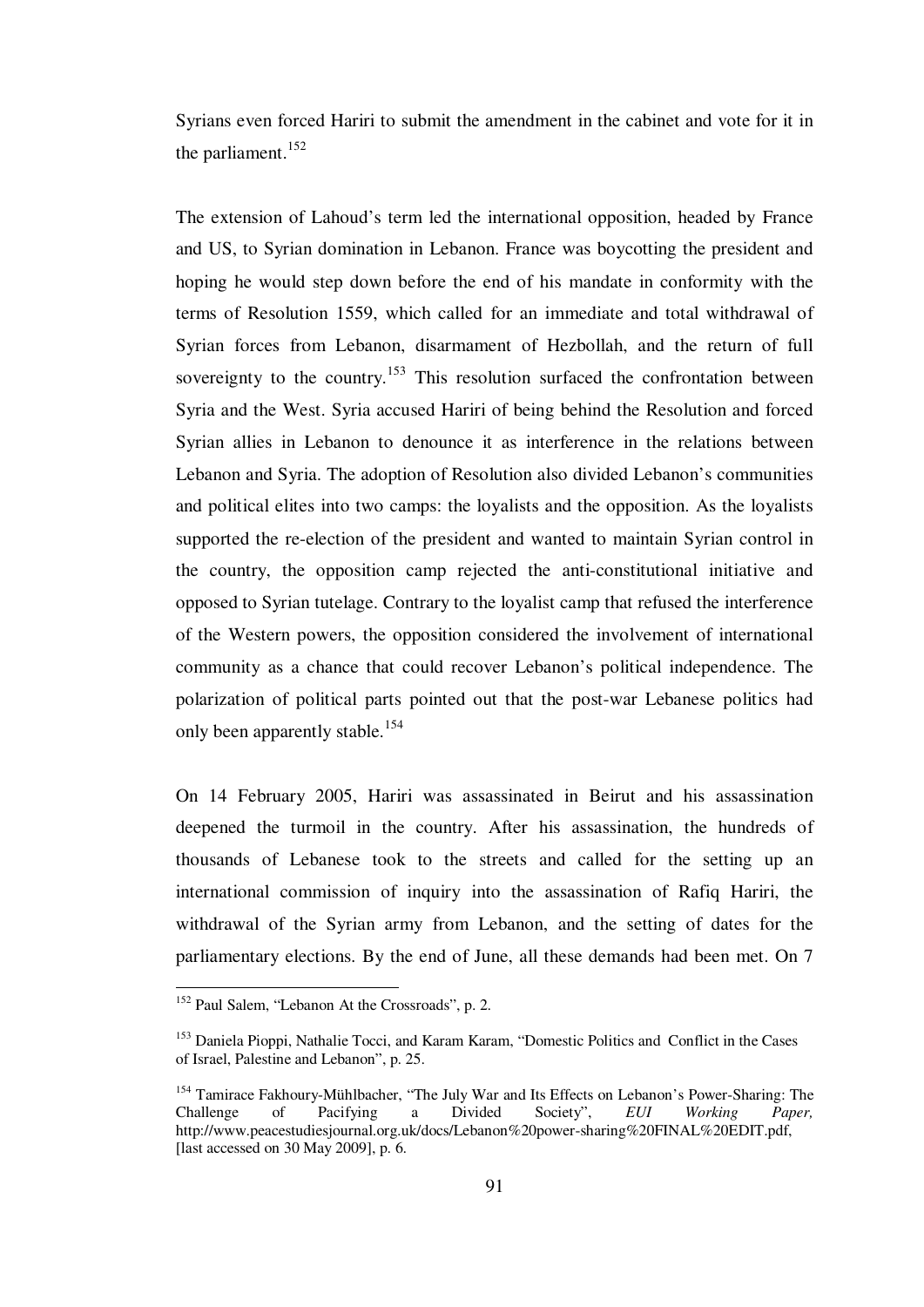Syrians even forced Hariri to submit the amendment in the cabinet and vote for it in the parliament.[152]

The extension of Lahoud's term led the international opposition, headed by France and US, to Syrian domination in Lebanon. France was boycotting the president and hoping he would step down before the end of his mandate in conformity with the terms of Resolution 1559, which called for an immediate and total withdrawal of Syrian forces from Lebanon, disarmament of Hezbollah, and the return of full sovereignty to the country.[153] This resolution surfaced the confrontation between Syria and the West. Syria accused Hariri of being behind the Resolution and forced Syrian allies in Lebanon to denounce it as interference in the relations between Lebanon and Syria. The adoption of Resolution also divided Lebanon's communities and political elites into two camps: the loyalists and the opposition. As the loyalists supported the re-election of the president and wanted to maintain Syrian control in the country, the opposition camp rejected the anti-constitutional initiative and opposed to Syrian tutelage. Contrary to the loyalist camp that refused the interference of the Western powers, the opposition considered the involvement of international community as a chance that could recover Lebanon's political independence. The polarization of political parts pointed out that the post-war Lebanese politics had only been apparently stable.[154]

On 14 February 2005, Hariri was assassinated in Beirut and his assassination deepened the turmoil in the country. After his assassination, the hundreds of thousands of Lebanese took to the streets and called for the setting up an international commission of inquiry into the assassination of Rafiq Hariri, the withdrawal of the Syrian army from Lebanon, and the setting of dates for the parliamentary elections. By the end of June, all these demands had been met. On 7

---

[152] Paul Salem, "Lebanon At the Crossroads", p. 2.

[153] Daniela Pioppi, Nathalie Tocci, and Karam Karam, "Domestic Politics and Conflict in the Cases of Israel, Palestine and Lebanon", p. 25.

[154] Tamirace Fakhoury-Mühlbacher, "The July War and Its Effects on Lebanon's Power-Sharing: The Challenge of Pacifying a Divided Society", *EUI Working Paper,* http://www.peacestudiesjournal.org.uk/docs/Lebanon%20power-sharing%20FINAL%20EDIT.pdf, [last accessed on 30 May 2009], p. 6.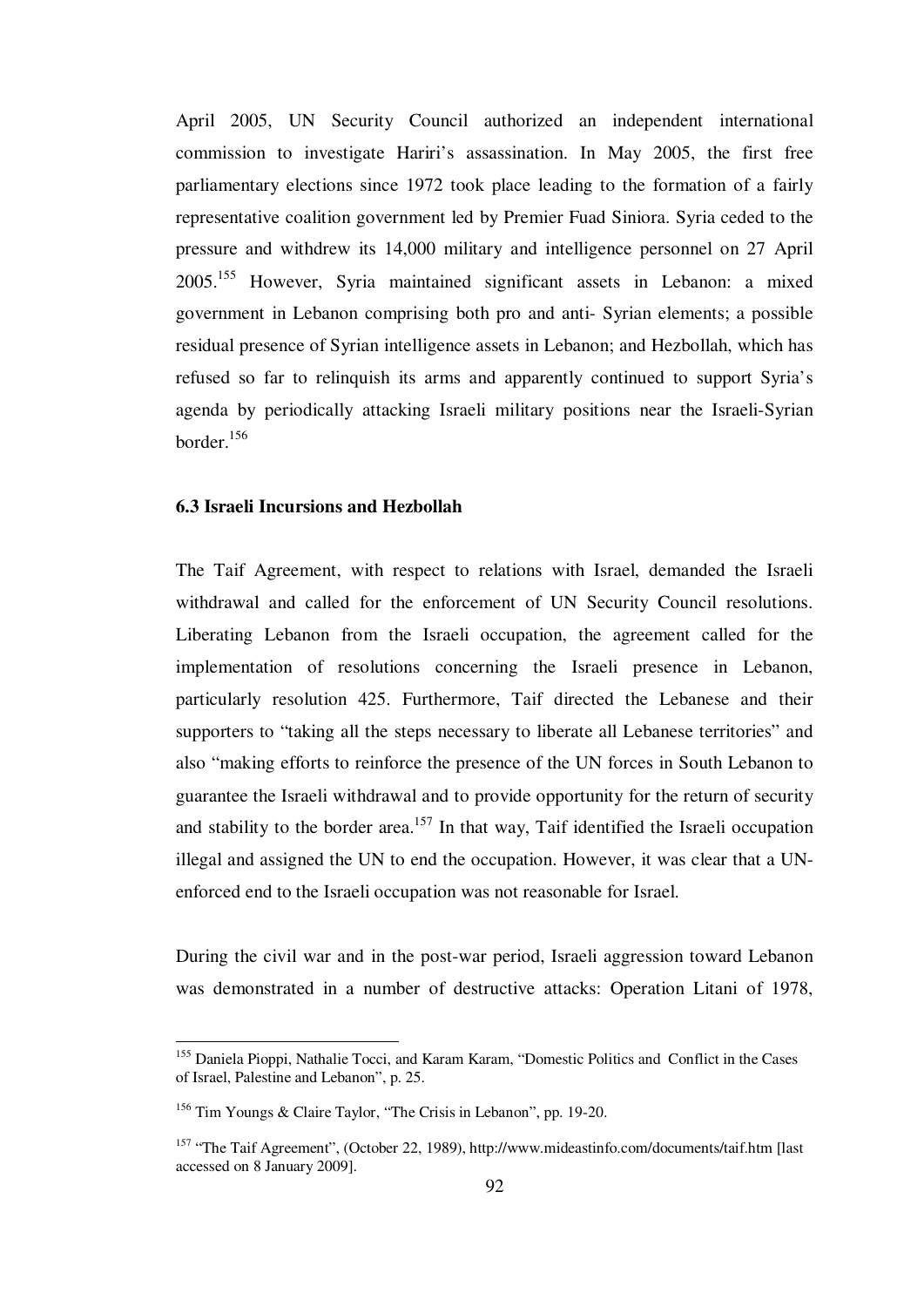April 2005, UN Security Council authorized an independent international commission to investigate Hariri's assassination. In May 2005, the first free parliamentary elections since 1972 took place leading to the formation of a fairly representative coalition government led by Premier Fuad Siniora. Syria ceded to the pressure and withdrew its 14,000 military and intelligence personnel on 27 April 2005.[155] However, Syria maintained significant assets in Lebanon: a mixed government in Lebanon comprising both pro and anti- Syrian elements; a possible residual presence of Syrian intelligence assets in Lebanon; and Hezbollah, which has refused so far to relinquish its arms and apparently continued to support Syria's agenda by periodically attacking Israeli military positions near the Israeli-Syrian border.[156]

### 6.3 Israeli Incursions and Hezbollah

The Taif Agreement, with respect to relations with Israel, demanded the Israeli withdrawal and called for the enforcement of UN Security Council resolutions. Liberating Lebanon from the Israeli occupation, the agreement called for the implementation of resolutions concerning the Israeli presence in Lebanon, particularly resolution 425. Furthermore, Taif directed the Lebanese and their supporters to "taking all the steps necessary to liberate all Lebanese territories" and also "making efforts to reinforce the presence of the UN forces in South Lebanon to guarantee the Israeli withdrawal and to provide opportunity for the return of security and stability to the border area.[157] In that way, Taif identified the Israeli occupation illegal and assigned the UN to end the occupation. However, it was clear that a UN-enforced end to the Israeli occupation was not reasonable for Israel.

During the civil war and in the post-war period, Israeli aggression toward Lebanon was demonstrated in a number of destructive attacks: Operation Litani of 1978,

---

[155] Daniela Pioppi, Nathalie Tocci, and Karam Karam, "Domestic Politics and Conflict in the Cases of Israel, Palestine and Lebanon", p. 25.

[156] Tim Youngs & Claire Taylor, "The Crisis in Lebanon", pp. 19-20.

[157] "The Taif Agreement", (October 22, 1989), http://www.mideastinfo.com/documents/taif.htm [last accessed on 8 January 2009].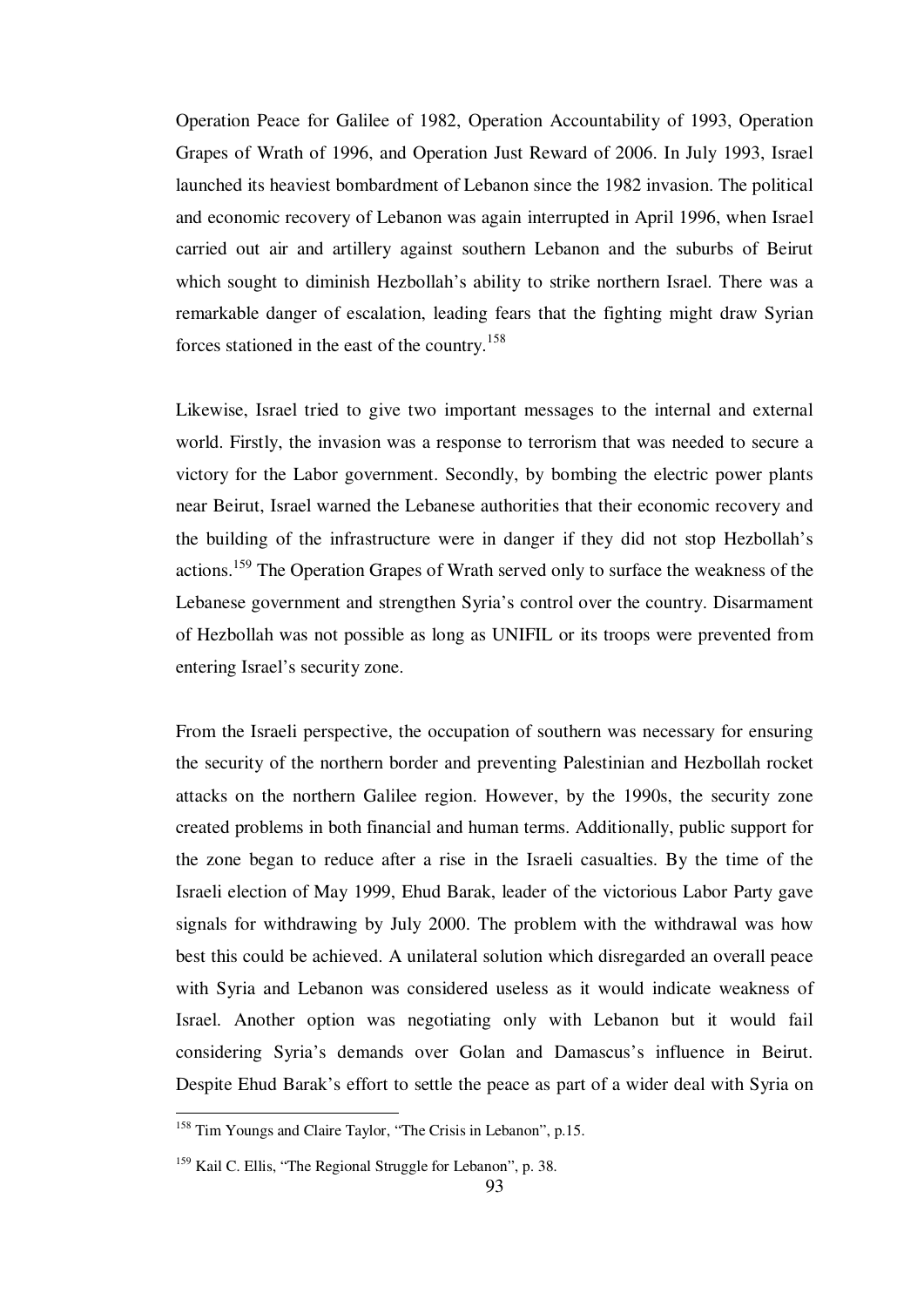Operation Peace for Galilee of 1982, Operation Accountability of 1993, Operation Grapes of Wrath of 1996, and Operation Just Reward of 2006. In July 1993, Israel launched its heaviest bombardment of Lebanon since the 1982 invasion. The political and economic recovery of Lebanon was again interrupted in April 1996, when Israel carried out air and artillery against southern Lebanon and the suburbs of Beirut which sought to diminish Hezbollah's ability to strike northern Israel. There was a remarkable danger of escalation, leading fears that the fighting might draw Syrian forces stationed in the east of the country.[158]

Likewise, Israel tried to give two important messages to the internal and external world. Firstly, the invasion was a response to terrorism that was needed to secure a victory for the Labor government. Secondly, by bombing the electric power plants near Beirut, Israel warned the Lebanese authorities that their economic recovery and the building of the infrastructure were in danger if they did not stop Hezbollah's actions.[159] The Operation Grapes of Wrath served only to surface the weakness of the Lebanese government and strengthen Syria's control over the country. Disarmament of Hezbollah was not possible as long as UNIFIL or its troops were prevented from entering Israel's security zone.

From the Israeli perspective, the occupation of southern was necessary for ensuring the security of the northern border and preventing Palestinian and Hezbollah rocket attacks on the northern Galilee region. However, by the 1990s, the security zone created problems in both financial and human terms. Additionally, public support for the zone began to reduce after a rise in the Israeli casualties. By the time of the Israeli election of May 1999, Ehud Barak, leader of the victorious Labor Party gave signals for withdrawing by July 2000. The problem with the withdrawal was how best this could be achieved. A unilateral solution which disregarded an overall peace with Syria and Lebanon was considered useless as it would indicate weakness of Israel. Another option was negotiating only with Lebanon but it would fail considering Syria's demands over Golan and Damascus's influence in Beirut. Despite Ehud Barak's effort to settle the peace as part of a wider deal with Syria on

---

[158] Tim Youngs and Claire Taylor, "The Crisis in Lebanon", p.15.

[159] Kail C. Ellis, "The Regional Struggle for Lebanon", p. 38.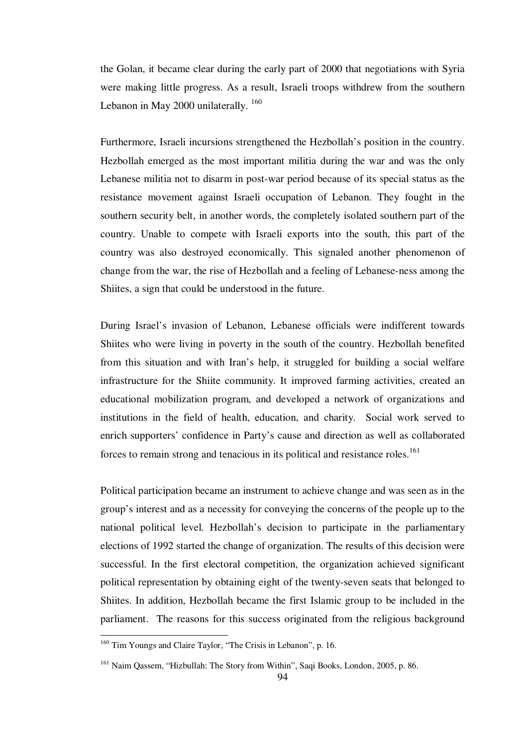the Golan, it became clear during the early part of 2000 that negotiations with Syria were making little progress. As a result, Israeli troops withdrew from the southern Lebanon in May 2000 unilaterally. [160]

Furthermore, Israeli incursions strengthened the Hezbollah's position in the country. Hezbollah emerged as the most important militia during the war and was the only Lebanese militia not to disarm in post-war period because of its special status as the resistance movement against Israeli occupation of Lebanon. They fought in the southern security belt, in another words, the completely isolated southern part of the country. Unable to compete with Israeli exports into the south, this part of the country was also destroyed economically. This signaled another phenomenon of change from the war, the rise of Hezbollah and a feeling of Lebanese-ness among the Shiites, a sign that could be understood in the future.

During Israel's invasion of Lebanon, Lebanese officials were indifferent towards Shiites who were living in poverty in the south of the country. Hezbollah benefited from this situation and with Iran's help, it struggled for building a social welfare infrastructure for the Shiite community. It improved farming activities, created an educational mobilization program, and developed a network of organizations and institutions in the field of health, education, and charity. Social work served to enrich supporters' confidence in Party's cause and direction as well as collaborated forces to remain strong and tenacious in its political and resistance roles.[161]

Political participation became an instrument to achieve change and was seen as in the group's interest and as a necessity for conveying the concerns of the people up to the national political level. Hezbollah's decision to participate in the parliamentary elections of 1992 started the change of organization. The results of this decision were successful. In the first electoral competition, the organization achieved significant political representation by obtaining eight of the twenty-seven seats that belonged to Shiites. In addition, Hezbollah became the first Islamic group to be included in the parliament. The reasons for this success originated from the religious background

---

[160] Tim Youngs and Claire Taylor, "The Crisis in Lebanon", p. 16.

[161] Naim Qassem, "Hizbullah: The Story from Within", Saqi Books, London, 2005, p. 86.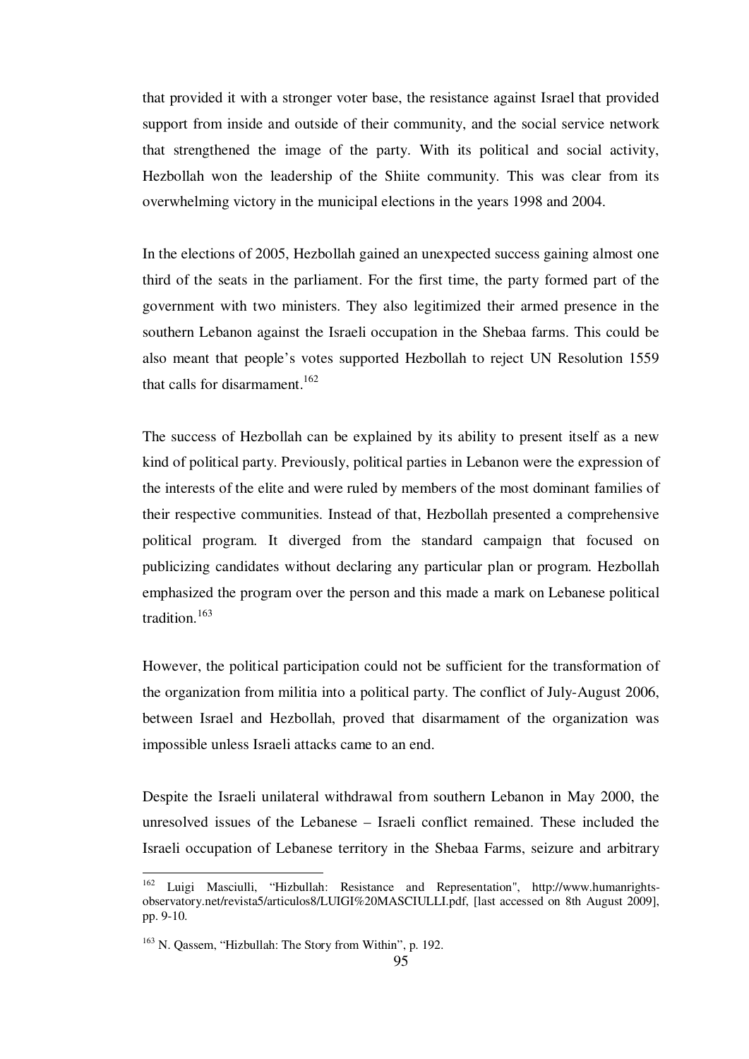that provided it with a stronger voter base, the resistance against Israel that provided support from inside and outside of their community, and the social service network that strengthened the image of the party. With its political and social activity, Hezbollah won the leadership of the Shiite community. This was clear from its overwhelming victory in the municipal elections in the years 1998 and 2004.

In the elections of 2005, Hezbollah gained an unexpected success gaining almost one third of the seats in the parliament. For the first time, the party formed part of the government with two ministers. They also legitimized their armed presence in the southern Lebanon against the Israeli occupation in the Shebaa farms. This could be also meant that people's votes supported Hezbollah to reject UN Resolution 1559 that calls for disarmament.[162]

The success of Hezbollah can be explained by its ability to present itself as a new kind of political party. Previously, political parties in Lebanon were the expression of the interests of the elite and were ruled by members of the most dominant families of their respective communities. Instead of that, Hezbollah presented a comprehensive political program. It diverged from the standard campaign that focused on publicizing candidates without declaring any particular plan or program. Hezbollah emphasized the program over the person and this made a mark on Lebanese political tradition.[163]

However, the political participation could not be sufficient for the transformation of the organization from militia into a political party. The conflict of July-August 2006, between Israel and Hezbollah, proved that disarmament of the organization was impossible unless Israeli attacks came to an end.

Despite the Israeli unilateral withdrawal from southern Lebanon in May 2000, the unresolved issues of the Lebanese – Israeli conflict remained. These included the Israeli occupation of Lebanese territory in the Shebaa Farms, seizure and arbitrary

---

[162] Luigi Masciulli, "Hizbullah: Resistance and Representation", http://www.humanrights-observatory.net/revista5/articulos8/LUIGI%20MASCIULLI.pdf, [last accessed on 8th August 2009], pp. 9-10.

[163] N. Qassem, "Hizbullah: The Story from Within", p. 192.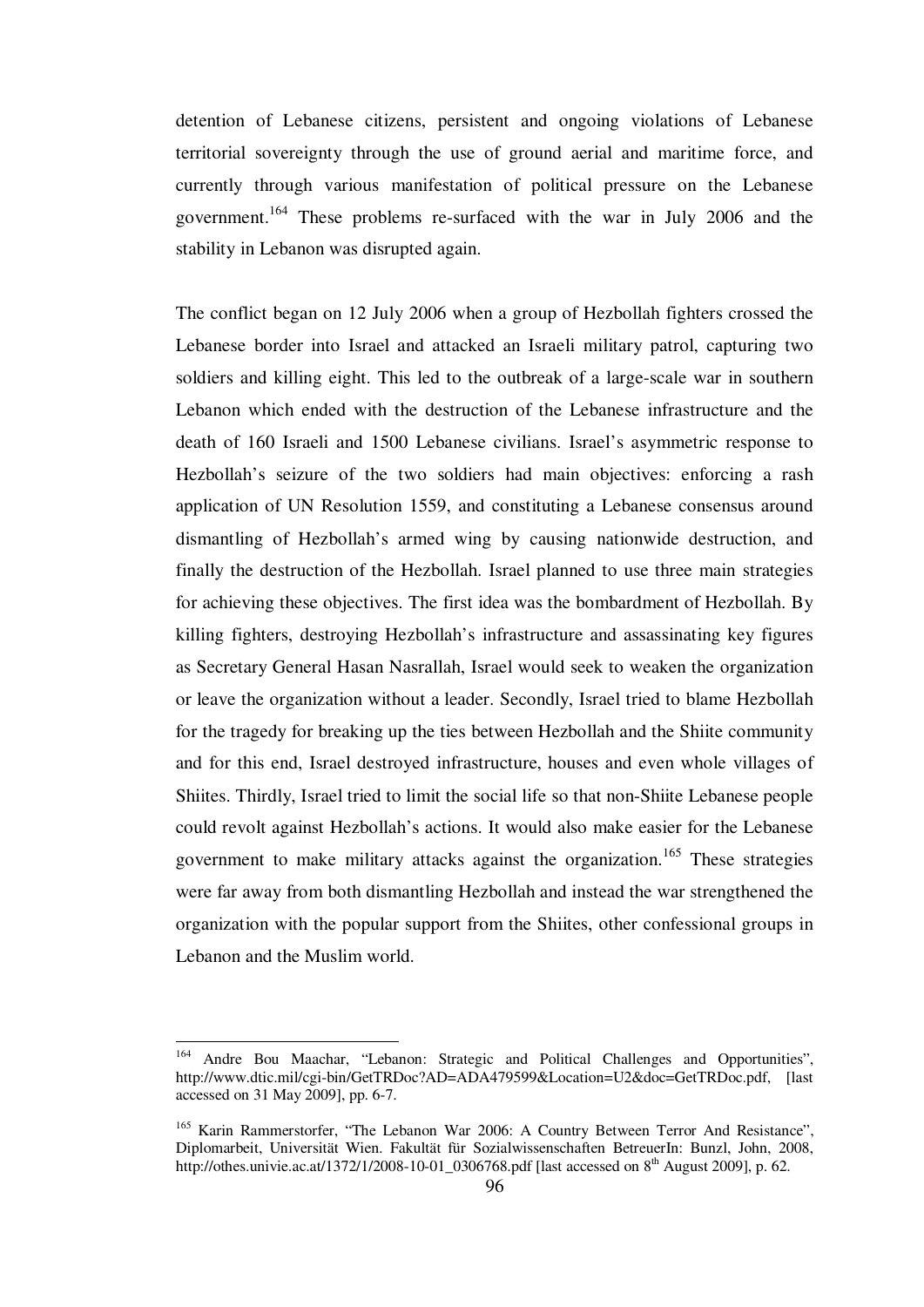detention of Lebanese citizens, persistent and ongoing violations of Lebanese territorial sovereignty through the use of ground aerial and maritime force, and currently through various manifestation of political pressure on the Lebanese government.[164] These problems re-surfaced with the war in July 2006 and the stability in Lebanon was disrupted again.

The conflict began on 12 July 2006 when a group of Hezbollah fighters crossed the Lebanese border into Israel and attacked an Israeli military patrol, capturing two soldiers and killing eight. This led to the outbreak of a large-scale war in southern Lebanon which ended with the destruction of the Lebanese infrastructure and the death of 160 Israeli and 1500 Lebanese civilians. Israel's asymmetric response to Hezbollah's seizure of the two soldiers had main objectives: enforcing a rash application of UN Resolution 1559, and constituting a Lebanese consensus around dismantling of Hezbollah's armed wing by causing nationwide destruction, and finally the destruction of the Hezbollah. Israel planned to use three main strategies for achieving these objectives. The first idea was the bombardment of Hezbollah. By killing fighters, destroying Hezbollah's infrastructure and assassinating key figures as Secretary General Hasan Nasrallah, Israel would seek to weaken the organization or leave the organization without a leader. Secondly, Israel tried to blame Hezbollah for the tragedy for breaking up the ties between Hezbollah and the Shiite community and for this end, Israel destroyed infrastructure, houses and even whole villages of Shiites. Thirdly, Israel tried to limit the social life so that non-Shiite Lebanese people could revolt against Hezbollah's actions. It would also make easier for the Lebanese government to make military attacks against the organization.[165] These strategies were far away from both dismantling Hezbollah and instead the war strengthened the organization with the popular support from the Shiites, other confessional groups in Lebanon and the Muslim world.

---

[164] Andre Bou Maachar, "Lebanon: Strategic and Political Challenges and Opportunities", http://www.dtic.mil/cgi-bin/GetTRDoc?AD=ADA479599&Location=U2&doc=GetTRDoc.pdf, [last accessed on 31 May 2009], pp. 6-7.

[165] Karin Rammerstorfer, "The Lebanon War 2006: A Country Between Terror And Resistance", Diplomarbeit, Universität Wien. Fakultät für Sozialwissenschaften BetreuerIn: Bunzl, John, 2008, http://othes.univie.ac.at/1372/1/2008-10-01_0306768.pdf [last accessed on 8th August 2009], p. 62.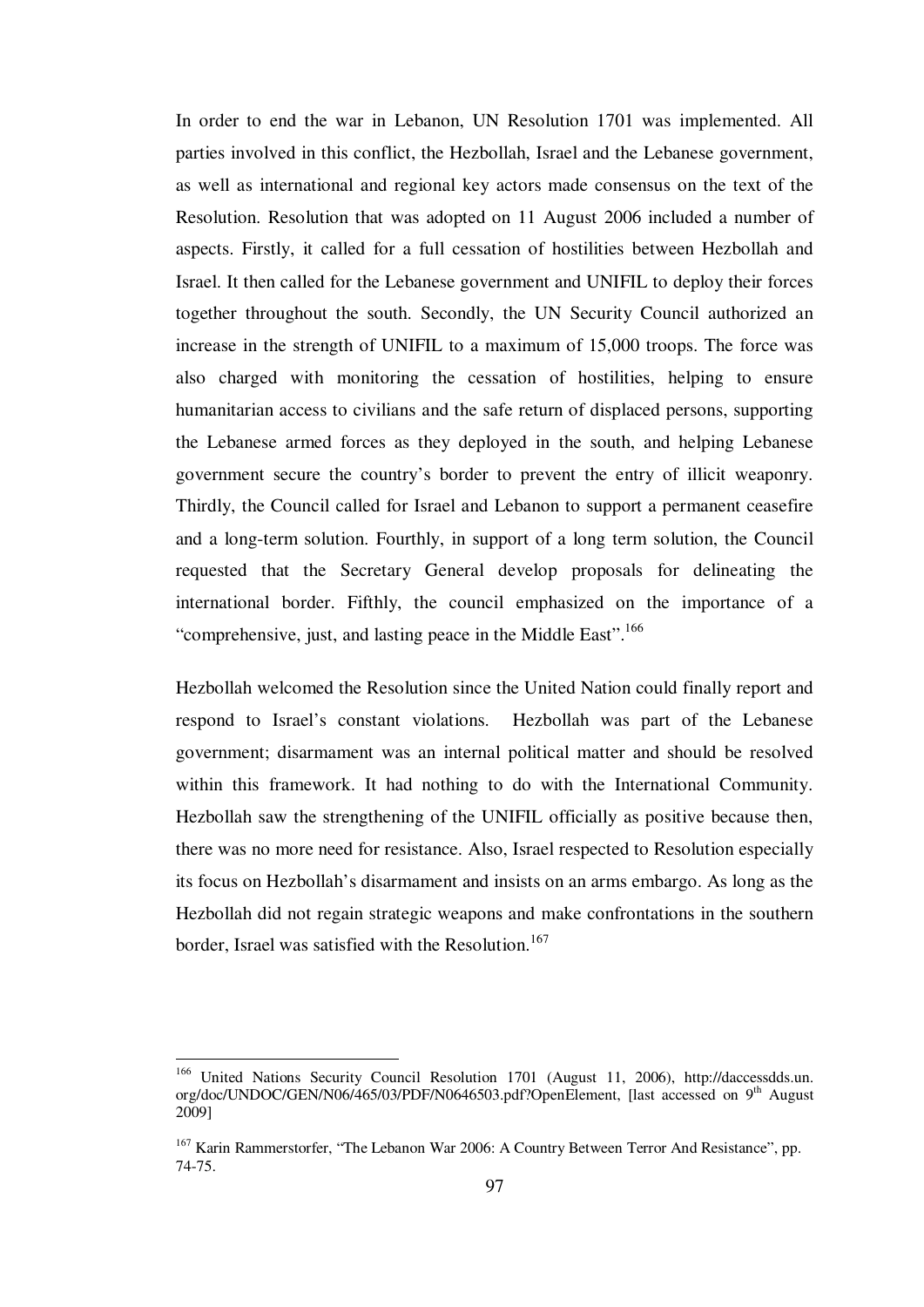In order to end the war in Lebanon, UN Resolution 1701 was implemented. All parties involved in this conflict, the Hezbollah, Israel and the Lebanese government, as well as international and regional key actors made consensus on the text of the Resolution. Resolution that was adopted on 11 August 2006 included a number of aspects. Firstly, it called for a full cessation of hostilities between Hezbollah and Israel. It then called for the Lebanese government and UNIFIL to deploy their forces together throughout the south. Secondly, the UN Security Council authorized an increase in the strength of UNIFIL to a maximum of 15,000 troops. The force was also charged with monitoring the cessation of hostilities, helping to ensure humanitarian access to civilians and the safe return of displaced persons, supporting the Lebanese armed forces as they deployed in the south, and helping Lebanese government secure the country's border to prevent the entry of illicit weaponry. Thirdly, the Council called for Israel and Lebanon to support a permanent ceasefire and a long-term solution. Fourthly, in support of a long term solution, the Council requested that the Secretary General develop proposals for delineating the international border. Fifthly, the council emphasized on the importance of a "comprehensive, just, and lasting peace in the Middle East".[166]

Hezbollah welcomed the Resolution since the United Nation could finally report and respond to Israel's constant violations. Hezbollah was part of the Lebanese government; disarmament was an internal political matter and should be resolved within this framework. It had nothing to do with the International Community. Hezbollah saw the strengthening of the UNIFIL officially as positive because then, there was no more need for resistance. Also, Israel respected to Resolution especially its focus on Hezbollah's disarmament and insists on an arms embargo. As long as the Hezbollah did not regain strategic weapons and make confrontations in the southern border, Israel was satisfied with the Resolution.[167]

---

[166] United Nations Security Council Resolution 1701 (August 11, 2006), http://daccessdds.un.org/doc/UNDOC/GEN/N06/465/03/PDF/N0646503.pdf?OpenElement, [last accessed on 9th August 2009]

[167] Karin Rammerstorfer, "The Lebanon War 2006: A Country Between Terror And Resistance", pp. 74-75.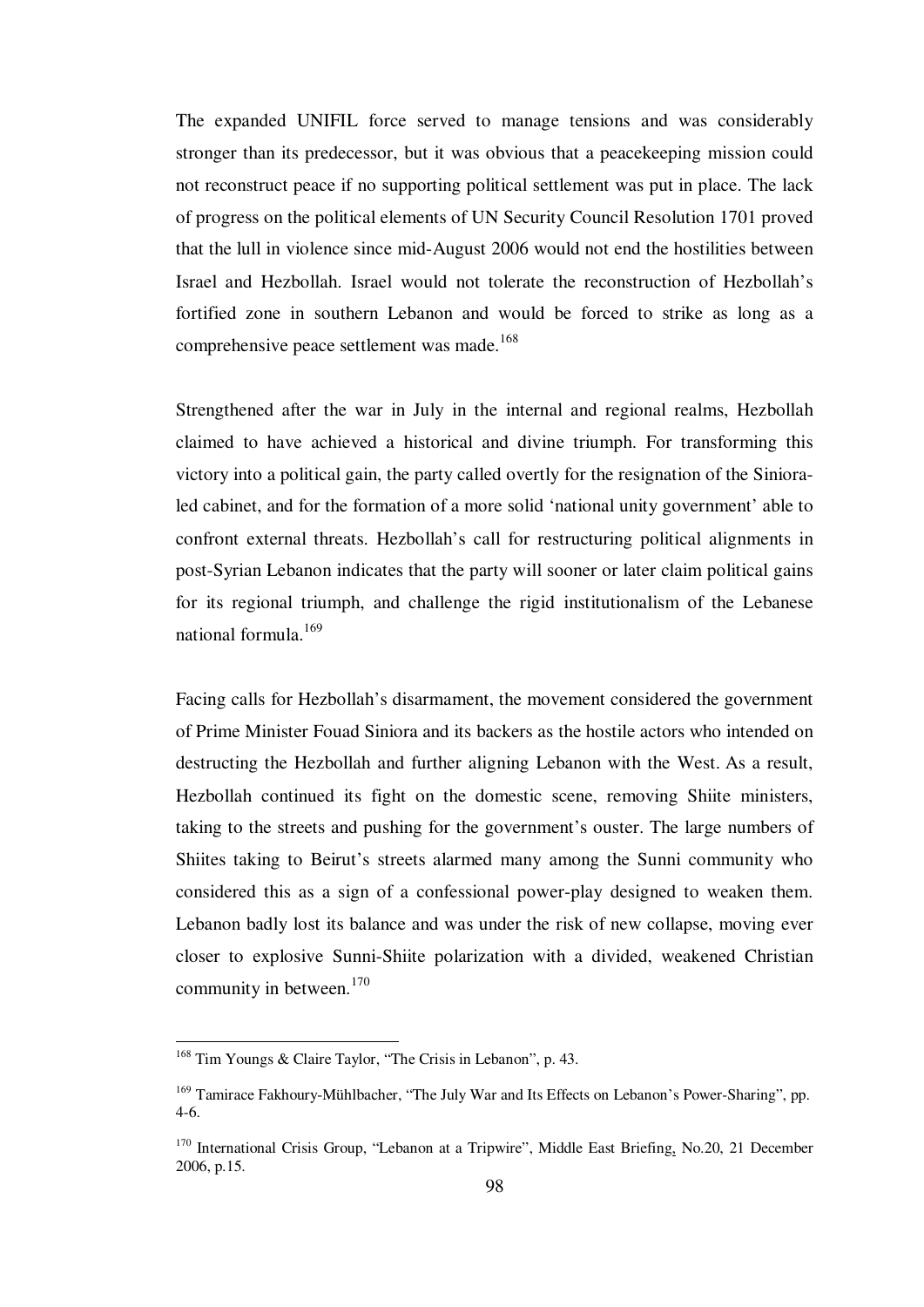The expanded UNIFIL force served to manage tensions and was considerably stronger than its predecessor, but it was obvious that a peacekeeping mission could not reconstruct peace if no supporting political settlement was put in place. The lack of progress on the political elements of UN Security Council Resolution 1701 proved that the lull in violence since mid-August 2006 would not end the hostilities between Israel and Hezbollah. Israel would not tolerate the reconstruction of Hezbollah's fortified zone in southern Lebanon and would be forced to strike as long as a comprehensive peace settlement was made.[168]

Strengthened after the war in July in the internal and regional realms, Hezbollah claimed to have achieved a historical and divine triumph. For transforming this victory into a political gain, the party called overtly for the resignation of the Siniora-led cabinet, and for the formation of a more solid 'national unity government' able to confront external threats. Hezbollah's call for restructuring political alignments in post-Syrian Lebanon indicates that the party will sooner or later claim political gains for its regional triumph, and challenge the rigid institutionalism of the Lebanese national formula.[169]

Facing calls for Hezbollah's disarmament, the movement considered the government of Prime Minister Fouad Siniora and its backers as the hostile actors who intended on destructing the Hezbollah and further aligning Lebanon with the West. As a result, Hezbollah continued its fight on the domestic scene, removing Shiite ministers, taking to the streets and pushing for the government's ouster. The large numbers of Shiites taking to Beirut's streets alarmed many among the Sunni community who considered this as a sign of a confessional power-play designed to weaken them. Lebanon badly lost its balance and was under the risk of new collapse, moving ever closer to explosive Sunni-Shiite polarization with a divided, weakened Christian community in between.[170]

---

[168] Tim Youngs & Claire Taylor, "The Crisis in Lebanon", p. 43.

[169] Tamirace Fakhoury-Mühlbacher, "The July War and Its Effects on Lebanon's Power-Sharing", pp. 4-6.

[170] International Crisis Group, "Lebanon at a Tripwire", Middle East Briefing, No.20, 21 December 2006, p.15.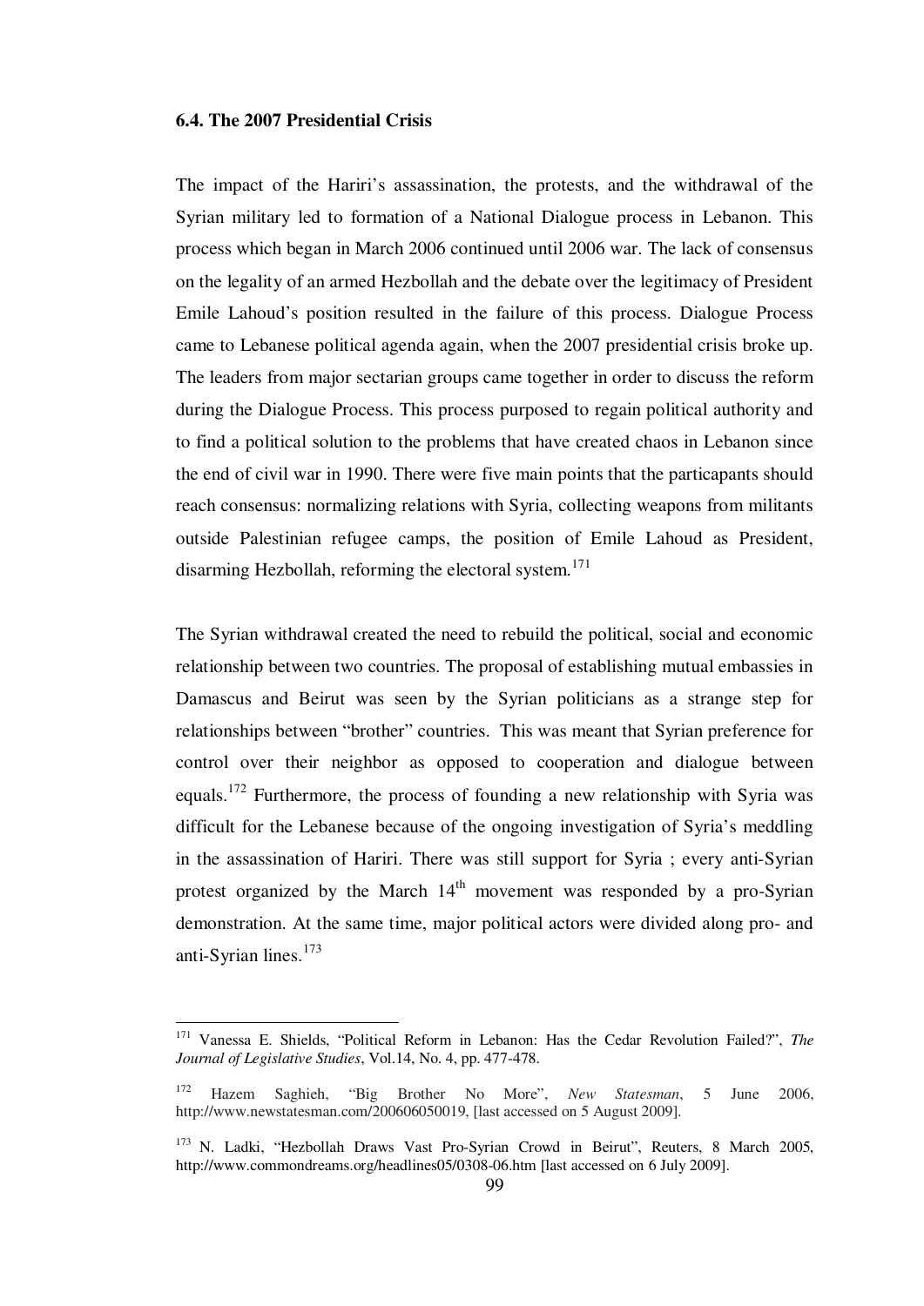### 6.4. The 2007 Presidential Crisis

The impact of the Hariri's assassination, the protests, and the withdrawal of the Syrian military led to formation of a National Dialogue process in Lebanon. This process which began in March 2006 continued until 2006 war. The lack of consensus on the legality of an armed Hezbollah and the debate over the legitimacy of President Emile Lahoud's position resulted in the failure of this process. Dialogue Process came to Lebanese political agenda again, when the 2007 presidential crisis broke up. The leaders from major sectarian groups came together in order to discuss the reform during the Dialogue Process. This process purposed to regain political authority and to find a political solution to the problems that have created chaos in Lebanon since the end of civil war in 1990. There were five main points that the particapants should reach consensus: normalizing relations with Syria, collecting weapons from militants outside Palestinian refugee camps, the position of Emile Lahoud as President, disarming Hezbollah, reforming the electoral system.[171]

The Syrian withdrawal created the need to rebuild the political, social and economic relationship between two countries. The proposal of establishing mutual embassies in Damascus and Beirut was seen by the Syrian politicians as a strange step for relationships between "brother" countries. This was meant that Syrian preference for control over their neighbor as opposed to cooperation and dialogue between equals.[172] Furthermore, the process of founding a new relationship with Syria was difficult for the Lebanese because of the ongoing investigation of Syria's meddling in the assassination of Hariri. There was still support for Syria ; every anti-Syrian protest organized by the March 14th movement was responded by a pro-Syrian demonstration. At the same time, major political actors were divided along pro- and anti-Syrian lines.[173]

---

[171] Vanessa E. Shields, "Political Reform in Lebanon: Has the Cedar Revolution Failed?", *The Journal of Legislative Studies*, Vol.14, No. 4, pp. 477-478.

[172] Hazem Saghieh, "Big Brother No More", *New Statesman*, 5 June 2006, http://www.newstatesman.com/200606050019, [last accessed on 5 August 2009].

[173] N. Ladki, "Hezbollah Draws Vast Pro-Syrian Crowd in Beirut", Reuters, 8 March 2005, http://www.commondreams.org/headlines05/0308-06.htm [last accessed on 6 July 2009].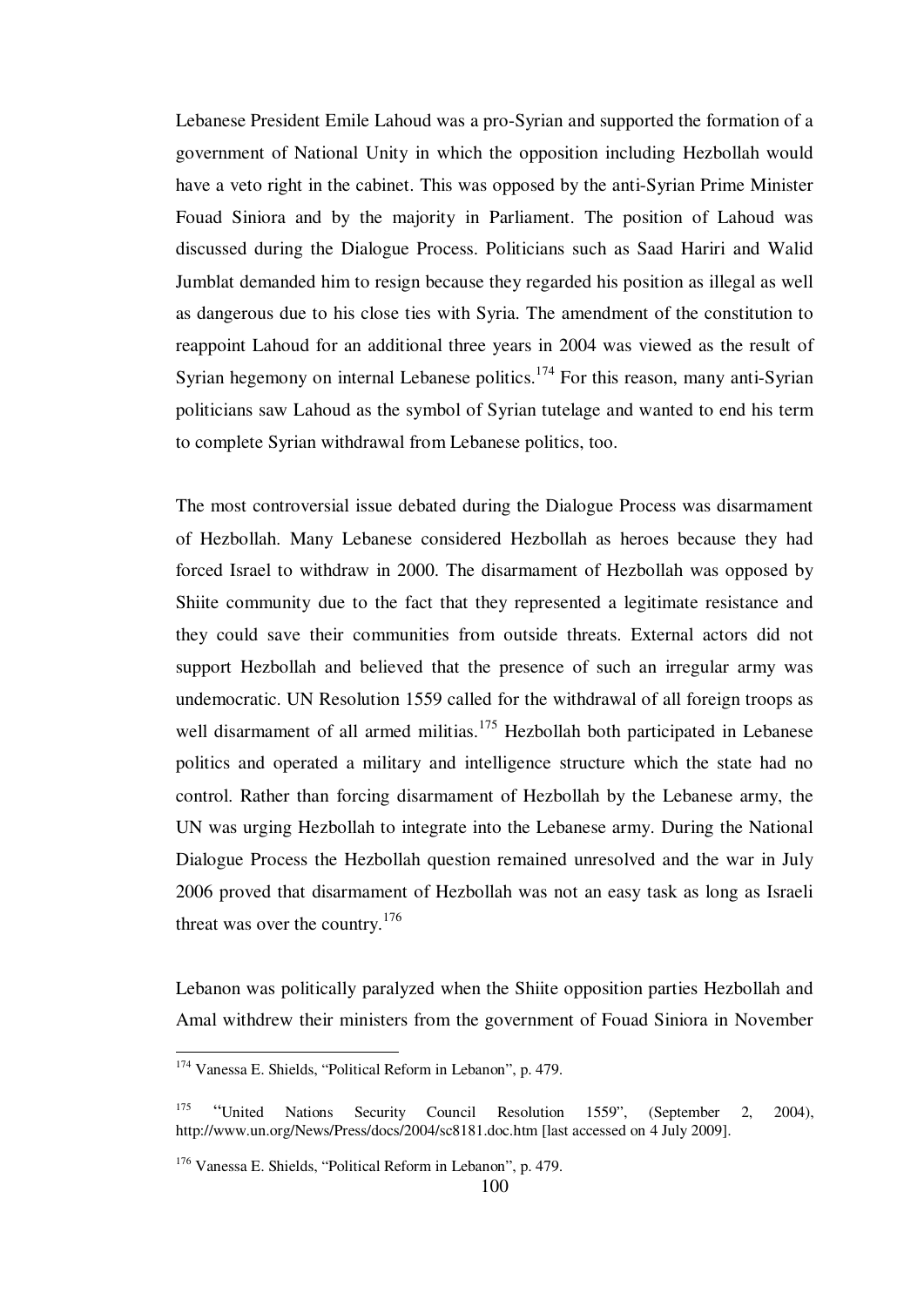Lebanese President Emile Lahoud was a pro-Syrian and supported the formation of a government of National Unity in which the opposition including Hezbollah would have a veto right in the cabinet. This was opposed by the anti-Syrian Prime Minister Fouad Siniora and by the majority in Parliament. The position of Lahoud was discussed during the Dialogue Process. Politicians such as Saad Hariri and Walid Jumblat demanded him to resign because they regarded his position as illegal as well as dangerous due to his close ties with Syria. The amendment of the constitution to reappoint Lahoud for an additional three years in 2004 was viewed as the result of Syrian hegemony on internal Lebanese politics.[174] For this reason, many anti-Syrian politicians saw Lahoud as the symbol of Syrian tutelage and wanted to end his term to complete Syrian withdrawal from Lebanese politics, too.

The most controversial issue debated during the Dialogue Process was disarmament of Hezbollah. Many Lebanese considered Hezbollah as heroes because they had forced Israel to withdraw in 2000. The disarmament of Hezbollah was opposed by Shiite community due to the fact that they represented a legitimate resistance and they could save their communities from outside threats. External actors did not support Hezbollah and believed that the presence of such an irregular army was undemocratic. UN Resolution 1559 called for the withdrawal of all foreign troops as well disarmament of all armed militias.[175] Hezbollah both participated in Lebanese politics and operated a military and intelligence structure which the state had no control. Rather than forcing disarmament of Hezbollah by the Lebanese army, the UN was urging Hezbollah to integrate into the Lebanese army. During the National Dialogue Process the Hezbollah question remained unresolved and the war in July 2006 proved that disarmament of Hezbollah was not an easy task as long as Israeli threat was over the country.[176]

Lebanon was politically paralyzed when the Shiite opposition parties Hezbollah and Amal withdrew their ministers from the government of Fouad Siniora in November

---

[174] Vanessa E. Shields, "Political Reform in Lebanon", p. 479.

[175] "United Nations Security Council Resolution 1559", (September 2, 2004), http://www.un.org/News/Press/docs/2004/sc8181.doc.htm [last accessed on 4 July 2009].

[176] Vanessa E. Shields, "Political Reform in Lebanon", p. 479.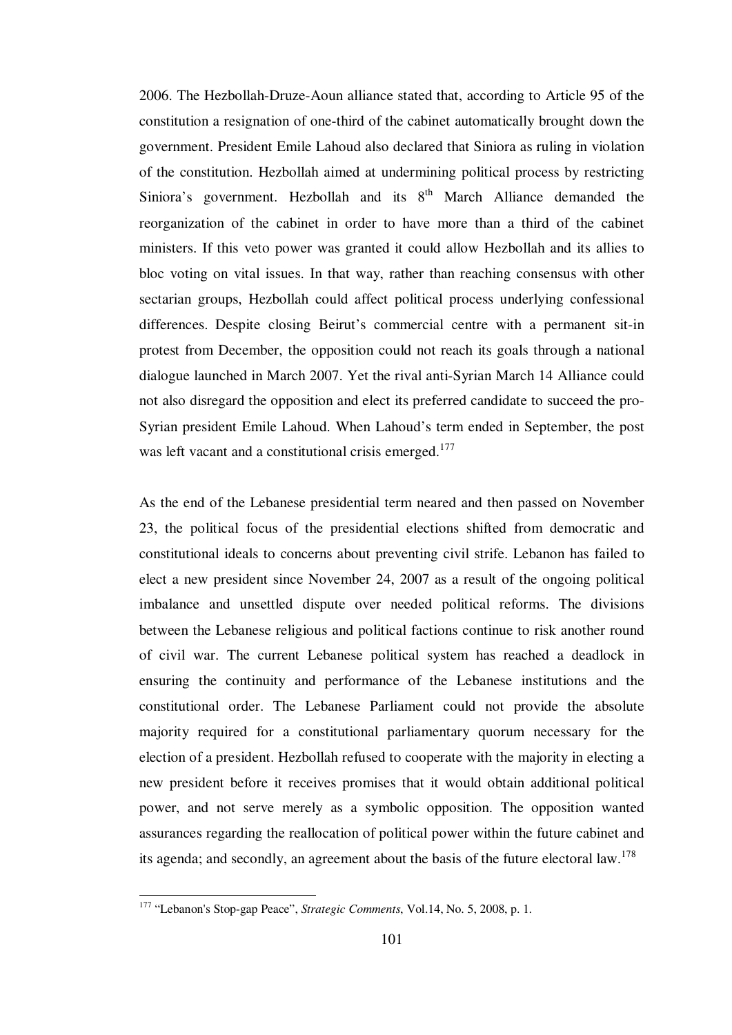2006. The Hezbollah-Druze-Aoun alliance stated that, according to Article 95 of the constitution a resignation of one-third of the cabinet automatically brought down the government. President Emile Lahoud also declared that Siniora as ruling in violation of the constitution. Hezbollah aimed at undermining political process by restricting Siniora's government. Hezbollah and its 8th March Alliance demanded the reorganization of the cabinet in order to have more than a third of the cabinet ministers. If this veto power was granted it could allow Hezbollah and its allies to bloc voting on vital issues. In that way, rather than reaching consensus with other sectarian groups, Hezbollah could affect political process underlying confessional differences. Despite closing Beirut's commercial centre with a permanent sit-in protest from December, the opposition could not reach its goals through a national dialogue launched in March 2007. Yet the rival anti-Syrian March 14 Alliance could not also disregard the opposition and elect its preferred candidate to succeed the pro-Syrian president Emile Lahoud. When Lahoud's term ended in September, the post was left vacant and a constitutional crisis emerged.[177]

As the end of the Lebanese presidential term neared and then passed on November 23, the political focus of the presidential elections shifted from democratic and constitutional ideals to concerns about preventing civil strife. Lebanon has failed to elect a new president since November 24, 2007 as a result of the ongoing political imbalance and unsettled dispute over needed political reforms. The divisions between the Lebanese religious and political factions continue to risk another round of civil war. The current Lebanese political system has reached a deadlock in ensuring the continuity and performance of the Lebanese institutions and the constitutional order. The Lebanese Parliament could not provide the absolute majority required for a constitutional parliamentary quorum necessary for the election of a president. Hezbollah refused to cooperate with the majority in electing a new president before it receives promises that it would obtain additional political power, and not serve merely as a symbolic opposition. The opposition wanted assurances regarding the reallocation of political power within the future cabinet and its agenda; and secondly, an agreement about the basis of the future electoral law.[178]

---

[177] "Lebanon's Stop-gap Peace", *Strategic Comments*, Vol.14, No. 5, 2008, p. 1.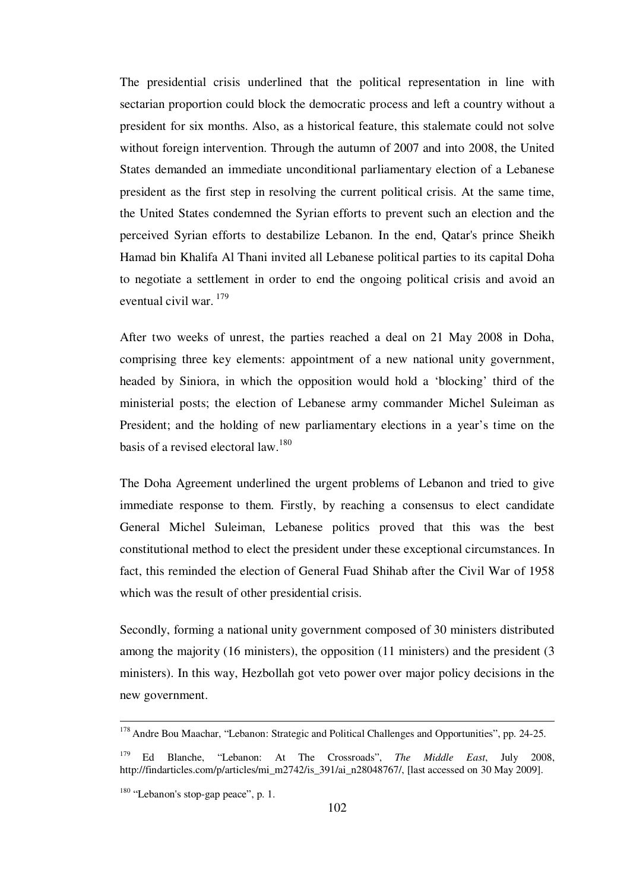The presidential crisis underlined that the political representation in line with sectarian proportion could block the democratic process and left a country without a president for six months. Also, as a historical feature, this stalemate could not solve without foreign intervention. Through the autumn of 2007 and into 2008, the United States demanded an immediate unconditional parliamentary election of a Lebanese president as the first step in resolving the current political crisis. At the same time, the United States condemned the Syrian efforts to prevent such an election and the perceived Syrian efforts to destabilize Lebanon. In the end, Qatar's prince Sheikh Hamad bin Khalifa Al Thani invited all Lebanese political parties to its capital Doha to negotiate a settlement in order to end the ongoing political crisis and avoid an eventual civil war. [179]

After two weeks of unrest, the parties reached a deal on 21 May 2008 in Doha, comprising three key elements: appointment of a new national unity government, headed by Siniora, in which the opposition would hold a 'blocking' third of the ministerial posts; the election of Lebanese army commander Michel Suleiman as President; and the holding of new parliamentary elections in a year's time on the basis of a revised electoral law.[180]

The Doha Agreement underlined the urgent problems of Lebanon and tried to give immediate response to them. Firstly, by reaching a consensus to elect candidate General Michel Suleiman, Lebanese politics proved that this was the best constitutional method to elect the president under these exceptional circumstances. In fact, this reminded the election of General Fuad Shihab after the Civil War of 1958 which was the result of other presidential crisis.

Secondly, forming a national unity government composed of 30 ministers distributed among the majority (16 ministers), the opposition (11 ministers) and the president (3 ministers). In this way, Hezbollah got veto power over major policy decisions in the new government.

---

[178] Andre Bou Maachar, "Lebanon: Strategic and Political Challenges and Opportunities", pp. 24-25.

[179] Ed Blanche, "Lebanon: At The Crossroads", *The Middle East*, July 2008, http://findarticles.com/p/articles/mi_m2742/is_391/ai_n28048767/, [last accessed on 30 May 2009].

[180] "Lebanon's stop-gap peace", p. 1.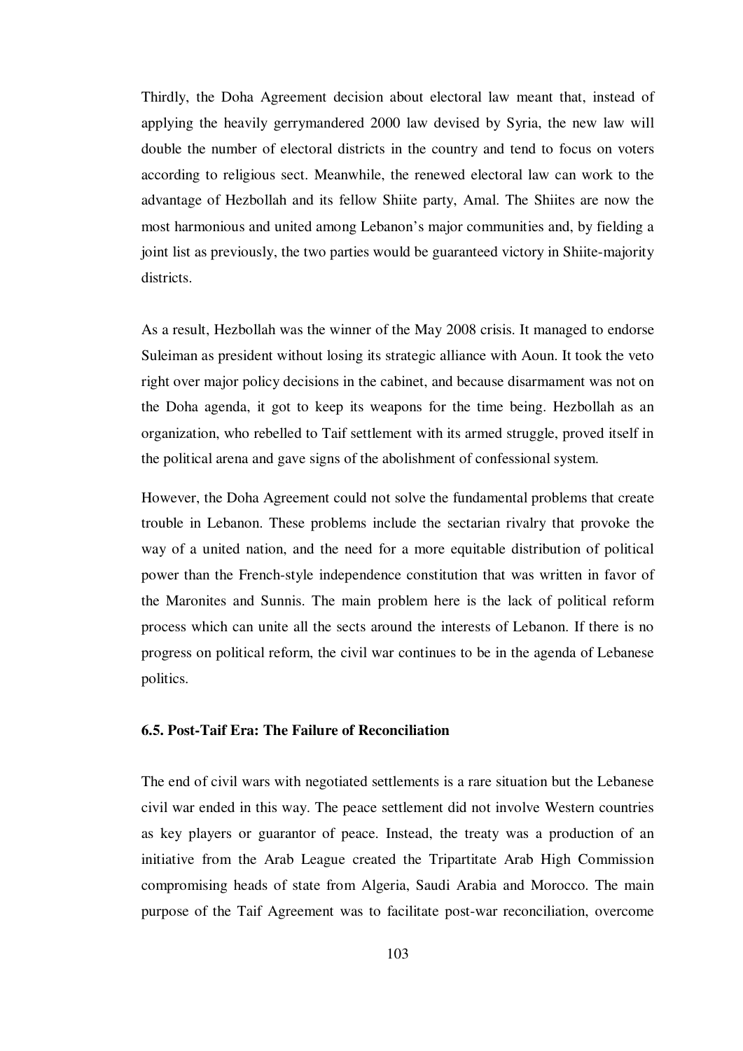Thirdly, the Doha Agreement decision about electoral law meant that, instead of applying the heavily gerrymandered 2000 law devised by Syria, the new law will double the number of electoral districts in the country and tend to focus on voters according to religious sect. Meanwhile, the renewed electoral law can work to the advantage of Hezbollah and its fellow Shiite party, Amal. The Shiites are now the most harmonious and united among Lebanon's major communities and, by fielding a joint list as previously, the two parties would be guaranteed victory in Shiite-majority districts.

As a result, Hezbollah was the winner of the May 2008 crisis. It managed to endorse Suleiman as president without losing its strategic alliance with Aoun. It took the veto right over major policy decisions in the cabinet, and because disarmament was not on the Doha agenda, it got to keep its weapons for the time being. Hezbollah as an organization, who rebelled to Taif settlement with its armed struggle, proved itself in the political arena and gave signs of the abolishment of confessional system.

However, the Doha Agreement could not solve the fundamental problems that create trouble in Lebanon. These problems include the sectarian rivalry that provoke the way of a united nation, and the need for a more equitable distribution of political power than the French-style independence constitution that was written in favor of the Maronites and Sunnis. The main problem here is the lack of political reform process which can unite all the sects around the interests of Lebanon. If there is no progress on political reform, the civil war continues to be in the agenda of Lebanese politics.

### 6.5. Post-Taif Era: The Failure of Reconciliation

The end of civil wars with negotiated settlements is a rare situation but the Lebanese civil war ended in this way. The peace settlement did not involve Western countries as key players or guarantor of peace. Instead, the treaty was a production of an initiative from the Arab League created the Tripartitate Arab High Commission compromising heads of state from Algeria, Saudi Arabia and Morocco. The main purpose of the Taif Agreement was to facilitate post-war reconciliation, overcome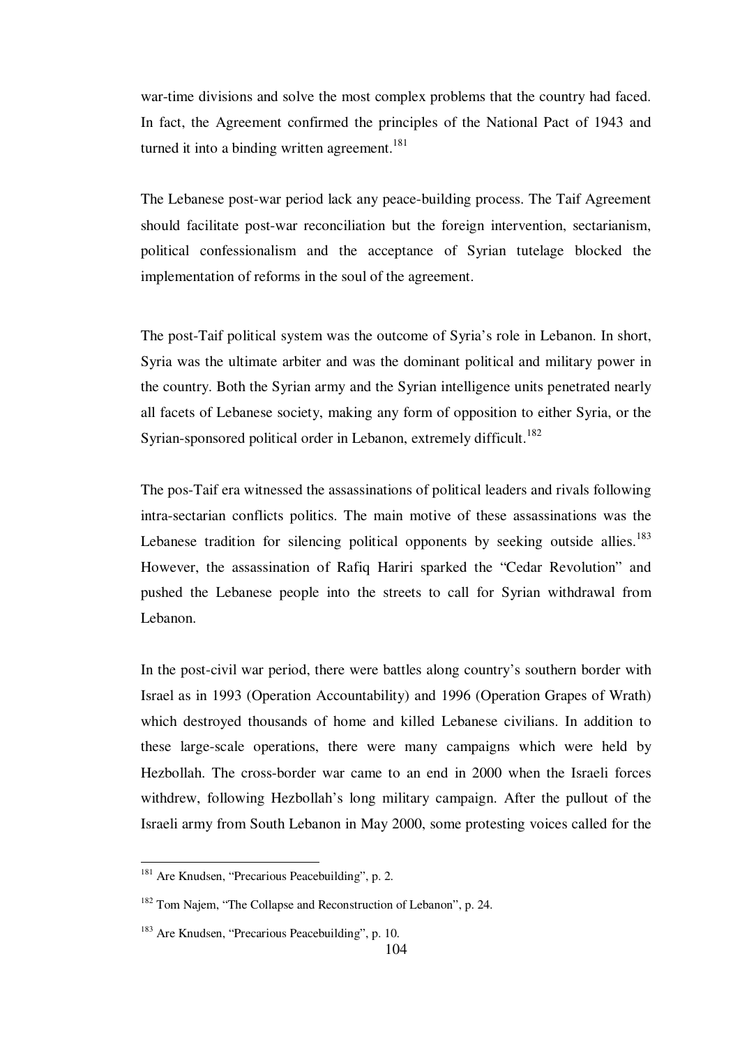war-time divisions and solve the most complex problems that the country had faced. In fact, the Agreement confirmed the principles of the National Pact of 1943 and turned it into a binding written agreement.[181]

The Lebanese post-war period lack any peace-building process. The Taif Agreement should facilitate post-war reconciliation but the foreign intervention, sectarianism, political confessionalism and the acceptance of Syrian tutelage blocked the implementation of reforms in the soul of the agreement.

The post-Taif political system was the outcome of Syria's role in Lebanon. In short, Syria was the ultimate arbiter and was the dominant political and military power in the country. Both the Syrian army and the Syrian intelligence units penetrated nearly all facets of Lebanese society, making any form of opposition to either Syria, or the Syrian-sponsored political order in Lebanon, extremely difficult.[182]

The pos-Taif era witnessed the assassinations of political leaders and rivals following intra-sectarian conflicts politics. The main motive of these assassinations was the Lebanese tradition for silencing political opponents by seeking outside allies.[183] However, the assassination of Rafiq Hariri sparked the "Cedar Revolution" and pushed the Lebanese people into the streets to call for Syrian withdrawal from Lebanon.

In the post-civil war period, there were battles along country's southern border with Israel as in 1993 (Operation Accountability) and 1996 (Operation Grapes of Wrath) which destroyed thousands of home and killed Lebanese civilians. In addition to these large-scale operations, there were many campaigns which were held by Hezbollah. The cross-border war came to an end in 2000 when the Israeli forces withdrew, following Hezbollah's long military campaign. After the pullout of the Israeli army from South Lebanon in May 2000, some protesting voices called for the

---

[181] Are Knudsen, "Precarious Peacebuilding", p. 2.

[182] Tom Najem, "The Collapse and Reconstruction of Lebanon", p. 24.

[183] Are Knudsen, "Precarious Peacebuilding", p. 10.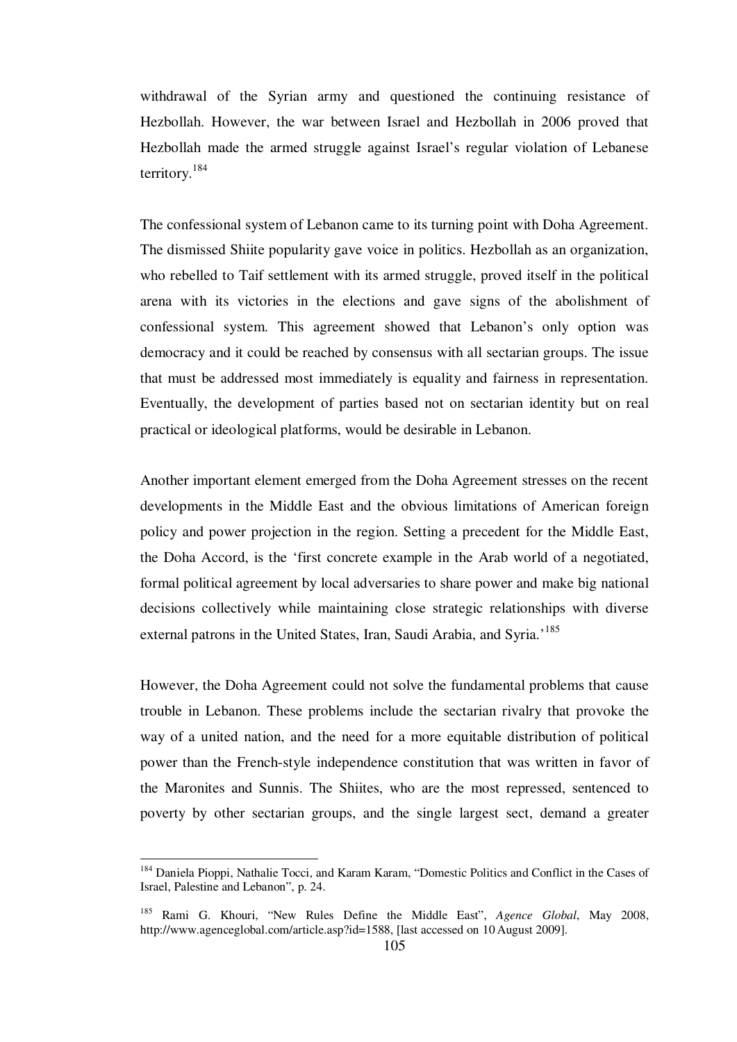withdrawal of the Syrian army and questioned the continuing resistance of Hezbollah. However, the war between Israel and Hezbollah in 2006 proved that Hezbollah made the armed struggle against Israel's regular violation of Lebanese territory.[184]

The confessional system of Lebanon came to its turning point with Doha Agreement. The dismissed Shiite popularity gave voice in politics. Hezbollah as an organization, who rebelled to Taif settlement with its armed struggle, proved itself in the political arena with its victories in the elections and gave signs of the abolishment of confessional system. This agreement showed that Lebanon's only option was democracy and it could be reached by consensus with all sectarian groups. The issue that must be addressed most immediately is equality and fairness in representation. Eventually, the development of parties based not on sectarian identity but on real practical or ideological platforms, would be desirable in Lebanon.

Another important element emerged from the Doha Agreement stresses on the recent developments in the Middle East and the obvious limitations of American foreign policy and power projection in the region. Setting a precedent for the Middle East, the Doha Accord, is the 'first concrete example in the Arab world of a negotiated, formal political agreement by local adversaries to share power and make big national decisions collectively while maintaining close strategic relationships with diverse external patrons in the United States, Iran, Saudi Arabia, and Syria.'[185]

However, the Doha Agreement could not solve the fundamental problems that cause trouble in Lebanon. These problems include the sectarian rivalry that provoke the way of a united nation, and the need for a more equitable distribution of political power than the French-style independence constitution that was written in favor of the Maronites and Sunnis. The Shiites, who are the most repressed, sentenced to poverty by other sectarian groups, and the single largest sect, demand a greater

---

[184] Daniela Pioppi, Nathalie Tocci, and Karam Karam, "Domestic Politics and Conflict in the Cases of Israel, Palestine and Lebanon", p. 24.

[185] Rami G. Khouri, "New Rules Define the Middle East", *Agence Global*, May 2008, http://www.agenceglobal.com/article.asp?id=1588, [last accessed on 10 August 2009].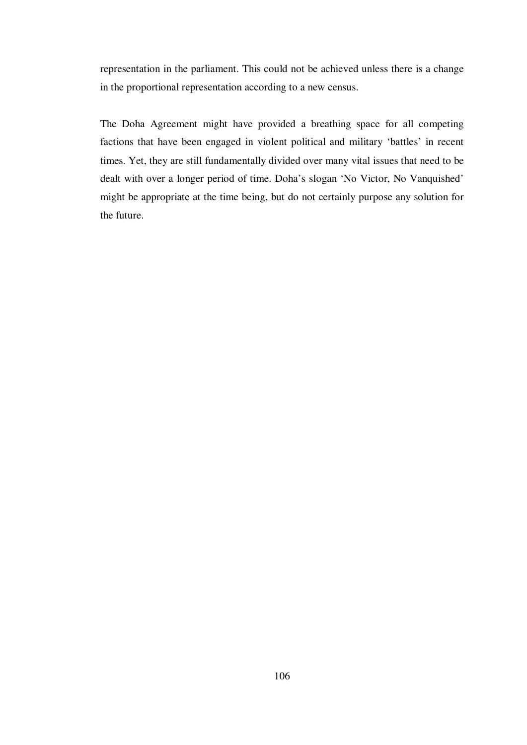representation in the parliament. This could not be achieved unless there is a change in the proportional representation according to a new census.

The Doha Agreement might have provided a breathing space for all competing factions that have been engaged in violent political and military 'battles' in recent times. Yet, they are still fundamentally divided over many vital issues that need to be dealt with over a longer period of time. Doha's slogan 'No Victor, No Vanquished' might be appropriate at the time being, but do not certainly purpose any solution for the future.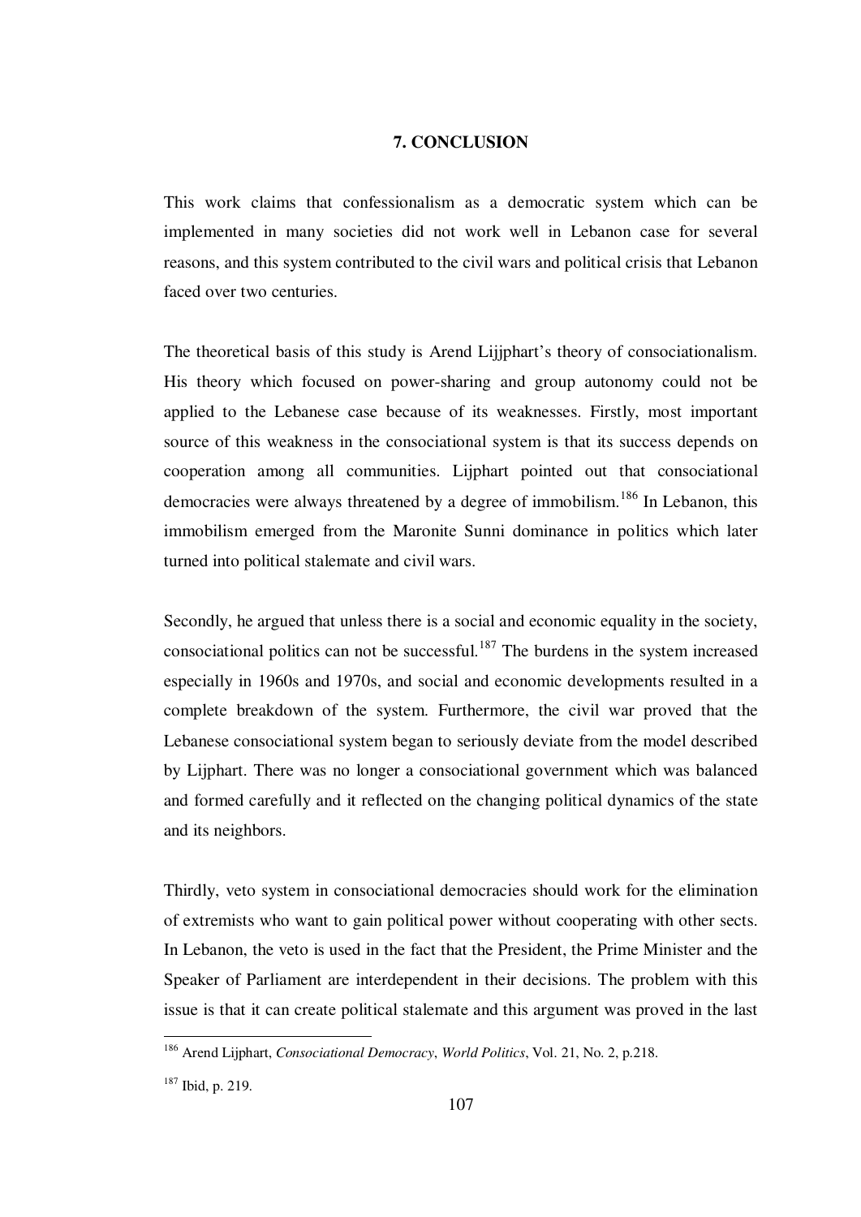## 7. CONCLUSION

This work claims that confessionalism as a democratic system which can be implemented in many societies did not work well in Lebanon case for several reasons, and this system contributed to the civil wars and political crisis that Lebanon faced over two centuries.

The theoretical basis of this study is Arend Lijjphart's theory of consociationalism. His theory which focused on power-sharing and group autonomy could not be applied to the Lebanese case because of its weaknesses. Firstly, most important source of this weakness in the consociational system is that its success depends on cooperation among all communities. Lijphart pointed out that consociational democracies were always threatened by a degree of immobilism.[186] In Lebanon, this immobilism emerged from the Maronite Sunni dominance in politics which later turned into political stalemate and civil wars.

Secondly, he argued that unless there is a social and economic equality in the society, consociational politics can not be successful.[187] The burdens in the system increased especially in 1960s and 1970s, and social and economic developments resulted in a complete breakdown of the system. Furthermore, the civil war proved that the Lebanese consociational system began to seriously deviate from the model described by Lijphart. There was no longer a consociational government which was balanced and formed carefully and it reflected on the changing political dynamics of the state and its neighbors.

Thirdly, veto system in consociational democracies should work for the elimination of extremists who want to gain political power without cooperating with other sects. In Lebanon, the veto is used in the fact that the President, the Prime Minister and the Speaker of Parliament are interdependent in their decisions. The problem with this issue is that it can create political stalemate and this argument was proved in the last

---

[186] Arend Lijphart, *Consociational Democracy*, *World Politics*, Vol. 21, No. 2, p.218.

[187] Ibid, p. 219.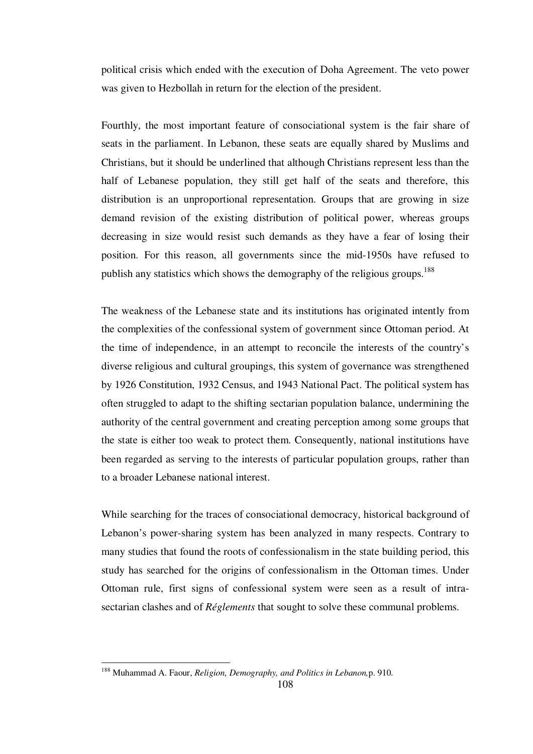political crisis which ended with the execution of Doha Agreement. The veto power was given to Hezbollah in return for the election of the president.

Fourthly, the most important feature of consociational system is the fair share of seats in the parliament. In Lebanon, these seats are equally shared by Muslims and Christians, but it should be underlined that although Christians represent less than the half of Lebanese population, they still get half of the seats and therefore, this distribution is an unproportional representation. Groups that are growing in size demand revision of the existing distribution of political power, whereas groups decreasing in size would resist such demands as they have a fear of losing their position. For this reason, all governments since the mid-1950s have refused to publish any statistics which shows the demography of the religious groups.[188]

The weakness of the Lebanese state and its institutions has originated intently from the complexities of the confessional system of government since Ottoman period. At the time of independence, in an attempt to reconcile the interests of the country's diverse religious and cultural groupings, this system of governance was strengthened by 1926 Constitution, 1932 Census, and 1943 National Pact. The political system has often struggled to adapt to the shifting sectarian population balance, undermining the authority of the central government and creating perception among some groups that the state is either too weak to protect them. Consequently, national institutions have been regarded as serving to the interests of particular population groups, rather than to a broader Lebanese national interest.

While searching for the traces of consociational democracy, historical background of Lebanon's power-sharing system has been analyzed in many respects. Contrary to many studies that found the roots of confessionalism in the state building period, this study has searched for the origins of confessionalism in the Ottoman times. Under Ottoman rule, first signs of confessional system were seen as a result of intra-sectarian clashes and of *Réglements* that sought to solve these communal problems.

---

[188] Muhammad A. Faour, *Religion, Demography, and Politics in Lebanon,*p. 910.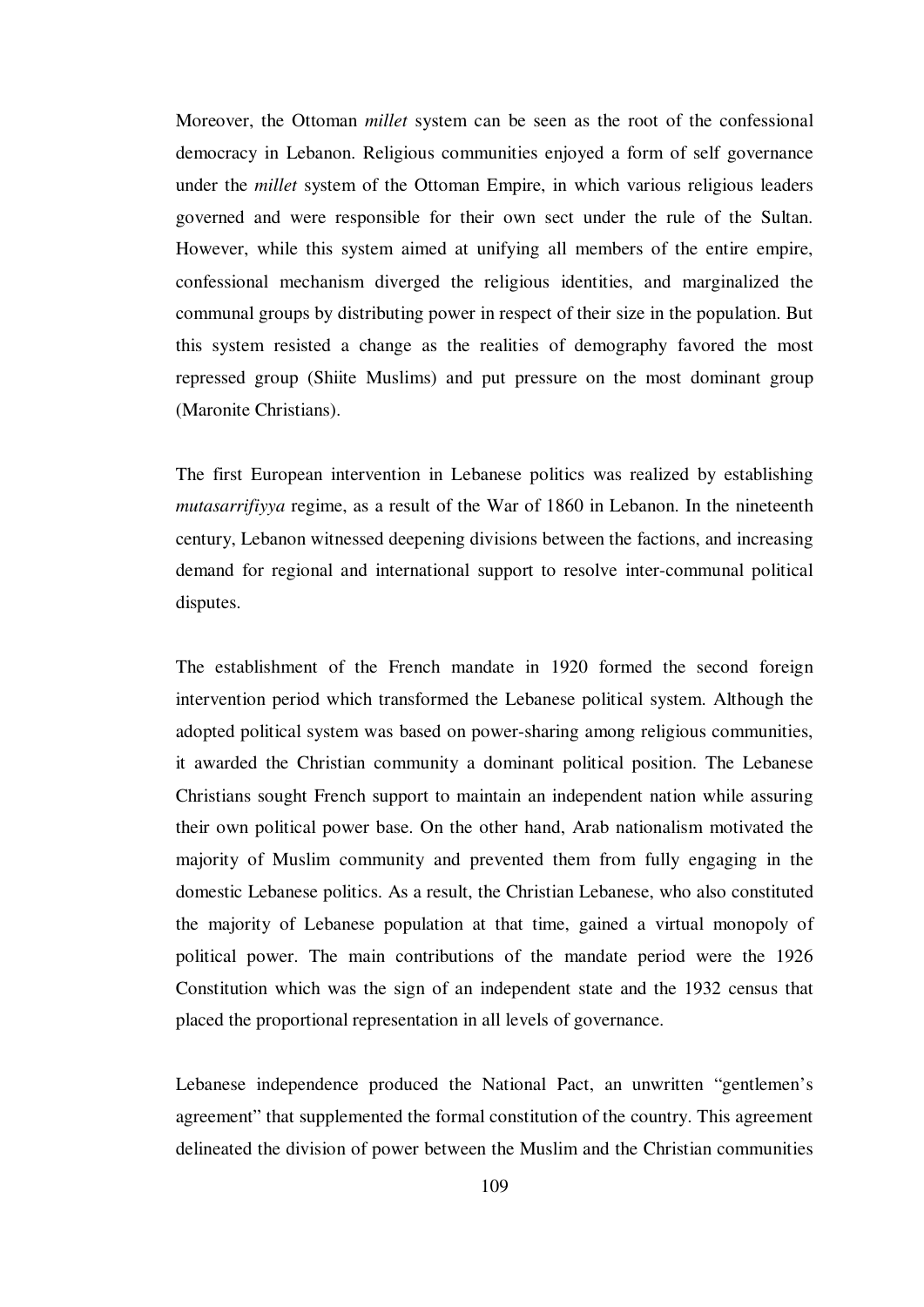Moreover, the Ottoman *millet* system can be seen as the root of the confessional democracy in Lebanon. Religious communities enjoyed a form of self governance under the *millet* system of the Ottoman Empire, in which various religious leaders governed and were responsible for their own sect under the rule of the Sultan. However, while this system aimed at unifying all members of the entire empire, confessional mechanism diverged the religious identities, and marginalized the communal groups by distributing power in respect of their size in the population. But this system resisted a change as the realities of demography favored the most repressed group (Shiite Muslims) and put pressure on the most dominant group (Maronite Christians).

The first European intervention in Lebanese politics was realized by establishing *mutasarrifiyya* regime, as a result of the War of 1860 in Lebanon. In the nineteenth century, Lebanon witnessed deepening divisions between the factions, and increasing demand for regional and international support to resolve inter-communal political disputes.

The establishment of the French mandate in 1920 formed the second foreign intervention period which transformed the Lebanese political system. Although the adopted political system was based on power-sharing among religious communities, it awarded the Christian community a dominant political position. The Lebanese Christians sought French support to maintain an independent nation while assuring their own political power base. On the other hand, Arab nationalism motivated the majority of Muslim community and prevented them from fully engaging in the domestic Lebanese politics. As a result, the Christian Lebanese, who also constituted the majority of Lebanese population at that time, gained a virtual monopoly of political power. The main contributions of the mandate period were the 1926 Constitution which was the sign of an independent state and the 1932 census that placed the proportional representation in all levels of governance.

Lebanese independence produced the National Pact, an unwritten "gentlemen's agreement" that supplemented the formal constitution of the country. This agreement delineated the division of power between the Muslim and the Christian communities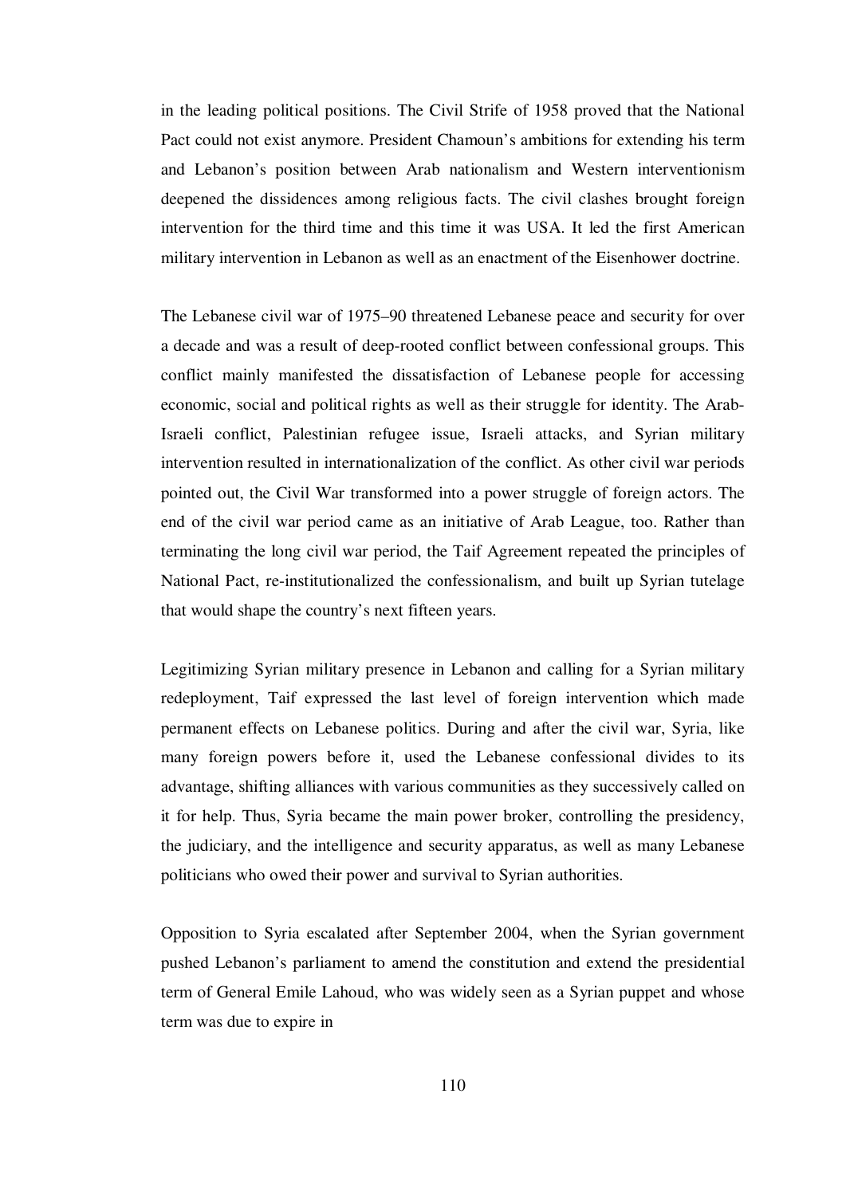in the leading political positions. The Civil Strife of 1958 proved that the National Pact could not exist anymore. President Chamoun's ambitions for extending his term and Lebanon's position between Arab nationalism and Western interventionism deepened the dissidences among religious facts. The civil clashes brought foreign intervention for the third time and this time it was USA. It led the first American military intervention in Lebanon as well as an enactment of the Eisenhower doctrine.

The Lebanese civil war of 1975–90 threatened Lebanese peace and security for over a decade and was a result of deep-rooted conflict between confessional groups. This conflict mainly manifested the dissatisfaction of Lebanese people for accessing economic, social and political rights as well as their struggle for identity. The Arab-Israeli conflict, Palestinian refugee issue, Israeli attacks, and Syrian military intervention resulted in internationalization of the conflict. As other civil war periods pointed out, the Civil War transformed into a power struggle of foreign actors. The end of the civil war period came as an initiative of Arab League, too. Rather than terminating the long civil war period, the Taif Agreement repeated the principles of National Pact, re-institutionalized the confessionalism, and built up Syrian tutelage that would shape the country's next fifteen years.

Legitimizing Syrian military presence in Lebanon and calling for a Syrian military redeployment, Taif expressed the last level of foreign intervention which made permanent effects on Lebanese politics. During and after the civil war, Syria, like many foreign powers before it, used the Lebanese confessional divides to its advantage, shifting alliances with various communities as they successively called on it for help. Thus, Syria became the main power broker, controlling the presidency, the judiciary, and the intelligence and security apparatus, as well as many Lebanese politicians who owed their power and survival to Syrian authorities.

Opposition to Syria escalated after September 2004, when the Syrian government pushed Lebanon's parliament to amend the constitution and extend the presidential term of General Emile Lahoud, who was widely seen as a Syrian puppet and whose term was due to expire in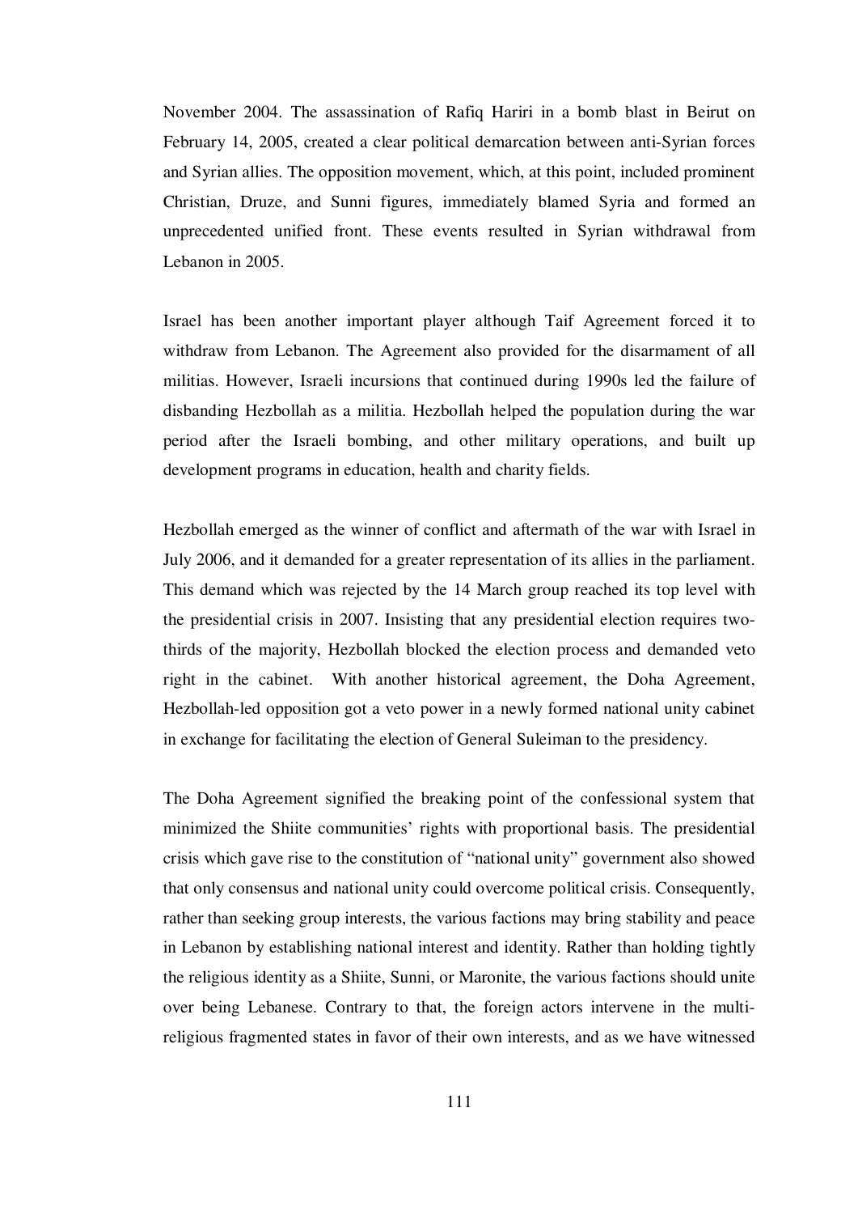November 2004. The assassination of Rafiq Hariri in a bomb blast in Beirut on February 14, 2005, created a clear political demarcation between anti-Syrian forces and Syrian allies. The opposition movement, which, at this point, included prominent Christian, Druze, and Sunni figures, immediately blamed Syria and formed an unprecedented unified front. These events resulted in Syrian withdrawal from Lebanon in 2005.

Israel has been another important player although Taif Agreement forced it to withdraw from Lebanon. The Agreement also provided for the disarmament of all militias. However, Israeli incursions that continued during 1990s led the failure of disbanding Hezbollah as a militia. Hezbollah helped the population during the war period after the Israeli bombing, and other military operations, and built up development programs in education, health and charity fields.

Hezbollah emerged as the winner of conflict and aftermath of the war with Israel in July 2006, and it demanded for a greater representation of its allies in the parliament. This demand which was rejected by the 14 March group reached its top level with the presidential crisis in 2007. Insisting that any presidential election requires two-thirds of the majority, Hezbollah blocked the election process and demanded veto right in the cabinet. With another historical agreement, the Doha Agreement, Hezbollah-led opposition got a veto power in a newly formed national unity cabinet in exchange for facilitating the election of General Suleiman to the presidency.

The Doha Agreement signified the breaking point of the confessional system that minimized the Shiite communities' rights with proportional basis. The presidential crisis which gave rise to the constitution of "national unity" government also showed that only consensus and national unity could overcome political crisis. Consequently, rather than seeking group interests, the various factions may bring stability and peace in Lebanon by establishing national interest and identity. Rather than holding tightly the religious identity as a Shiite, Sunni, or Maronite, the various factions should unite over being Lebanese. Contrary to that, the foreign actors intervene in the multi-religious fragmented states in favor of their own interests, and as we have witnessed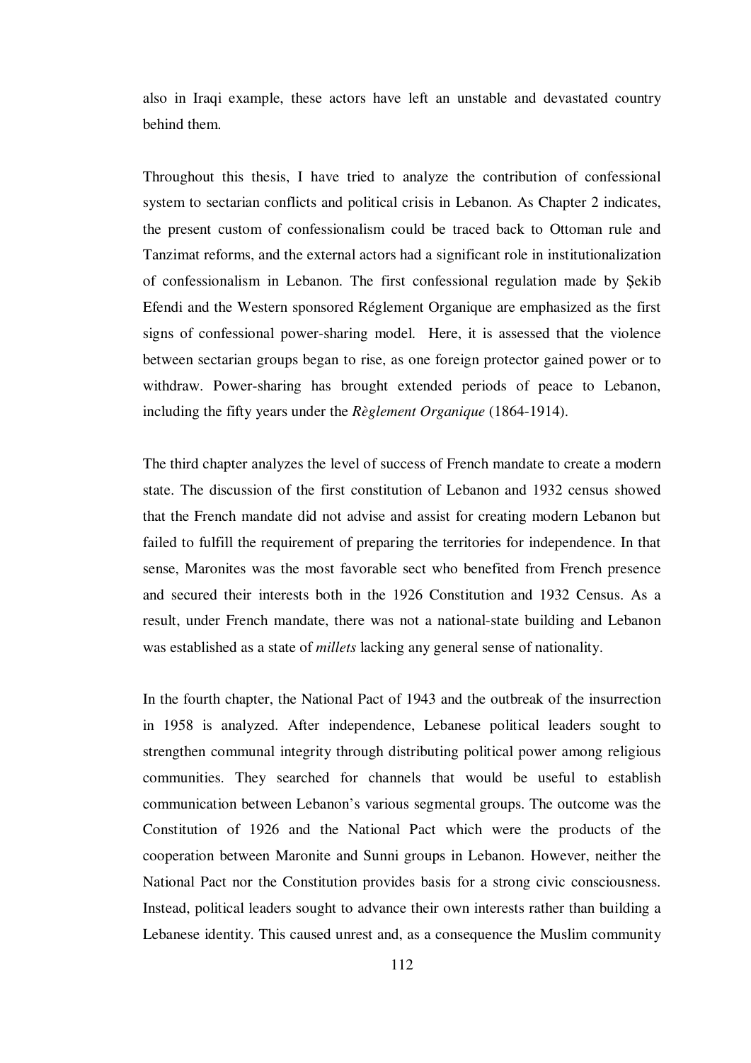also in Iraqi example, these actors have left an unstable and devastated country behind them.

Throughout this thesis, I have tried to analyze the contribution of confessional system to sectarian conflicts and political crisis in Lebanon. As Chapter 2 indicates, the present custom of confessionalism could be traced back to Ottoman rule and Tanzimat reforms, and the external actors had a significant role in institutionalization of confessionalism in Lebanon. The first confessional regulation made by Şekib Efendi and the Western sponsored Réglement Organique are emphasized as the first signs of confessional power-sharing model. Here, it is assessed that the violence between sectarian groups began to rise, as one foreign protector gained power or to withdraw. Power-sharing has brought extended periods of peace to Lebanon, including the fifty years under the *Règlement Organique* (1864-1914).

The third chapter analyzes the level of success of French mandate to create a modern state. The discussion of the first constitution of Lebanon and 1932 census showed that the French mandate did not advise and assist for creating modern Lebanon but failed to fulfill the requirement of preparing the territories for independence. In that sense, Maronites was the most favorable sect who benefited from French presence and secured their interests both in the 1926 Constitution and 1932 Census. As a result, under French mandate, there was not a national-state building and Lebanon was established as a state of *millets* lacking any general sense of nationality.

In the fourth chapter, the National Pact of 1943 and the outbreak of the insurrection in 1958 is analyzed. After independence, Lebanese political leaders sought to strengthen communal integrity through distributing political power among religious communities. They searched for channels that would be useful to establish communication between Lebanon's various segmental groups. The outcome was the Constitution of 1926 and the National Pact which were the products of the cooperation between Maronite and Sunni groups in Lebanon. However, neither the National Pact nor the Constitution provides basis for a strong civic consciousness. Instead, political leaders sought to advance their own interests rather than building a Lebanese identity. This caused unrest and, as a consequence the Muslim community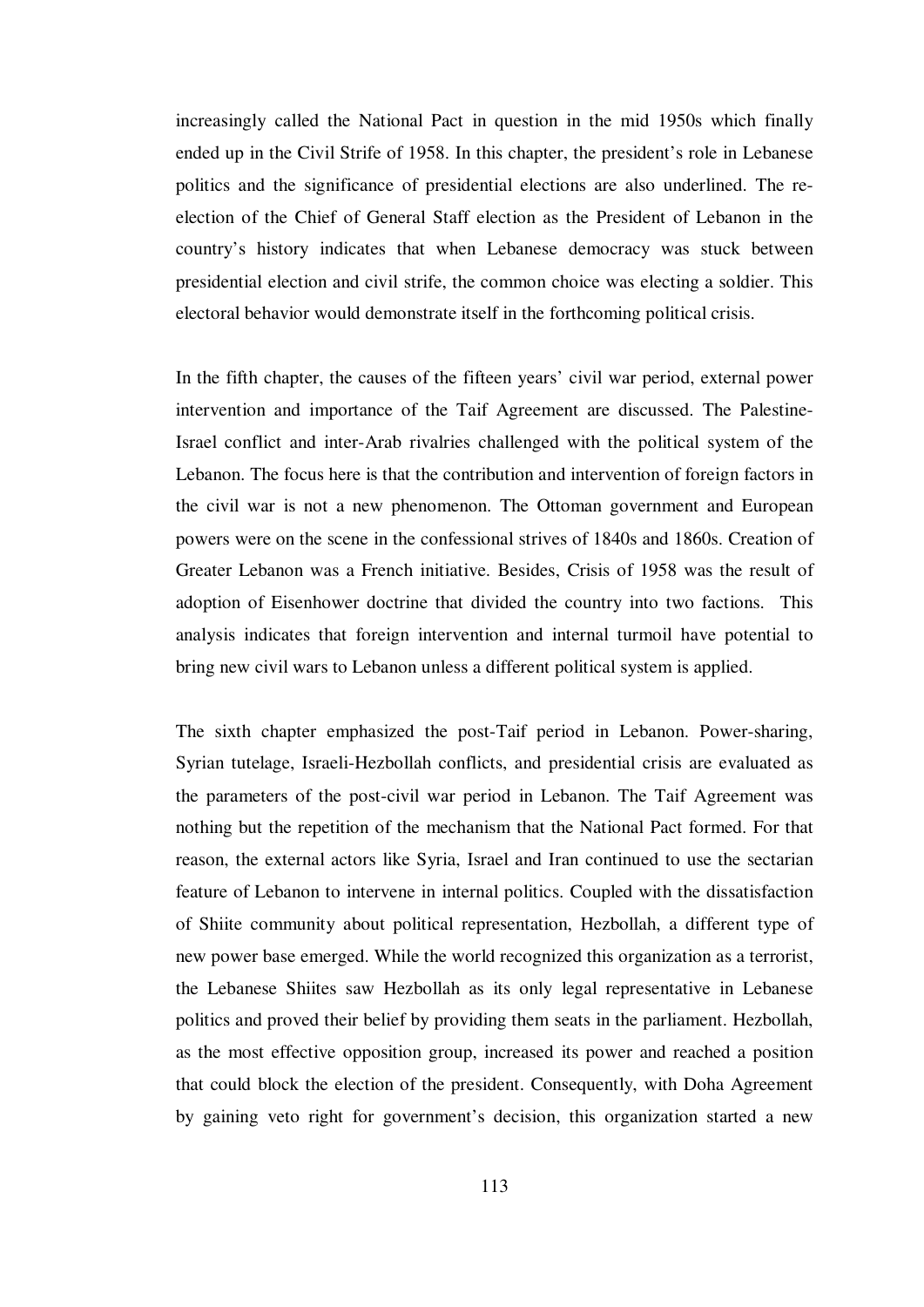increasingly called the National Pact in question in the mid 1950s which finally ended up in the Civil Strife of 1958. In this chapter, the president's role in Lebanese politics and the significance of presidential elections are also underlined. The re-election of the Chief of General Staff election as the President of Lebanon in the country's history indicates that when Lebanese democracy was stuck between presidential election and civil strife, the common choice was electing a soldier. This electoral behavior would demonstrate itself in the forthcoming political crisis.

In the fifth chapter, the causes of the fifteen years' civil war period, external power intervention and importance of the Taif Agreement are discussed. The Palestine-Israel conflict and inter-Arab rivalries challenged with the political system of the Lebanon. The focus here is that the contribution and intervention of foreign factors in the civil war is not a new phenomenon. The Ottoman government and European powers were on the scene in the confessional strives of 1840s and 1860s. Creation of Greater Lebanon was a French initiative. Besides, Crisis of 1958 was the result of adoption of Eisenhower doctrine that divided the country into two factions. This analysis indicates that foreign intervention and internal turmoil have potential to bring new civil wars to Lebanon unless a different political system is applied.

The sixth chapter emphasized the post-Taif period in Lebanon. Power-sharing, Syrian tutelage, Israeli-Hezbollah conflicts, and presidential crisis are evaluated as the parameters of the post-civil war period in Lebanon. The Taif Agreement was nothing but the repetition of the mechanism that the National Pact formed. For that reason, the external actors like Syria, Israel and Iran continued to use the sectarian feature of Lebanon to intervene in internal politics. Coupled with the dissatisfaction of Shiite community about political representation, Hezbollah, a different type of new power base emerged. While the world recognized this organization as a terrorist, the Lebanese Shiites saw Hezbollah as its only legal representative in Lebanese politics and proved their belief by providing them seats in the parliament. Hezbollah, as the most effective opposition group, increased its power and reached a position that could block the election of the president. Consequently, with Doha Agreement by gaining veto right for government's decision, this organization started a new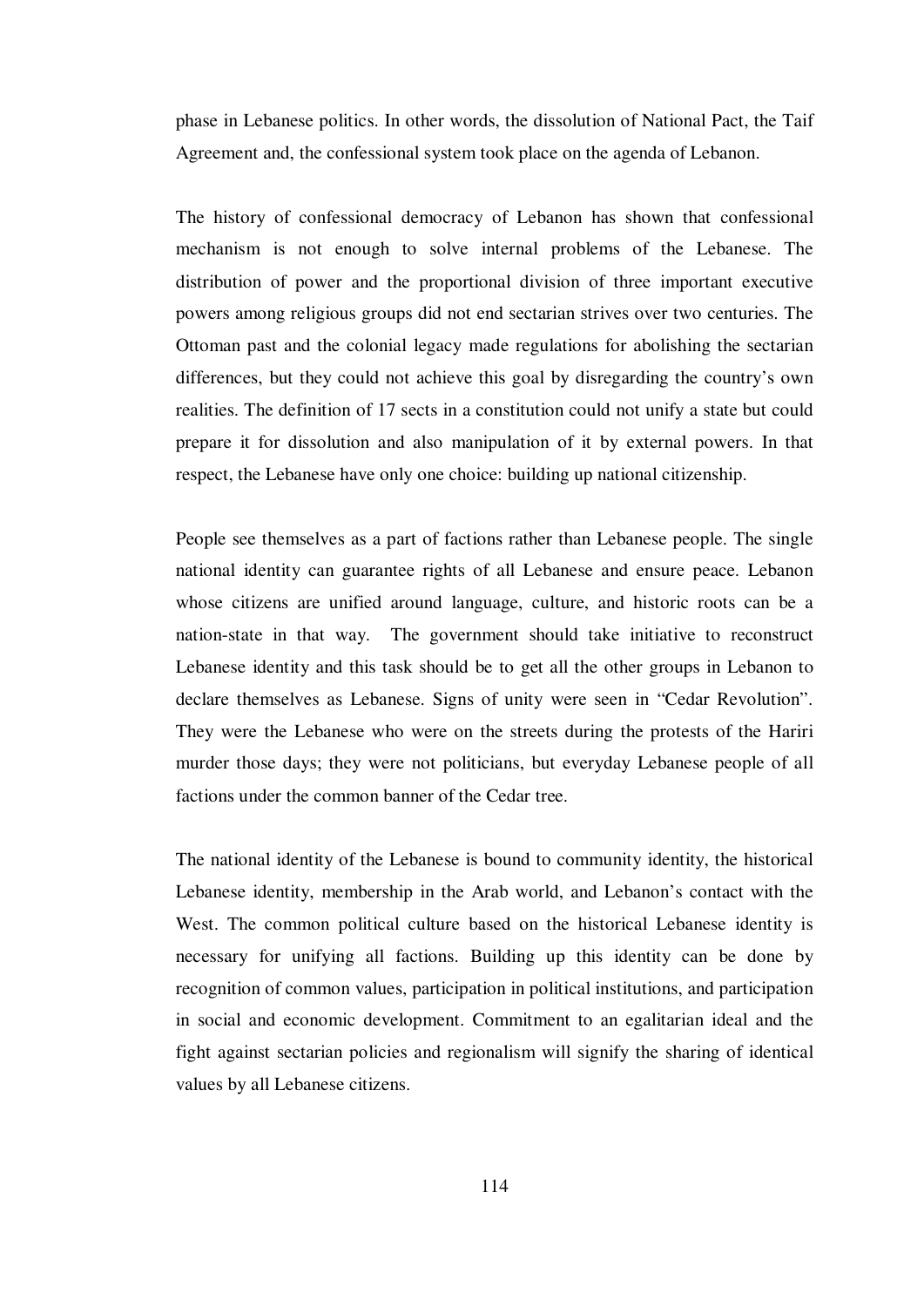phase in Lebanese politics. In other words, the dissolution of National Pact, the Taif Agreement and, the confessional system took place on the agenda of Lebanon.

The history of confessional democracy of Lebanon has shown that confessional mechanism is not enough to solve internal problems of the Lebanese. The distribution of power and the proportional division of three important executive powers among religious groups did not end sectarian strives over two centuries. The Ottoman past and the colonial legacy made regulations for abolishing the sectarian differences, but they could not achieve this goal by disregarding the country's own realities. The definition of 17 sects in a constitution could not unify a state but could prepare it for dissolution and also manipulation of it by external powers. In that respect, the Lebanese have only one choice: building up national citizenship.

People see themselves as a part of factions rather than Lebanese people. The single national identity can guarantee rights of all Lebanese and ensure peace. Lebanon whose citizens are unified around language, culture, and historic roots can be a nation-state in that way. The government should take initiative to reconstruct Lebanese identity and this task should be to get all the other groups in Lebanon to declare themselves as Lebanese. Signs of unity were seen in "Cedar Revolution". They were the Lebanese who were on the streets during the protests of the Hariri murder those days; they were not politicians, but everyday Lebanese people of all factions under the common banner of the Cedar tree.

The national identity of the Lebanese is bound to community identity, the historical Lebanese identity, membership in the Arab world, and Lebanon's contact with the West. The common political culture based on the historical Lebanese identity is necessary for unifying all factions. Building up this identity can be done by recognition of common values, participation in political institutions, and participation in social and economic development. Commitment to an egalitarian ideal and the fight against sectarian policies and regionalism will signify the sharing of identical values by all Lebanese citizens.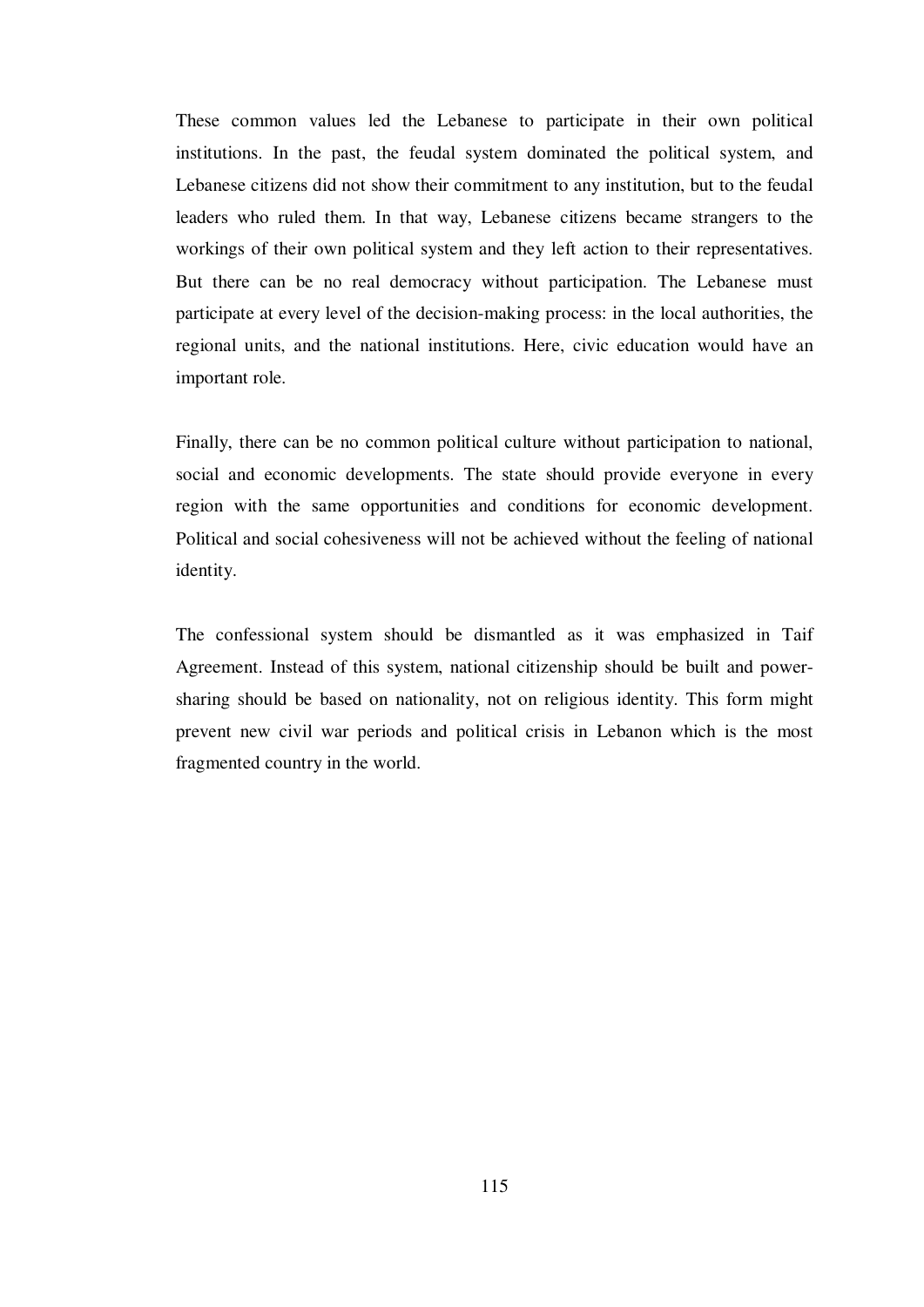These common values led the Lebanese to participate in their own political institutions. In the past, the feudal system dominated the political system, and Lebanese citizens did not show their commitment to any institution, but to the feudal leaders who ruled them. In that way, Lebanese citizens became strangers to the workings of their own political system and they left action to their representatives. But there can be no real democracy without participation. The Lebanese must participate at every level of the decision-making process: in the local authorities, the regional units, and the national institutions. Here, civic education would have an important role.

Finally, there can be no common political culture without participation to national, social and economic developments. The state should provide everyone in every region with the same opportunities and conditions for economic development. Political and social cohesiveness will not be achieved without the feeling of national identity.

The confessional system should be dismantled as it was emphasized in Taif Agreement. Instead of this system, national citizenship should be built and power-sharing should be based on nationality, not on religious identity. This form might prevent new civil war periods and political crisis in Lebanon which is the most fragmented country in the world.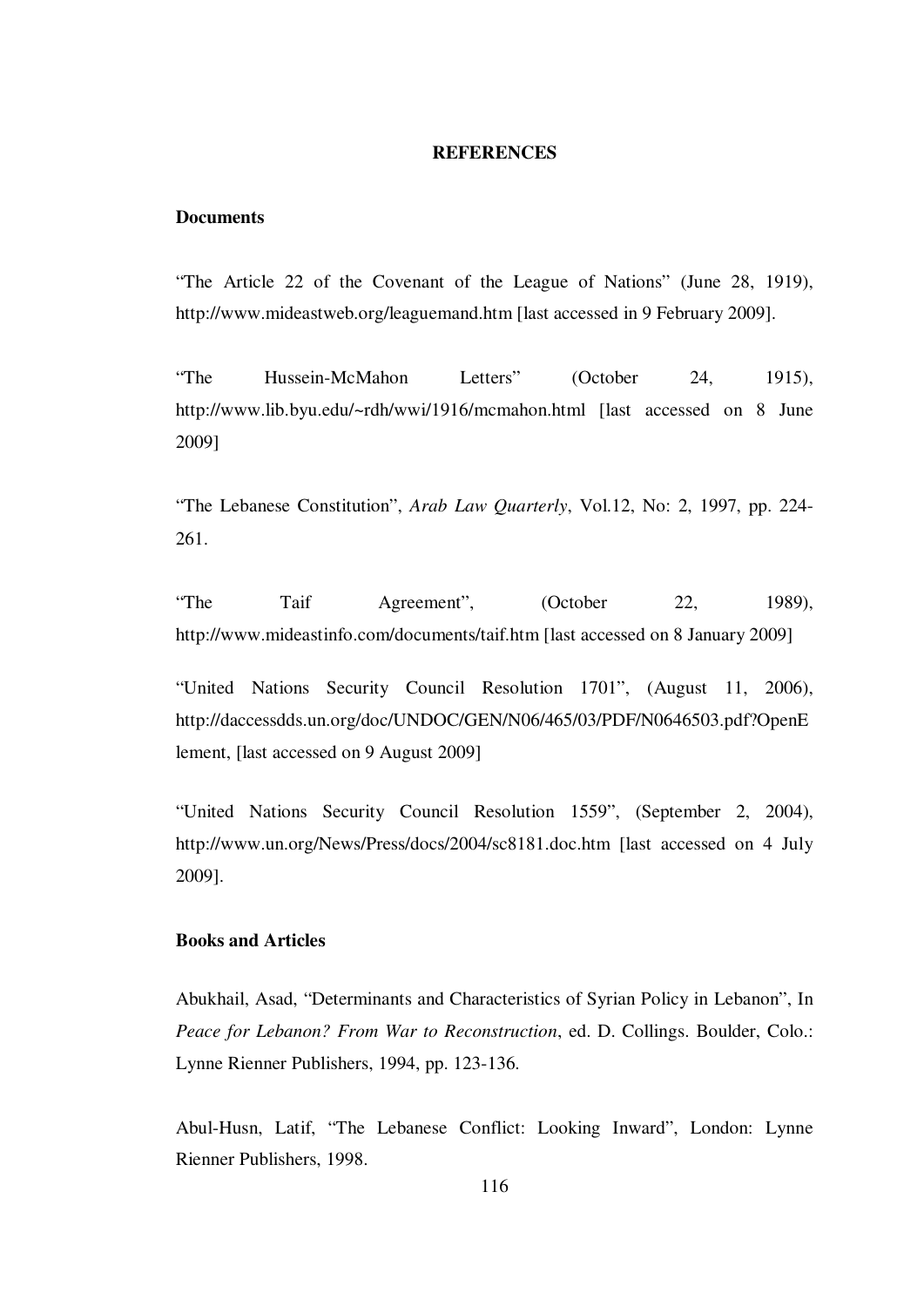## REFERENCES

### Documents

"The Article 22 of the Covenant of the League of Nations" (June 28, 1919), http://www.mideastweb.org/leaguemand.htm [last accessed in 9 February 2009].

"The Hussein-McMahon Letters" (October 24, 1915), http://www.lib.byu.edu/~rdh/wwi/1916/mcmahon.html [last accessed on 8 June 2009]

"The Lebanese Constitution", *Arab Law Quarterly*, Vol.12, No: 2, 1997, pp. 224-261.

"The Taif Agreement", (October 22, 1989), http://www.mideastinfo.com/documents/taif.htm [last accessed on 8 January 2009]

"United Nations Security Council Resolution 1701", (August 11, 2006), http://daccessdds.un.org/doc/UNDOC/GEN/N06/465/03/PDF/N0646503.pdf?OpenElement, [last accessed on 9 August 2009]

"United Nations Security Council Resolution 1559", (September 2, 2004), http://www.un.org/News/Press/docs/2004/sc8181.doc.htm [last accessed on 4 July 2009].

### Books and Articles

Abukhail, Asad, "Determinants and Characteristics of Syrian Policy in Lebanon", In *Peace for Lebanon? From War to Reconstruction*, ed. D. Collings. Boulder, Colo.: Lynne Rienner Publishers, 1994, pp. 123-136.

Abul-Husn, Latif, "The Lebanese Conflict: Looking Inward", London: Lynne Rienner Publishers, 1998.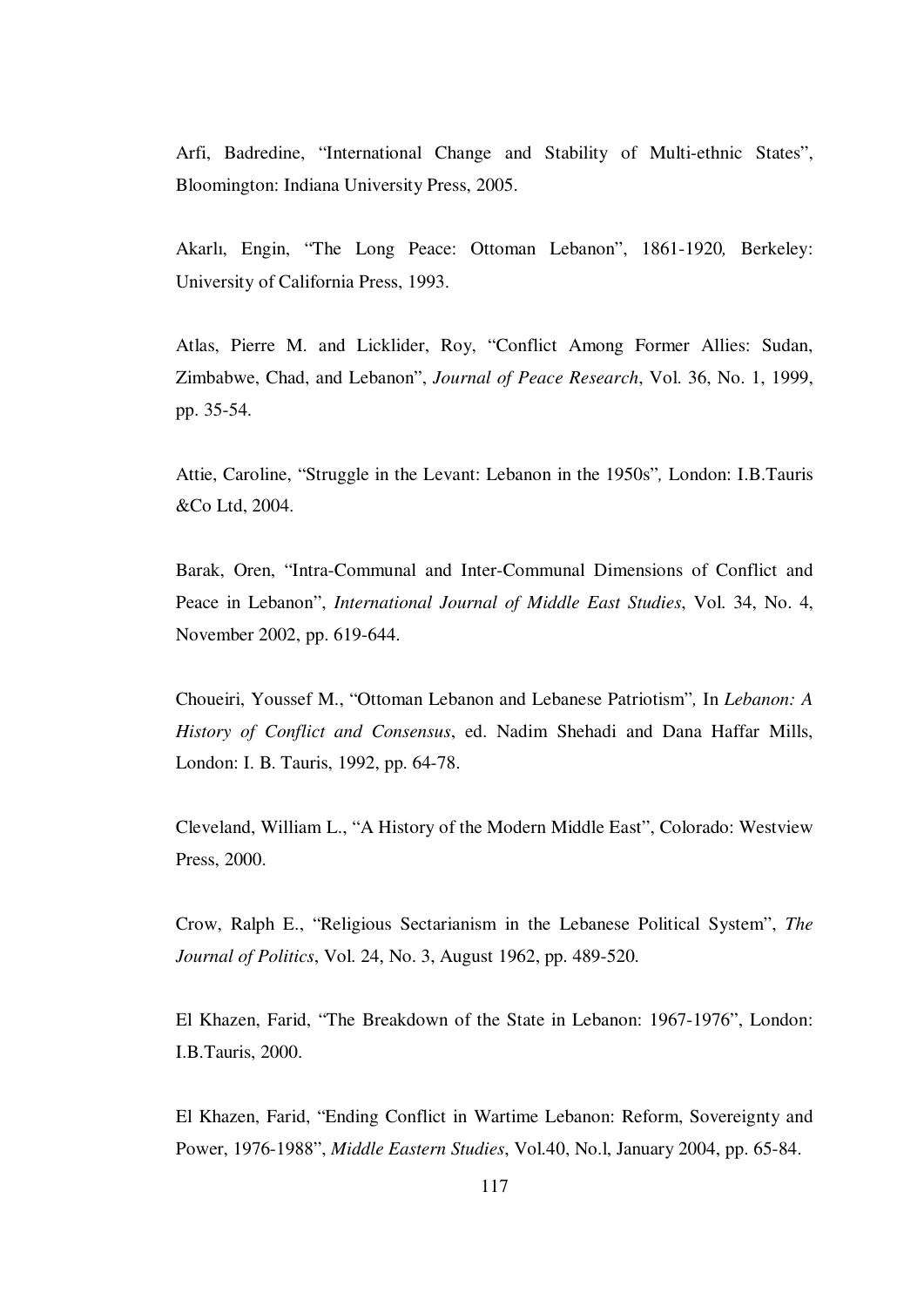Arfi, Badredine, "International Change and Stability of Multi-ethnic States", Bloomington: Indiana University Press, 2005.

Akarlı, Engin, "The Long Peace: Ottoman Lebanon", 1861-1920*,* Berkeley: University of California Press, 1993.

Atlas, Pierre M. and Licklider, Roy, "Conflict Among Former Allies: Sudan, Zimbabwe, Chad, and Lebanon", *Journal of Peace Research*, Vol. 36, No. 1, 1999, pp. 35-54.

Attie, Caroline, "Struggle in the Levant: Lebanon in the 1950s"*,* London: I.B.Tauris &Co Ltd, 2004.

Barak, Oren, "Intra-Communal and Inter-Communal Dimensions of Conflict and Peace in Lebanon", *International Journal of Middle East Studies*, Vol. 34, No. 4, November 2002, pp. 619-644.

Choueiri, Youssef M., "Ottoman Lebanon and Lebanese Patriotism"*,* In *Lebanon: A History of Conflict and Consensus*, ed. Nadim Shehadi and Dana Haffar Mills, London: I. B. Tauris, 1992, pp. 64-78.

Cleveland, William L., "A History of the Modern Middle East", Colorado: Westview Press, 2000.

Crow, Ralph E., "Religious Sectarianism in the Lebanese Political System", *The Journal of Politics*, Vol. 24, No. 3, August 1962, pp. 489-520.

El Khazen, Farid, "The Breakdown of the State in Lebanon: 1967-1976", London: I.B.Tauris, 2000.

El Khazen, Farid, "Ending Conflict in Wartime Lebanon: Reform, Sovereignty and Power, 1976-1988", *Middle Eastern Studies*, Vol.40, No.l, January 2004, pp. 65-84.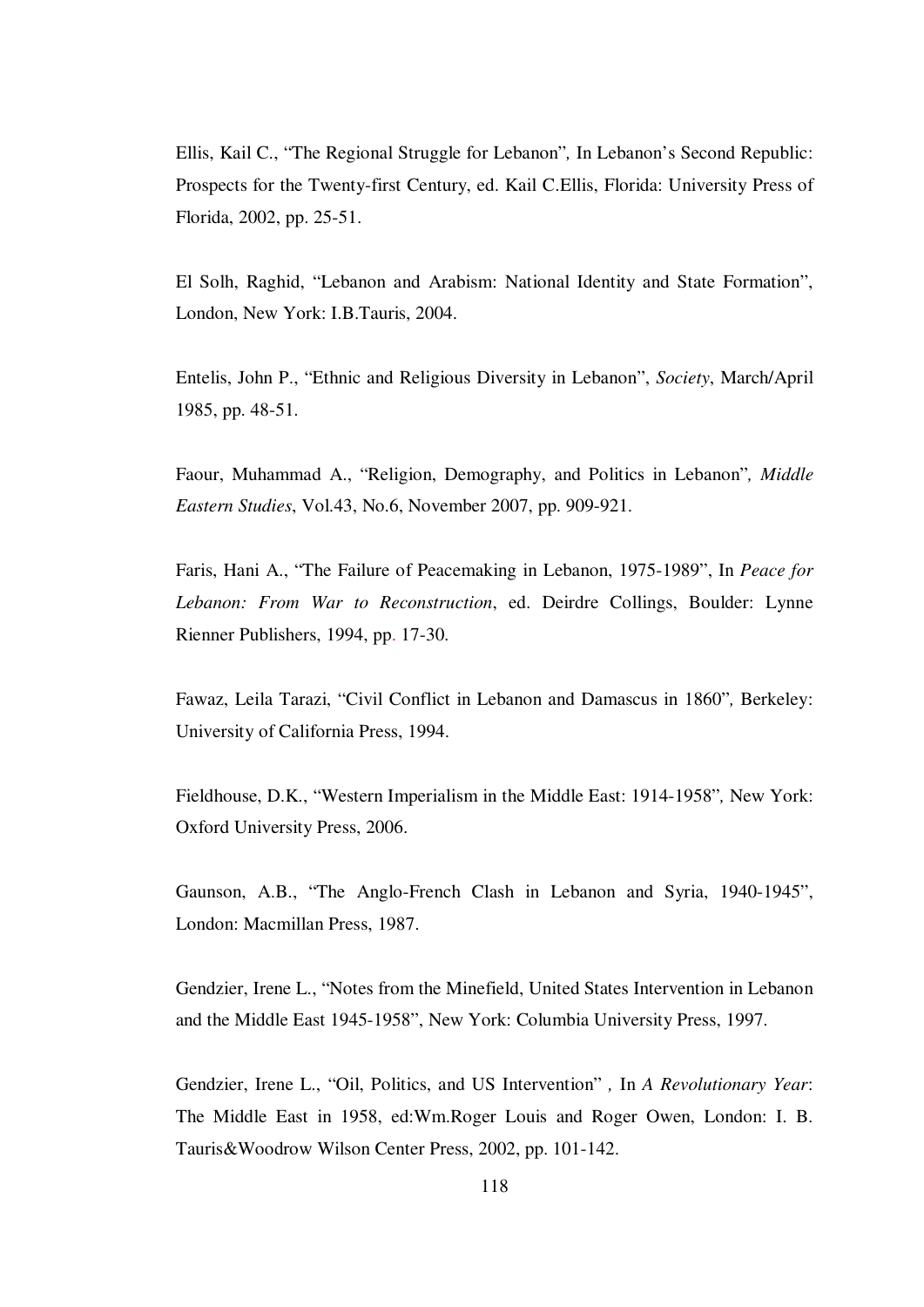Ellis, Kail C., "The Regional Struggle for Lebanon", In Lebanon's Second Republic: Prospects for the Twenty-first Century, ed. Kail C.Ellis, Florida: University Press of Florida, 2002, pp. 25-51.

El Solh, Raghid, "Lebanon and Arabism: National Identity and State Formation", London, New York: I.B.Tauris, 2004.

Entelis, John P., "Ethnic and Religious Diversity in Lebanon", *Society*, March/April 1985, pp. 48-51.

Faour, Muhammad A., "Religion, Demography, and Politics in Lebanon", *Middle Eastern Studies*, Vol.43, No.6, November 2007, pp. 909-921.

Faris, Hani A., "The Failure of Peacemaking in Lebanon, 1975-1989", In *Peace for Lebanon: From War to Reconstruction*, ed. Deirdre Collings, Boulder: Lynne Rienner Publishers, 1994, pp. 17-30.

Fawaz, Leila Tarazi, "Civil Conflict in Lebanon and Damascus in 1860", Berkeley: University of California Press, 1994.

Fieldhouse, D.K., "Western Imperialism in the Middle East: 1914-1958", New York: Oxford University Press, 2006.

Gaunson, A.B., "The Anglo-French Clash in Lebanon and Syria, 1940-1945", London: Macmillan Press, 1987.

Gendzier, Irene L., "Notes from the Minefield, United States Intervention in Lebanon and the Middle East 1945-1958", New York: Columbia University Press, 1997.

Gendzier, Irene L., "Oil, Politics, and US Intervention" , In *A Revolutionary Year*: The Middle East in 1958, ed:Wm.Roger Louis and Roger Owen, London: I. B. Tauris&Woodrow Wilson Center Press, 2002, pp. 101-142.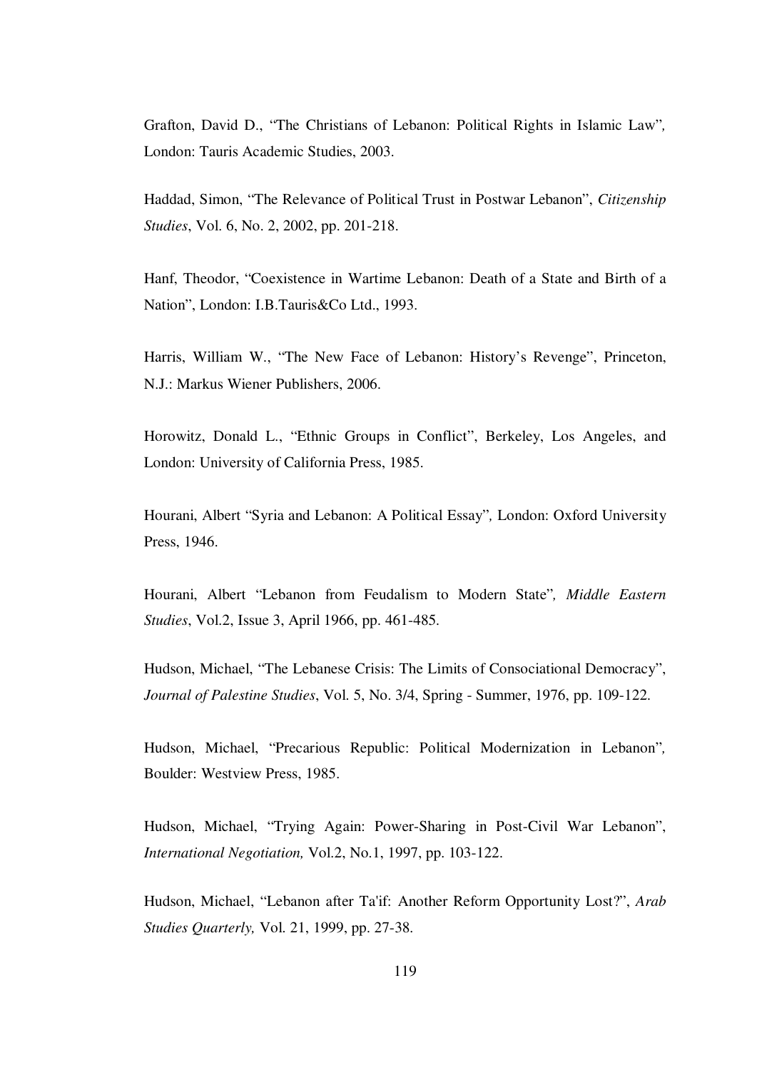Grafton, David D., "The Christians of Lebanon: Political Rights in Islamic Law", London: Tauris Academic Studies, 2003.

Haddad, Simon, "The Relevance of Political Trust in Postwar Lebanon", *Citizenship Studies*, Vol. 6, No. 2, 2002, pp. 201-218.

Hanf, Theodor, "Coexistence in Wartime Lebanon: Death of a State and Birth of a Nation", London: I.B.Tauris&Co Ltd., 1993.

Harris, William W., "The New Face of Lebanon: History's Revenge", Princeton, N.J.: Markus Wiener Publishers, 2006.

Horowitz, Donald L., "Ethnic Groups in Conflict", Berkeley, Los Angeles, and London: University of California Press, 1985.

Hourani, Albert "Syria and Lebanon: A Political Essay", London: Oxford University Press, 1946.

Hourani, Albert "Lebanon from Feudalism to Modern State", *Middle Eastern Studies*, Vol.2, Issue 3, April 1966, pp. 461-485.

Hudson, Michael, "The Lebanese Crisis: The Limits of Consociational Democracy", *Journal of Palestine Studies*, Vol. 5, No. 3/4, Spring - Summer, 1976, pp. 109-122.

Hudson, Michael, "Precarious Republic: Political Modernization in Lebanon", Boulder: Westview Press, 1985.

Hudson, Michael, "Trying Again: Power-Sharing in Post-Civil War Lebanon", *International Negotiation,* Vol.2, No.1, 1997, pp. 103-122.

Hudson, Michael, "Lebanon after Ta'if: Another Reform Opportunity Lost?", *Arab Studies Quarterly,* Vol. 21, 1999, pp. 27-38.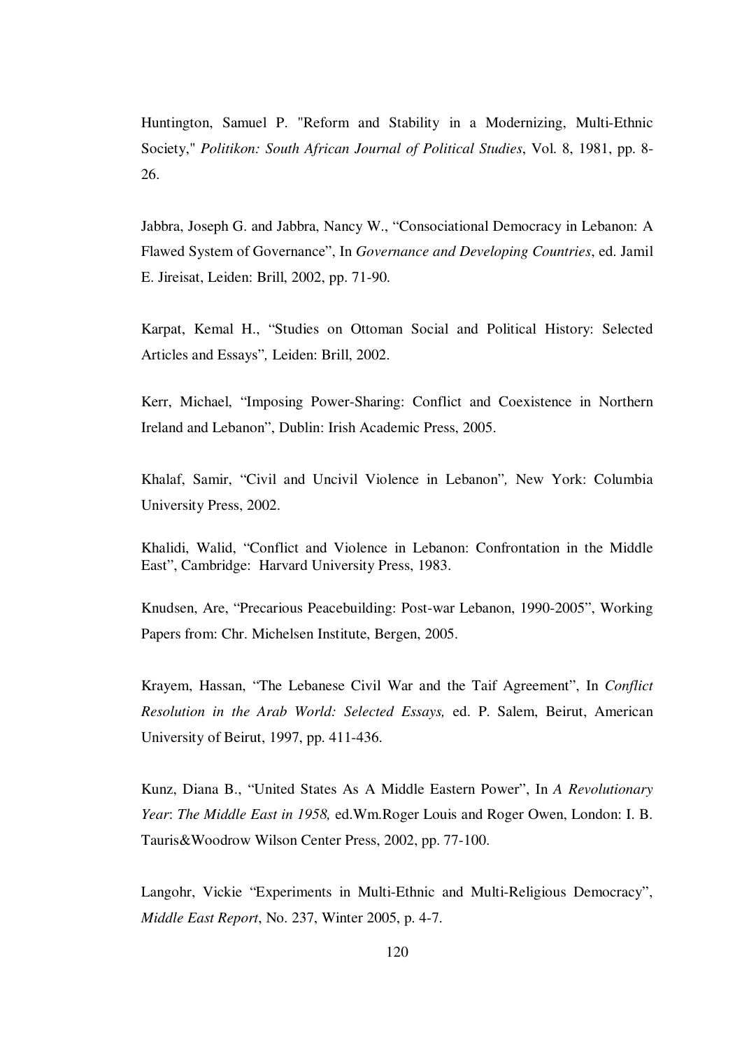Huntington, Samuel P. "Reform and Stability in a Modernizing, Multi-Ethnic Society," *Politikon: South African Journal of Political Studies*, Vol. 8, 1981, pp. 8-26.

Jabbra, Joseph G. and Jabbra, Nancy W., "Consociational Democracy in Lebanon: A Flawed System of Governance", In *Governance and Developing Countries*, ed. Jamil E. Jireisat, Leiden: Brill, 2002, pp. 71-90.

Karpat, Kemal H., "Studies on Ottoman Social and Political History: Selected Articles and Essays"*,* Leiden: Brill, 2002.

Kerr, Michael, "Imposing Power-Sharing: Conflict and Coexistence in Northern Ireland and Lebanon", Dublin: Irish Academic Press, 2005.

Khalaf, Samir, "Civil and Uncivil Violence in Lebanon"*,* New York: Columbia University Press, 2002.

Khalidi, Walid, "Conflict and Violence in Lebanon: Confrontation in the Middle East", Cambridge: Harvard University Press, 1983.

Knudsen, Are, "Precarious Peacebuilding: Post-war Lebanon, 1990-2005", Working Papers from: Chr. Michelsen Institute, Bergen, 2005.

Krayem, Hassan, "The Lebanese Civil War and the Taif Agreement", In *Conflict Resolution in the Arab World: Selected Essays,* ed. P. Salem, Beirut, American University of Beirut, 1997, pp. 411-436.

Kunz, Diana B., "United States As A Middle Eastern Power", In *A Revolutionary Year*: *The Middle East in 1958,* ed.Wm.Roger Louis and Roger Owen, London: I. B. Tauris&Woodrow Wilson Center Press, 2002, pp. 77-100.

Langohr, Vickie "Experiments in Multi-Ethnic and Multi-Religious Democracy", *Middle East Report*, No. 237, Winter 2005, p. 4-7.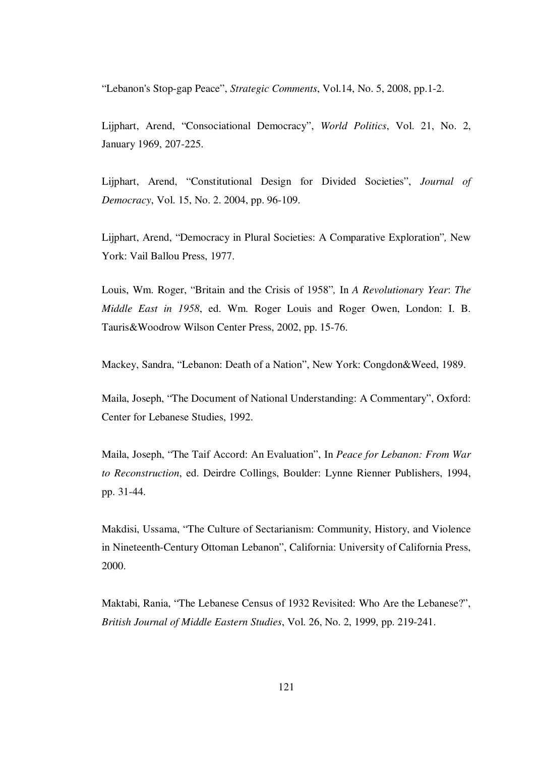"Lebanon's Stop-gap Peace", *Strategic Comments*, Vol.14, No. 5, 2008, pp.1-2.

Lijphart, Arend, "Consociational Democracy", *World Politics*, Vol. 21, No. 2, January 1969, 207-225.

Lijphart, Arend, "Constitutional Design for Divided Societies", *Journal of Democracy*, Vol. 15, No. 2. 2004, pp. 96-109.

Lijphart, Arend, "Democracy in Plural Societies: A Comparative Exploration"*,* New York: Vail Ballou Press, 1977.

Louis, Wm. Roger, "Britain and the Crisis of 1958"*,* In *A Revolutionary Year*: *The Middle East in 1958*, ed. Wm. Roger Louis and Roger Owen, London: I. B. Tauris&Woodrow Wilson Center Press, 2002, pp. 15-76.

Mackey, Sandra, "Lebanon: Death of a Nation", New York: Congdon&Weed, 1989.

Maila, Joseph, "The Document of National Understanding: A Commentary", Oxford: Center for Lebanese Studies, 1992.

Maila, Joseph, "The Taif Accord: An Evaluation", In *Peace for Lebanon: From War to Reconstruction*, ed. Deirdre Collings, Boulder: Lynne Rienner Publishers, 1994, pp. 31-44.

Makdisi, Ussama, "The Culture of Sectarianism: Community, History, and Violence in Nineteenth-Century Ottoman Lebanon", California: University of California Press, 2000.

Maktabi, Rania, "The Lebanese Census of 1932 Revisited: Who Are the Lebanese?", *British Journal of Middle Eastern Studies*, Vol. 26, No. 2, 1999, pp. 219-241.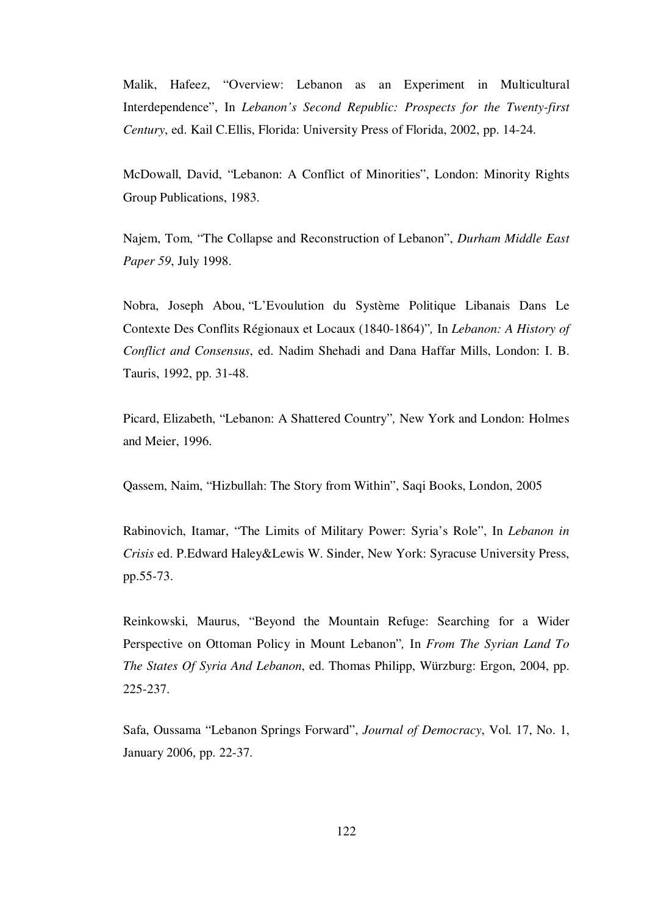Malik, Hafeez, "Overview: Lebanon as an Experiment in Multicultural Interdependence", In *Lebanon's Second Republic: Prospects for the Twenty-first Century*, ed. Kail C.Ellis, Florida: University Press of Florida, 2002, pp. 14-24.

McDowall, David, "Lebanon: A Conflict of Minorities", London: Minority Rights Group Publications, 1983.

Najem, Tom, "The Collapse and Reconstruction of Lebanon", *Durham Middle East Paper 59*, July 1998.

Nobra, Joseph Abou, "L'Evoulution du Système Politique Libanais Dans Le Contexte Des Conflits Régionaux et Locaux (1840-1864)", In *Lebanon: A History of Conflict and Consensus*, ed. Nadim Shehadi and Dana Haffar Mills, London: I. B. Tauris, 1992, pp. 31-48.

Picard, Elizabeth, "Lebanon: A Shattered Country", New York and London: Holmes and Meier, 1996.

Qassem, Naim, "Hizbullah: The Story from Within", Saqi Books, London, 2005

Rabinovich, Itamar, "The Limits of Military Power: Syria's Role", In *Lebanon in Crisis* ed. P.Edward Haley&Lewis W. Sinder, New York: Syracuse University Press, pp.55-73.

Reinkowski, Maurus, "Beyond the Mountain Refuge: Searching for a Wider Perspective on Ottoman Policy in Mount Lebanon", In *From The Syrian Land To The States Of Syria And Lebanon*, ed. Thomas Philipp, Würzburg: Ergon, 2004, pp. 225-237.

Safa, Oussama "Lebanon Springs Forward", *Journal of Democracy*, Vol. 17, No. 1, January 2006, pp. 22-37.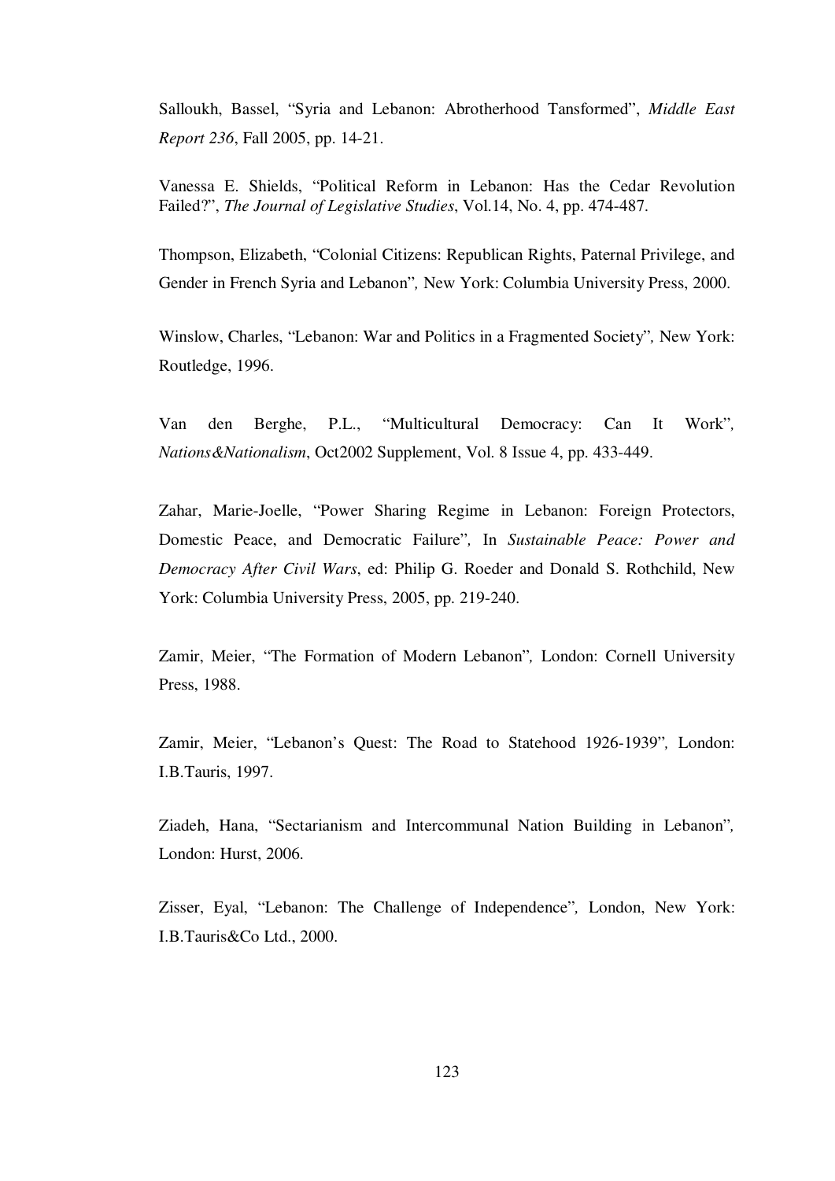Salloukh, Bassel, "Syria and Lebanon: Abrotherhood Tansformed", *Middle East Report 236*, Fall 2005, pp. 14-21.

Vanessa E. Shields, "Political Reform in Lebanon: Has the Cedar Revolution Failed?", *The Journal of Legislative Studies*, Vol.14, No. 4, pp. 474-487.

Thompson, Elizabeth, "Colonial Citizens: Republican Rights, Paternal Privilege, and Gender in French Syria and Lebanon", New York: Columbia University Press, 2000.

Winslow, Charles, "Lebanon: War and Politics in a Fragmented Society", New York: Routledge, 1996.

Van den Berghe, P.L., "Multicultural Democracy: Can It Work", *Nations&Nationalism*, Oct2002 Supplement, Vol. 8 Issue 4, pp. 433-449.

Zahar, Marie-Joelle, "Power Sharing Regime in Lebanon: Foreign Protectors, Domestic Peace, and Democratic Failure", In *Sustainable Peace: Power and Democracy After Civil Wars*, ed: Philip G. Roeder and Donald S. Rothchild, New York: Columbia University Press, 2005, pp. 219-240.

Zamir, Meier, "The Formation of Modern Lebanon", London: Cornell University Press, 1988.

Zamir, Meier, "Lebanon's Quest: The Road to Statehood 1926-1939", London: I.B.Tauris, 1997.

Ziadeh, Hana, "Sectarianism and Intercommunal Nation Building in Lebanon", London: Hurst, 2006.

Zisser, Eyal, "Lebanon: The Challenge of Independence", London, New York: I.B.Tauris&Co Ltd., 2000.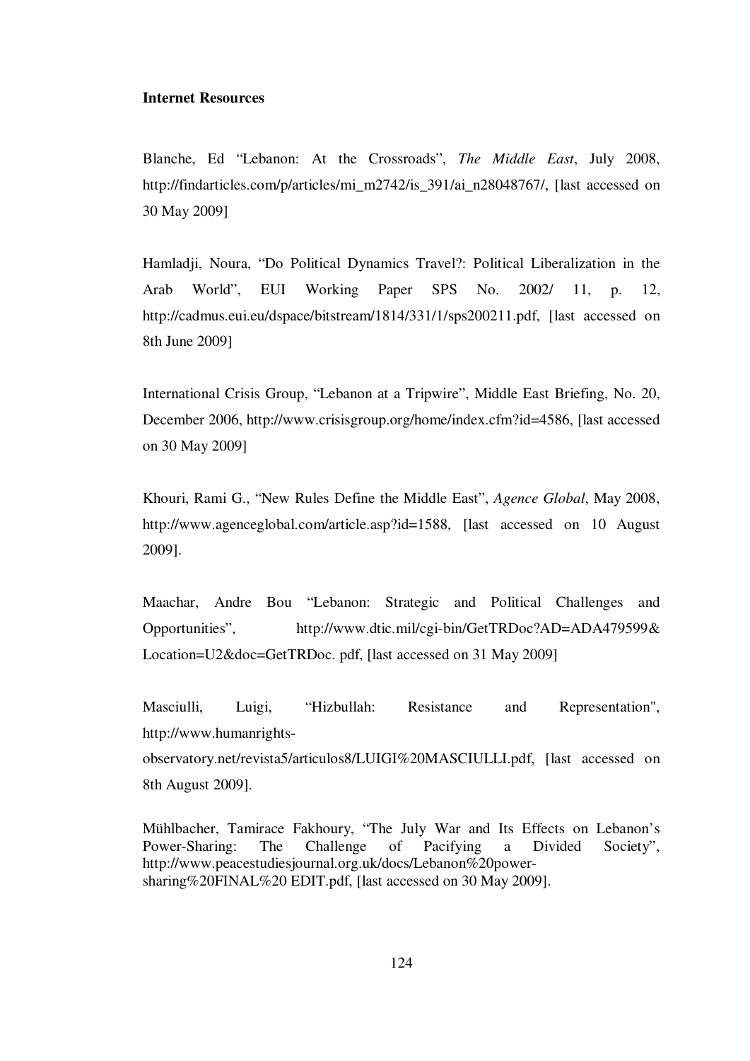**Internet Resources**

Blanche, Ed "Lebanon: At the Crossroads", *The Middle East*, July 2008, http://findarticles.com/p/articles/mi_m2742/is_391/ai_n28048767/, [last accessed on 30 May 2009]

Hamladji, Noura, "Do Political Dynamics Travel?: Political Liberalization in the Arab World", EUI Working Paper SPS No. 2002/ 11, p. 12, http://cadmus.eui.eu/dspace/bitstream/1814/331/1/sps200211.pdf, [last accessed on 8th June 2009]

International Crisis Group, "Lebanon at a Tripwire", Middle East Briefing, No. 20, December 2006, http://www.crisisgroup.org/home/index.cfm?id=4586, [last accessed on 30 May 2009]

Khouri, Rami G., "New Rules Define the Middle East", *Agence Global*, May 2008, http://www.agenceglobal.com/article.asp?id=1588, [last accessed on 10 August 2009].

Maachar, Andre Bou "Lebanon: Strategic and Political Challenges and Opportunities", http://www.dtic.mil/cgi-bin/GetTRDoc?AD=ADA479599& Location=U2&doc=GetTRDoc. pdf, [last accessed on 31 May 2009]

Masciulli, Luigi, "Hizbullah: Resistance and Representation", http://www.humanrights-observatory.net/revista5/articulos8/LUIGI%20MASCIULLI.pdf, [last accessed on 8th August 2009].

Mühlbacher, Tamirace Fakhoury, "The July War and Its Effects on Lebanon's Power-Sharing: The Challenge of Pacifying a Divided Society", http://www.peacestudiesjournal.org.uk/docs/Lebanon%20power-sharing%20FINAL%20 EDIT.pdf, [last accessed on 30 May 2009].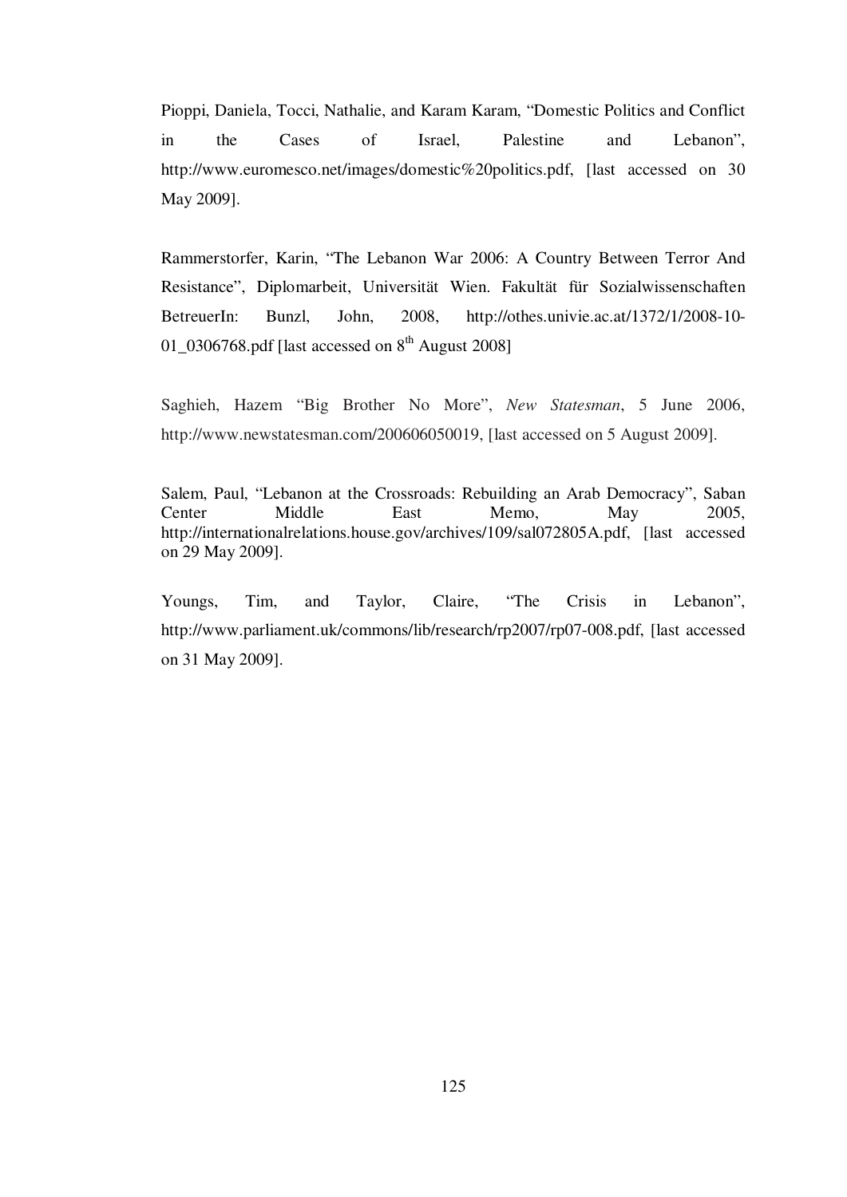Pioppi, Daniela, Tocci, Nathalie, and Karam Karam, "Domestic Politics and Conflict in the Cases of Israel, Palestine and Lebanon", http://www.euromesco.net/images/domestic%20politics.pdf, [last accessed on 30 May 2009].

Rammerstorfer, Karin, "The Lebanon War 2006: A Country Between Terror And Resistance", Diplomarbeit, Universität Wien. Fakultät für Sozialwissenschaften BetreuerIn: Bunzl, John, 2008, http://othes.univie.ac.at/1372/1/2008-10-01_0306768.pdf [last accessed on 8th August 2008]

Saghieh, Hazem "Big Brother No More", *New Statesman*, 5 June 2006, http://www.newstatesman.com/200606050019, [last accessed on 5 August 2009].

Salem, Paul, "Lebanon at the Crossroads: Rebuilding an Arab Democracy", Saban Center Middle East Memo, May 2005, http://internationalrelations.house.gov/archives/109/sal072805A.pdf, [last accessed on 29 May 2009].

Youngs, Tim, and Taylor, Claire, "The Crisis in Lebanon", http://www.parliament.uk/commons/lib/research/rp2007/rp07-008.pdf, [last accessed on 31 May 2009].